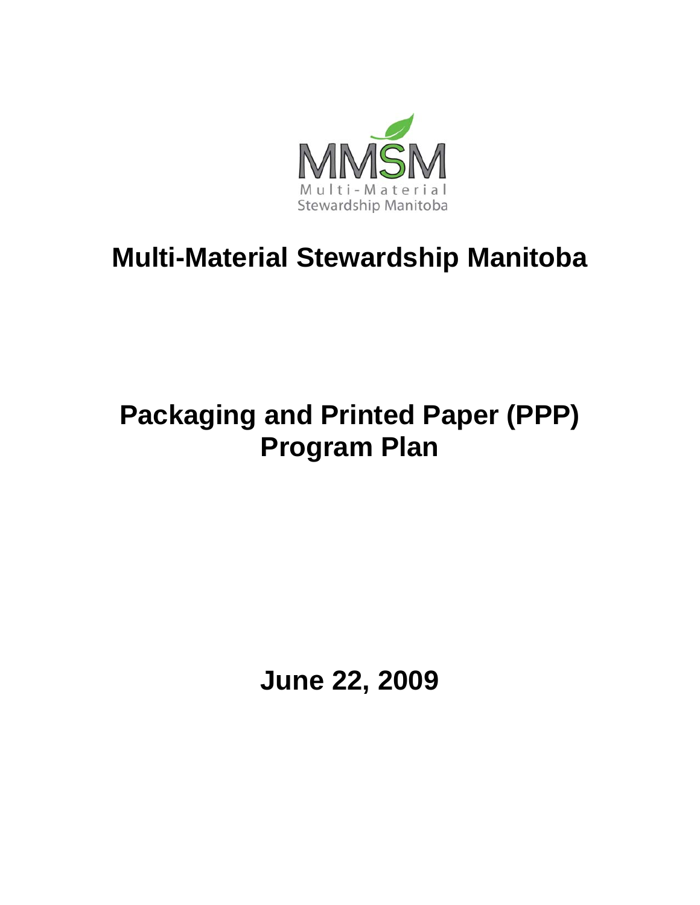# Multi-Material Stewardship Manitoba

# Packaging and Printed Paper (PPP) Program Plan

**June 22, 2009**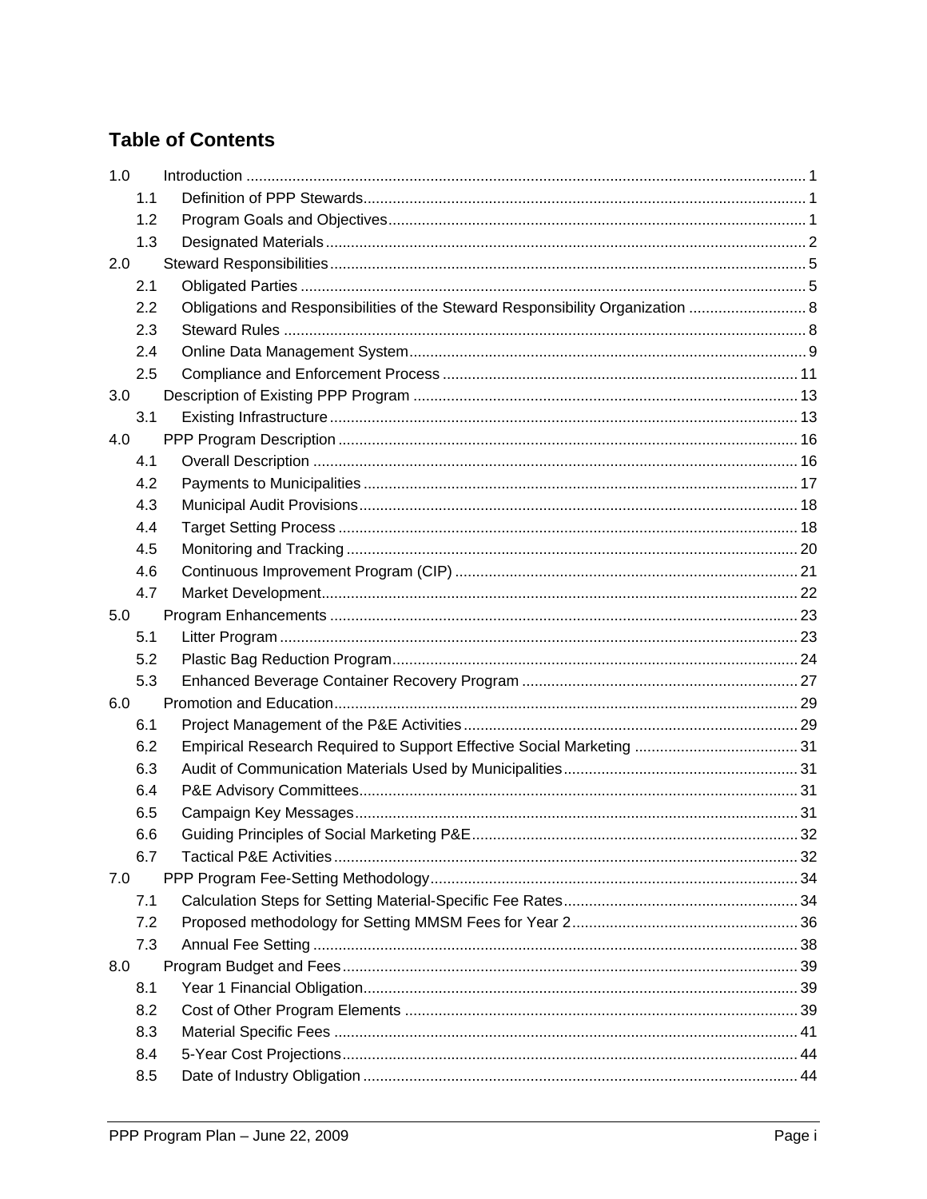## Table of Contents

1.0 Introduction ..... 1
- 1.1 Definition of PPP Stewards ..... 1
- 1.2 Program Goals and Objectives ..... 1
- 1.3 Designated Materials ..... 2

2.0 Steward Responsibilities ..... 5
- 2.1 Obligated Parties ..... 5
- 2.2 Obligations and Responsibilities of the Steward Responsibility Organization ..... 8
- 2.3 Steward Rules ..... 8
- 2.4 Online Data Management System ..... 9
- 2.5 Compliance and Enforcement Process ..... 11

3.0 Description of Existing PPP Program ..... 13
- 3.1 Existing Infrastructure ..... 13

4.0 PPP Program Description ..... 16
- 4.1 Overall Description ..... 16
- 4.2 Payments to Municipalities ..... 17
- 4.3 Municipal Audit Provisions ..... 18
- 4.4 Target Setting Process ..... 18
- 4.5 Monitoring and Tracking ..... 20
- 4.6 Continuous Improvement Program (CIP) ..... 21
- 4.7 Market Development ..... 22

5.0 Program Enhancements ..... 23
- 5.1 Litter Program ..... 23
- 5.2 Plastic Bag Reduction Program ..... 24
- 5.3 Enhanced Beverage Container Recovery Program ..... 27

6.0 Promotion and Education ..... 29
- 6.1 Project Management of the P&E Activities ..... 29
- 6.2 Empirical Research Required to Support Effective Social Marketing ..... 31
- 6.3 Audit of Communication Materials Used by Municipalities ..... 31
- 6.4 P&E Advisory Committees ..... 31
- 6.5 Campaign Key Messages ..... 31
- 6.6 Guiding Principles of Social Marketing P&E ..... 32
- 6.7 Tactical P&E Activities ..... 32

7.0 PPP Program Fee-Setting Methodology ..... 34
- 7.1 Calculation Steps for Setting Material-Specific Fee Rates ..... 34
- 7.2 Proposed methodology for Setting MMSM Fees for Year 2 ..... 36
- 7.3 Annual Fee Setting ..... 38

8.0 Program Budget and Fees ..... 39
- 8.1 Year 1 Financial Obligation ..... 39
- 8.2 Cost of Other Program Elements ..... 39
- 8.3 Material Specific Fees ..... 41
- 8.4 5-Year Cost Projections ..... 44
- 8.5 Date of Industry Obligation ..... 44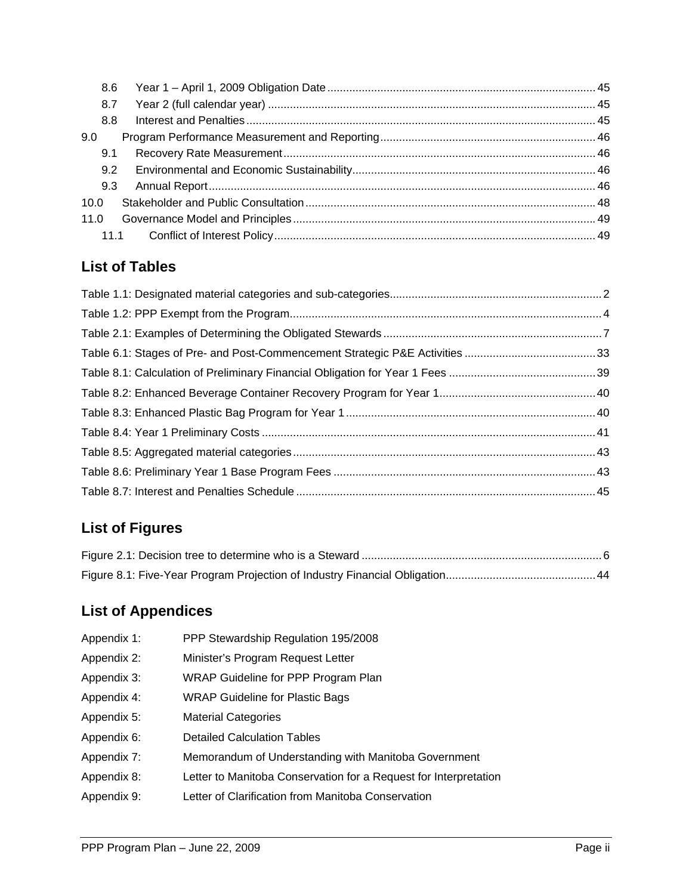8.6 Year 1 – April 1, 2009 Obligation Date ..... 45
8.7 Year 2 (full calendar year) ..... 45
8.8 Interest and Penalties ..... 45
9.0 Program Performance Measurement and Reporting ..... 46
9.1 Recovery Rate Measurement ..... 46
9.2 Environmental and Economic Sustainability ..... 46
9.3 Annual Report ..... 46
10.0 Stakeholder and Public Consultation ..... 48
11.0 Governance Model and Principles ..... 49
11.1 Conflict of Interest Policy ..... 49

## List of Tables

Table 1.1: Designated material categories and sub-categories ..... 2
Table 1.2: PPP Exempt from the Program ..... 4
Table 2.1: Examples of Determining the Obligated Stewards ..... 7
Table 6.1: Stages of Pre- and Post-Commencement Strategic P&E Activities ..... 33
Table 8.1: Calculation of Preliminary Financial Obligation for Year 1 Fees ..... 39
Table 8.2: Enhanced Beverage Container Recovery Program for Year 1 ..... 40
Table 8.3: Enhanced Plastic Bag Program for Year 1 ..... 40
Table 8.4: Year 1 Preliminary Costs ..... 41
Table 8.5: Aggregated material categories ..... 43
Table 8.6: Preliminary Year 1 Base Program Fees ..... 43
Table 8.7: Interest and Penalties Schedule ..... 45

## List of Figures

Figure 2.1: Decision tree to determine who is a Steward ..... 6
Figure 8.1: Five-Year Program Projection of Industry Financial Obligation ..... 44

## List of Appendices

Appendix 1: PPP Stewardship Regulation 195/2008
Appendix 2: Minister's Program Request Letter
Appendix 3: WRAP Guideline for PPP Program Plan
Appendix 4: WRAP Guideline for Plastic Bags
Appendix 5: Material Categories
Appendix 6: Detailed Calculation Tables
Appendix 7: Memorandum of Understanding with Manitoba Government
Appendix 8: Letter to Manitoba Conservation for a Request for Interpretation
Appendix 9: Letter of Clarification from Manitoba Conservation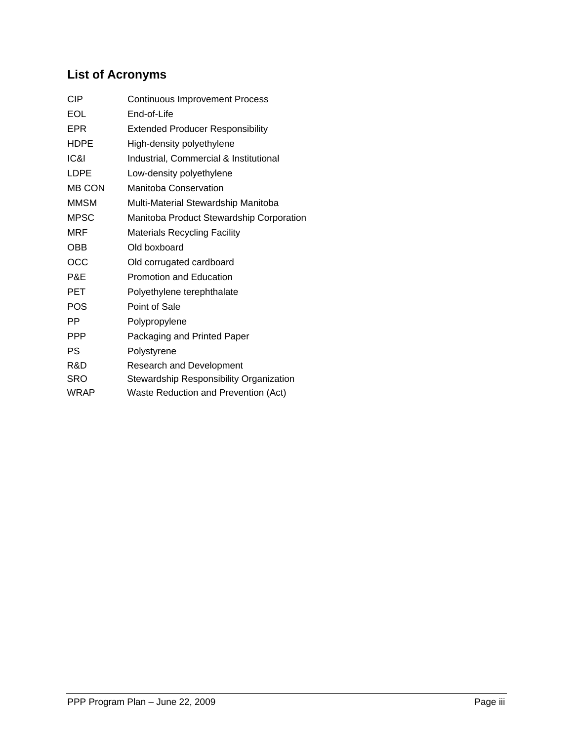## List of Acronyms

| | |
|---|---|
| CIP | Continuous Improvement Process |
| EOL | End-of-Life |
| EPR | Extended Producer Responsibility |
| HDPE | High-density polyethylene |
| IC&I | Industrial, Commercial & Institutional |
| LDPE | Low-density polyethylene |
| MB CON | Manitoba Conservation |
| MMSM | Multi-Material Stewardship Manitoba |
| MPSC | Manitoba Product Stewardship Corporation |
| MRF | Materials Recycling Facility |
| OBB | Old boxboard |
| OCC | Old corrugated cardboard |
| P&E | Promotion and Education |
| PET | Polyethylene terephthalate |
| POS | Point of Sale |
| PP | Polypropylene |
| PPP | Packaging and Printed Paper |
| PS | Polystyrene |
| R&D | Research and Development |
| SRO | Stewardship Responsibility Organization |
| WRAP | Waste Reduction and Prevention (Act) |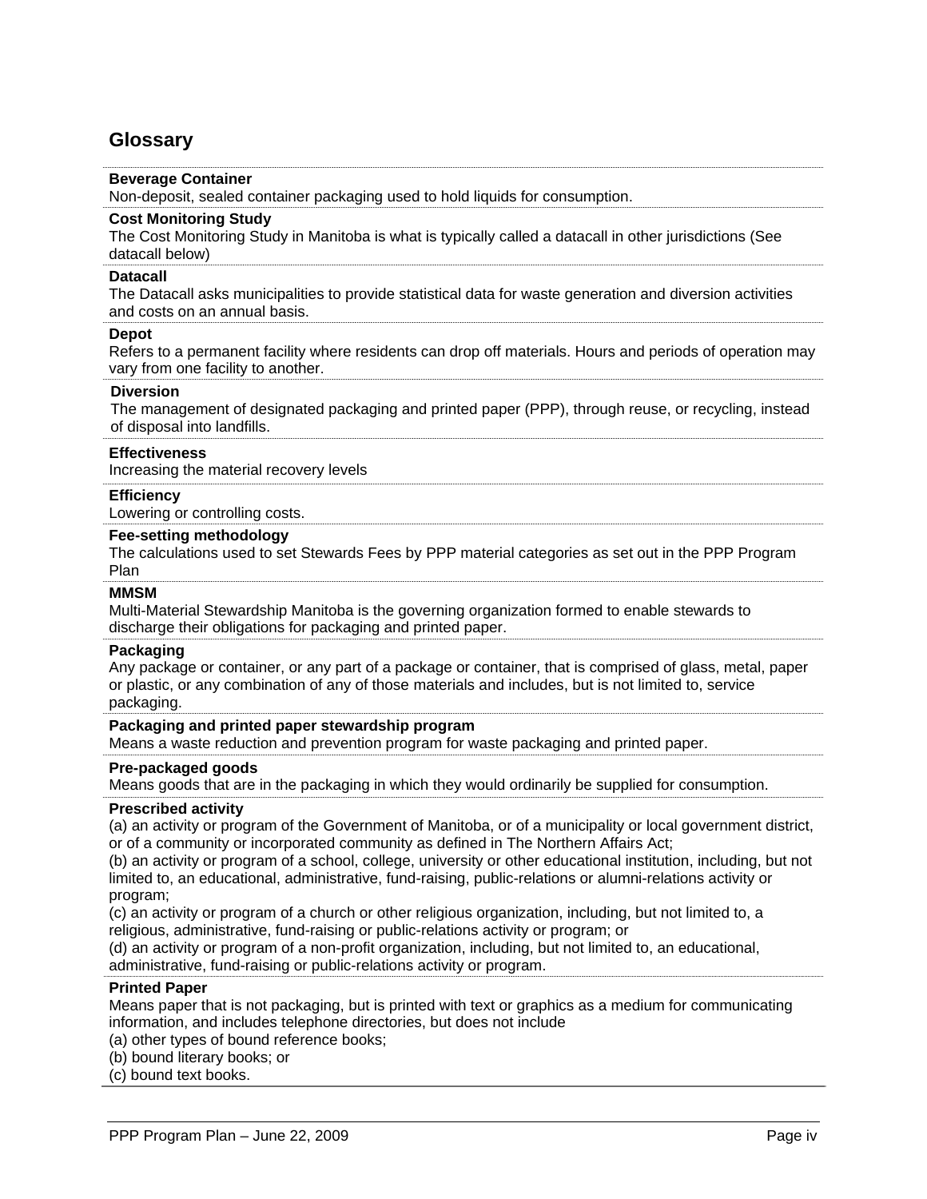## Glossary

**Beverage Container**
Non-deposit, sealed container packaging used to hold liquids for consumption.

**Cost Monitoring Study**
The Cost Monitoring Study in Manitoba is what is typically called a datacall in other jurisdictions (See datacall below)

**Datacall**
The Datacall asks municipalities to provide statistical data for waste generation and diversion activities and costs on an annual basis.

**Depot**
Refers to a permanent facility where residents can drop off materials. Hours and periods of operation may vary from one facility to another.

**Diversion**
The management of designated packaging and printed paper (PPP), through reuse, or recycling, instead of disposal into landfills.

**Effectiveness**
Increasing the material recovery levels

**Efficiency**
Lowering or controlling costs.

**Fee-setting methodology**
The calculations used to set Stewards Fees by PPP material categories as set out in the PPP Program Plan

**MMSM**
Multi-Material Stewardship Manitoba is the governing organization formed to enable stewards to discharge their obligations for packaging and printed paper.

**Packaging**
Any package or container, or any part of a package or container, that is comprised of glass, metal, paper or plastic, or any combination of any of those materials and includes, but is not limited to, service packaging.

**Packaging and printed paper stewardship program**
Means a waste reduction and prevention program for waste packaging and printed paper.

**Pre-packaged goods**
Means goods that are in the packaging in which they would ordinarily be supplied for consumption.

**Prescribed activity**
(a) an activity or program of the Government of Manitoba, or of a municipality or local government district, or of a community or incorporated community as defined in The Northern Affairs Act;
(b) an activity or program of a school, college, university or other educational institution, including, but not limited to, an educational, administrative, fund-raising, public-relations or alumni-relations activity or program;
(c) an activity or program of a church or other religious organization, including, but not limited to, a religious, administrative, fund-raising or public-relations activity or program; or
(d) an activity or program of a non-profit organization, including, but not limited to, an educational, administrative, fund-raising or public-relations activity or program.

**Printed Paper**
Means paper that is not packaging, but is printed with text or graphics as a medium for communicating information, and includes telephone directories, but does not include
(a) other types of bound reference books;
(b) bound literary books; or
(c) bound text books.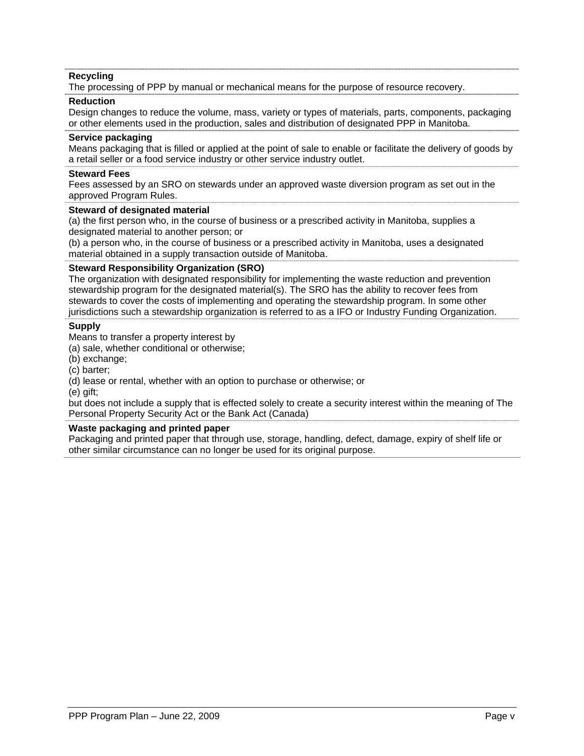**Recycling**

The processing of PPP by manual or mechanical means for the purpose of resource recovery.

**Reduction**

Design changes to reduce the volume, mass, variety or types of materials, parts, components, packaging or other elements used in the production, sales and distribution of designated PPP in Manitoba.

**Service packaging**

Means packaging that is filled or applied at the point of sale to enable or facilitate the delivery of goods by a retail seller or a food service industry or other service industry outlet.

**Steward Fees**

Fees assessed by an SRO on stewards under an approved waste diversion program as set out in the approved Program Rules.

**Steward of designated material**

(a) the first person who, in the course of business or a prescribed activity in Manitoba, supplies a designated material to another person; or

(b) a person who, in the course of business or a prescribed activity in Manitoba, uses a designated material obtained in a supply transaction outside of Manitoba.

**Steward Responsibility Organization (SRO)**

The organization with designated responsibility for implementing the waste reduction and prevention stewardship program for the designated material(s). The SRO has the ability to recover fees from stewards to cover the costs of implementing and operating the stewardship program. In some other jurisdictions such a stewardship organization is referred to as a IFO or Industry Funding Organization.

**Supply**

Means to transfer a property interest by

(a) sale, whether conditional or otherwise;

(b) exchange;

(c) barter;

(d) lease or rental, whether with an option to purchase or otherwise; or

(e) gift;

but does not include a supply that is effected solely to create a security interest within the meaning of The Personal Property Security Act or the Bank Act (Canada)

**Waste packaging and printed paper**

Packaging and printed paper that through use, storage, handling, defect, damage, expiry of shelf life or other similar circumstance can no longer be used for its original purpose.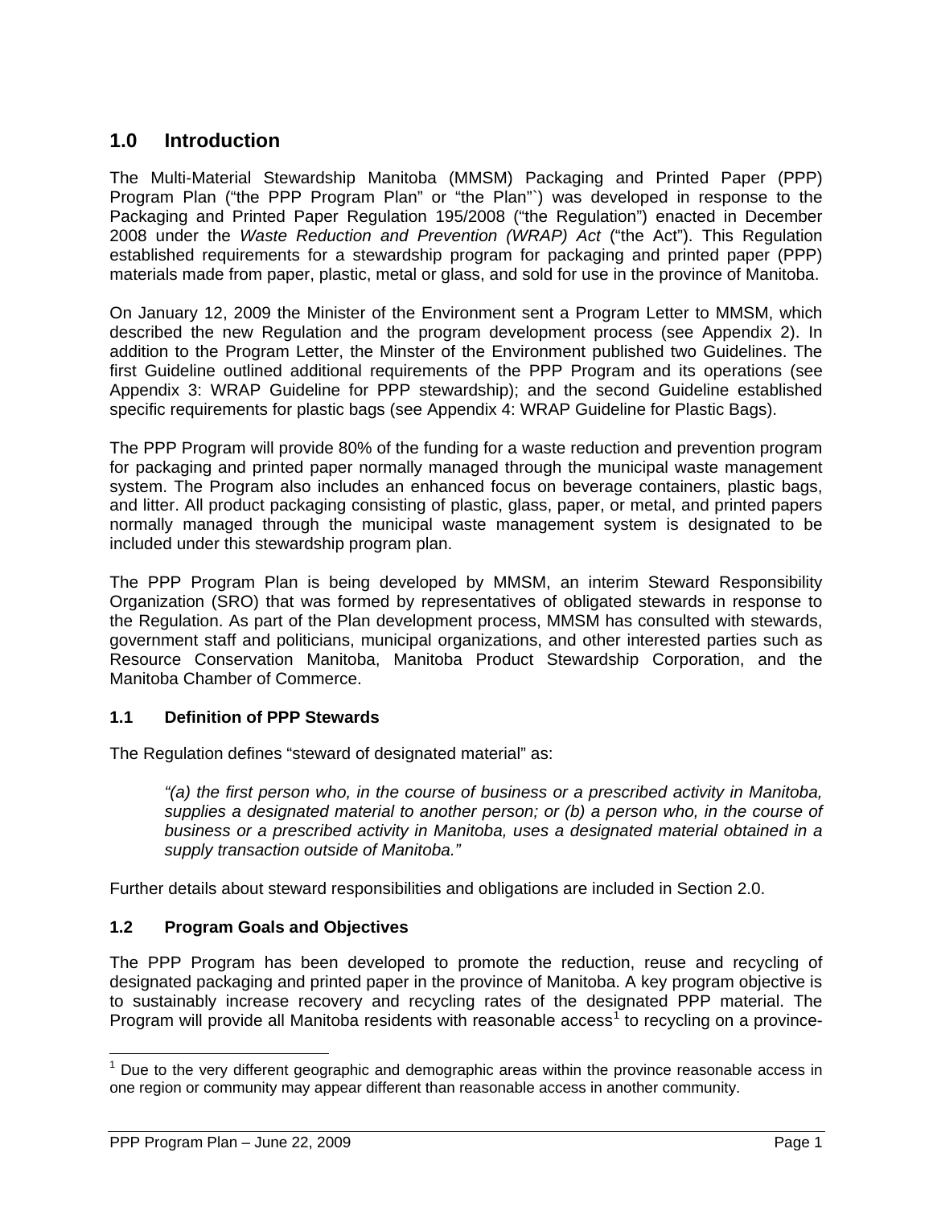## 1.0 Introduction

The Multi-Material Stewardship Manitoba (MMSM) Packaging and Printed Paper (PPP) Program Plan ("the PPP Program Plan" or "the Plan"`) was developed in response to the Packaging and Printed Paper Regulation 195/2008 ("the Regulation") enacted in December 2008 under the *Waste Reduction and Prevention (WRAP) Act* ("the Act"). This Regulation established requirements for a stewardship program for packaging and printed paper (PPP) materials made from paper, plastic, metal or glass, and sold for use in the province of Manitoba.

On January 12, 2009 the Minister of the Environment sent a Program Letter to MMSM, which described the new Regulation and the program development process (see Appendix 2). In addition to the Program Letter, the Minster of the Environment published two Guidelines. The first Guideline outlined additional requirements of the PPP Program and its operations (see Appendix 3: WRAP Guideline for PPP stewardship); and the second Guideline established specific requirements for plastic bags (see Appendix 4: WRAP Guideline for Plastic Bags).

The PPP Program will provide 80% of the funding for a waste reduction and prevention program for packaging and printed paper normally managed through the municipal waste management system. The Program also includes an enhanced focus on beverage containers, plastic bags, and litter. All product packaging consisting of plastic, glass, paper, or metal, and printed papers normally managed through the municipal waste management system is designated to be included under this stewardship program plan.

The PPP Program Plan is being developed by MMSM, an interim Steward Responsibility Organization (SRO) that was formed by representatives of obligated stewards in response to the Regulation. As part of the Plan development process, MMSM has consulted with stewards, government staff and politicians, municipal organizations, and other interested parties such as Resource Conservation Manitoba, Manitoba Product Stewardship Corporation, and the Manitoba Chamber of Commerce.

### 1.1 Definition of PPP Stewards

The Regulation defines "steward of designated material" as:

> *"(a) the first person who, in the course of business or a prescribed activity in Manitoba, supplies a designated material to another person; or (b) a person who, in the course of business or a prescribed activity in Manitoba, uses a designated material obtained in a supply transaction outside of Manitoba."*

Further details about steward responsibilities and obligations are included in Section 2.0.

### 1.2 Program Goals and Objectives

The PPP Program has been developed to promote the reduction, reuse and recycling of designated packaging and printed paper in the province of Manitoba. A key program objective is to sustainably increase recovery and recycling rates of the designated PPP material. The Program will provide all Manitoba residents with reasonable access[1] to recycling on a province-

[1] Due to the very different geographic and demographic areas within the province reasonable access in one region or community may appear different than reasonable access in another community.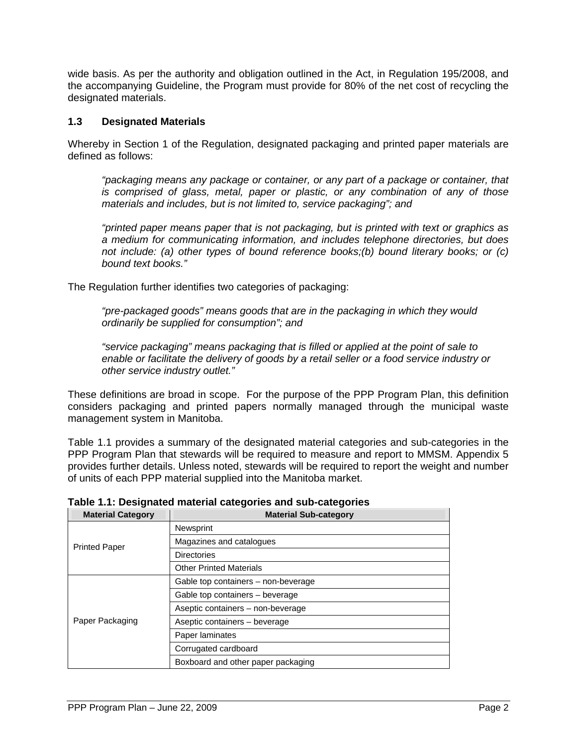wide basis. As per the authority and obligation outlined in the Act, in Regulation 195/2008, and the accompanying Guideline, the Program must provide for 80% of the net cost of recycling the designated materials.

### 1.3 Designated Materials

Whereby in Section 1 of the Regulation, designated packaging and printed paper materials are defined as follows:

> *"packaging means any package or container, or any part of a package or container, that is comprised of glass, metal, paper or plastic, or any combination of any of those materials and includes, but is not limited to, service packaging"; and*
>
> *"printed paper means paper that is not packaging, but is printed with text or graphics as a medium for communicating information, and includes telephone directories, but does not include: (a) other types of bound reference books;(b) bound literary books; or (c) bound text books."*

The Regulation further identifies two categories of packaging:

> *"pre-packaged goods" means goods that are in the packaging in which they would ordinarily be supplied for consumption"; and*
>
> *"service packaging" means packaging that is filled or applied at the point of sale to enable or facilitate the delivery of goods by a retail seller or a food service industry or other service industry outlet."*

These definitions are broad in scope. For the purpose of the PPP Program Plan, this definition considers packaging and printed papers normally managed through the municipal waste management system in Manitoba.

Table 1.1 provides a summary of the designated material categories and sub-categories in the PPP Program Plan that stewards will be required to measure and report to MMSM. Appendix 5 provides further details. Unless noted, stewards will be required to report the weight and number of units of each PPP material supplied into the Manitoba market.

**Table 1.1: Designated material categories and sub-categories**

| Material Category | Material Sub-category |
|---|---|
| Printed Paper | Newsprint |
| | Magazines and catalogues |
| | Directories |
| | Other Printed Materials |
| Paper Packaging | Gable top containers – non-beverage |
| | Gable top containers – beverage |
| | Aseptic containers – non-beverage |
| | Aseptic containers – beverage |
| | Paper laminates |
| | Corrugated cardboard |
| | Boxboard and other paper packaging |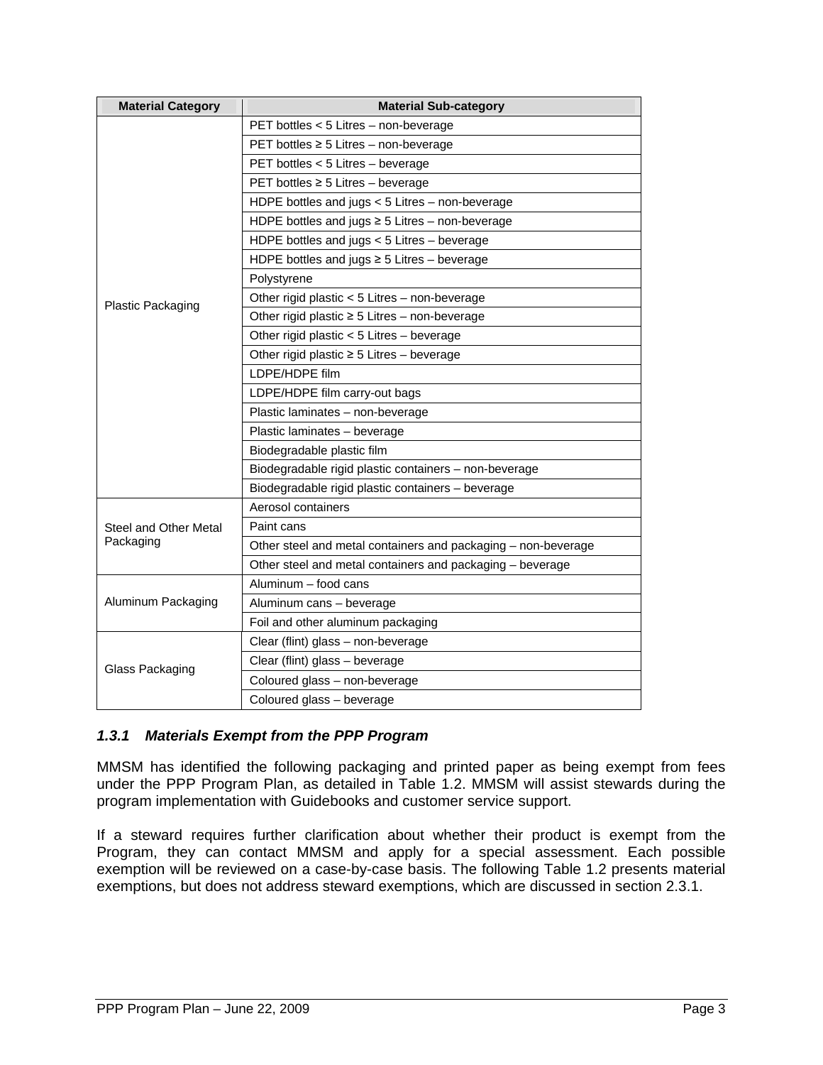| Material Category | Material Sub-category |
|---|---|
| Plastic Packaging | PET bottles < 5 Litres – non-beverage |
| | PET bottles ≥ 5 Litres – non-beverage |
| | PET bottles < 5 Litres – beverage |
| | PET bottles ≥ 5 Litres – beverage |
| | HDPE bottles and jugs < 5 Litres – non-beverage |
| | HDPE bottles and jugs ≥ 5 Litres – non-beverage |
| | HDPE bottles and jugs < 5 Litres – beverage |
| | HDPE bottles and jugs ≥ 5 Litres – beverage |
| | Polystyrene |
| | Other rigid plastic < 5 Litres – non-beverage |
| | Other rigid plastic ≥ 5 Litres – non-beverage |
| | Other rigid plastic < 5 Litres – beverage |
| | Other rigid plastic ≥ 5 Litres – beverage |
| | LDPE/HDPE film |
| | LDPE/HDPE film carry-out bags |
| | Plastic laminates – non-beverage |
| | Plastic laminates – beverage |
| | Biodegradable plastic film |
| | Biodegradable rigid plastic containers – non-beverage |
| | Biodegradable rigid plastic containers – beverage |
| Steel and Other Metal Packaging | Aerosol containers |
| | Paint cans |
| | Other steel and metal containers and packaging – non-beverage |
| | Other steel and metal containers and packaging – beverage |
| Aluminum Packaging | Aluminum – food cans |
| | Aluminum cans – beverage |
| | Foil and other aluminum packaging |
| Glass Packaging | Clear (flint) glass – non-beverage |
| | Clear (flint) glass – beverage |
| | Coloured glass – non-beverage |
| | Coloured glass – beverage |

### *1.3.1 Materials Exempt from the PPP Program*

MMSM has identified the following packaging and printed paper as being exempt from fees under the PPP Program Plan, as detailed in Table 1.2. MMSM will assist stewards during the program implementation with Guidebooks and customer service support.

If a steward requires further clarification about whether their product is exempt from the Program, they can contact MMSM and apply for a special assessment. Each possible exemption will be reviewed on a case-by-case basis. The following Table 1.2 presents material exemptions, but does not address steward exemptions, which are discussed in section 2.3.1.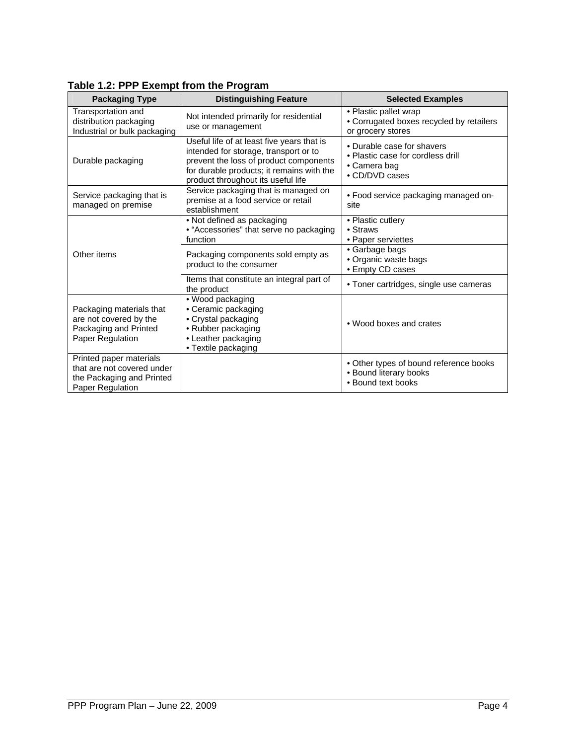**Table 1.2: PPP Exempt from the Program**

| Packaging Type | Distinguishing Feature | Selected Examples |
|---|---|---|
| Transportation and distribution packaging Industrial or bulk packaging | Not intended primarily for residential use or management | • Plastic pallet wrap<br>• Corrugated boxes recycled by retailers or grocery stores |
| Durable packaging | Useful life of at least five years that is intended for storage, transport or to prevent the loss of product components for durable products; it remains with the product throughout its useful life | • Durable case for shavers<br>• Plastic case for cordless drill<br>• Camera bag<br>• CD/DVD cases |
| Service packaging that is managed on premise | Service packaging that is managed on premise at a food service or retail establishment | • Food service packaging managed on-site |
| Other items | • Not defined as packaging<br>• "Accessories" that serve no packaging function | • Plastic cutlery<br>• Straws<br>• Paper serviettes |
| | Packaging components sold empty as product to the consumer | • Garbage bags<br>• Organic waste bags<br>• Empty CD cases |
| | Items that constitute an integral part of the product | • Toner cartridges, single use cameras |
| Packaging materials that are not covered by the Packaging and Printed Paper Regulation | • Wood packaging<br>• Ceramic packaging<br>• Crystal packaging<br>• Rubber packaging<br>• Leather packaging<br>• Textile packaging | • Wood boxes and crates |
| Printed paper materials that are not covered under the Packaging and Printed Paper Regulation | | • Other types of bound reference books<br>• Bound literary books<br>• Bound text books |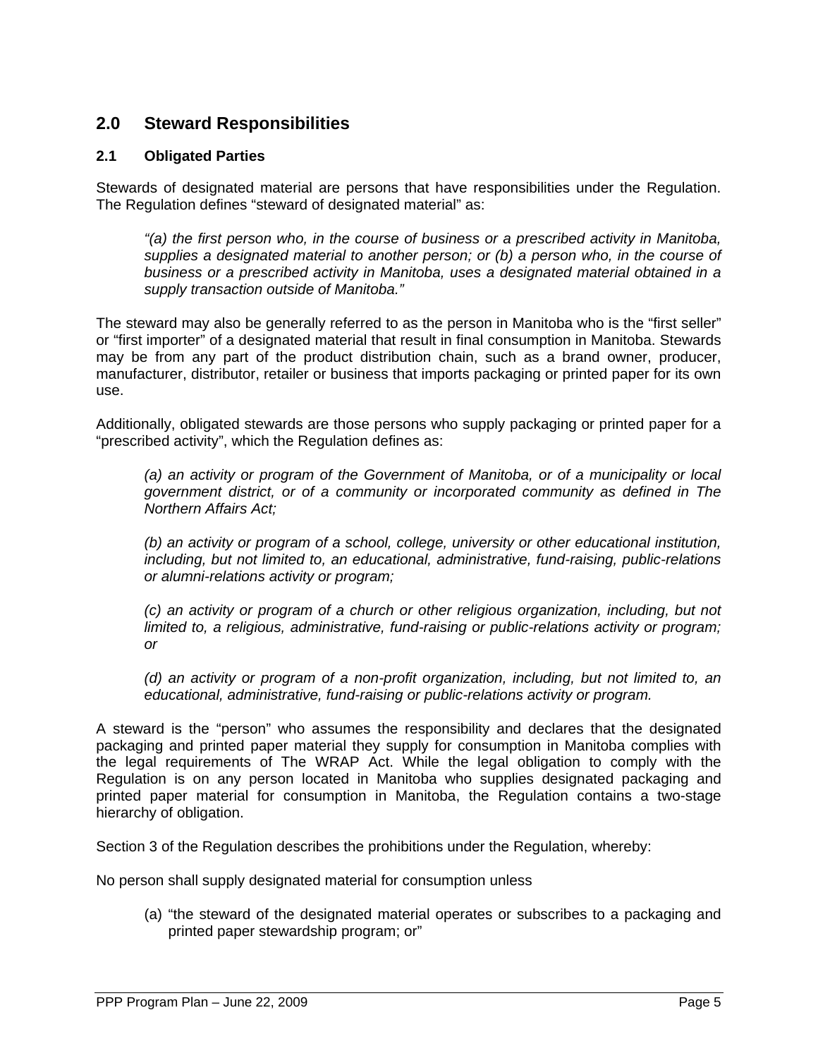## 2.0 Steward Responsibilities

### 2.1 Obligated Parties

Stewards of designated material are persons that have responsibilities under the Regulation. The Regulation defines "steward of designated material" as:

> *"(a) the first person who, in the course of business or a prescribed activity in Manitoba, supplies a designated material to another person; or (b) a person who, in the course of business or a prescribed activity in Manitoba, uses a designated material obtained in a supply transaction outside of Manitoba."*

The steward may also be generally referred to as the person in Manitoba who is the "first seller" or "first importer" of a designated material that result in final consumption in Manitoba. Stewards may be from any part of the product distribution chain, such as a brand owner, producer, manufacturer, distributor, retailer or business that imports packaging or printed paper for its own use.

Additionally, obligated stewards are those persons who supply packaging or printed paper for a "prescribed activity", which the Regulation defines as:

> *(a) an activity or program of the Government of Manitoba, or of a municipality or local government district, or of a community or incorporated community as defined in The Northern Affairs Act;*
>
> *(b) an activity or program of a school, college, university or other educational institution, including, but not limited to, an educational, administrative, fund-raising, public-relations or alumni-relations activity or program;*
>
> *(c) an activity or program of a church or other religious organization, including, but not limited to, a religious, administrative, fund-raising or public-relations activity or program; or*
>
> *(d) an activity or program of a non-profit organization, including, but not limited to, an educational, administrative, fund-raising or public-relations activity or program.*

A steward is the "person" who assumes the responsibility and declares that the designated packaging and printed paper material they supply for consumption in Manitoba complies with the legal requirements of The WRAP Act. While the legal obligation to comply with the Regulation is on any person located in Manitoba who supplies designated packaging and printed paper material for consumption in Manitoba, the Regulation contains a two-stage hierarchy of obligation.

Section 3 of the Regulation describes the prohibitions under the Regulation, whereby:

No person shall supply designated material for consumption unless

(a) "the steward of the designated material operates or subscribes to a packaging and printed paper stewardship program; or"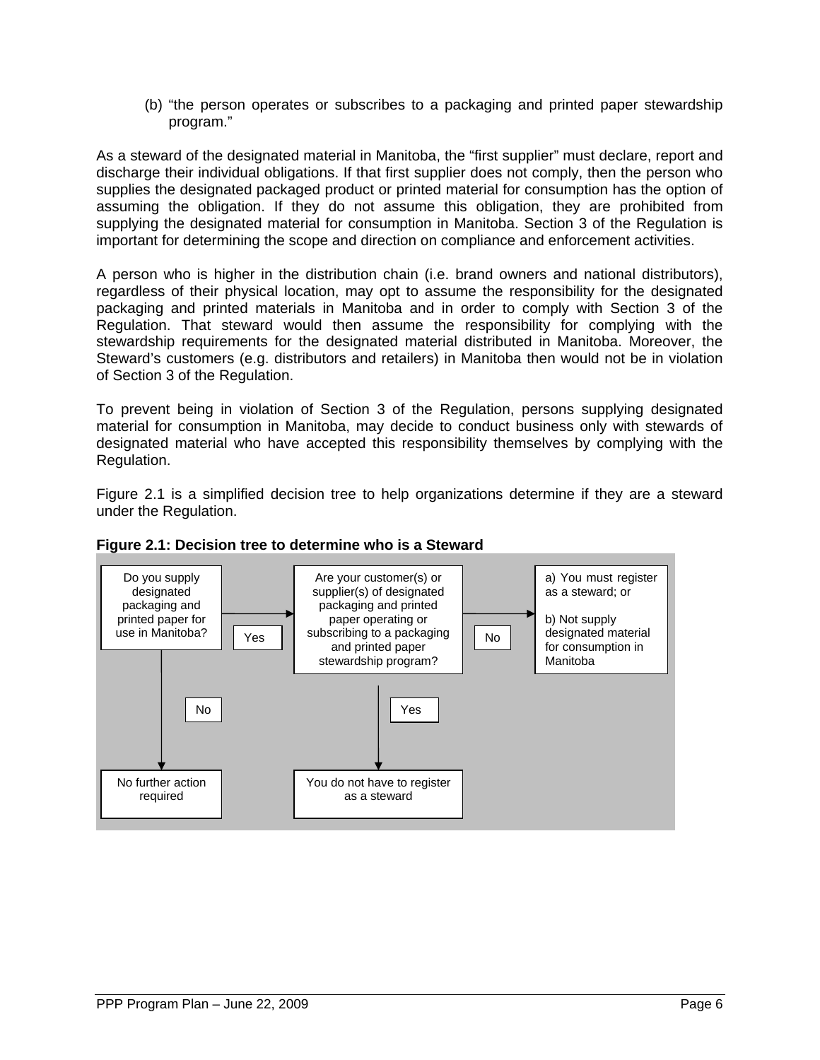(b) "the person operates or subscribes to a packaging and printed paper stewardship program."

As a steward of the designated material in Manitoba, the "first supplier" must declare, report and discharge their individual obligations. If that first supplier does not comply, then the person who supplies the designated packaged product or printed material for consumption has the option of assuming the obligation. If they do not assume this obligation, they are prohibited from supplying the designated material for consumption in Manitoba. Section 3 of the Regulation is important for determining the scope and direction on compliance and enforcement activities.

A person who is higher in the distribution chain (i.e. brand owners and national distributors), regardless of their physical location, may opt to assume the responsibility for the designated packaging and printed materials in Manitoba and in order to comply with Section 3 of the Regulation. That steward would then assume the responsibility for complying with the stewardship requirements for the designated material distributed in Manitoba. Moreover, the Steward's customers (e.g. distributors and retailers) in Manitoba then would not be in violation of Section 3 of the Regulation.

To prevent being in violation of Section 3 of the Regulation, persons supplying designated material for consumption in Manitoba, may decide to conduct business only with stewards of designated material who have accepted this responsibility themselves by complying with the Regulation.

Figure 2.1 is a simplified decision tree to help organizations determine if they are a steward under the Regulation.

**Figure 2.1: Decision tree to determine who is a Steward**

Do you supply designated packaging and printed paper for use in Manitoba?

- No → No further action required
- Yes → Are your customer(s) or supplier(s) of designated packaging and printed paper operating or subscribing to a packaging and printed paper stewardship program?
  - Yes → You do not have to register as a steward
  - No → a) You must register as a steward; or b) Not supply designated material for consumption in Manitoba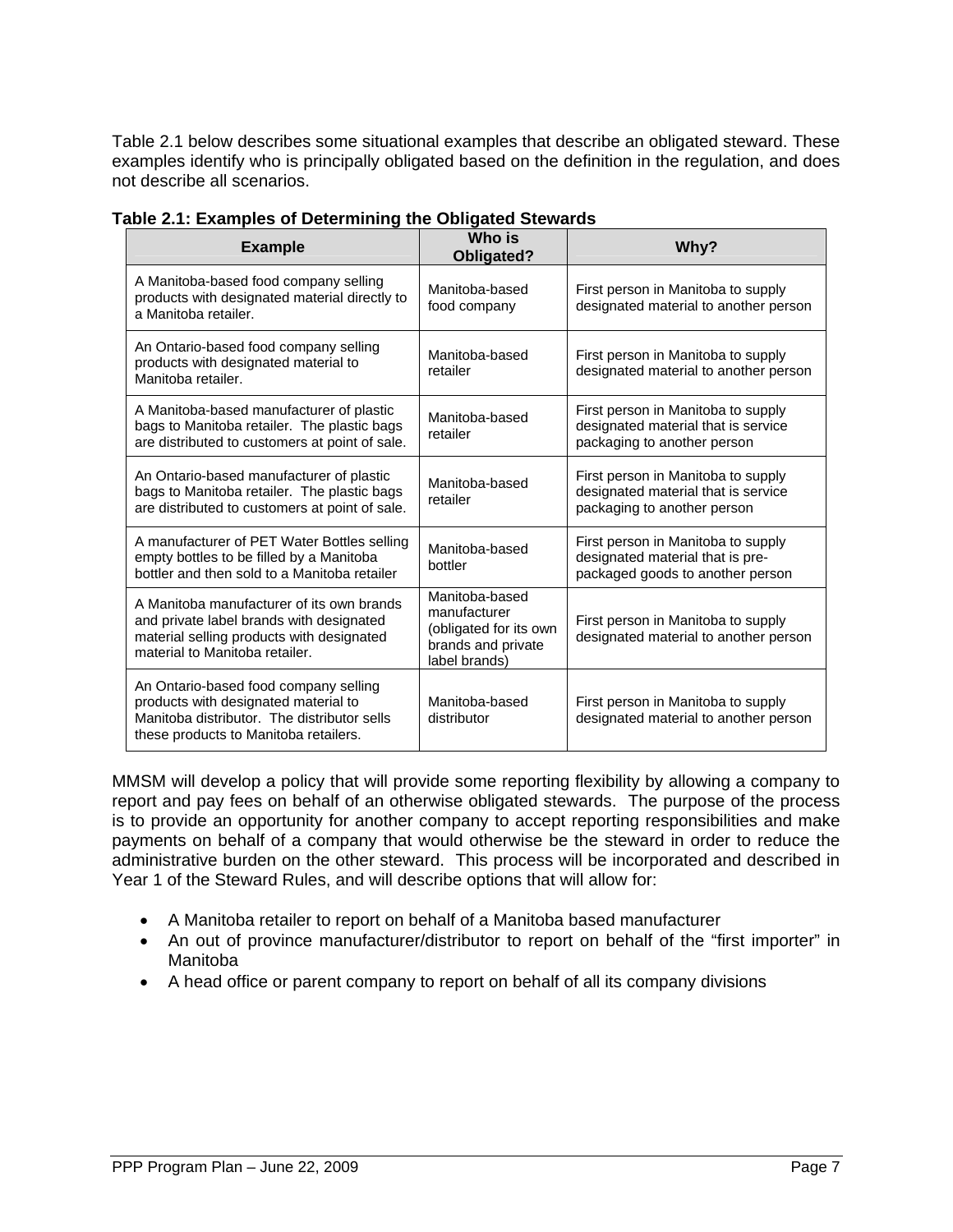Table 2.1 below describes some situational examples that describe an obligated steward. These examples identify who is principally obligated based on the definition in the regulation, and does not describe all scenarios.

**Table 2.1: Examples of Determining the Obligated Stewards**

| Example | Who is Obligated? | Why? |
|---|---|---|
| A Manitoba-based food company selling products with designated material directly to a Manitoba retailer. | Manitoba-based food company | First person in Manitoba to supply designated material to another person |
| An Ontario-based food company selling products with designated material to Manitoba retailer. | Manitoba-based retailer | First person in Manitoba to supply designated material to another person |
| A Manitoba-based manufacturer of plastic bags to Manitoba retailer. The plastic bags are distributed to customers at point of sale. | Manitoba-based retailer | First person in Manitoba to supply designated material that is service packaging to another person |
| An Ontario-based manufacturer of plastic bags to Manitoba retailer. The plastic bags are distributed to customers at point of sale. | Manitoba-based retailer | First person in Manitoba to supply designated material that is service packaging to another person |
| A manufacturer of PET Water Bottles selling empty bottles to be filled by a Manitoba bottler and then sold to a Manitoba retailer | Manitoba-based bottler | First person in Manitoba to supply designated material that is pre-packaged goods to another person |
| A Manitoba manufacturer of its own brands and private label brands with designated material selling products with designated material to Manitoba retailer. | Manitoba-based manufacturer (obligated for its own brands and private label brands) | First person in Manitoba to supply designated material to another person |
| An Ontario-based food company selling products with designated material to Manitoba distributor. The distributor sells these products to Manitoba retailers. | Manitoba-based distributor | First person in Manitoba to supply designated material to another person |

MMSM will develop a policy that will provide some reporting flexibility by allowing a company to report and pay fees on behalf of an otherwise obligated stewards. The purpose of the process is to provide an opportunity for another company to accept reporting responsibilities and make payments on behalf of a company that would otherwise be the steward in order to reduce the administrative burden on the other steward. This process will be incorporated and described in Year 1 of the Steward Rules, and will describe options that will allow for:

- A Manitoba retailer to report on behalf of a Manitoba based manufacturer
- An out of province manufacturer/distributor to report on behalf of the "first importer" in Manitoba
- A head office or parent company to report on behalf of all its company divisions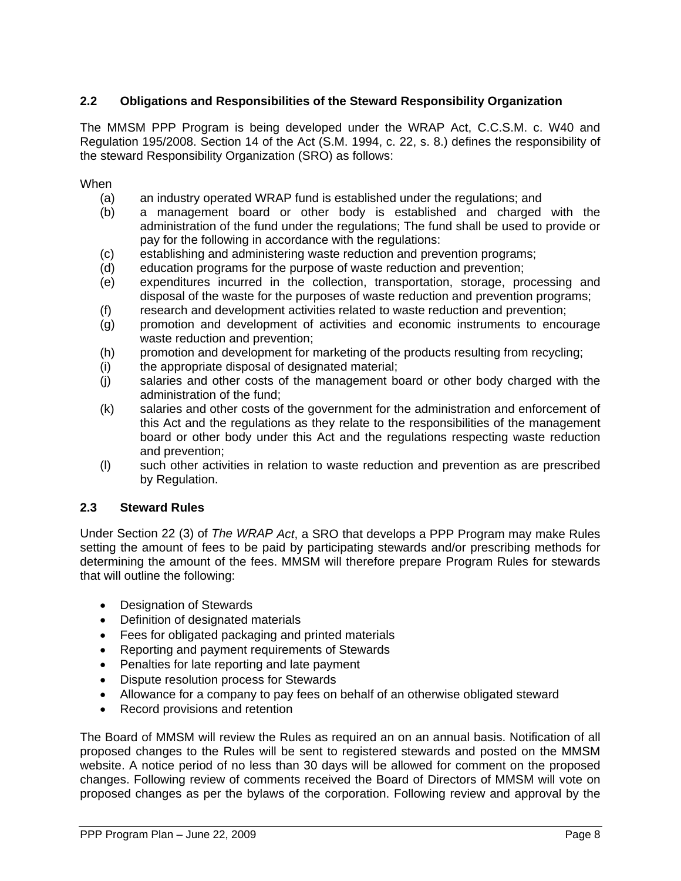## 2.2 Obligations and Responsibilities of the Steward Responsibility Organization

The MMSM PPP Program is being developed under the WRAP Act, C.C.S.M. c. W40 and Regulation 195/2008. Section 14 of the Act (S.M. 1994, c. 22, s. 8.) defines the responsibility of the steward Responsibility Organization (SRO) as follows:

When

- (a) an industry operated WRAP fund is established under the regulations; and
- (b) a management board or other body is established and charged with the administration of the fund under the regulations; The fund shall be used to provide or pay for the following in accordance with the regulations:
- (c) establishing and administering waste reduction and prevention programs;
- (d) education programs for the purpose of waste reduction and prevention;
- (e) expenditures incurred in the collection, transportation, storage, processing and disposal of the waste for the purposes of waste reduction and prevention programs;
- (f) research and development activities related to waste reduction and prevention;
- (g) promotion and development of activities and economic instruments to encourage waste reduction and prevention;
- (h) promotion and development for marketing of the products resulting from recycling;
- (i) the appropriate disposal of designated material;
- (j) salaries and other costs of the management board or other body charged with the administration of the fund;
- (k) salaries and other costs of the government for the administration and enforcement of this Act and the regulations as they relate to the responsibilities of the management board or other body under this Act and the regulations respecting waste reduction and prevention;
- (l) such other activities in relation to waste reduction and prevention as are prescribed by Regulation.

## 2.3 Steward Rules

Under Section 22 (3) of *The WRAP Act*, a SRO that develops a PPP Program may make Rules setting the amount of fees to be paid by participating stewards and/or prescribing methods for determining the amount of the fees. MMSM will therefore prepare Program Rules for stewards that will outline the following:

- Designation of Stewards
- Definition of designated materials
- Fees for obligated packaging and printed materials
- Reporting and payment requirements of Stewards
- Penalties for late reporting and late payment
- Dispute resolution process for Stewards
- Allowance for a company to pay fees on behalf of an otherwise obligated steward
- Record provisions and retention

The Board of MMSM will review the Rules as required an on an annual basis. Notification of all proposed changes to the Rules will be sent to registered stewards and posted on the MMSM website. A notice period of no less than 30 days will be allowed for comment on the proposed changes. Following review of comments received the Board of Directors of MMSM will vote on proposed changes as per the bylaws of the corporation. Following review and approval by the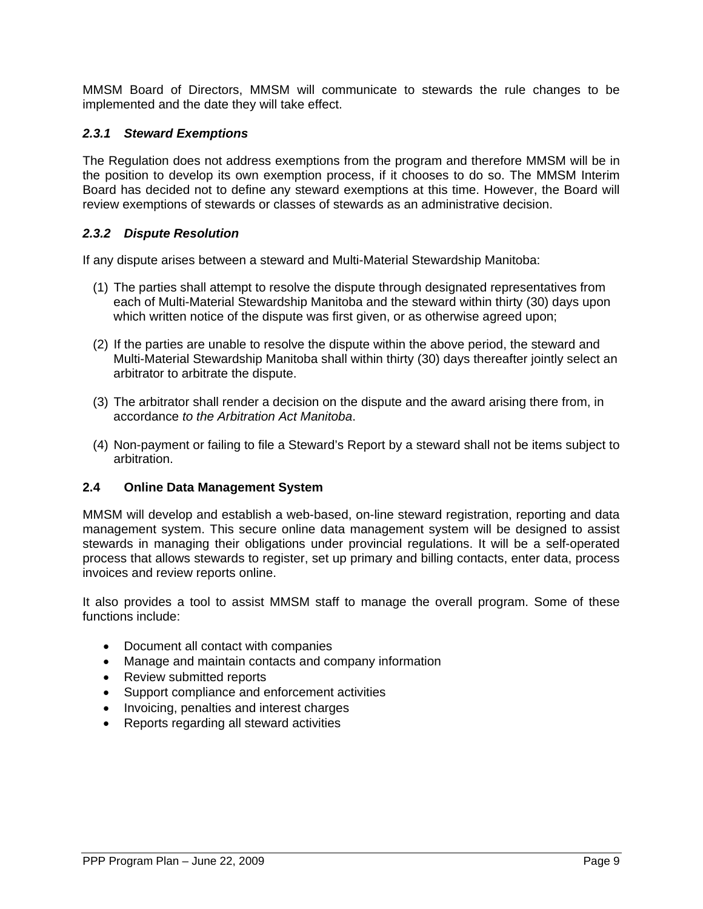MMSM Board of Directors, MMSM will communicate to stewards the rule changes to be implemented and the date they will take effect.

### *2.3.1 Steward Exemptions*

The Regulation does not address exemptions from the program and therefore MMSM will be in the position to develop its own exemption process, if it chooses to do so. The MMSM Interim Board has decided not to define any steward exemptions at this time. However, the Board will review exemptions of stewards or classes of stewards as an administrative decision.

### *2.3.2 Dispute Resolution*

If any dispute arises between a steward and Multi-Material Stewardship Manitoba:

(1) The parties shall attempt to resolve the dispute through designated representatives from each of Multi-Material Stewardship Manitoba and the steward within thirty (30) days upon which written notice of the dispute was first given, or as otherwise agreed upon;

(2) If the parties are unable to resolve the dispute within the above period, the steward and Multi-Material Stewardship Manitoba shall within thirty (30) days thereafter jointly select an arbitrator to arbitrate the dispute.

(3) The arbitrator shall render a decision on the dispute and the award arising there from, in accordance *to the Arbitration Act Manitoba*.

(4) Non-payment or failing to file a Steward's Report by a steward shall not be items subject to arbitration.

## 2.4 Online Data Management System

MMSM will develop and establish a web-based, on-line steward registration, reporting and data management system. This secure online data management system will be designed to assist stewards in managing their obligations under provincial regulations. It will be a self-operated process that allows stewards to register, set up primary and billing contacts, enter data, process invoices and review reports online.

It also provides a tool to assist MMSM staff to manage the overall program. Some of these functions include:

- Document all contact with companies
- Manage and maintain contacts and company information
- Review submitted reports
- Support compliance and enforcement activities
- Invoicing, penalties and interest charges
- Reports regarding all steward activities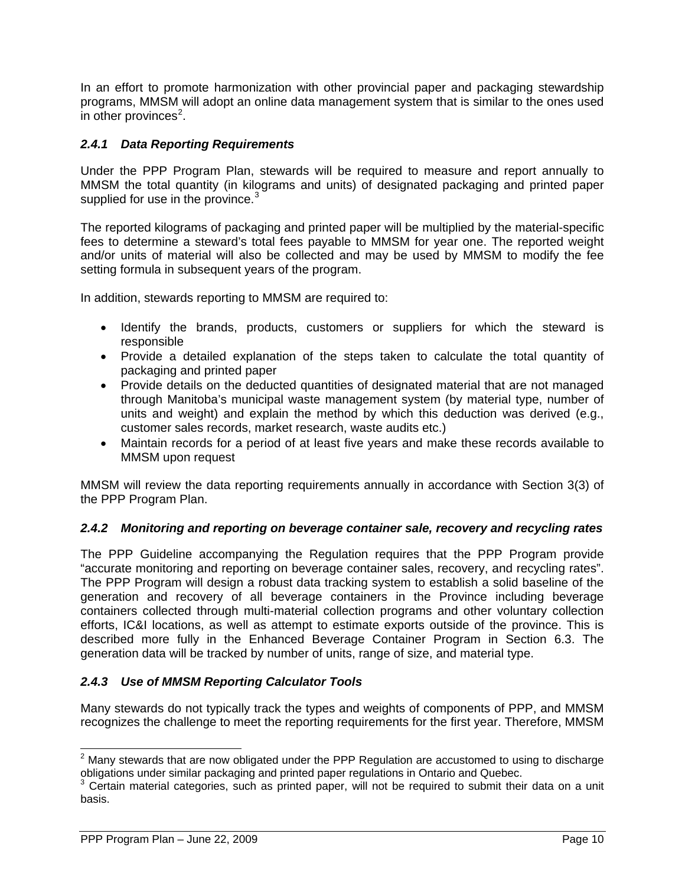In an effort to promote harmonization with other provincial paper and packaging stewardship programs, MMSM will adopt an online data management system that is similar to the ones used in other provinces[2].

### *2.4.1 Data Reporting Requirements*

Under the PPP Program Plan, stewards will be required to measure and report annually to MMSM the total quantity (in kilograms and units) of designated packaging and printed paper supplied for use in the province.[3]

The reported kilograms of packaging and printed paper will be multiplied by the material-specific fees to determine a steward's total fees payable to MMSM for year one. The reported weight and/or units of material will also be collected and may be used by MMSM to modify the fee setting formula in subsequent years of the program.

In addition, stewards reporting to MMSM are required to:

- Identify the brands, products, customers or suppliers for which the steward is responsible
- Provide a detailed explanation of the steps taken to calculate the total quantity of packaging and printed paper
- Provide details on the deducted quantities of designated material that are not managed through Manitoba's municipal waste management system (by material type, number of units and weight) and explain the method by which this deduction was derived (e.g., customer sales records, market research, waste audits etc.)
- Maintain records for a period of at least five years and make these records available to MMSM upon request

MMSM will review the data reporting requirements annually in accordance with Section 3(3) of the PPP Program Plan.

### *2.4.2 Monitoring and reporting on beverage container sale, recovery and recycling rates*

The PPP Guideline accompanying the Regulation requires that the PPP Program provide "accurate monitoring and reporting on beverage container sales, recovery, and recycling rates". The PPP Program will design a robust data tracking system to establish a solid baseline of the generation and recovery of all beverage containers in the Province including beverage containers collected through multi-material collection programs and other voluntary collection efforts, IC&I locations, as well as attempt to estimate exports outside of the province. This is described more fully in the Enhanced Beverage Container Program in Section 6.3. The generation data will be tracked by number of units, range of size, and material type.

### *2.4.3 Use of MMSM Reporting Calculator Tools*

Many stewards do not typically track the types and weights of components of PPP, and MMSM recognizes the challenge to meet the reporting requirements for the first year. Therefore, MMSM

---

[2] Many stewards that are now obligated under the PPP Regulation are accustomed to using to discharge obligations under similar packaging and printed paper regulations in Ontario and Quebec.

[3] Certain material categories, such as printed paper, will not be required to submit their data on a unit basis.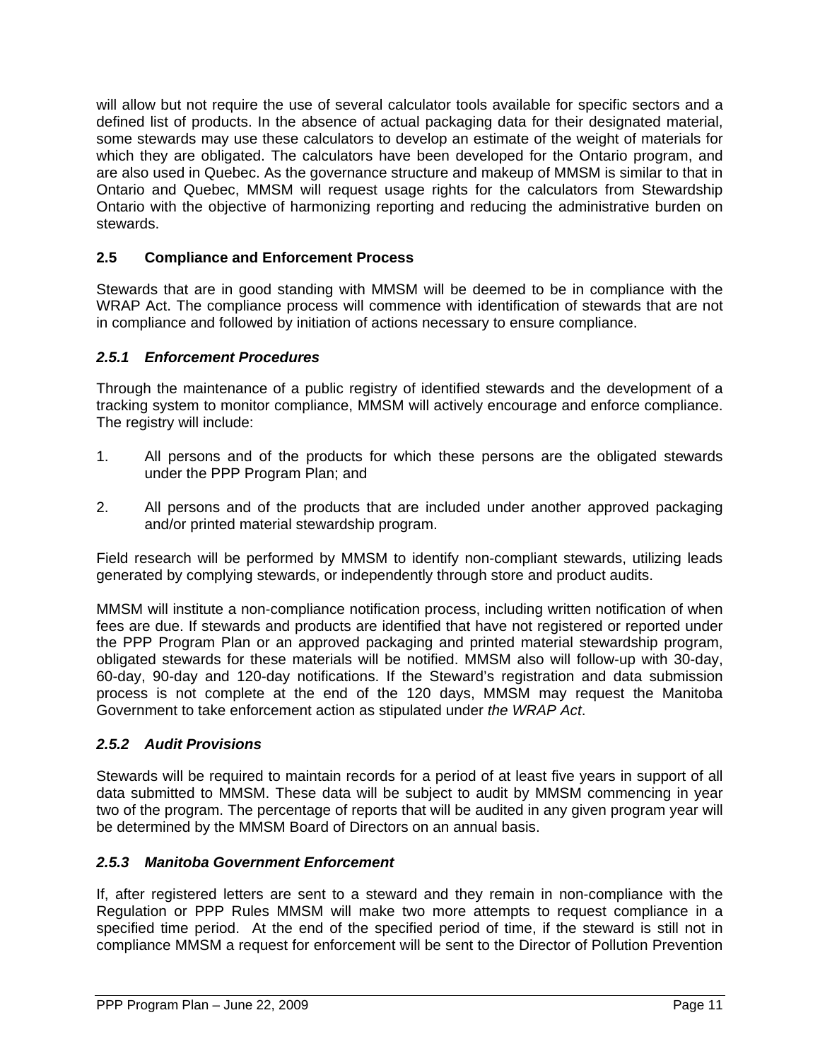will allow but not require the use of several calculator tools available for specific sectors and a defined list of products. In the absence of actual packaging data for their designated material, some stewards may use these calculators to develop an estimate of the weight of materials for which they are obligated. The calculators have been developed for the Ontario program, and are also used in Quebec. As the governance structure and makeup of MMSM is similar to that in Ontario and Quebec, MMSM will request usage rights for the calculators from Stewardship Ontario with the objective of harmonizing reporting and reducing the administrative burden on stewards.

## 2.5 Compliance and Enforcement Process

Stewards that are in good standing with MMSM will be deemed to be in compliance with the WRAP Act. The compliance process will commence with identification of stewards that are not in compliance and followed by initiation of actions necessary to ensure compliance.

### *2.5.1 Enforcement Procedures*

Through the maintenance of a public registry of identified stewards and the development of a tracking system to monitor compliance, MMSM will actively encourage and enforce compliance. The registry will include:

1. All persons and of the products for which these persons are the obligated stewards under the PPP Program Plan; and

2. All persons and of the products that are included under another approved packaging and/or printed material stewardship program.

Field research will be performed by MMSM to identify non-compliant stewards, utilizing leads generated by complying stewards, or independently through store and product audits.

MMSM will institute a non-compliance notification process, including written notification of when fees are due. If stewards and products are identified that have not registered or reported under the PPP Program Plan or an approved packaging and printed material stewardship program, obligated stewards for these materials will be notified. MMSM also will follow-up with 30-day, 60-day, 90-day and 120-day notifications. If the Steward's registration and data submission process is not complete at the end of the 120 days, MMSM may request the Manitoba Government to take enforcement action as stipulated under *the WRAP Act*.

### *2.5.2 Audit Provisions*

Stewards will be required to maintain records for a period of at least five years in support of all data submitted to MMSM. These data will be subject to audit by MMSM commencing in year two of the program. The percentage of reports that will be audited in any given program year will be determined by the MMSM Board of Directors on an annual basis.

### *2.5.3 Manitoba Government Enforcement*

If, after registered letters are sent to a steward and they remain in non-compliance with the Regulation or PPP Rules MMSM will make two more attempts to request compliance in a specified time period. At the end of the specified period of time, if the steward is still not in compliance MMSM a request for enforcement will be sent to the Director of Pollution Prevention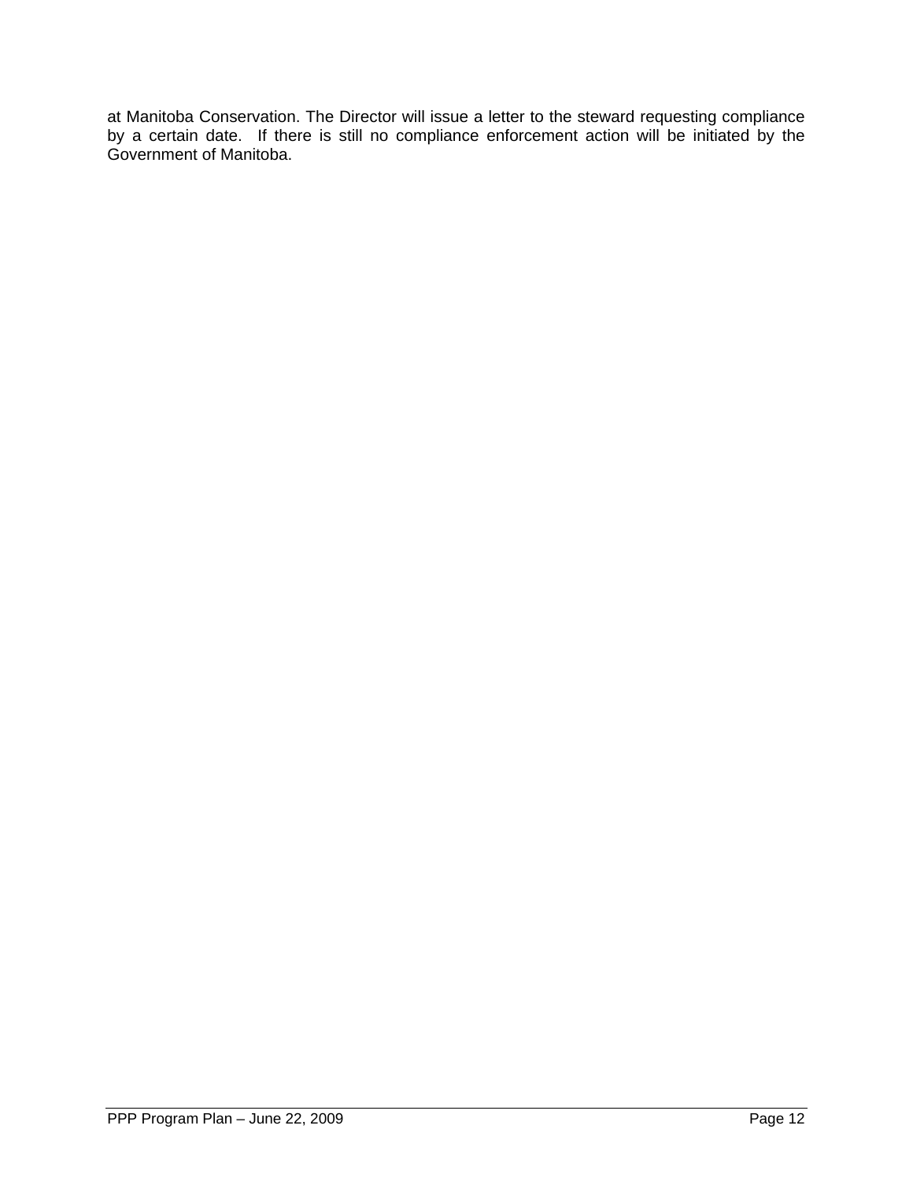at Manitoba Conservation. The Director will issue a letter to the steward requesting compliance by a certain date. If there is still no compliance enforcement action will be initiated by the Government of Manitoba.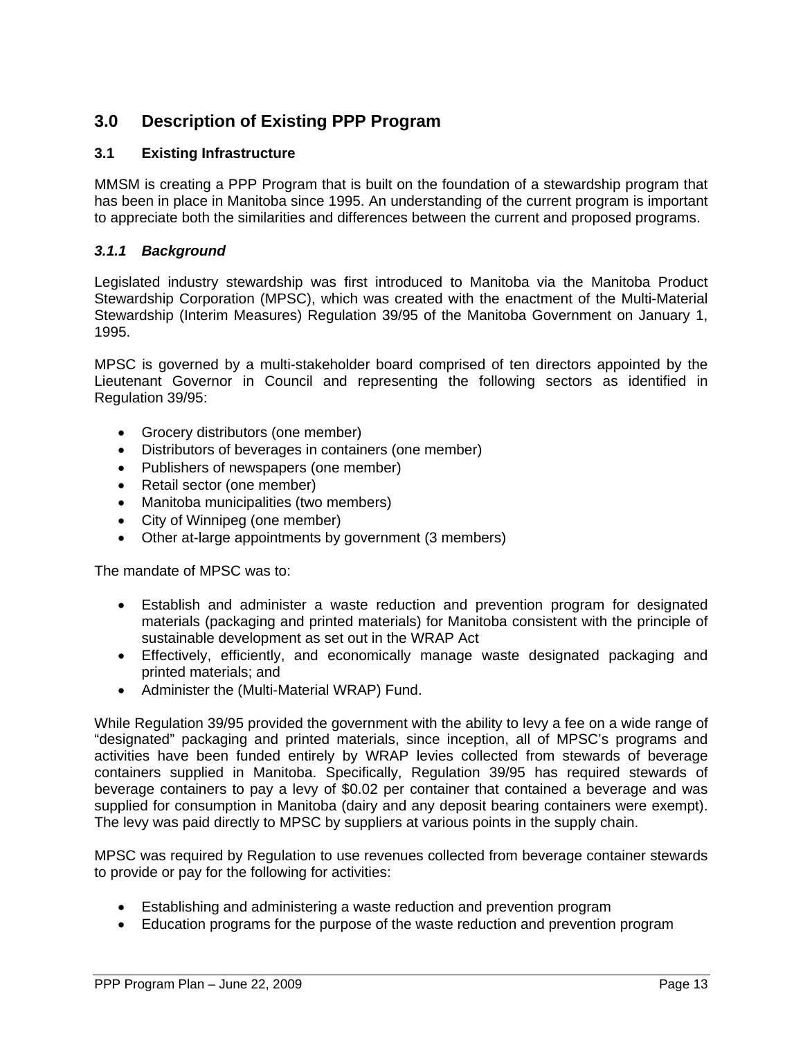# 3.0 Description of Existing PPP Program

## 3.1 Existing Infrastructure

MMSM is creating a PPP Program that is built on the foundation of a stewardship program that has been in place in Manitoba since 1995. An understanding of the current program is important to appreciate both the similarities and differences between the current and proposed programs.

### *3.1.1 Background*

Legislated industry stewardship was first introduced to Manitoba via the Manitoba Product Stewardship Corporation (MPSC), which was created with the enactment of the Multi-Material Stewardship (Interim Measures) Regulation 39/95 of the Manitoba Government on January 1, 1995.

MPSC is governed by a multi-stakeholder board comprised of ten directors appointed by the Lieutenant Governor in Council and representing the following sectors as identified in Regulation 39/95:

- Grocery distributors (one member)
- Distributors of beverages in containers (one member)
- Publishers of newspapers (one member)
- Retail sector (one member)
- Manitoba municipalities (two members)
- City of Winnipeg (one member)
- Other at-large appointments by government (3 members)

The mandate of MPSC was to:

- Establish and administer a waste reduction and prevention program for designated materials (packaging and printed materials) for Manitoba consistent with the principle of sustainable development as set out in the WRAP Act
- Effectively, efficiently, and economically manage waste designated packaging and printed materials; and
- Administer the (Multi-Material WRAP) Fund.

While Regulation 39/95 provided the government with the ability to levy a fee on a wide range of "designated" packaging and printed materials, since inception, all of MPSC's programs and activities have been funded entirely by WRAP levies collected from stewards of beverage containers supplied in Manitoba. Specifically, Regulation 39/95 has required stewards of beverage containers to pay a levy of $0.02 per container that contained a beverage and was supplied for consumption in Manitoba (dairy and any deposit bearing containers were exempt). The levy was paid directly to MPSC by suppliers at various points in the supply chain.

MPSC was required by Regulation to use revenues collected from beverage container stewards to provide or pay for the following for activities:

- Establishing and administering a waste reduction and prevention program
- Education programs for the purpose of the waste reduction and prevention program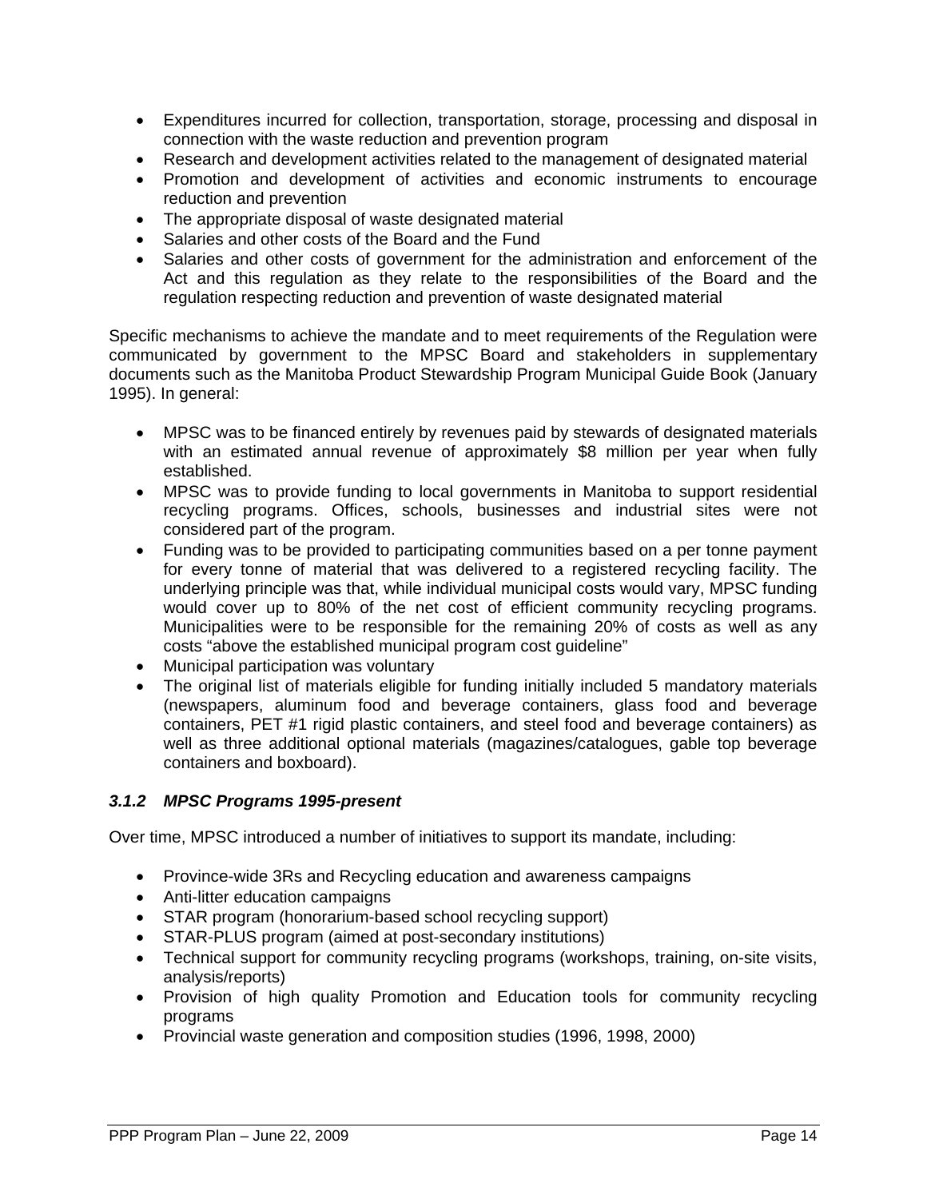- Expenditures incurred for collection, transportation, storage, processing and disposal in connection with the waste reduction and prevention program
- Research and development activities related to the management of designated material
- Promotion and development of activities and economic instruments to encourage reduction and prevention
- The appropriate disposal of waste designated material
- Salaries and other costs of the Board and the Fund
- Salaries and other costs of government for the administration and enforcement of the Act and this regulation as they relate to the responsibilities of the Board and the regulation respecting reduction and prevention of waste designated material

Specific mechanisms to achieve the mandate and to meet requirements of the Regulation were communicated by government to the MPSC Board and stakeholders in supplementary documents such as the Manitoba Product Stewardship Program Municipal Guide Book (January 1995). In general:

- MPSC was to be financed entirely by revenues paid by stewards of designated materials with an estimated annual revenue of approximately $8 million per year when fully established.
- MPSC was to provide funding to local governments in Manitoba to support residential recycling programs. Offices, schools, businesses and industrial sites were not considered part of the program.
- Funding was to be provided to participating communities based on a per tonne payment for every tonne of material that was delivered to a registered recycling facility. The underlying principle was that, while individual municipal costs would vary, MPSC funding would cover up to 80% of the net cost of efficient community recycling programs. Municipalities were to be responsible for the remaining 20% of costs as well as any costs "above the established municipal program cost guideline"
- Municipal participation was voluntary
- The original list of materials eligible for funding initially included 5 mandatory materials (newspapers, aluminum food and beverage containers, glass food and beverage containers, PET #1 rigid plastic containers, and steel food and beverage containers) as well as three additional optional materials (magazines/catalogues, gable top beverage containers and boxboard).

### *3.1.2 MPSC Programs 1995-present*

Over time, MPSC introduced a number of initiatives to support its mandate, including:

- Province-wide 3Rs and Recycling education and awareness campaigns
- Anti-litter education campaigns
- STAR program (honorarium-based school recycling support)
- STAR-PLUS program (aimed at post-secondary institutions)
- Technical support for community recycling programs (workshops, training, on-site visits, analysis/reports)
- Provision of high quality Promotion and Education tools for community recycling programs
- Provincial waste generation and composition studies (1996, 1998, 2000)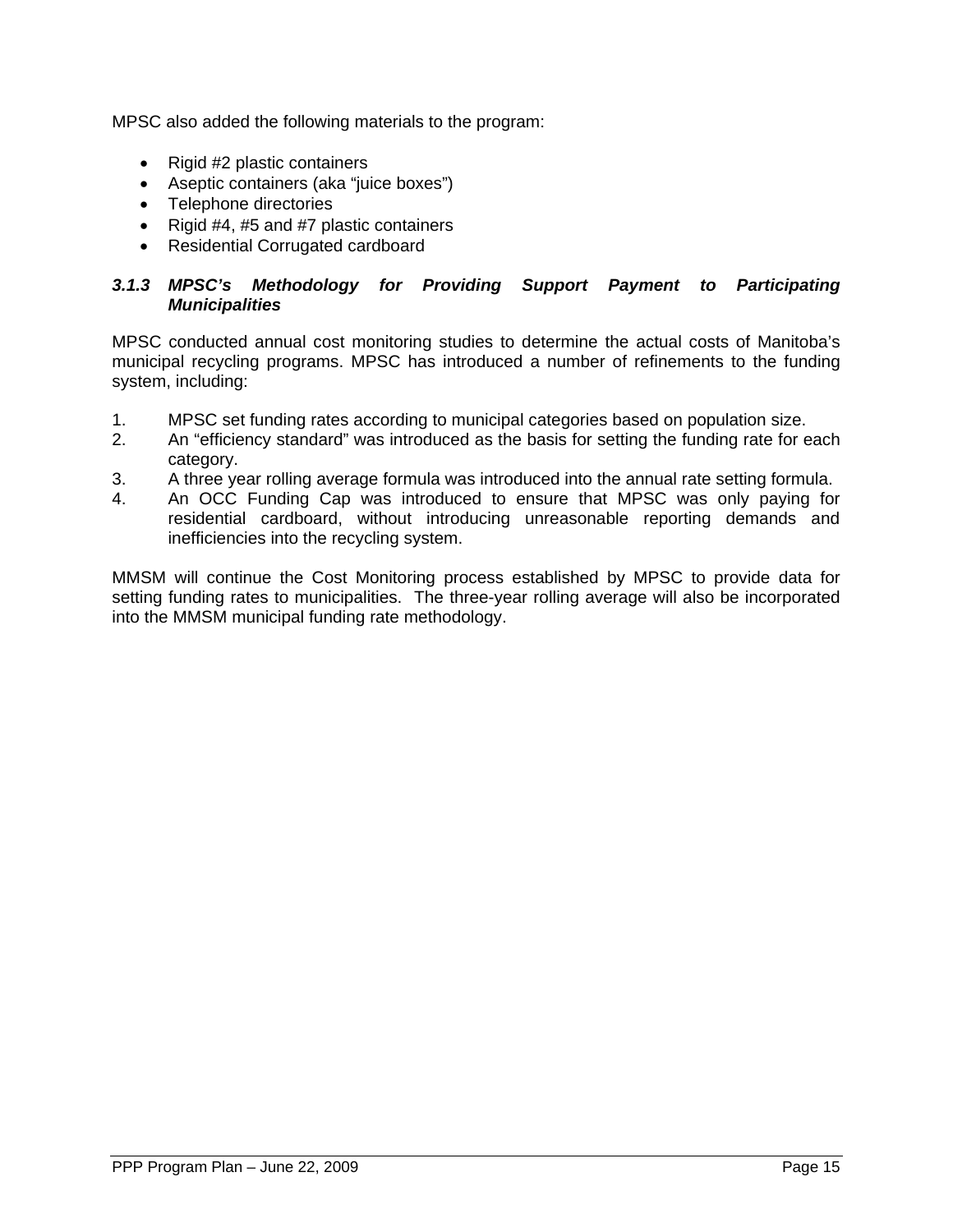MPSC also added the following materials to the program:

- Rigid #2 plastic containers
- Aseptic containers (aka "juice boxes")
- Telephone directories
- Rigid #4, #5 and #7 plastic containers
- Residential Corrugated cardboard

### *3.1.3 MPSC's Methodology for Providing Support Payment to Participating Municipalities*

MPSC conducted annual cost monitoring studies to determine the actual costs of Manitoba's municipal recycling programs. MPSC has introduced a number of refinements to the funding system, including:

1. MPSC set funding rates according to municipal categories based on population size.
2. An "efficiency standard" was introduced as the basis for setting the funding rate for each category.
3. A three year rolling average formula was introduced into the annual rate setting formula.
4. An OCC Funding Cap was introduced to ensure that MPSC was only paying for residential cardboard, without introducing unreasonable reporting demands and inefficiencies into the recycling system.

MMSM will continue the Cost Monitoring process established by MPSC to provide data for setting funding rates to municipalities. The three-year rolling average will also be incorporated into the MMSM municipal funding rate methodology.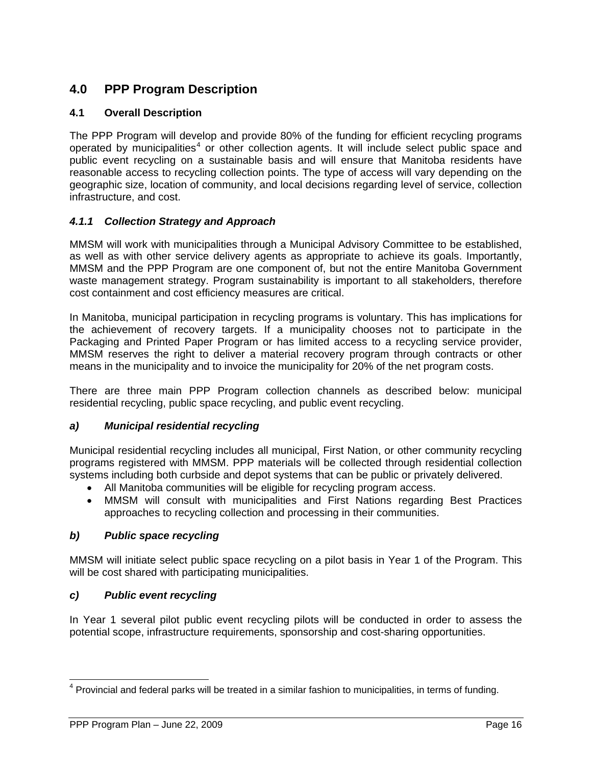# 4.0 PPP Program Description

## 4.1 Overall Description

The PPP Program will develop and provide 80% of the funding for efficient recycling programs operated by municipalities[4] or other collection agents. It will include select public space and public event recycling on a sustainable basis and will ensure that Manitoba residents have reasonable access to recycling collection points. The type of access will vary depending on the geographic size, location of community, and local decisions regarding level of service, collection infrastructure, and cost.

### *4.1.1 Collection Strategy and Approach*

MMSM will work with municipalities through a Municipal Advisory Committee to be established, as well as with other service delivery agents as appropriate to achieve its goals. Importantly, MMSM and the PPP Program are one component of, but not the entire Manitoba Government waste management strategy. Program sustainability is important to all stakeholders, therefore cost containment and cost efficiency measures are critical.

In Manitoba, municipal participation in recycling programs is voluntary. This has implications for the achievement of recovery targets. If a municipality chooses not to participate in the Packaging and Printed Paper Program or has limited access to a recycling service provider, MMSM reserves the right to deliver a material recovery program through contracts or other means in the municipality and to invoice the municipality for 20% of the net program costs.

There are three main PPP Program collection channels as described below: municipal residential recycling, public space recycling, and public event recycling.

#### *a) Municipal residential recycling*

Municipal residential recycling includes all municipal, First Nation, or other community recycling programs registered with MMSM. PPP materials will be collected through residential collection systems including both curbside and depot systems that can be public or privately delivered.

- All Manitoba communities will be eligible for recycling program access.
- MMSM will consult with municipalities and First Nations regarding Best Practices approaches to recycling collection and processing in their communities.

#### *b) Public space recycling*

MMSM will initiate select public space recycling on a pilot basis in Year 1 of the Program. This will be cost shared with participating municipalities.

#### *c) Public event recycling*

In Year 1 several pilot public event recycling pilots will be conducted in order to assess the potential scope, infrastructure requirements, sponsorship and cost-sharing opportunities.

---

[4] Provincial and federal parks will be treated in a similar fashion to municipalities, in terms of funding.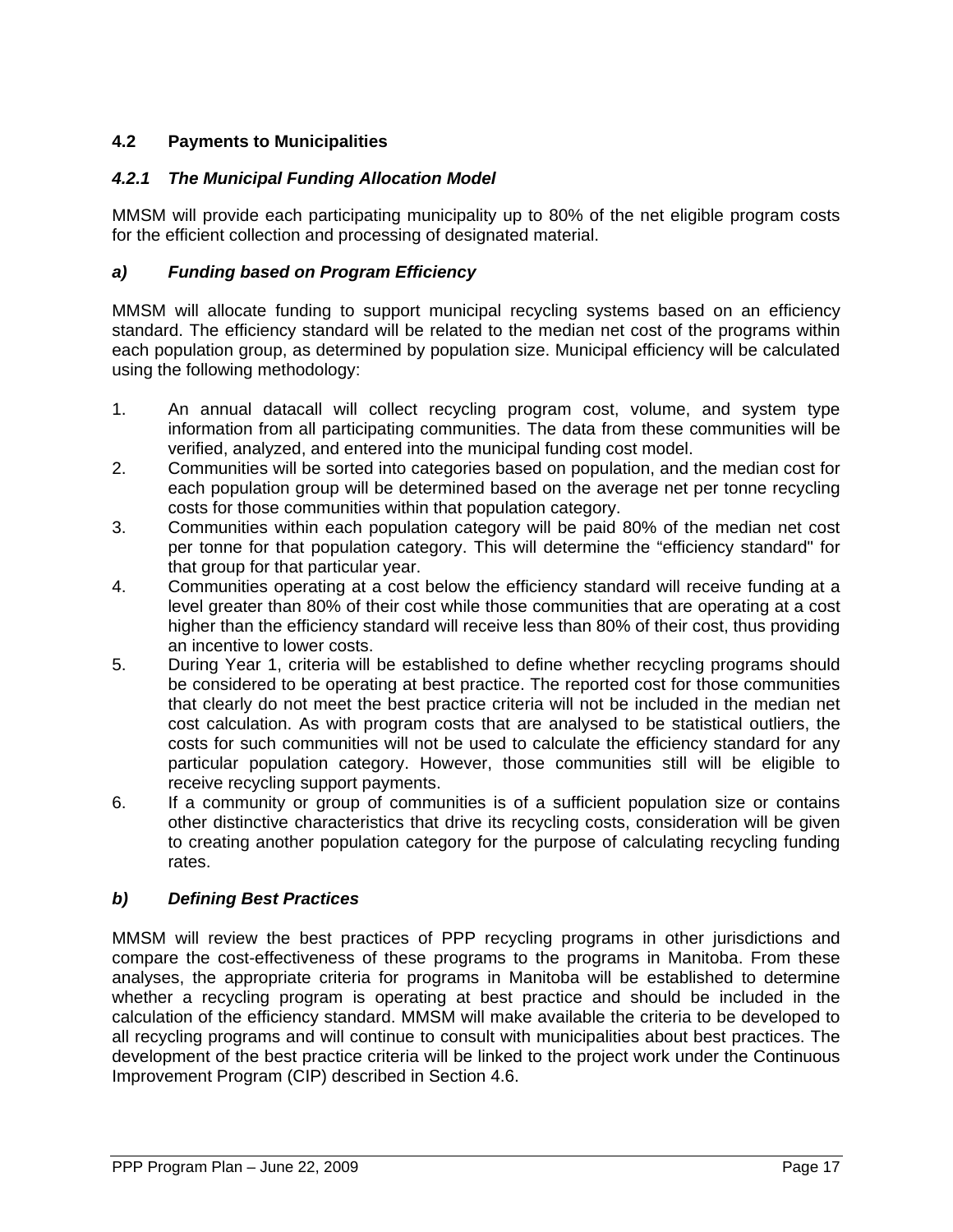## 4.2 Payments to Municipalities

### *4.2.1 The Municipal Funding Allocation Model*

MMSM will provide each participating municipality up to 80% of the net eligible program costs for the efficient collection and processing of designated material.

#### *a) Funding based on Program Efficiency*

MMSM will allocate funding to support municipal recycling systems based on an efficiency standard. The efficiency standard will be related to the median net cost of the programs within each population group, as determined by population size. Municipal efficiency will be calculated using the following methodology:

1. An annual datacall will collect recycling program cost, volume, and system type information from all participating communities. The data from these communities will be verified, analyzed, and entered into the municipal funding cost model.
2. Communities will be sorted into categories based on population, and the median cost for each population group will be determined based on the average net per tonne recycling costs for those communities within that population category.
3. Communities within each population category will be paid 80% of the median net cost per tonne for that population category. This will determine the "efficiency standard" for that group for that particular year.
4. Communities operating at a cost below the efficiency standard will receive funding at a level greater than 80% of their cost while those communities that are operating at a cost higher than the efficiency standard will receive less than 80% of their cost, thus providing an incentive to lower costs.
5. During Year 1, criteria will be established to define whether recycling programs should be considered to be operating at best practice. The reported cost for those communities that clearly do not meet the best practice criteria will not be included in the median net cost calculation. As with program costs that are analysed to be statistical outliers, the costs for such communities will not be used to calculate the efficiency standard for any particular population category. However, those communities still will be eligible to receive recycling support payments.
6. If a community or group of communities is of a sufficient population size or contains other distinctive characteristics that drive its recycling costs, consideration will be given to creating another population category for the purpose of calculating recycling funding rates.

#### *b) Defining Best Practices*

MMSM will review the best practices of PPP recycling programs in other jurisdictions and compare the cost-effectiveness of these programs to the programs in Manitoba. From these analyses, the appropriate criteria for programs in Manitoba will be established to determine whether a recycling program is operating at best practice and should be included in the calculation of the efficiency standard. MMSM will make available the criteria to be developed to all recycling programs and will continue to consult with municipalities about best practices. The development of the best practice criteria will be linked to the project work under the Continuous Improvement Program (CIP) described in Section 4.6.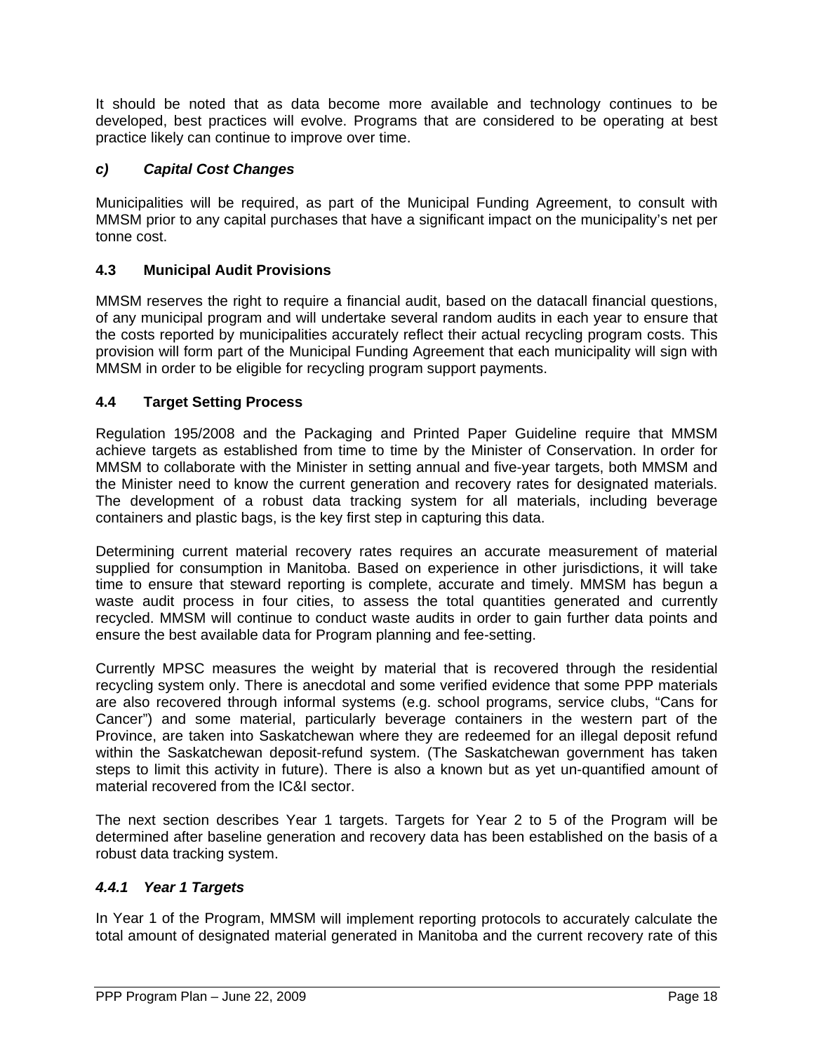It should be noted that as data become more available and technology continues to be developed, best practices will evolve. Programs that are considered to be operating at best practice likely can continue to improve over time.

### *c) Capital Cost Changes*

Municipalities will be required, as part of the Municipal Funding Agreement, to consult with MMSM prior to any capital purchases that have a significant impact on the municipality's net per tonne cost.

## 4.3 Municipal Audit Provisions

MMSM reserves the right to require a financial audit, based on the datacall financial questions, of any municipal program and will undertake several random audits in each year to ensure that the costs reported by municipalities accurately reflect their actual recycling program costs. This provision will form part of the Municipal Funding Agreement that each municipality will sign with MMSM in order to be eligible for recycling program support payments.

## 4.4 Target Setting Process

Regulation 195/2008 and the Packaging and Printed Paper Guideline require that MMSM achieve targets as established from time to time by the Minister of Conservation. In order for MMSM to collaborate with the Minister in setting annual and five-year targets, both MMSM and the Minister need to know the current generation and recovery rates for designated materials. The development of a robust data tracking system for all materials, including beverage containers and plastic bags, is the key first step in capturing this data.

Determining current material recovery rates requires an accurate measurement of material supplied for consumption in Manitoba. Based on experience in other jurisdictions, it will take time to ensure that steward reporting is complete, accurate and timely. MMSM has begun a waste audit process in four cities, to assess the total quantities generated and currently recycled. MMSM will continue to conduct waste audits in order to gain further data points and ensure the best available data for Program planning and fee-setting.

Currently MPSC measures the weight by material that is recovered through the residential recycling system only. There is anecdotal and some verified evidence that some PPP materials are also recovered through informal systems (e.g. school programs, service clubs, "Cans for Cancer") and some material, particularly beverage containers in the western part of the Province, are taken into Saskatchewan where they are redeemed for an illegal deposit refund within the Saskatchewan deposit-refund system. (The Saskatchewan government has taken steps to limit this activity in future). There is also a known but as yet un-quantified amount of material recovered from the IC&I sector.

The next section describes Year 1 targets. Targets for Year 2 to 5 of the Program will be determined after baseline generation and recovery data has been established on the basis of a robust data tracking system.

### *4.4.1 Year 1 Targets*

In Year 1 of the Program, MMSM will implement reporting protocols to accurately calculate the total amount of designated material generated in Manitoba and the current recovery rate of this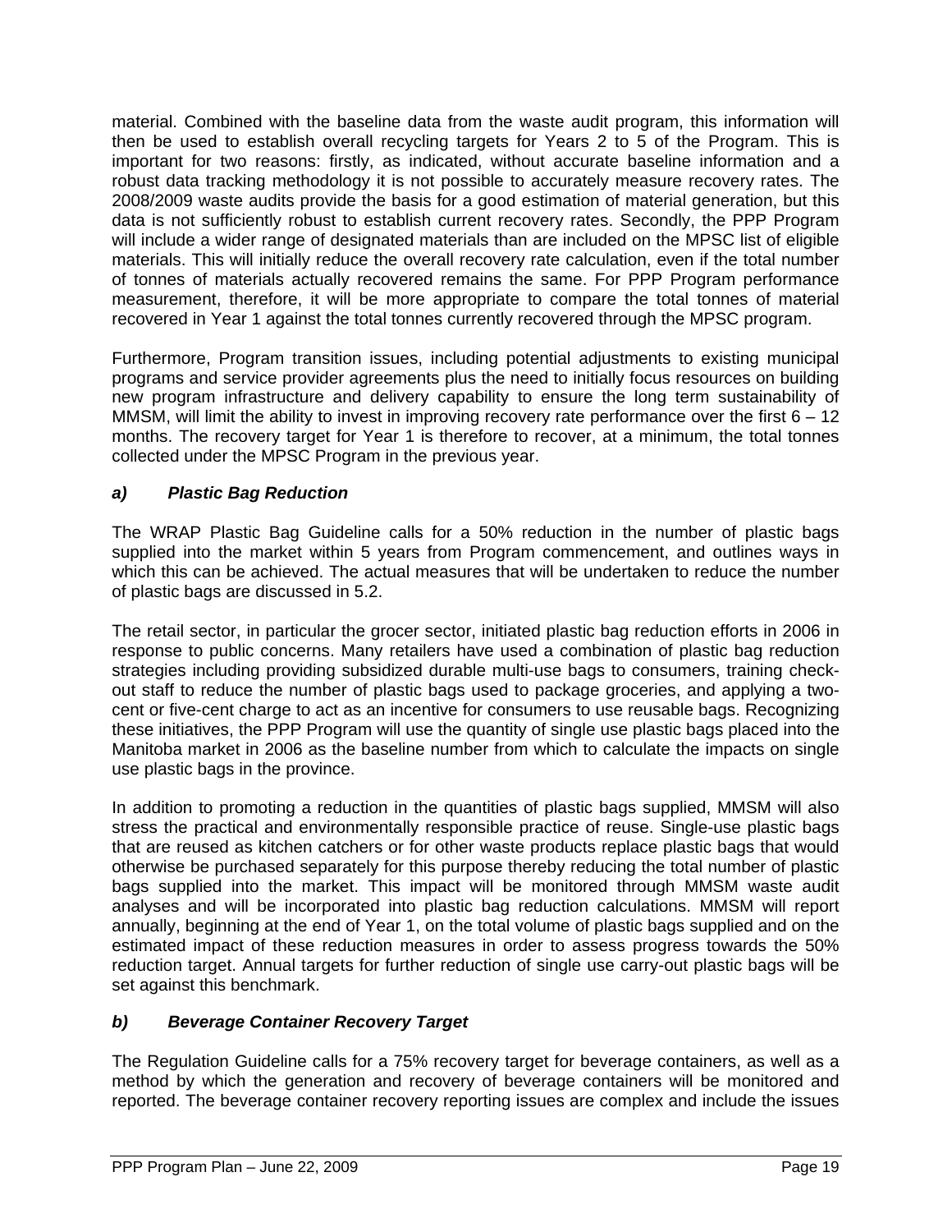material. Combined with the baseline data from the waste audit program, this information will then be used to establish overall recycling targets for Years 2 to 5 of the Program. This is important for two reasons: firstly, as indicated, without accurate baseline information and a robust data tracking methodology it is not possible to accurately measure recovery rates. The 2008/2009 waste audits provide the basis for a good estimation of material generation, but this data is not sufficiently robust to establish current recovery rates. Secondly, the PPP Program will include a wider range of designated materials than are included on the MPSC list of eligible materials. This will initially reduce the overall recovery rate calculation, even if the total number of tonnes of materials actually recovered remains the same. For PPP Program performance measurement, therefore, it will be more appropriate to compare the total tonnes of material recovered in Year 1 against the total tonnes currently recovered through the MPSC program.

Furthermore, Program transition issues, including potential adjustments to existing municipal programs and service provider agreements plus the need to initially focus resources on building new program infrastructure and delivery capability to ensure the long term sustainability of MMSM, will limit the ability to invest in improving recovery rate performance over the first 6 – 12 months. The recovery target for Year 1 is therefore to recover, at a minimum, the total tonnes collected under the MPSC Program in the previous year.

### *a) Plastic Bag Reduction*

The WRAP Plastic Bag Guideline calls for a 50% reduction in the number of plastic bags supplied into the market within 5 years from Program commencement, and outlines ways in which this can be achieved. The actual measures that will be undertaken to reduce the number of plastic bags are discussed in 5.2.

The retail sector, in particular the grocer sector, initiated plastic bag reduction efforts in 2006 in response to public concerns. Many retailers have used a combination of plastic bag reduction strategies including providing subsidized durable multi-use bags to consumers, training check-out staff to reduce the number of plastic bags used to package groceries, and applying a two-cent or five-cent charge to act as an incentive for consumers to use reusable bags. Recognizing these initiatives, the PPP Program will use the quantity of single use plastic bags placed into the Manitoba market in 2006 as the baseline number from which to calculate the impacts on single use plastic bags in the province.

In addition to promoting a reduction in the quantities of plastic bags supplied, MMSM will also stress the practical and environmentally responsible practice of reuse. Single-use plastic bags that are reused as kitchen catchers or for other waste products replace plastic bags that would otherwise be purchased separately for this purpose thereby reducing the total number of plastic bags supplied into the market. This impact will be monitored through MMSM waste audit analyses and will be incorporated into plastic bag reduction calculations. MMSM will report annually, beginning at the end of Year 1, on the total volume of plastic bags supplied and on the estimated impact of these reduction measures in order to assess progress towards the 50% reduction target. Annual targets for further reduction of single use carry-out plastic bags will be set against this benchmark.

### *b) Beverage Container Recovery Target*

The Regulation Guideline calls for a 75% recovery target for beverage containers, as well as a method by which the generation and recovery of beverage containers will be monitored and reported. The beverage container recovery reporting issues are complex and include the issues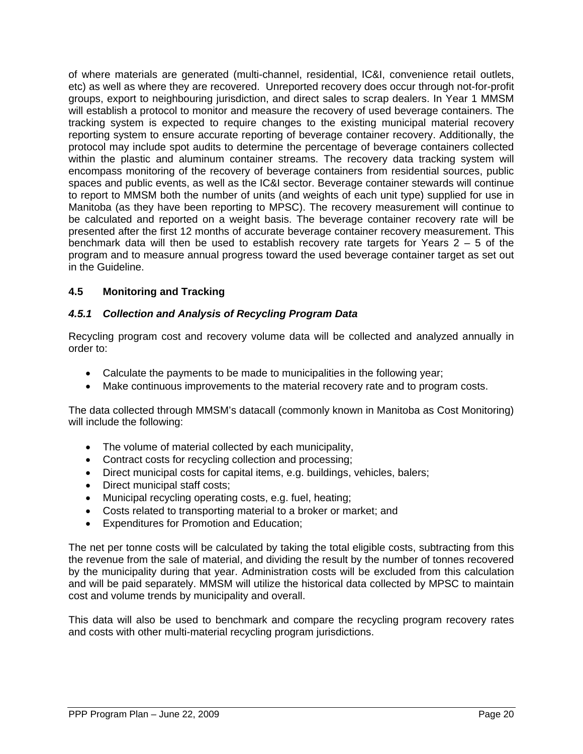of where materials are generated (multi-channel, residential, IC&I, convenience retail outlets, etc) as well as where they are recovered. Unreported recovery does occur through not-for-profit groups, export to neighbouring jurisdiction, and direct sales to scrap dealers. In Year 1 MMSM will establish a protocol to monitor and measure the recovery of used beverage containers. The tracking system is expected to require changes to the existing municipal material recovery reporting system to ensure accurate reporting of beverage container recovery. Additionally, the protocol may include spot audits to determine the percentage of beverage containers collected within the plastic and aluminum container streams. The recovery data tracking system will encompass monitoring of the recovery of beverage containers from residential sources, public spaces and public events, as well as the IC&I sector. Beverage container stewards will continue to report to MMSM both the number of units (and weights of each unit type) supplied for use in Manitoba (as they have been reporting to MPSC). The recovery measurement will continue to be calculated and reported on a weight basis. The beverage container recovery rate will be presented after the first 12 months of accurate beverage container recovery measurement. This benchmark data will then be used to establish recovery rate targets for Years 2 – 5 of the program and to measure annual progress toward the used beverage container target as set out in the Guideline.

## 4.5 Monitoring and Tracking

### *4.5.1 Collection and Analysis of Recycling Program Data*

Recycling program cost and recovery volume data will be collected and analyzed annually in order to:

- Calculate the payments to be made to municipalities in the following year;
- Make continuous improvements to the material recovery rate and to program costs.

The data collected through MMSM's datacall (commonly known in Manitoba as Cost Monitoring) will include the following:

- The volume of material collected by each municipality,
- Contract costs for recycling collection and processing;
- Direct municipal costs for capital items, e.g. buildings, vehicles, balers;
- Direct municipal staff costs;
- Municipal recycling operating costs, e.g. fuel, heating;
- Costs related to transporting material to a broker or market; and
- Expenditures for Promotion and Education;

The net per tonne costs will be calculated by taking the total eligible costs, subtracting from this the revenue from the sale of material, and dividing the result by the number of tonnes recovered by the municipality during that year. Administration costs will be excluded from this calculation and will be paid separately. MMSM will utilize the historical data collected by MPSC to maintain cost and volume trends by municipality and overall.

This data will also be used to benchmark and compare the recycling program recovery rates and costs with other multi-material recycling program jurisdictions.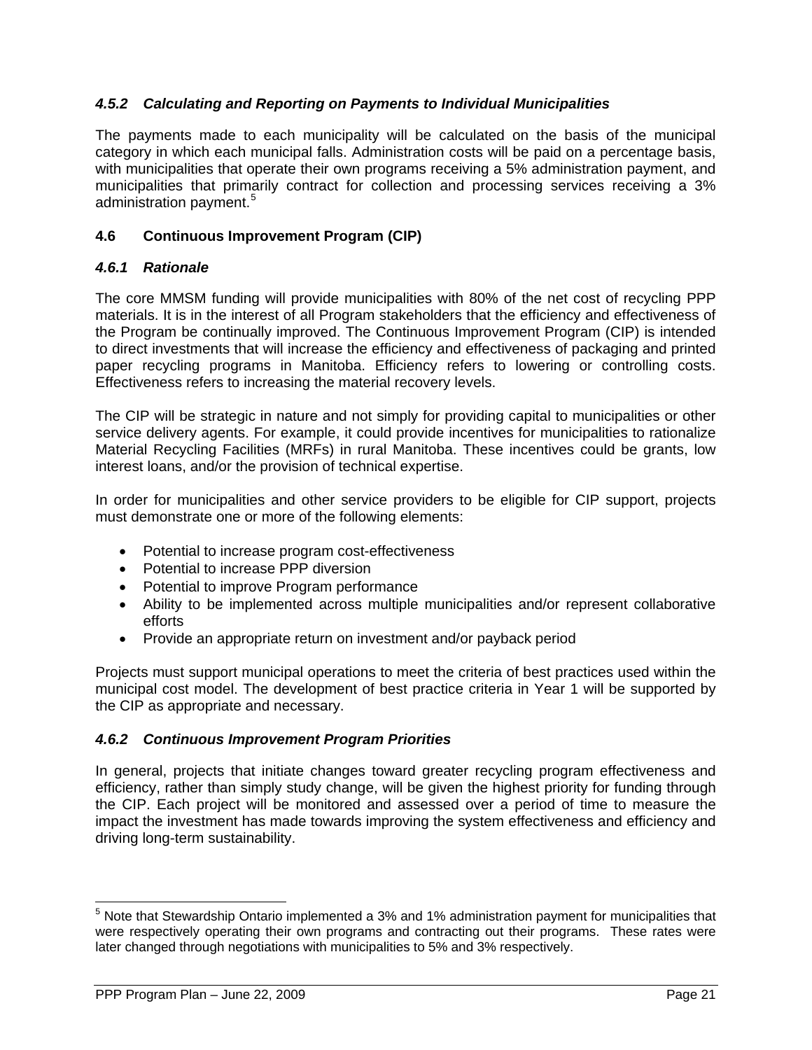### *4.5.2 Calculating and Reporting on Payments to Individual Municipalities*

The payments made to each municipality will be calculated on the basis of the municipal category in which each municipal falls. Administration costs will be paid on a percentage basis, with municipalities that operate their own programs receiving a 5% administration payment, and municipalities that primarily contract for collection and processing services receiving a 3% administration payment.[5]

## 4.6 Continuous Improvement Program (CIP)

### *4.6.1 Rationale*

The core MMSM funding will provide municipalities with 80% of the net cost of recycling PPP materials. It is in the interest of all Program stakeholders that the efficiency and effectiveness of the Program be continually improved. The Continuous Improvement Program (CIP) is intended to direct investments that will increase the efficiency and effectiveness of packaging and printed paper recycling programs in Manitoba. Efficiency refers to lowering or controlling costs. Effectiveness refers to increasing the material recovery levels.

The CIP will be strategic in nature and not simply for providing capital to municipalities or other service delivery agents. For example, it could provide incentives for municipalities to rationalize Material Recycling Facilities (MRFs) in rural Manitoba. These incentives could be grants, low interest loans, and/or the provision of technical expertise.

In order for municipalities and other service providers to be eligible for CIP support, projects must demonstrate one or more of the following elements:

- Potential to increase program cost-effectiveness
- Potential to increase PPP diversion
- Potential to improve Program performance
- Ability to be implemented across multiple municipalities and/or represent collaborative efforts
- Provide an appropriate return on investment and/or payback period

Projects must support municipal operations to meet the criteria of best practices used within the municipal cost model. The development of best practice criteria in Year 1 will be supported by the CIP as appropriate and necessary.

### *4.6.2 Continuous Improvement Program Priorities*

In general, projects that initiate changes toward greater recycling program effectiveness and efficiency, rather than simply study change, will be given the highest priority for funding through the CIP. Each project will be monitored and assessed over a period of time to measure the impact the investment has made towards improving the system effectiveness and efficiency and driving long-term sustainability.

---

[5] Note that Stewardship Ontario implemented a 3% and 1% administration payment for municipalities that were respectively operating their own programs and contracting out their programs. These rates were later changed through negotiations with municipalities to 5% and 3% respectively.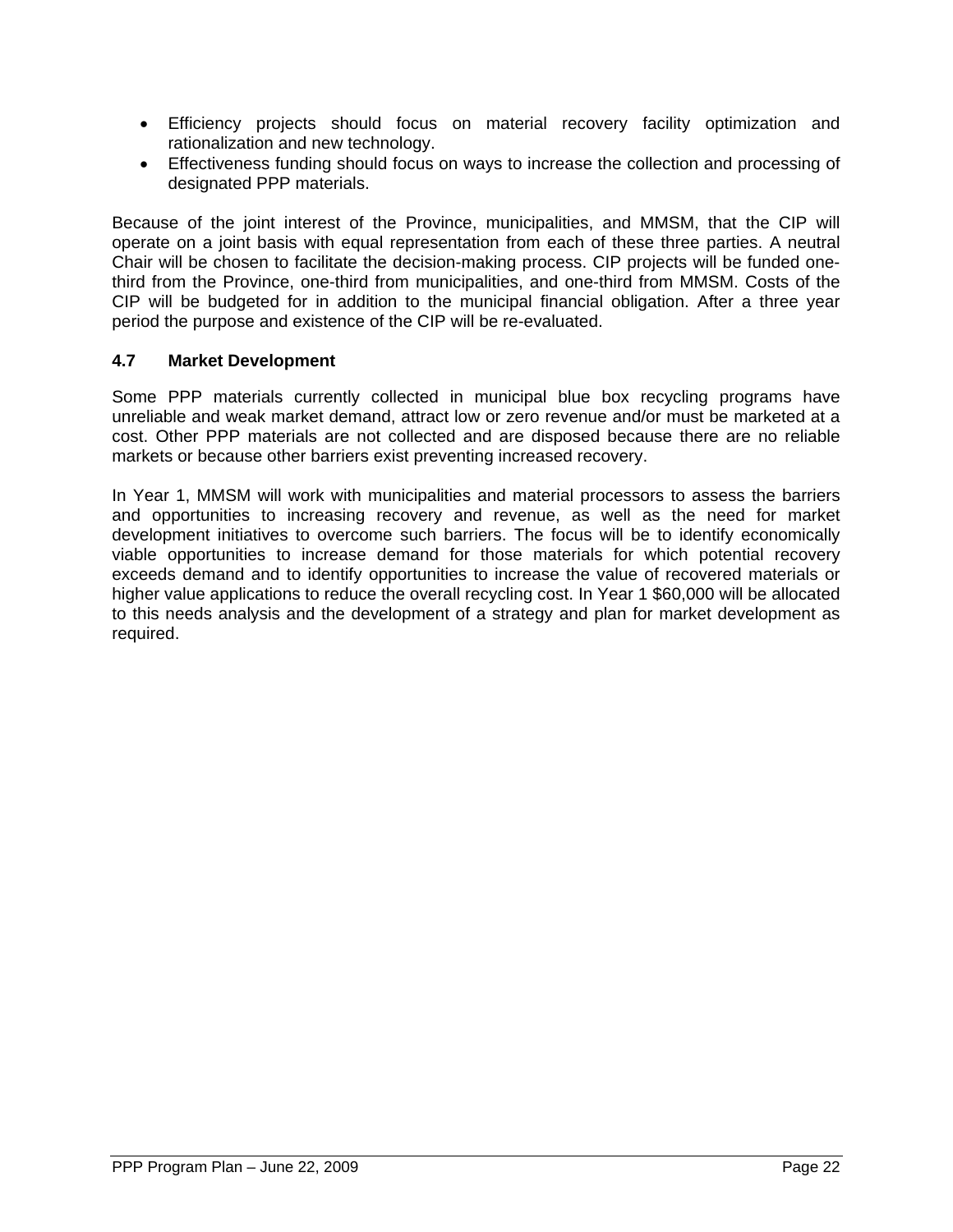- Efficiency projects should focus on material recovery facility optimization and rationalization and new technology.
- Effectiveness funding should focus on ways to increase the collection and processing of designated PPP materials.

Because of the joint interest of the Province, municipalities, and MMSM, that the CIP will operate on a joint basis with equal representation from each of these three parties. A neutral Chair will be chosen to facilitate the decision-making process. CIP projects will be funded one-third from the Province, one-third from municipalities, and one-third from MMSM. Costs of the CIP will be budgeted for in addition to the municipal financial obligation. After a three year period the purpose and existence of the CIP will be re-evaluated.

### 4.7 Market Development

Some PPP materials currently collected in municipal blue box recycling programs have unreliable and weak market demand, attract low or zero revenue and/or must be marketed at a cost. Other PPP materials are not collected and are disposed because there are no reliable markets or because other barriers exist preventing increased recovery.

In Year 1, MMSM will work with municipalities and material processors to assess the barriers and opportunities to increasing recovery and revenue, as well as the need for market development initiatives to overcome such barriers. The focus will be to identify economically viable opportunities to increase demand for those materials for which potential recovery exceeds demand and to identify opportunities to increase the value of recovered materials or higher value applications to reduce the overall recycling cost. In Year 1 $60,000 will be allocated to this needs analysis and the development of a strategy and plan for market development as required.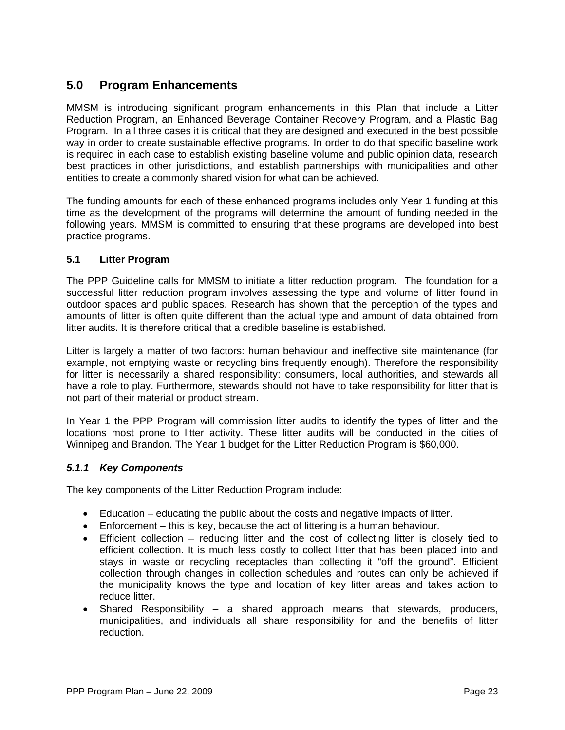# 5.0 Program Enhancements

MMSM is introducing significant program enhancements in this Plan that include a Litter Reduction Program, an Enhanced Beverage Container Recovery Program, and a Plastic Bag Program. In all three cases it is critical that they are designed and executed in the best possible way in order to create sustainable effective programs. In order to do that specific baseline work is required in each case to establish existing baseline volume and public opinion data, research best practices in other jurisdictions, and establish partnerships with municipalities and other entities to create a commonly shared vision for what can be achieved.

The funding amounts for each of these enhanced programs includes only Year 1 funding at this time as the development of the programs will determine the amount of funding needed in the following years. MMSM is committed to ensuring that these programs are developed into best practice programs.

## 5.1 Litter Program

The PPP Guideline calls for MMSM to initiate a litter reduction program. The foundation for a successful litter reduction program involves assessing the type and volume of litter found in outdoor spaces and public spaces. Research has shown that the perception of the types and amounts of litter is often quite different than the actual type and amount of data obtained from litter audits. It is therefore critical that a credible baseline is established.

Litter is largely a matter of two factors: human behaviour and ineffective site maintenance (for example, not emptying waste or recycling bins frequently enough). Therefore the responsibility for litter is necessarily a shared responsibility: consumers, local authorities, and stewards all have a role to play. Furthermore, stewards should not have to take responsibility for litter that is not part of their material or product stream.

In Year 1 the PPP Program will commission litter audits to identify the types of litter and the locations most prone to litter activity. These litter audits will be conducted in the cities of Winnipeg and Brandon. The Year 1 budget for the Litter Reduction Program is $60,000.

### *5.1.1 Key Components*

The key components of the Litter Reduction Program include:

- Education – educating the public about the costs and negative impacts of litter.
- Enforcement – this is key, because the act of littering is a human behaviour.
- Efficient collection – reducing litter and the cost of collecting litter is closely tied to efficient collection. It is much less costly to collect litter that has been placed into and stays in waste or recycling receptacles than collecting it "off the ground". Efficient collection through changes in collection schedules and routes can only be achieved if the municipality knows the type and location of key litter areas and takes action to reduce litter.
- Shared Responsibility – a shared approach means that stewards, producers, municipalities, and individuals all share responsibility for and the benefits of litter reduction.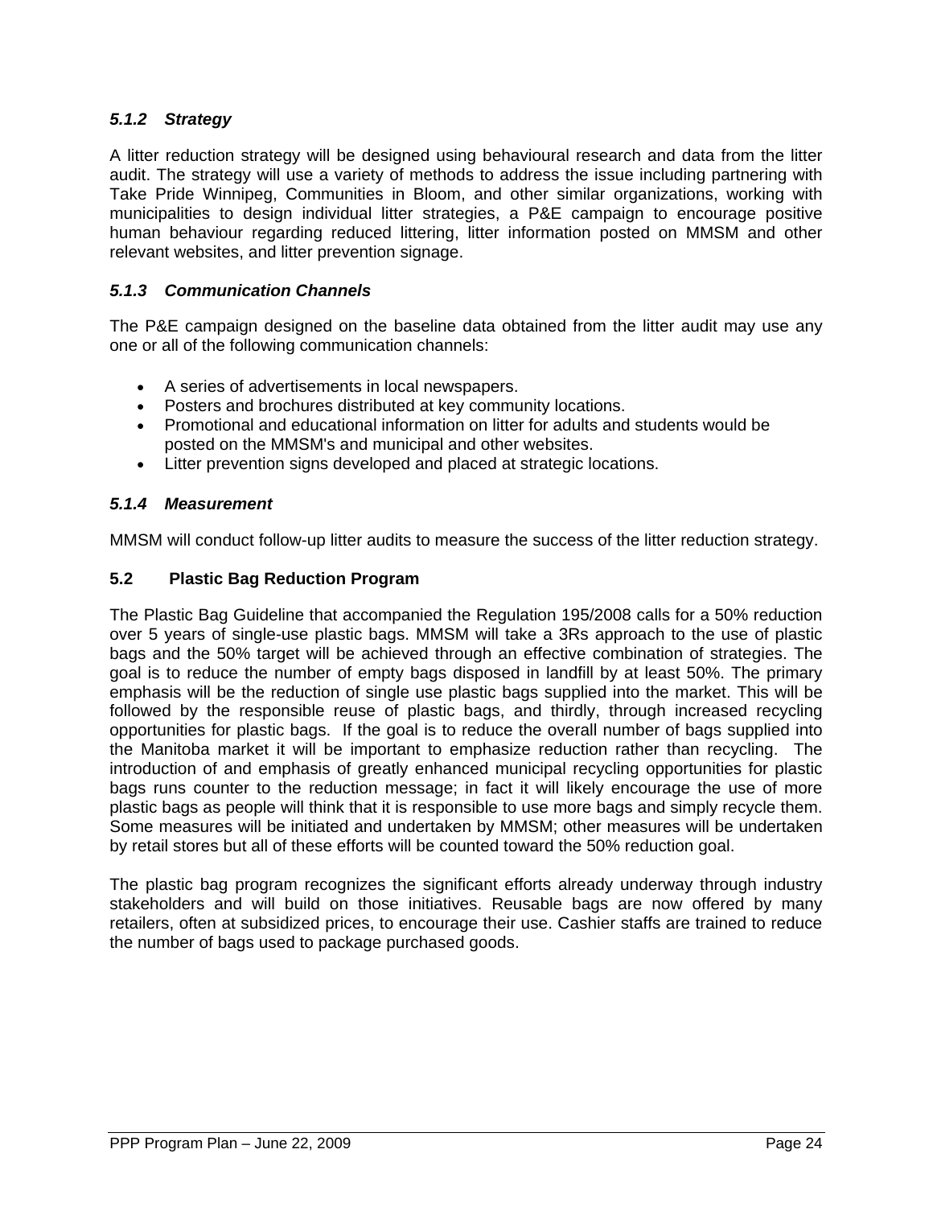#### *5.1.2 Strategy*

A litter reduction strategy will be designed using behavioural research and data from the litter audit. The strategy will use a variety of methods to address the issue including partnering with Take Pride Winnipeg, Communities in Bloom, and other similar organizations, working with municipalities to design individual litter strategies, a P&E campaign to encourage positive human behaviour regarding reduced littering, litter information posted on MMSM and other relevant websites, and litter prevention signage.

#### *5.1.3 Communication Channels*

The P&E campaign designed on the baseline data obtained from the litter audit may use any one or all of the following communication channels:

- A series of advertisements in local newspapers.
- Posters and brochures distributed at key community locations.
- Promotional and educational information on litter for adults and students would be posted on the MMSM's and municipal and other websites.
- Litter prevention signs developed and placed at strategic locations.

#### *5.1.4 Measurement*

MMSM will conduct follow-up litter audits to measure the success of the litter reduction strategy.

### 5.2 Plastic Bag Reduction Program

The Plastic Bag Guideline that accompanied the Regulation 195/2008 calls for a 50% reduction over 5 years of single-use plastic bags. MMSM will take a 3Rs approach to the use of plastic bags and the 50% target will be achieved through an effective combination of strategies. The goal is to reduce the number of empty bags disposed in landfill by at least 50%. The primary emphasis will be the reduction of single use plastic bags supplied into the market. This will be followed by the responsible reuse of plastic bags, and thirdly, through increased recycling opportunities for plastic bags. If the goal is to reduce the overall number of bags supplied into the Manitoba market it will be important to emphasize reduction rather than recycling. The introduction of and emphasis of greatly enhanced municipal recycling opportunities for plastic bags runs counter to the reduction message; in fact it will likely encourage the use of more plastic bags as people will think that it is responsible to use more bags and simply recycle them. Some measures will be initiated and undertaken by MMSM; other measures will be undertaken by retail stores but all of these efforts will be counted toward the 50% reduction goal.

The plastic bag program recognizes the significant efforts already underway through industry stakeholders and will build on those initiatives. Reusable bags are now offered by many retailers, often at subsidized prices, to encourage their use. Cashier staffs are trained to reduce the number of bags used to package purchased goods.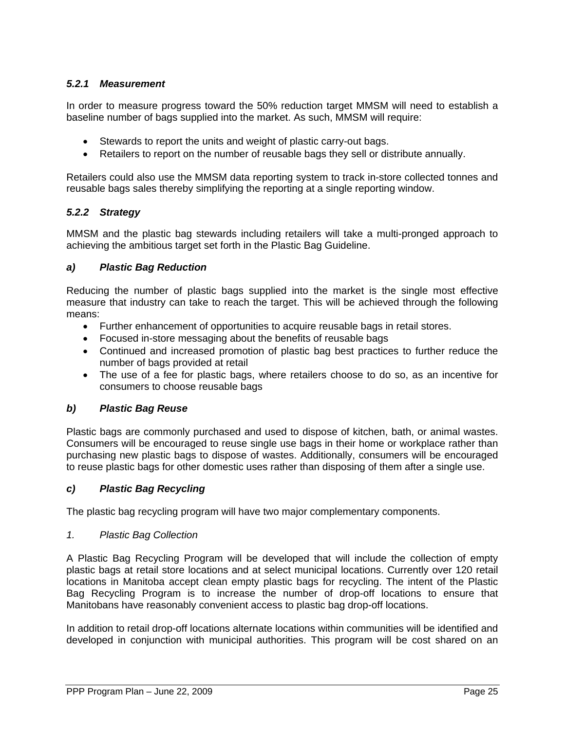#### *5.2.1 Measurement*

In order to measure progress toward the 50% reduction target MMSM will need to establish a baseline number of bags supplied into the market. As such, MMSM will require:

- Stewards to report the units and weight of plastic carry-out bags.
- Retailers to report on the number of reusable bags they sell or distribute annually.

Retailers could also use the MMSM data reporting system to track in-store collected tonnes and reusable bags sales thereby simplifying the reporting at a single reporting window.

#### *5.2.2 Strategy*

MMSM and the plastic bag stewards including retailers will take a multi-pronged approach to achieving the ambitious target set forth in the Plastic Bag Guideline.

***a) Plastic Bag Reduction***

Reducing the number of plastic bags supplied into the market is the single most effective measure that industry can take to reach the target. This will be achieved through the following means:

- Further enhancement of opportunities to acquire reusable bags in retail stores.
- Focused in-store messaging about the benefits of reusable bags
- Continued and increased promotion of plastic bag best practices to further reduce the number of bags provided at retail
- The use of a fee for plastic bags, where retailers choose to do so, as an incentive for consumers to choose reusable bags

***b) Plastic Bag Reuse***

Plastic bags are commonly purchased and used to dispose of kitchen, bath, or animal wastes. Consumers will be encouraged to reuse single use bags in their home or workplace rather than purchasing new plastic bags to dispose of wastes. Additionally, consumers will be encouraged to reuse plastic bags for other domestic uses rather than disposing of them after a single use.

***c) Plastic Bag Recycling***

The plastic bag recycling program will have two major complementary components.

*1. Plastic Bag Collection*

A Plastic Bag Recycling Program will be developed that will include the collection of empty plastic bags at retail store locations and at select municipal locations. Currently over 120 retail locations in Manitoba accept clean empty plastic bags for recycling. The intent of the Plastic Bag Recycling Program is to increase the number of drop-off locations to ensure that Manitobans have reasonably convenient access to plastic bag drop-off locations.

In addition to retail drop-off locations alternate locations within communities will be identified and developed in conjunction with municipal authorities. This program will be cost shared on an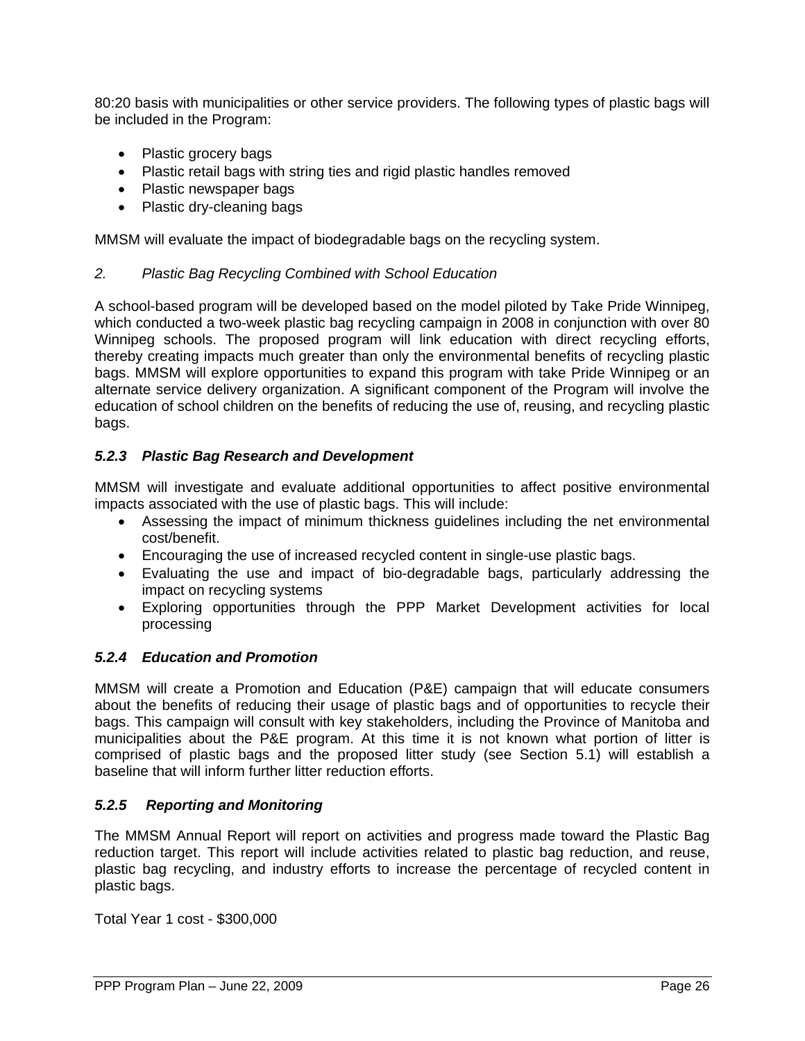80:20 basis with municipalities or other service providers. The following types of plastic bags will be included in the Program:

- Plastic grocery bags
- Plastic retail bags with string ties and rigid plastic handles removed
- Plastic newspaper bags
- Plastic dry-cleaning bags

MMSM will evaluate the impact of biodegradable bags on the recycling system.

*2. Plastic Bag Recycling Combined with School Education*

A school-based program will be developed based on the model piloted by Take Pride Winnipeg, which conducted a two-week plastic bag recycling campaign in 2008 in conjunction with over 80 Winnipeg schools. The proposed program will link education with direct recycling efforts, thereby creating impacts much greater than only the environmental benefits of recycling plastic bags. MMSM will explore opportunities to expand this program with take Pride Winnipeg or an alternate service delivery organization. A significant component of the Program will involve the education of school children on the benefits of reducing the use of, reusing, and recycling plastic bags.

#### *5.2.3 Plastic Bag Research and Development*

MMSM will investigate and evaluate additional opportunities to affect positive environmental impacts associated with the use of plastic bags. This will include:

- Assessing the impact of minimum thickness guidelines including the net environmental cost/benefit.
- Encouraging the use of increased recycled content in single-use plastic bags.
- Evaluating the use and impact of bio-degradable bags, particularly addressing the impact on recycling systems
- Exploring opportunities through the PPP Market Development activities for local processing

#### *5.2.4 Education and Promotion*

MMSM will create a Promotion and Education (P&E) campaign that will educate consumers about the benefits of reducing their usage of plastic bags and of opportunities to recycle their bags. This campaign will consult with key stakeholders, including the Province of Manitoba and municipalities about the P&E program. At this time it is not known what portion of litter is comprised of plastic bags and the proposed litter study (see Section 5.1) will establish a baseline that will inform further litter reduction efforts.

#### *5.2.5 Reporting and Monitoring*

The MMSM Annual Report will report on activities and progress made toward the Plastic Bag reduction target. This report will include activities related to plastic bag reduction, and reuse, plastic bag recycling, and industry efforts to increase the percentage of recycled content in plastic bags.

Total Year 1 cost - $300,000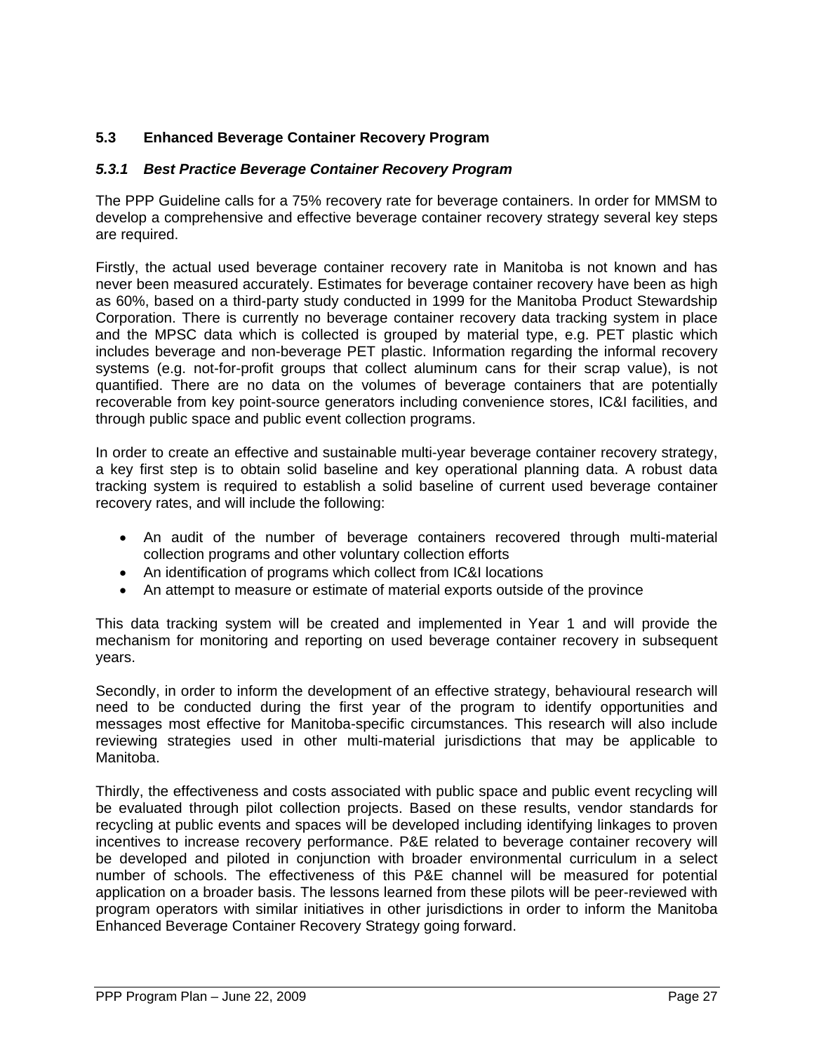## 5.3 Enhanced Beverage Container Recovery Program

### *5.3.1 Best Practice Beverage Container Recovery Program*

The PPP Guideline calls for a 75% recovery rate for beverage containers. In order for MMSM to develop a comprehensive and effective beverage container recovery strategy several key steps are required.

Firstly, the actual used beverage container recovery rate in Manitoba is not known and has never been measured accurately. Estimates for beverage container recovery have been as high as 60%, based on a third-party study conducted in 1999 for the Manitoba Product Stewardship Corporation. There is currently no beverage container recovery data tracking system in place and the MPSC data which is collected is grouped by material type, e.g. PET plastic which includes beverage and non-beverage PET plastic. Information regarding the informal recovery systems (e.g. not-for-profit groups that collect aluminum cans for their scrap value), is not quantified. There are no data on the volumes of beverage containers that are potentially recoverable from key point-source generators including convenience stores, IC&I facilities, and through public space and public event collection programs.

In order to create an effective and sustainable multi-year beverage container recovery strategy, a key first step is to obtain solid baseline and key operational planning data. A robust data tracking system is required to establish a solid baseline of current used beverage container recovery rates, and will include the following:

- An audit of the number of beverage containers recovered through multi-material collection programs and other voluntary collection efforts
- An identification of programs which collect from IC&I locations
- An attempt to measure or estimate of material exports outside of the province

This data tracking system will be created and implemented in Year 1 and will provide the mechanism for monitoring and reporting on used beverage container recovery in subsequent years.

Secondly, in order to inform the development of an effective strategy, behavioural research will need to be conducted during the first year of the program to identify opportunities and messages most effective for Manitoba-specific circumstances. This research will also include reviewing strategies used in other multi-material jurisdictions that may be applicable to Manitoba.

Thirdly, the effectiveness and costs associated with public space and public event recycling will be evaluated through pilot collection projects. Based on these results, vendor standards for recycling at public events and spaces will be developed including identifying linkages to proven incentives to increase recovery performance. P&E related to beverage container recovery will be developed and piloted in conjunction with broader environmental curriculum in a select number of schools. The effectiveness of this P&E channel will be measured for potential application on a broader basis. The lessons learned from these pilots will be peer-reviewed with program operators with similar initiatives in other jurisdictions in order to inform the Manitoba Enhanced Beverage Container Recovery Strategy going forward.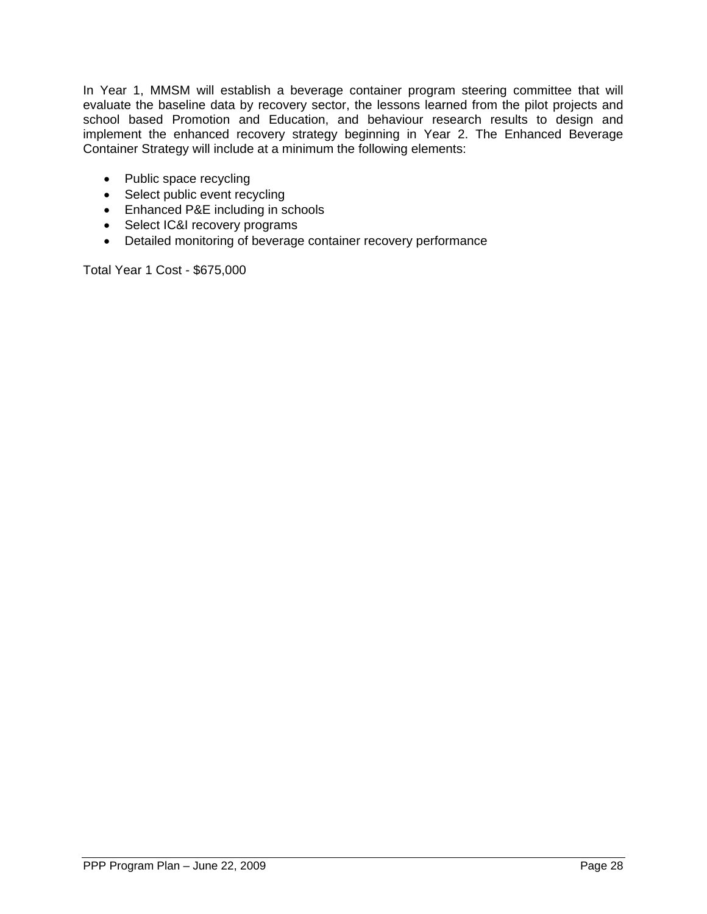In Year 1, MMSM will establish a beverage container program steering committee that will evaluate the baseline data by recovery sector, the lessons learned from the pilot projects and school based Promotion and Education, and behaviour research results to design and implement the enhanced recovery strategy beginning in Year 2. The Enhanced Beverage Container Strategy will include at a minimum the following elements:

- Public space recycling
- Select public event recycling
- Enhanced P&E including in schools
- Select IC&I recovery programs
- Detailed monitoring of beverage container recovery performance

Total Year 1 Cost - $675,000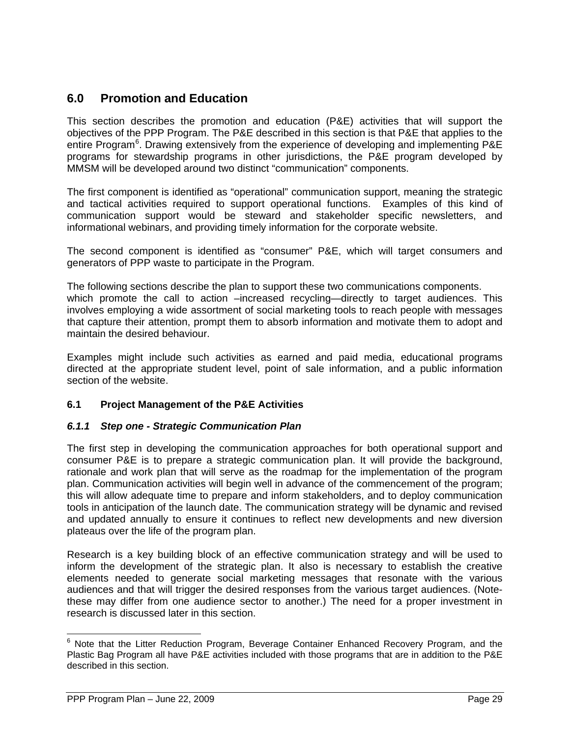## 6.0 Promotion and Education

This section describes the promotion and education (P&E) activities that will support the objectives of the PPP Program. The P&E described in this section is that P&E that applies to the entire Program[6]. Drawing extensively from the experience of developing and implementing P&E programs for stewardship programs in other jurisdictions, the P&E program developed by MMSM will be developed around two distinct "communication" components.

The first component is identified as "operational" communication support, meaning the strategic and tactical activities required to support operational functions. Examples of this kind of communication support would be steward and stakeholder specific newsletters, and informational webinars, and providing timely information for the corporate website.

The second component is identified as "consumer" P&E, which will target consumers and generators of PPP waste to participate in the Program.

The following sections describe the plan to support these two communications components. which promote the call to action –increased recycling—directly to target audiences. This involves employing a wide assortment of social marketing tools to reach people with messages that capture their attention, prompt them to absorb information and motivate them to adopt and maintain the desired behaviour.

Examples might include such activities as earned and paid media, educational programs directed at the appropriate student level, point of sale information, and a public information section of the website.

### 6.1 Project Management of the P&E Activities

#### *6.1.1 Step one - Strategic Communication Plan*

The first step in developing the communication approaches for both operational support and consumer P&E is to prepare a strategic communication plan. It will provide the background, rationale and work plan that will serve as the roadmap for the implementation of the program plan. Communication activities will begin well in advance of the commencement of the program; this will allow adequate time to prepare and inform stakeholders, and to deploy communication tools in anticipation of the launch date. The communication strategy will be dynamic and revised and updated annually to ensure it continues to reflect new developments and new diversion plateaus over the life of the program plan.

Research is a key building block of an effective communication strategy and will be used to inform the development of the strategic plan. It also is necessary to establish the creative elements needed to generate social marketing messages that resonate with the various audiences and that will trigger the desired responses from the various target audiences. (Note- these may differ from one audience sector to another.) The need for a proper investment in research is discussed later in this section.

---

[6] Note that the Litter Reduction Program, Beverage Container Enhanced Recovery Program, and the Plastic Bag Program all have P&E activities included with those programs that are in addition to the P&E described in this section.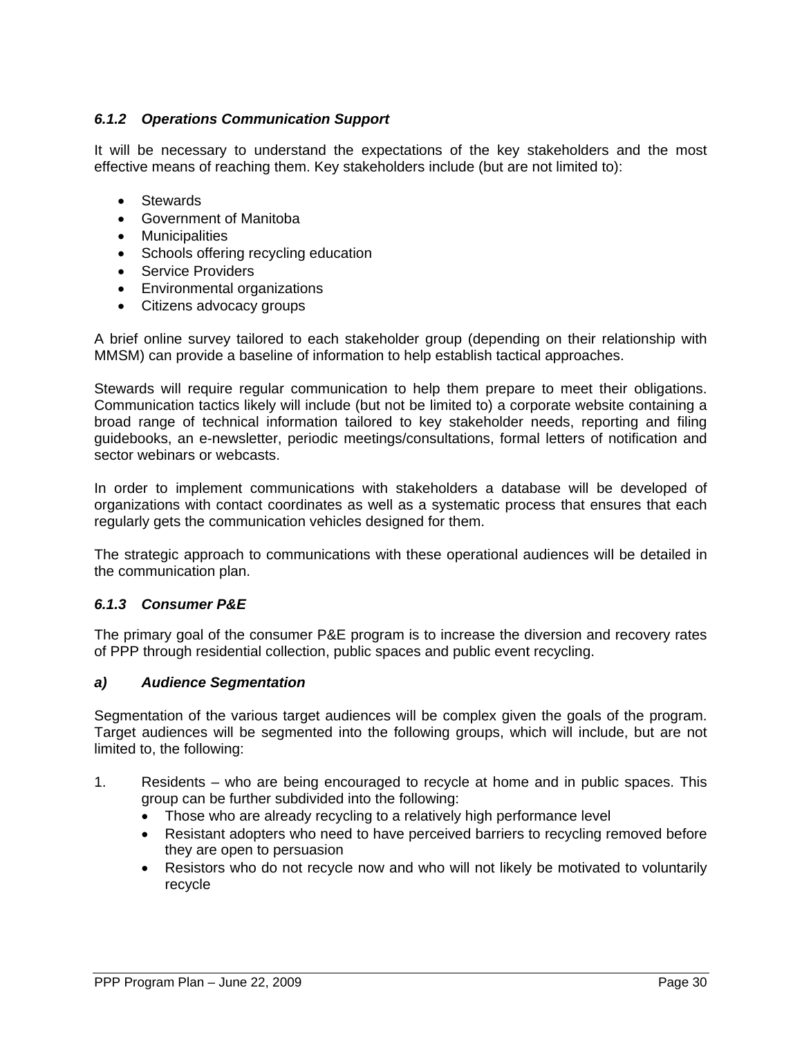#### *6.1.2 Operations Communication Support*

It will be necessary to understand the expectations of the key stakeholders and the most effective means of reaching them. Key stakeholders include (but are not limited to):

- Stewards
- Government of Manitoba
- Municipalities
- Schools offering recycling education
- Service Providers
- Environmental organizations
- Citizens advocacy groups

A brief online survey tailored to each stakeholder group (depending on their relationship with MMSM) can provide a baseline of information to help establish tactical approaches.

Stewards will require regular communication to help them prepare to meet their obligations. Communication tactics likely will include (but not be limited to) a corporate website containing a broad range of technical information tailored to key stakeholder needs, reporting and filing guidebooks, an e-newsletter, periodic meetings/consultations, formal letters of notification and sector webinars or webcasts.

In order to implement communications with stakeholders a database will be developed of organizations with contact coordinates as well as a systematic process that ensures that each regularly gets the communication vehicles designed for them.

The strategic approach to communications with these operational audiences will be detailed in the communication plan.

#### *6.1.3 Consumer P&E*

The primary goal of the consumer P&E program is to increase the diversion and recovery rates of PPP through residential collection, public spaces and public event recycling.

***a) Audience Segmentation***

Segmentation of the various target audiences will be complex given the goals of the program. Target audiences will be segmented into the following groups, which will include, but are not limited to, the following:

1. Residents – who are being encouraged to recycle at home and in public spaces. This group can be further subdivided into the following:
   - Those who are already recycling to a relatively high performance level
   - Resistant adopters who need to have perceived barriers to recycling removed before they are open to persuasion
   - Resistors who do not recycle now and who will not likely be motivated to voluntarily recycle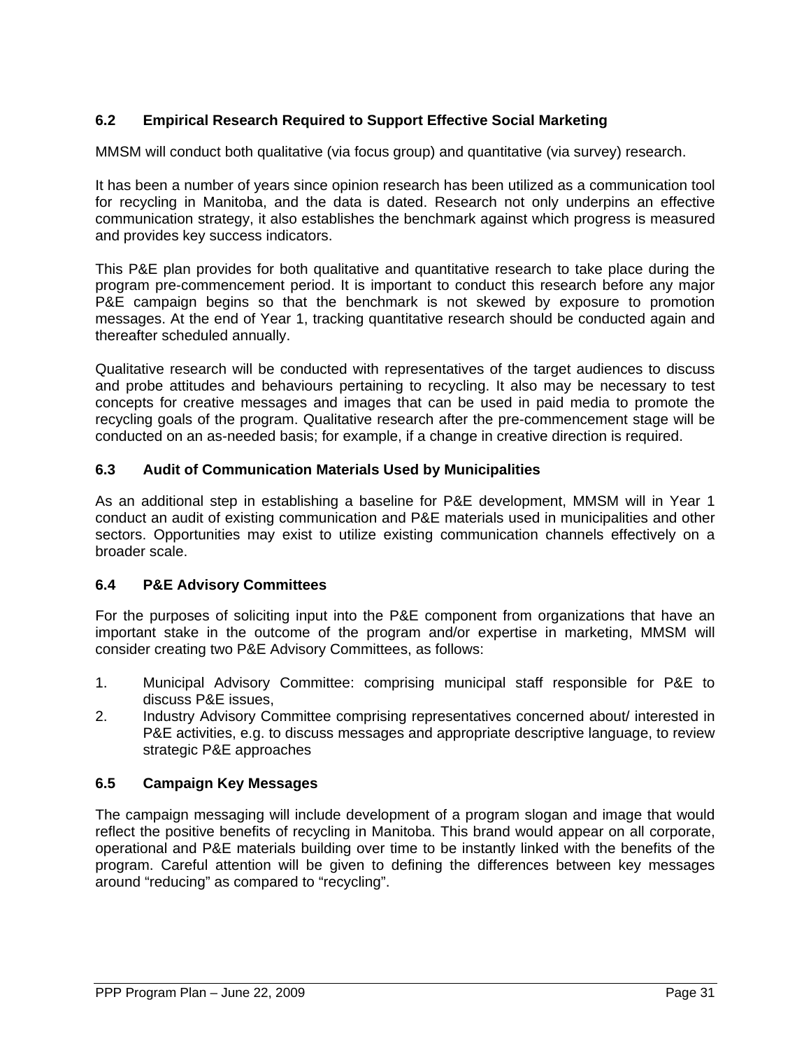### 6.2 Empirical Research Required to Support Effective Social Marketing

MMSM will conduct both qualitative (via focus group) and quantitative (via survey) research.

It has been a number of years since opinion research has been utilized as a communication tool for recycling in Manitoba, and the data is dated. Research not only underpins an effective communication strategy, it also establishes the benchmark against which progress is measured and provides key success indicators.

This P&E plan provides for both qualitative and quantitative research to take place during the program pre-commencement period. It is important to conduct this research before any major P&E campaign begins so that the benchmark is not skewed by exposure to promotion messages. At the end of Year 1, tracking quantitative research should be conducted again and thereafter scheduled annually.

Qualitative research will be conducted with representatives of the target audiences to discuss and probe attitudes and behaviours pertaining to recycling. It also may be necessary to test concepts for creative messages and images that can be used in paid media to promote the recycling goals of the program. Qualitative research after the pre-commencement stage will be conducted on an as-needed basis; for example, if a change in creative direction is required.

### 6.3 Audit of Communication Materials Used by Municipalities

As an additional step in establishing a baseline for P&E development, MMSM will in Year 1 conduct an audit of existing communication and P&E materials used in municipalities and other sectors. Opportunities may exist to utilize existing communication channels effectively on a broader scale.

### 6.4 P&E Advisory Committees

For the purposes of soliciting input into the P&E component from organizations that have an important stake in the outcome of the program and/or expertise in marketing, MMSM will consider creating two P&E Advisory Committees, as follows:

1. Municipal Advisory Committee: comprising municipal staff responsible for P&E to discuss P&E issues,
2. Industry Advisory Committee comprising representatives concerned about/ interested in P&E activities, e.g. to discuss messages and appropriate descriptive language, to review strategic P&E approaches

### 6.5 Campaign Key Messages

The campaign messaging will include development of a program slogan and image that would reflect the positive benefits of recycling in Manitoba. This brand would appear on all corporate, operational and P&E materials building over time to be instantly linked with the benefits of the program. Careful attention will be given to defining the differences between key messages around "reducing" as compared to "recycling".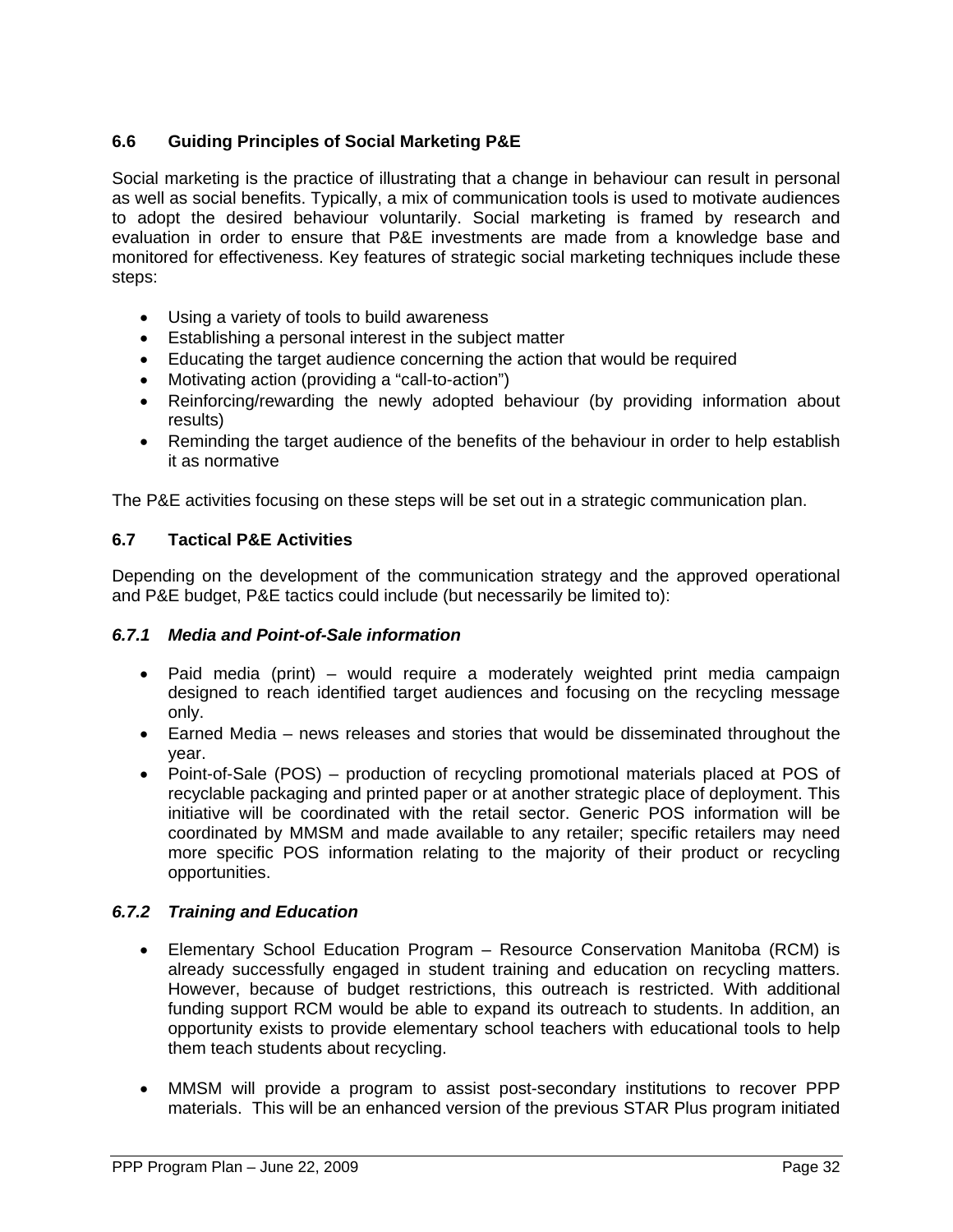## 6.6 Guiding Principles of Social Marketing P&E

Social marketing is the practice of illustrating that a change in behaviour can result in personal as well as social benefits. Typically, a mix of communication tools is used to motivate audiences to adopt the desired behaviour voluntarily. Social marketing is framed by research and evaluation in order to ensure that P&E investments are made from a knowledge base and monitored for effectiveness. Key features of strategic social marketing techniques include these steps:

- Using a variety of tools to build awareness
- Establishing a personal interest in the subject matter
- Educating the target audience concerning the action that would be required
- Motivating action (providing a “call-to-action”)
- Reinforcing/rewarding the newly adopted behaviour (by providing information about results)
- Reminding the target audience of the benefits of the behaviour in order to help establish it as normative

The P&E activities focusing on these steps will be set out in a strategic communication plan.

## 6.7 Tactical P&E Activities

Depending on the development of the communication strategy and the approved operational and P&E budget, P&E tactics could include (but necessarily be limited to):

### *6.7.1 Media and Point-of-Sale information*

- Paid media (print) – would require a moderately weighted print media campaign designed to reach identified target audiences and focusing on the recycling message only.
- Earned Media – news releases and stories that would be disseminated throughout the year.
- Point-of-Sale (POS) – production of recycling promotional materials placed at POS of recyclable packaging and printed paper or at another strategic place of deployment. This initiative will be coordinated with the retail sector. Generic POS information will be coordinated by MMSM and made available to any retailer; specific retailers may need more specific POS information relating to the majority of their product or recycling opportunities.

### *6.7.2 Training and Education*

- Elementary School Education Program – Resource Conservation Manitoba (RCM) is already successfully engaged in student training and education on recycling matters. However, because of budget restrictions, this outreach is restricted. With additional funding support RCM would be able to expand its outreach to students. In addition, an opportunity exists to provide elementary school teachers with educational tools to help them teach students about recycling.

- MMSM will provide a program to assist post-secondary institutions to recover PPP materials. This will be an enhanced version of the previous STAR Plus program initiated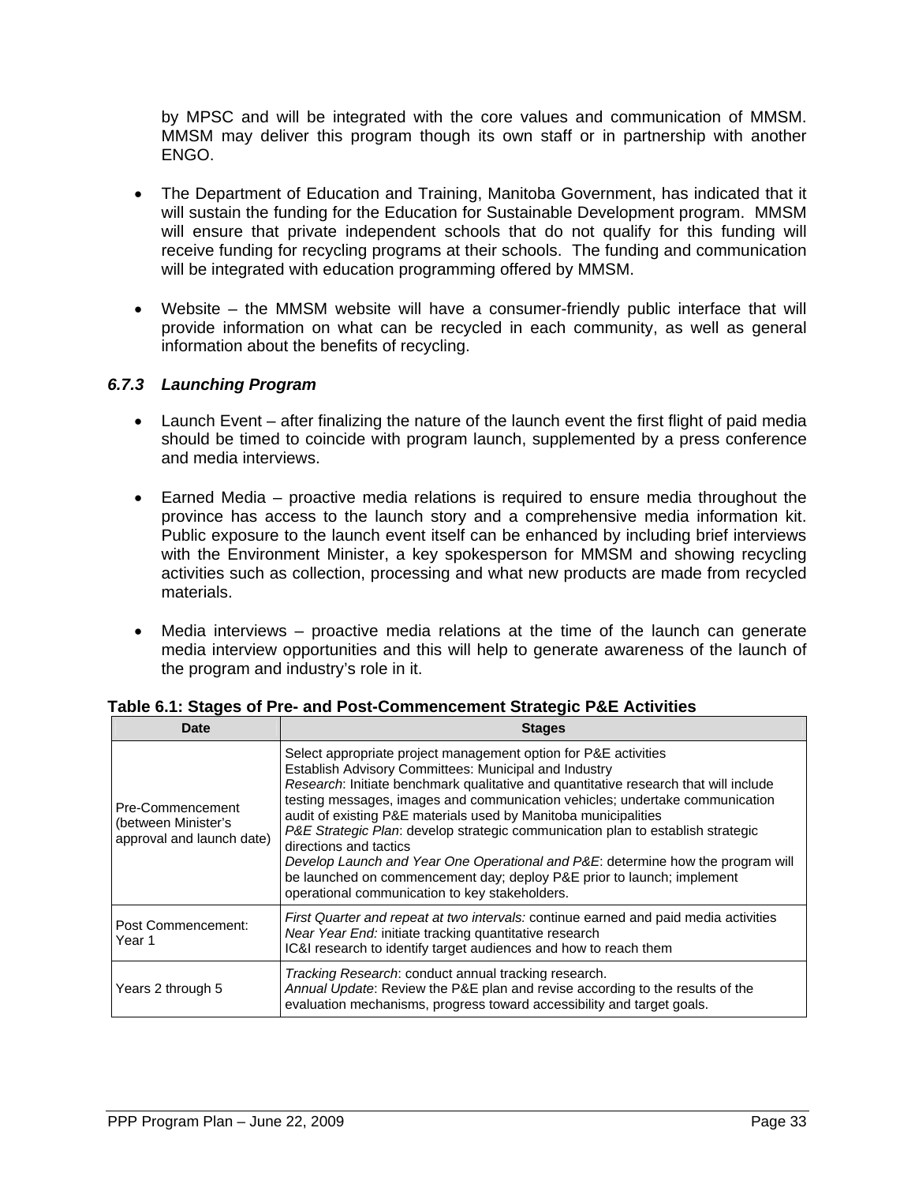by MPSC and will be integrated with the core values and communication of MMSM. MMSM may deliver this program though its own staff or in partnership with another ENGO.

- The Department of Education and Training, Manitoba Government, has indicated that it will sustain the funding for the Education for Sustainable Development program. MMSM will ensure that private independent schools that do not qualify for this funding will receive funding for recycling programs at their schools. The funding and communication will be integrated with education programming offered by MMSM.

- Website – the MMSM website will have a consumer-friendly public interface that will provide information on what can be recycled in each community, as well as general information about the benefits of recycling.

### *6.7.3 Launching Program*

- Launch Event – after finalizing the nature of the launch event the first flight of paid media should be timed to coincide with program launch, supplemented by a press conference and media interviews.

- Earned Media – proactive media relations is required to ensure media throughout the province has access to the launch story and a comprehensive media information kit. Public exposure to the launch event itself can be enhanced by including brief interviews with the Environment Minister, a key spokesperson for MMSM and showing recycling activities such as collection, processing and what new products are made from recycled materials.

- Media interviews – proactive media relations at the time of the launch can generate media interview opportunities and this will help to generate awareness of the launch of the program and industry's role in it.

**Table 6.1: Stages of Pre- and Post-Commencement Strategic P&E Activities**

| Date | Stages |
|---|---|
| Pre-Commencement (between Minister's approval and launch date) | Select appropriate project management option for P&E activities<br>Establish Advisory Committees: Municipal and Industry<br>*Research*: Initiate benchmark qualitative and quantitative research that will include testing messages, images and communication vehicles; undertake communication audit of existing P&E materials used by Manitoba municipalities<br>*P&E Strategic Plan*: develop strategic communication plan to establish strategic directions and tactics<br>*Develop Launch and Year One Operational and P&E*: determine how the program will be launched on commencement day; deploy P&E prior to launch; implement operational communication to key stakeholders. |
| Post Commencement: Year 1 | *First Quarter and repeat at two intervals:* continue earned and paid media activities<br>*Near Year End:* initiate tracking quantitative research<br>IC&I research to identify target audiences and how to reach them |
| Years 2 through 5 | *Tracking Research*: conduct annual tracking research.<br>*Annual Update*: Review the P&E plan and revise according to the results of the evaluation mechanisms, progress toward accessibility and target goals. |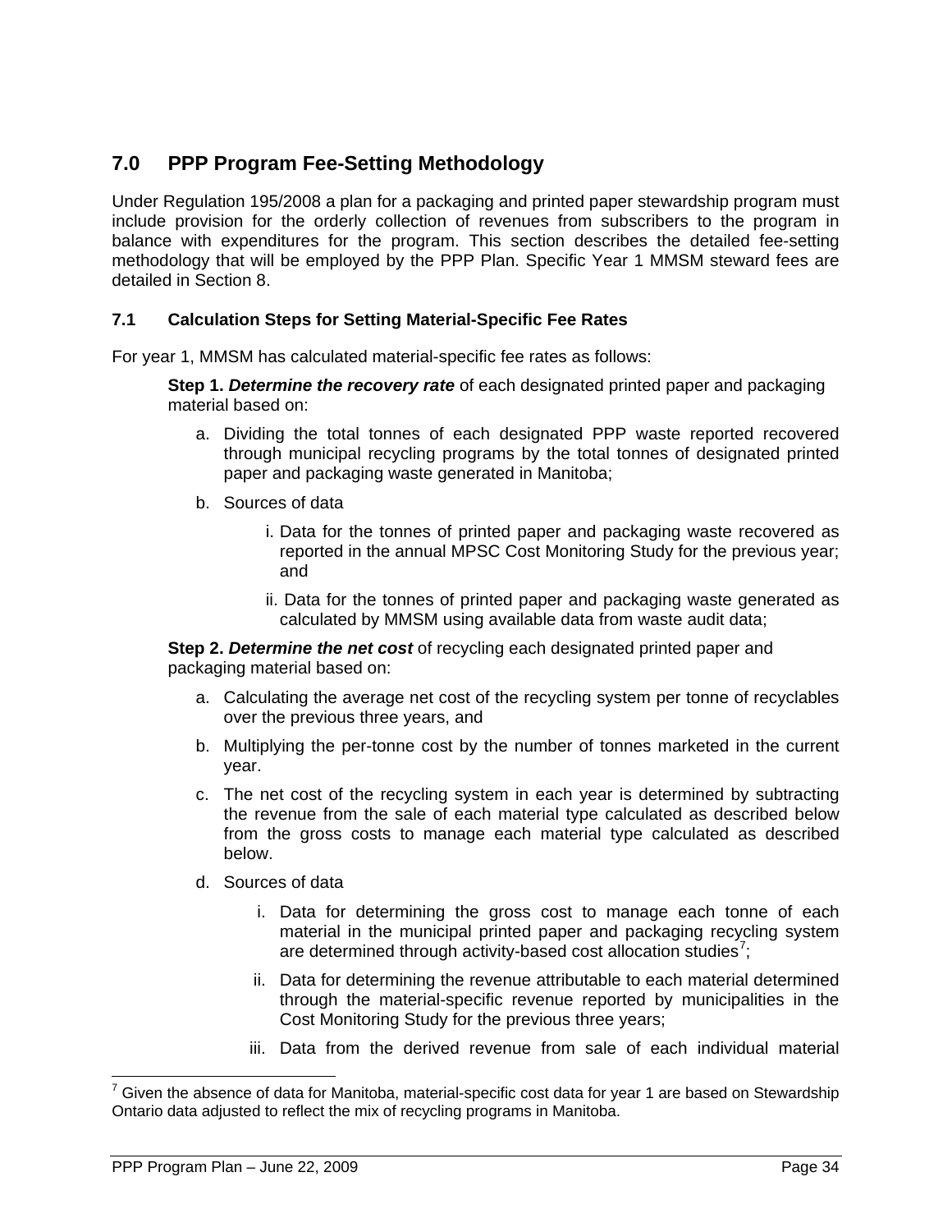## 7.0 PPP Program Fee-Setting Methodology

Under Regulation 195/2008 a plan for a packaging and printed paper stewardship program must include provision for the orderly collection of revenues from subscribers to the program in balance with expenditures for the program. This section describes the detailed fee-setting methodology that will be employed by the PPP Plan. Specific Year 1 MMSM steward fees are detailed in Section 8.

### 7.1 Calculation Steps for Setting Material-Specific Fee Rates

For year 1, MMSM has calculated material-specific fee rates as follows:

**Step 1. *Determine the recovery rate*** of each designated printed paper and packaging material based on:

a. Dividing the total tonnes of each designated PPP waste reported recovered through municipal recycling programs by the total tonnes of designated printed paper and packaging waste generated in Manitoba;

b. Sources of data

   i. Data for the tonnes of printed paper and packaging waste recovered as reported in the annual MPSC Cost Monitoring Study for the previous year; and

   ii. Data for the tonnes of printed paper and packaging waste generated as calculated by MMSM using available data from waste audit data;

**Step 2. *Determine the net cost*** of recycling each designated printed paper and packaging material based on:

a. Calculating the average net cost of the recycling system per tonne of recyclables over the previous three years, and

b. Multiplying the per-tonne cost by the number of tonnes marketed in the current year.

c. The net cost of the recycling system in each year is determined by subtracting the revenue from the sale of each material type calculated as described below from the gross costs to manage each material type calculated as described below.

d. Sources of data

   i. Data for determining the gross cost to manage each tonne of each material in the municipal printed paper and packaging recycling system are determined through activity-based cost allocation studies[7];

   ii. Data for determining the revenue attributable to each material determined through the material-specific revenue reported by municipalities in the Cost Monitoring Study for the previous three years;

   iii. Data from the derived revenue from sale of each individual material

[7] Given the absence of data for Manitoba, material-specific cost data for year 1 are based on Stewardship Ontario data adjusted to reflect the mix of recycling programs in Manitoba.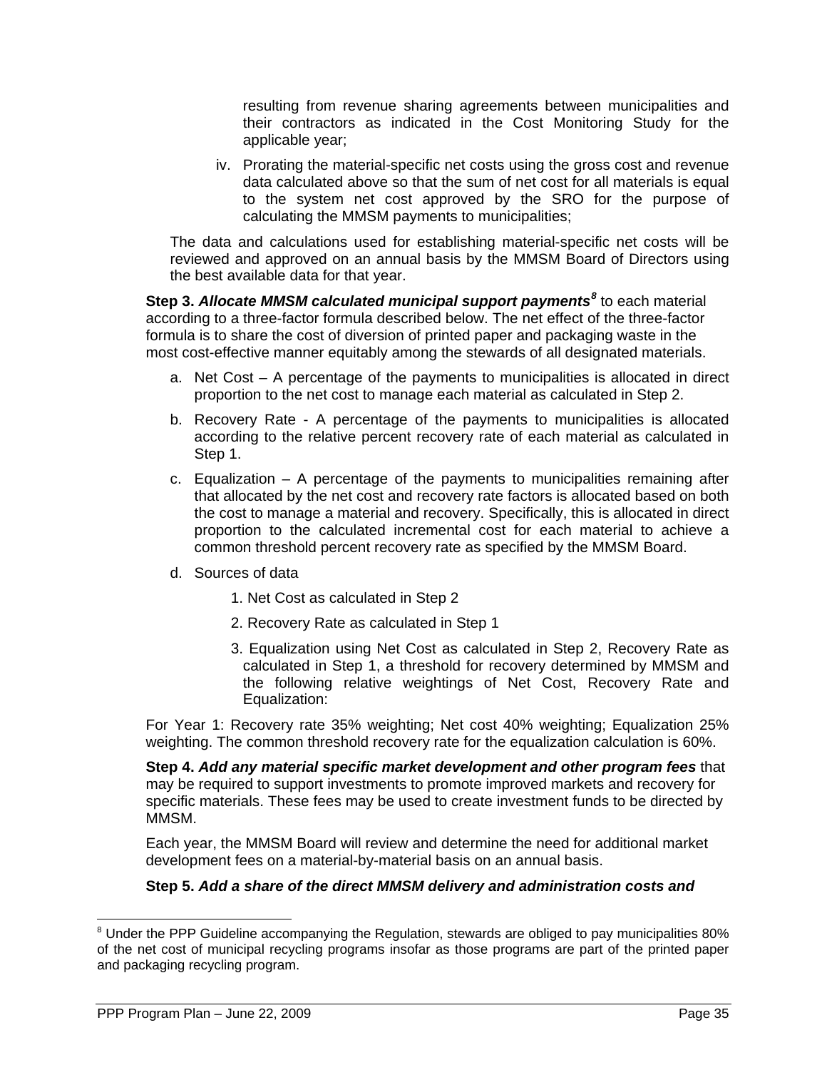resulting from revenue sharing agreements between municipalities and their contractors as indicated in the Cost Monitoring Study for the applicable year;

iv. Prorating the material-specific net costs using the gross cost and revenue data calculated above so that the sum of net cost for all materials is equal to the system net cost approved by the SRO for the purpose of calculating the MMSM payments to municipalities;

The data and calculations used for establishing material-specific net costs will be reviewed and approved on an annual basis by the MMSM Board of Directors using the best available data for that year.

**Step 3. *Allocate MMSM calculated municipal support payments*[8]** to each material according to a three-factor formula described below. The net effect of the three-factor formula is to share the cost of diversion of printed paper and packaging waste in the most cost-effective manner equitably among the stewards of all designated materials.

a. Net Cost – A percentage of the payments to municipalities is allocated in direct proportion to the net cost to manage each material as calculated in Step 2.

b. Recovery Rate - A percentage of the payments to municipalities is allocated according to the relative percent recovery rate of each material as calculated in Step 1.

c. Equalization – A percentage of the payments to municipalities remaining after that allocated by the net cost and recovery rate factors is allocated based on both the cost to manage a material and recovery. Specifically, this is allocated in direct proportion to the calculated incremental cost for each material to achieve a common threshold percent recovery rate as specified by the MMSM Board.

d. Sources of data

   1. Net Cost as calculated in Step 2
   2. Recovery Rate as calculated in Step 1
   3. Equalization using Net Cost as calculated in Step 2, Recovery Rate as calculated in Step 1, a threshold for recovery determined by MMSM and the following relative weightings of Net Cost, Recovery Rate and Equalization:

For Year 1: Recovery rate 35% weighting; Net cost 40% weighting; Equalization 25% weighting. The common threshold recovery rate for the equalization calculation is 60%.

**Step 4. *Add any material specific market development and other program fees*** that may be required to support investments to promote improved markets and recovery for specific materials. These fees may be used to create investment funds to be directed by MMSM.

Each year, the MMSM Board will review and determine the need for additional market development fees on a material-by-material basis on an annual basis.

**Step 5. *Add a share of the direct MMSM delivery and administration costs and***

[8] Under the PPP Guideline accompanying the Regulation, stewards are obliged to pay municipalities 80% of the net cost of municipal recycling programs insofar as those programs are part of the printed paper and packaging recycling program.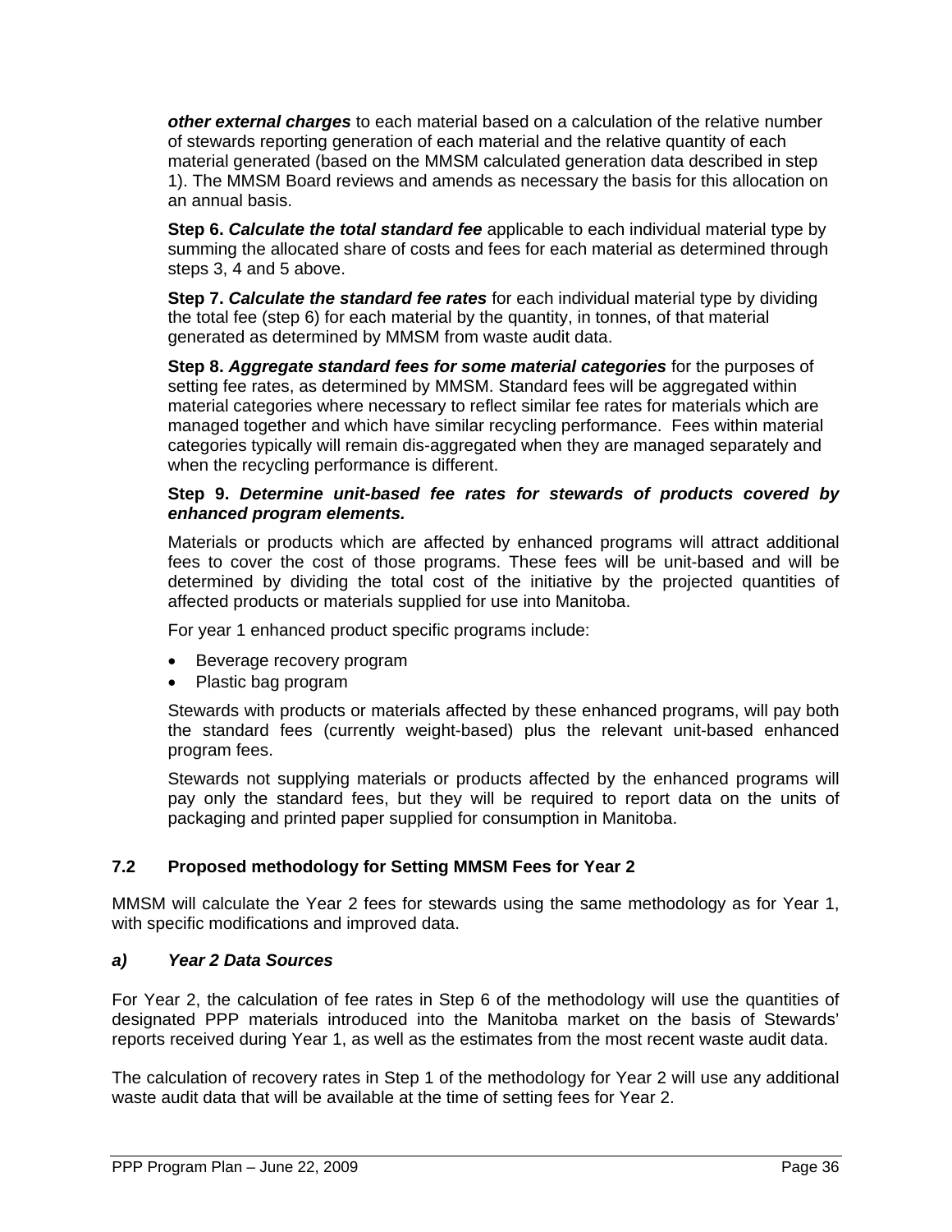***other external charges*** to each material based on a calculation of the relative number of stewards reporting generation of each material and the relative quantity of each material generated (based on the MMSM calculated generation data described in step 1). The MMSM Board reviews and amends as necessary the basis for this allocation on an annual basis.

**Step 6. *Calculate the total standard fee*** applicable to each individual material type by summing the allocated share of costs and fees for each material as determined through steps 3, 4 and 5 above.

**Step 7. *Calculate the standard fee rates*** for each individual material type by dividing the total fee (step 6) for each material by the quantity, in tonnes, of that material generated as determined by MMSM from waste audit data.

**Step 8. *Aggregate standard fees for some material categories*** for the purposes of setting fee rates, as determined by MMSM. Standard fees will be aggregated within material categories where necessary to reflect similar fee rates for materials which are managed together and which have similar recycling performance. Fees within material categories typically will remain dis-aggregated when they are managed separately and when the recycling performance is different.

**Step 9. *Determine unit-based fee rates for stewards of products covered by enhanced program elements.***

Materials or products which are affected by enhanced programs will attract additional fees to cover the cost of those programs. These fees will be unit-based and will be determined by dividing the total cost of the initiative by the projected quantities of affected products or materials supplied for use into Manitoba.

For year 1 enhanced product specific programs include:

- Beverage recovery program
- Plastic bag program

Stewards with products or materials affected by these enhanced programs, will pay both the standard fees (currently weight-based) plus the relevant unit-based enhanced program fees.

Stewards not supplying materials or products affected by the enhanced programs will pay only the standard fees, but they will be required to report data on the units of packaging and printed paper supplied for consumption in Manitoba.

## 7.2 Proposed methodology for Setting MMSM Fees for Year 2

MMSM will calculate the Year 2 fees for stewards using the same methodology as for Year 1, with specific modifications and improved data.

### *a) Year 2 Data Sources*

For Year 2, the calculation of fee rates in Step 6 of the methodology will use the quantities of designated PPP materials introduced into the Manitoba market on the basis of Stewards' reports received during Year 1, as well as the estimates from the most recent waste audit data.

The calculation of recovery rates in Step 1 of the methodology for Year 2 will use any additional waste audit data that will be available at the time of setting fees for Year 2.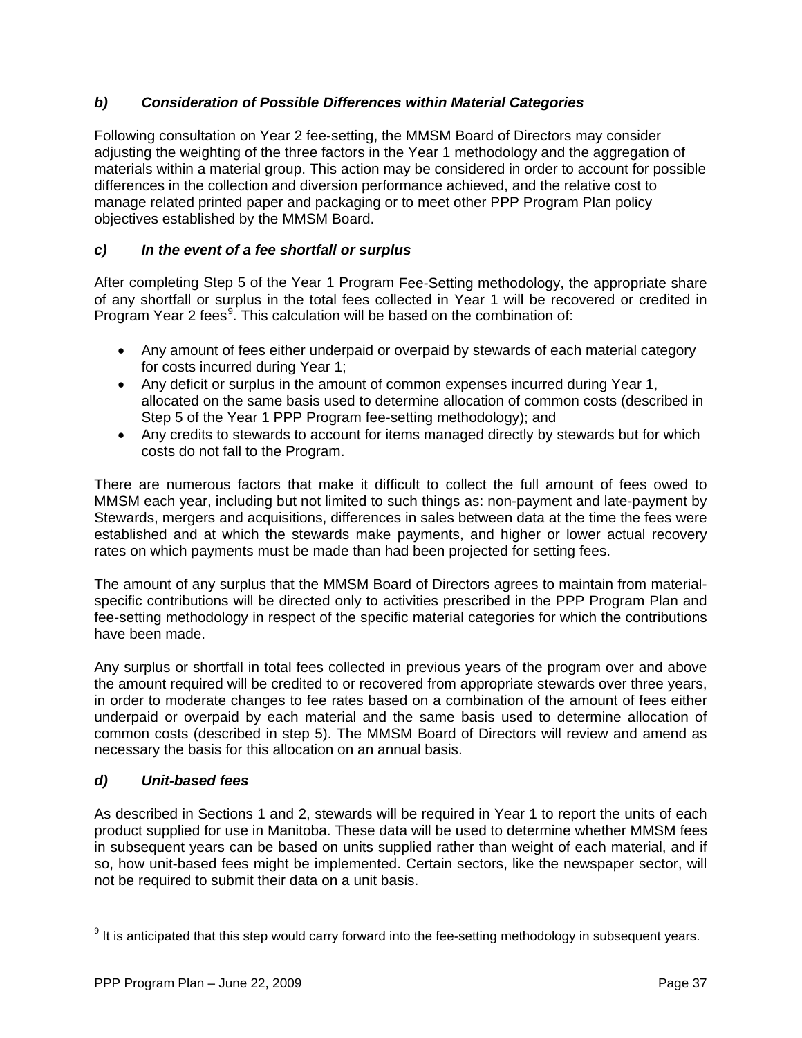### *b) Consideration of Possible Differences within Material Categories*

Following consultation on Year 2 fee-setting, the MMSM Board of Directors may consider adjusting the weighting of the three factors in the Year 1 methodology and the aggregation of materials within a material group. This action may be considered in order to account for possible differences in the collection and diversion performance achieved, and the relative cost to manage related printed paper and packaging or to meet other PPP Program Plan policy objectives established by the MMSM Board.

### *c) In the event of a fee shortfall or surplus*

After completing Step 5 of the Year 1 Program Fee-Setting methodology, the appropriate share of any shortfall or surplus in the total fees collected in Year 1 will be recovered or credited in Program Year 2 fees[9]. This calculation will be based on the combination of:

- Any amount of fees either underpaid or overpaid by stewards of each material category for costs incurred during Year 1;
- Any deficit or surplus in the amount of common expenses incurred during Year 1, allocated on the same basis used to determine allocation of common costs (described in Step 5 of the Year 1 PPP Program fee-setting methodology); and
- Any credits to stewards to account for items managed directly by stewards but for which costs do not fall to the Program.

There are numerous factors that make it difficult to collect the full amount of fees owed to MMSM each year, including but not limited to such things as: non-payment and late-payment by Stewards, mergers and acquisitions, differences in sales between data at the time the fees were established and at which the stewards make payments, and higher or lower actual recovery rates on which payments must be made than had been projected for setting fees.

The amount of any surplus that the MMSM Board of Directors agrees to maintain from material-specific contributions will be directed only to activities prescribed in the PPP Program Plan and fee-setting methodology in respect of the specific material categories for which the contributions have been made.

Any surplus or shortfall in total fees collected in previous years of the program over and above the amount required will be credited to or recovered from appropriate stewards over three years, in order to moderate changes to fee rates based on a combination of the amount of fees either underpaid or overpaid by each material and the same basis used to determine allocation of common costs (described in step 5). The MMSM Board of Directors will review and amend as necessary the basis for this allocation on an annual basis.

### *d) Unit-based fees*

As described in Sections 1 and 2, stewards will be required in Year 1 to report the units of each product supplied for use in Manitoba. These data will be used to determine whether MMSM fees in subsequent years can be based on units supplied rather than weight of each material, and if so, how unit-based fees might be implemented. Certain sectors, like the newspaper sector, will not be required to submit their data on a unit basis.

---

[9] It is anticipated that this step would carry forward into the fee-setting methodology in subsequent years.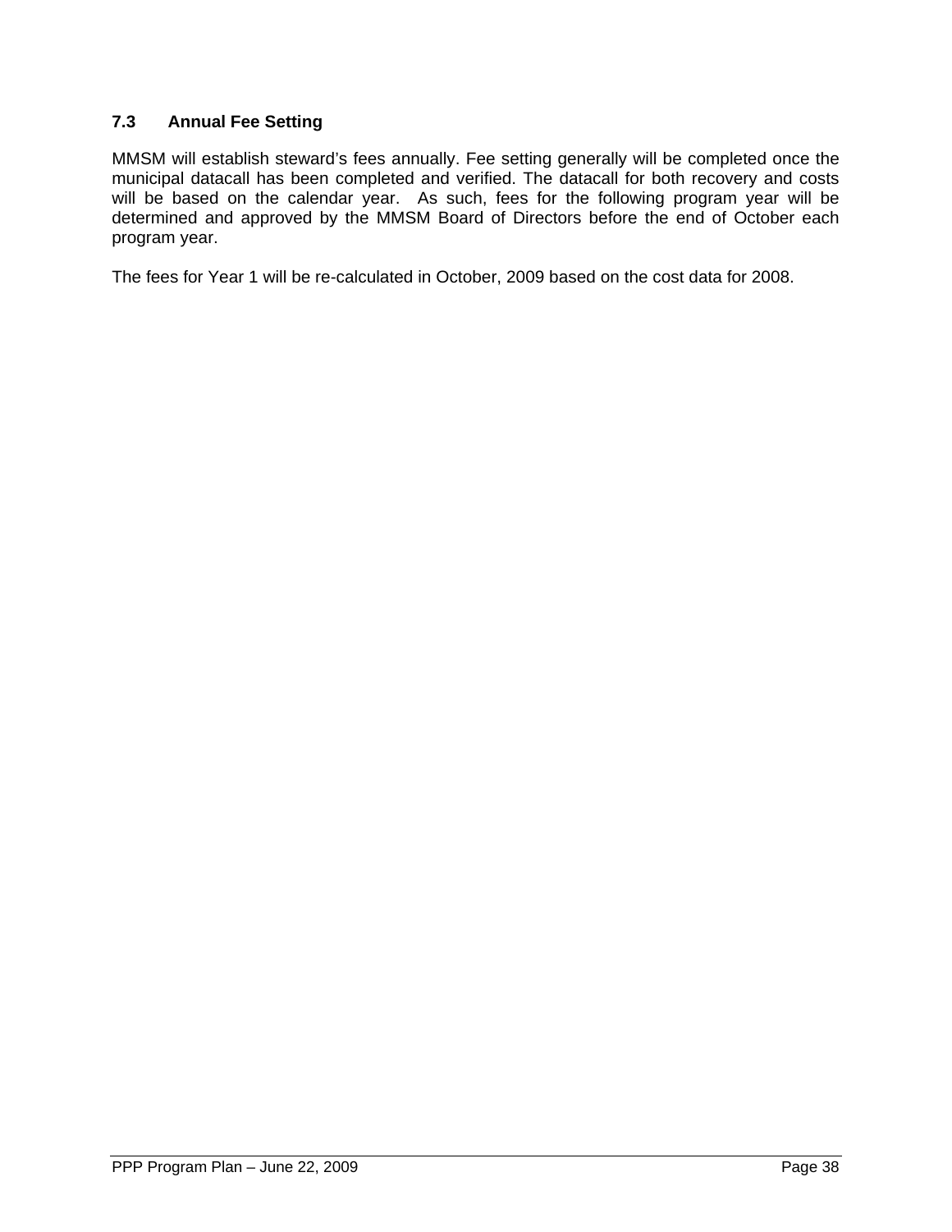### 7.3 Annual Fee Setting

MMSM will establish steward's fees annually. Fee setting generally will be completed once the municipal datacall has been completed and verified. The datacall for both recovery and costs will be based on the calendar year. As such, fees for the following program year will be determined and approved by the MMSM Board of Directors before the end of October each program year.

The fees for Year 1 will be re-calculated in October, 2009 based on the cost data for 2008.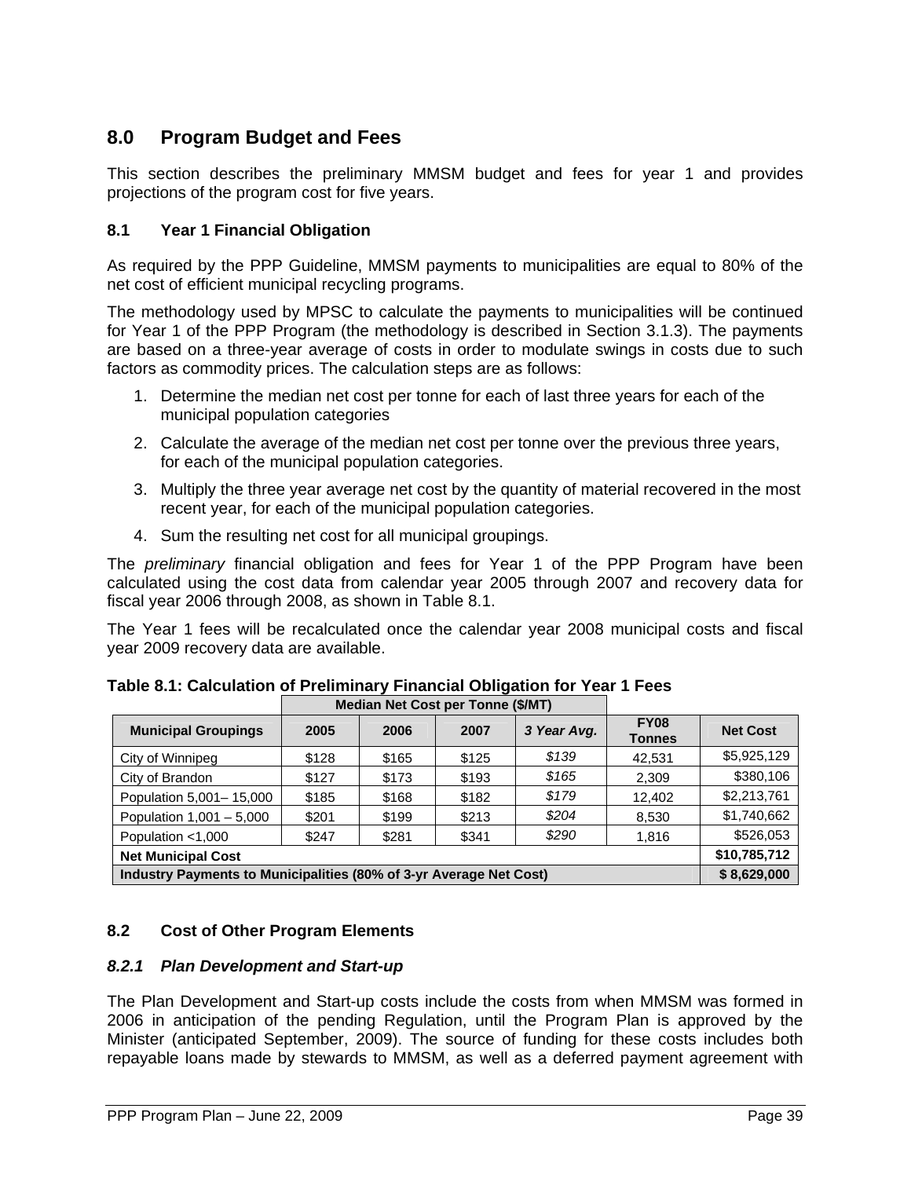# 8.0 Program Budget and Fees

This section describes the preliminary MMSM budget and fees for year 1 and provides projections of the program cost for five years.

## 8.1 Year 1 Financial Obligation

As required by the PPP Guideline, MMSM payments to municipalities are equal to 80% of the net cost of efficient municipal recycling programs.

The methodology used by MPSC to calculate the payments to municipalities will be continued for Year 1 of the PPP Program (the methodology is described in Section 3.1.3). The payments are based on a three-year average of costs in order to modulate swings in costs due to such factors as commodity prices. The calculation steps are as follows:

1. Determine the median net cost per tonne for each of last three years for each of the municipal population categories
2. Calculate the average of the median net cost per tonne over the previous three years, for each of the municipal population categories.
3. Multiply the three year average net cost by the quantity of material recovered in the most recent year, for each of the municipal population categories.
4. Sum the resulting net cost for all municipal groupings.

The *preliminary* financial obligation and fees for Year 1 of the PPP Program have been calculated using the cost data from calendar year 2005 through 2007 and recovery data for fiscal year 2006 through 2008, as shown in Table 8.1.

The Year 1 fees will be recalculated once the calendar year 2008 municipal costs and fiscal year 2009 recovery data are available.

**Table 8.1: Calculation of Preliminary Financial Obligation for Year 1 Fees**

| | Median Net Cost per Tonne ($/MT) | | | | | |
|---|---|---|---|---|---|---|
| **Municipal Groupings** | **2005** | **2006** | **2007** | ***3 Year Avg.*** | **FY08 Tonnes** | **Net Cost** |
| City of Winnipeg | $128 | $165 | $125 | *$139* | 42,531 | $5,925,129 |
| City of Brandon | $127 | $173 | $193 | *$165* | 2,309 | $380,106 |
| Population 5,001– 15,000 | $185 | $168 | $182 | *$179* | 12,402 | $2,213,761 |
| Population 1,001 – 5,000 | $201 | $199 | $213 | *$204* | 8,530 | $1,740,662 |
| Population <1,000 | $247 | $281 | $341 | *$290* | 1,816 | $526,053 |
| **Net Municipal Cost** | | | | | | **$10,785,712** |
| **Industry Payments to Municipalities (80% of 3-yr Average Net Cost)** | | | | | | **$ 8,629,000** |

## 8.2 Cost of Other Program Elements

### *8.2.1 Plan Development and Start-up*

The Plan Development and Start-up costs include the costs from when MMSM was formed in 2006 in anticipation of the pending Regulation, until the Program Plan is approved by the Minister (anticipated September, 2009). The source of funding for these costs includes both repayable loans made by stewards to MMSM, as well as a deferred payment agreement with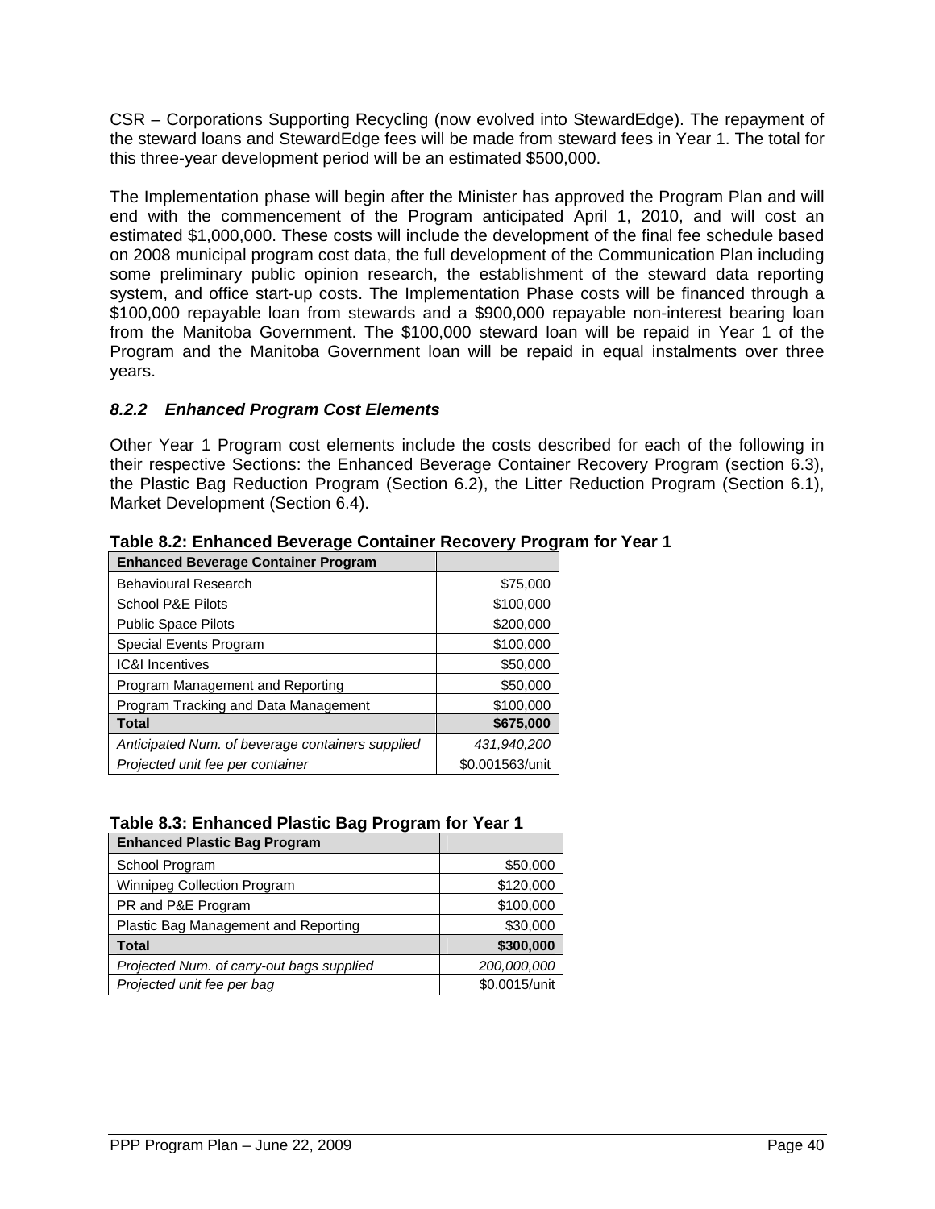CSR – Corporations Supporting Recycling (now evolved into StewardEdge). The repayment of the steward loans and StewardEdge fees will be made from steward fees in Year 1. The total for this three-year development period will be an estimated $500,000.

The Implementation phase will begin after the Minister has approved the Program Plan and will end with the commencement of the Program anticipated April 1, 2010, and will cost an estimated $1,000,000. These costs will include the development of the final fee schedule based on 2008 municipal program cost data, the full development of the Communication Plan including some preliminary public opinion research, the establishment of the steward data reporting system, and office start-up costs. The Implementation Phase costs will be financed through a $100,000 repayable loan from stewards and a $900,000 repayable non-interest bearing loan from the Manitoba Government. The $100,000 steward loan will be repaid in Year 1 of the Program and the Manitoba Government loan will be repaid in equal instalments over three years.

### *8.2.2 Enhanced Program Cost Elements*

Other Year 1 Program cost elements include the costs described for each of the following in their respective Sections: the Enhanced Beverage Container Recovery Program (section 6.3), the Plastic Bag Reduction Program (Section 6.2), the Litter Reduction Program (Section 6.1), Market Development (Section 6.4).

**Table 8.2: Enhanced Beverage Container Recovery Program for Year 1**

| Enhanced Beverage Container Program | |
|---|---:|
| Behavioural Research | $75,000 |
| School P&E Pilots | $100,000 |
| Public Space Pilots | $200,000 |
| Special Events Program | $100,000 |
| IC&I Incentives | $50,000 |
| Program Management and Reporting | $50,000 |
| Program Tracking and Data Management | $100,000 |
| **Total** | **$675,000** |
| *Anticipated Num. of beverage containers supplied* | *431,940,200* |
| *Projected unit fee per container* | $0.001563/unit |

**Table 8.3: Enhanced Plastic Bag Program for Year 1**

| Enhanced Plastic Bag Program | |
|---|---:|
| School Program | $50,000 |
| Winnipeg Collection Program | $120,000 |
| PR and P&E Program | $100,000 |
| Plastic Bag Management and Reporting | $30,000 |
| **Total** | **$300,000** |
| *Projected Num. of carry-out bags supplied* | *200,000,000* |
| *Projected unit fee per bag* | $0.0015/unit |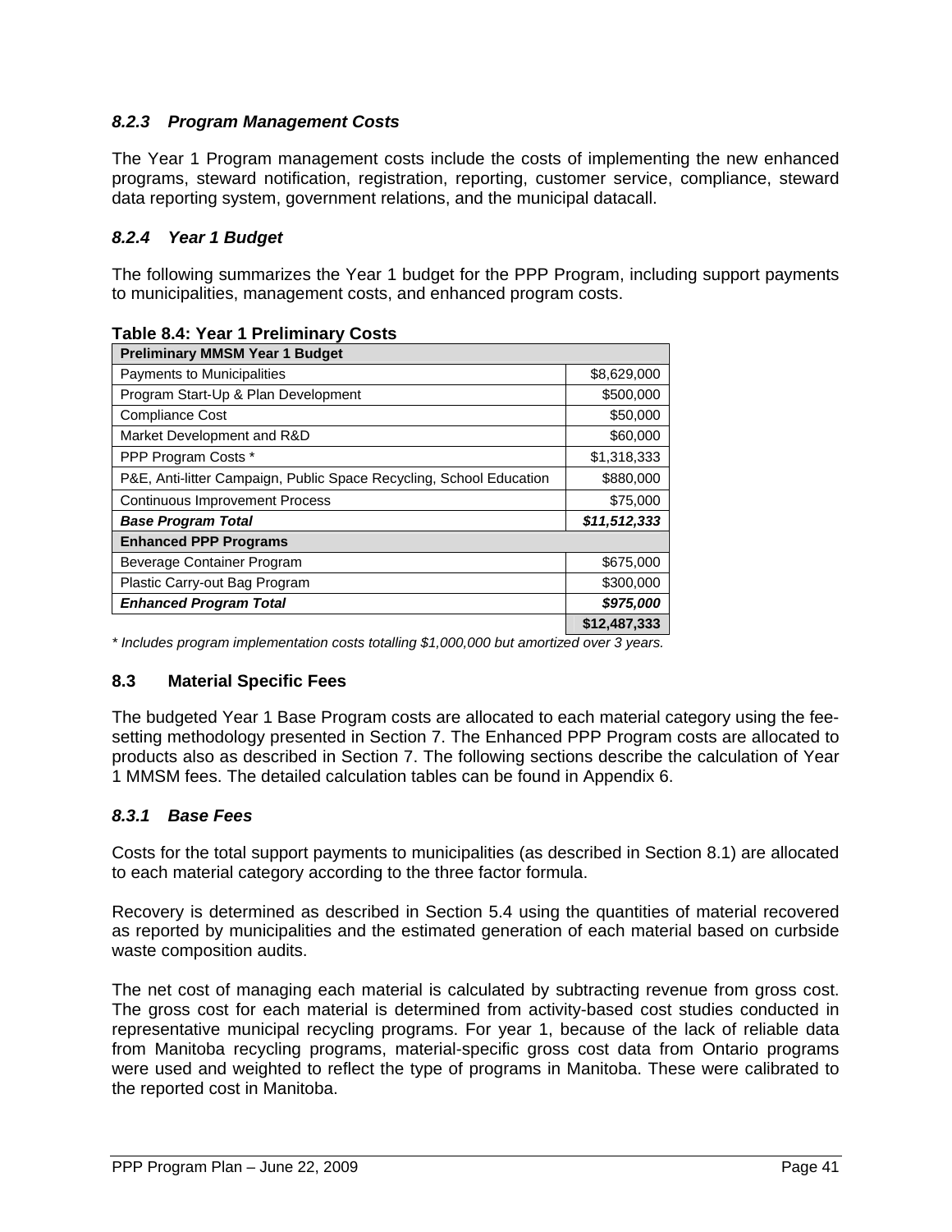### *8.2.3 Program Management Costs*

The Year 1 Program management costs include the costs of implementing the new enhanced programs, steward notification, registration, reporting, customer service, compliance, steward data reporting system, government relations, and the municipal datacall.

### *8.2.4 Year 1 Budget*

The following summarizes the Year 1 budget for the PPP Program, including support payments to municipalities, management costs, and enhanced program costs.

**Table 8.4: Year 1 Preliminary Costs**

| **Preliminary MMSM Year 1 Budget** | |
|---|---|
| Payments to Municipalities | $8,629,000 |
| Program Start-Up & Plan Development | $500,000 |
| Compliance Cost | $50,000 |
| Market Development and R&D | $60,000 |
| PPP Program Costs * | $1,318,333 |
| P&E, Anti-litter Campaign, Public Space Recycling, School Education | $880,000 |
| Continuous Improvement Process | $75,000 |
| ***Base Program Total*** | ***$11,512,333*** |
| **Enhanced PPP Programs** | |
| Beverage Container Program | $675,000 |
| Plastic Carry-out Bag Program | $300,000 |
| ***Enhanced Program Total*** | ***$975,000*** |
| | **$12,487,333** |

*\* Includes program implementation costs totalling $1,000,000 but amortized over 3 years.*

## 8.3 Material Specific Fees

The budgeted Year 1 Base Program costs are allocated to each material category using the fee-setting methodology presented in Section 7. The Enhanced PPP Program costs are allocated to products also as described in Section 7. The following sections describe the calculation of Year 1 MMSM fees. The detailed calculation tables can be found in Appendix 6.

### *8.3.1 Base Fees*

Costs for the total support payments to municipalities (as described in Section 8.1) are allocated to each material category according to the three factor formula.

Recovery is determined as described in Section 5.4 using the quantities of material recovered as reported by municipalities and the estimated generation of each material based on curbside waste composition audits.

The net cost of managing each material is calculated by subtracting revenue from gross cost. The gross cost for each material is determined from activity-based cost studies conducted in representative municipal recycling programs. For year 1, because of the lack of reliable data from Manitoba recycling programs, material-specific gross cost data from Ontario programs were used and weighted to reflect the type of programs in Manitoba. These were calibrated to the reported cost in Manitoba.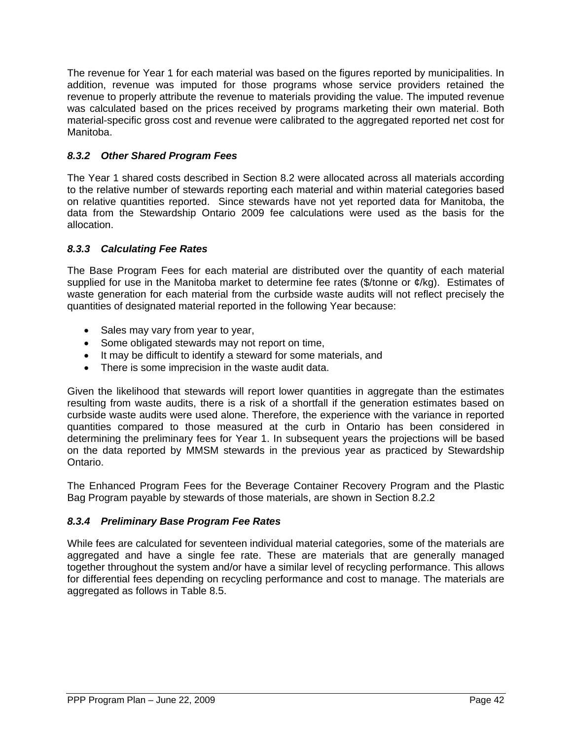The revenue for Year 1 for each material was based on the figures reported by municipalities. In addition, revenue was imputed for those programs whose service providers retained the revenue to properly attribute the revenue to materials providing the value. The imputed revenue was calculated based on the prices received by programs marketing their own material. Both material-specific gross cost and revenue were calibrated to the aggregated reported net cost for Manitoba.

### *8.3.2 Other Shared Program Fees*

The Year 1 shared costs described in Section 8.2 were allocated across all materials according to the relative number of stewards reporting each material and within material categories based on relative quantities reported. Since stewards have not yet reported data for Manitoba, the data from the Stewardship Ontario 2009 fee calculations were used as the basis for the allocation.

### *8.3.3 Calculating Fee Rates*

The Base Program Fees for each material are distributed over the quantity of each material supplied for use in the Manitoba market to determine fee rates ($/tonne or ¢/kg). Estimates of waste generation for each material from the curbside waste audits will not reflect precisely the quantities of designated material reported in the following Year because:

- Sales may vary from year to year,
- Some obligated stewards may not report on time,
- It may be difficult to identify a steward for some materials, and
- There is some imprecision in the waste audit data.

Given the likelihood that stewards will report lower quantities in aggregate than the estimates resulting from waste audits, there is a risk of a shortfall if the generation estimates based on curbside waste audits were used alone. Therefore, the experience with the variance in reported quantities compared to those measured at the curb in Ontario has been considered in determining the preliminary fees for Year 1. In subsequent years the projections will be based on the data reported by MMSM stewards in the previous year as practiced by Stewardship Ontario.

The Enhanced Program Fees for the Beverage Container Recovery Program and the Plastic Bag Program payable by stewards of those materials, are shown in Section 8.2.2

### *8.3.4 Preliminary Base Program Fee Rates*

While fees are calculated for seventeen individual material categories, some of the materials are aggregated and have a single fee rate. These are materials that are generally managed together throughout the system and/or have a similar level of recycling performance. This allows for differential fees depending on recycling performance and cost to manage. The materials are aggregated as follows in Table 8.5.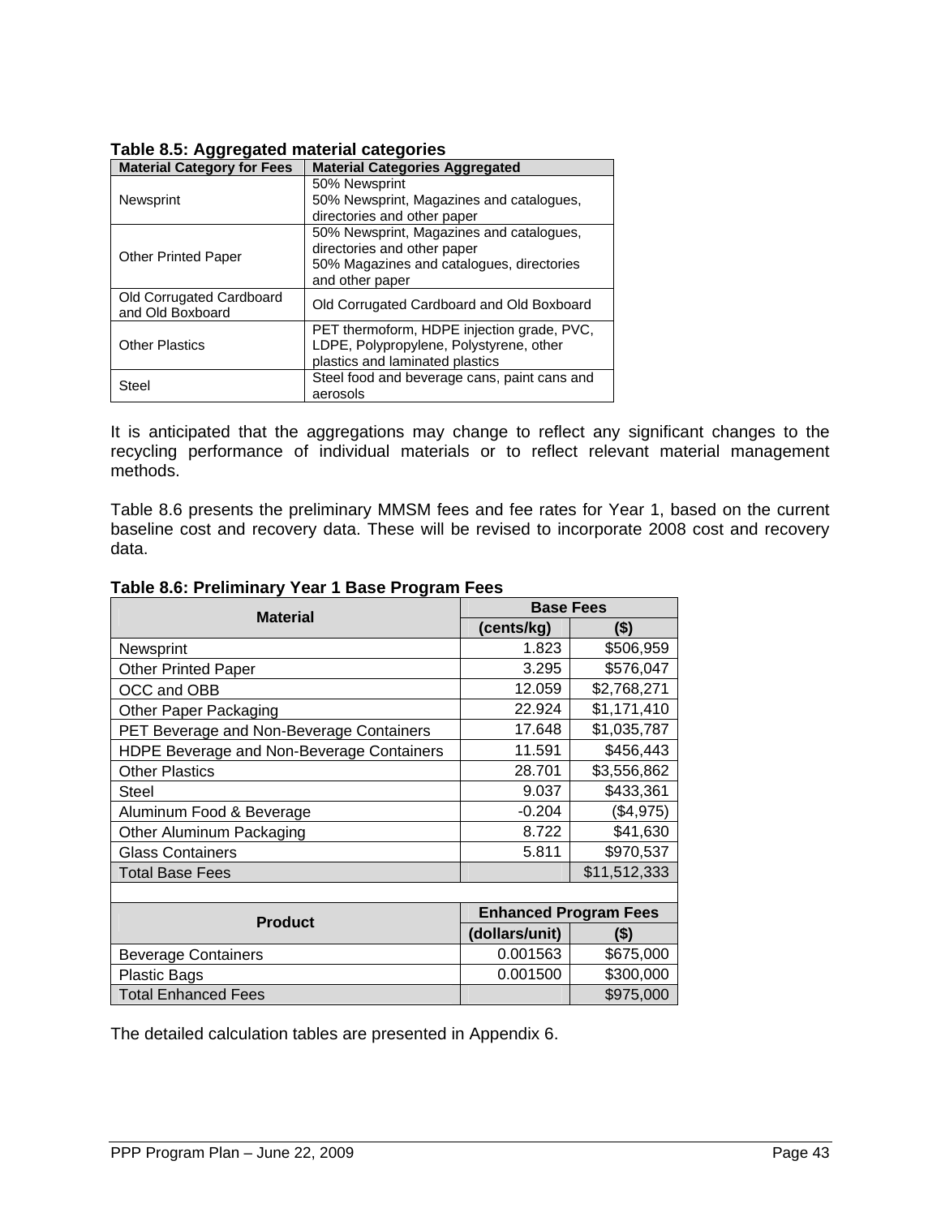**Table 8.5: Aggregated material categories**

| Material Category for Fees | Material Categories Aggregated |
|---|---|
| Newsprint | 50% Newsprint<br>50% Newsprint, Magazines and catalogues, directories and other paper |
| Other Printed Paper | 50% Newsprint, Magazines and catalogues, directories and other paper<br>50% Magazines and catalogues, directories and other paper |
| Old Corrugated Cardboard and Old Boxboard | Old Corrugated Cardboard and Old Boxboard |
| Other Plastics | PET thermoform, HDPE injection grade, PVC, LDPE, Polypropylene, Polystyrene, other plastics and laminated plastics |
| Steel | Steel food and beverage cans, paint cans and aerosols |

It is anticipated that the aggregations may change to reflect any significant changes to the recycling performance of individual materials or to reflect relevant material management methods.

Table 8.6 presents the preliminary MMSM fees and fee rates for Year 1, based on the current baseline cost and recovery data. These will be revised to incorporate 2008 cost and recovery data.

**Table 8.6: Preliminary Year 1 Base Program Fees**

| Material | Base Fees | |
|---|---|---|
| | (cents/kg) | ($) |
| Newsprint | 1.823 | $506,959 |
| Other Printed Paper | 3.295 | $576,047 |
| OCC and OBB | 12.059 | $2,768,271 |
| Other Paper Packaging | 22.924 | $1,171,410 |
| PET Beverage and Non-Beverage Containers | 17.648 | $1,035,787 |
| HDPE Beverage and Non-Beverage Containers | 11.591 | $456,443 |
| Other Plastics | 28.701 | $3,556,862 |
| Steel | 9.037 | $433,361 |
| Aluminum Food & Beverage | -0.204 | ($4,975) |
| Other Aluminum Packaging | 8.722 | $41,630 |
| Glass Containers | 5.811 | $970,537 |
| Total Base Fees | | $11,512,333 |
| | | |
| **Product** | **Enhanced Program Fees** | |
| | **(dollars/unit)** | **($)** |
| Beverage Containers | 0.001563 | $675,000 |
| Plastic Bags | 0.001500 | $300,000 |
| Total Enhanced Fees | | $975,000 |

The detailed calculation tables are presented in Appendix 6.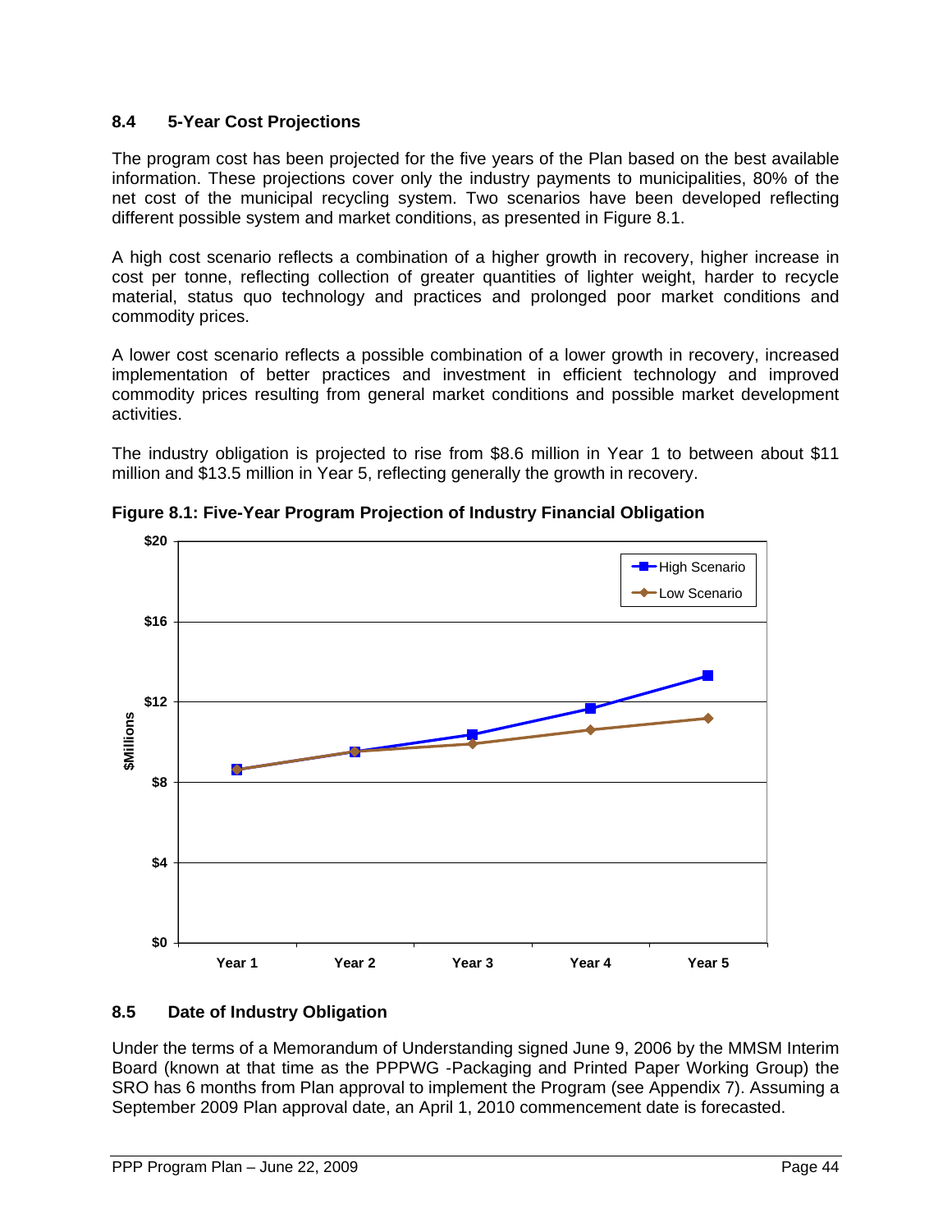### 8.4 5-Year Cost Projections

The program cost has been projected for the five years of the Plan based on the best available information. These projections cover only the industry payments to municipalities, 80% of the net cost of the municipal recycling system. Two scenarios have been developed reflecting different possible system and market conditions, as presented in Figure 8.1.

A high cost scenario reflects a combination of a higher growth in recovery, higher increase in cost per tonne, reflecting collection of greater quantities of lighter weight, harder to recycle material, status quo technology and practices and prolonged poor market conditions and commodity prices.

A lower cost scenario reflects a possible combination of a lower growth in recovery, increased implementation of better practices and investment in efficient technology and improved commodity prices resulting from general market conditions and possible market development activities.

The industry obligation is projected to rise from $8.6 million in Year 1 to between about $11 million and $13.5 million in Year 5, reflecting generally the growth in recovery.

**Figure 8.1: Five-Year Program Projection of Industry Financial Obligation**

### 8.5 Date of Industry Obligation

Under the terms of a Memorandum of Understanding signed June 9, 2006 by the MMSM Interim Board (known at that time as the PPPWG -Packaging and Printed Paper Working Group) the SRO has 6 months from Plan approval to implement the Program (see Appendix 7). Assuming a September 2009 Plan approval date, an April 1, 2010 commencement date is forecasted.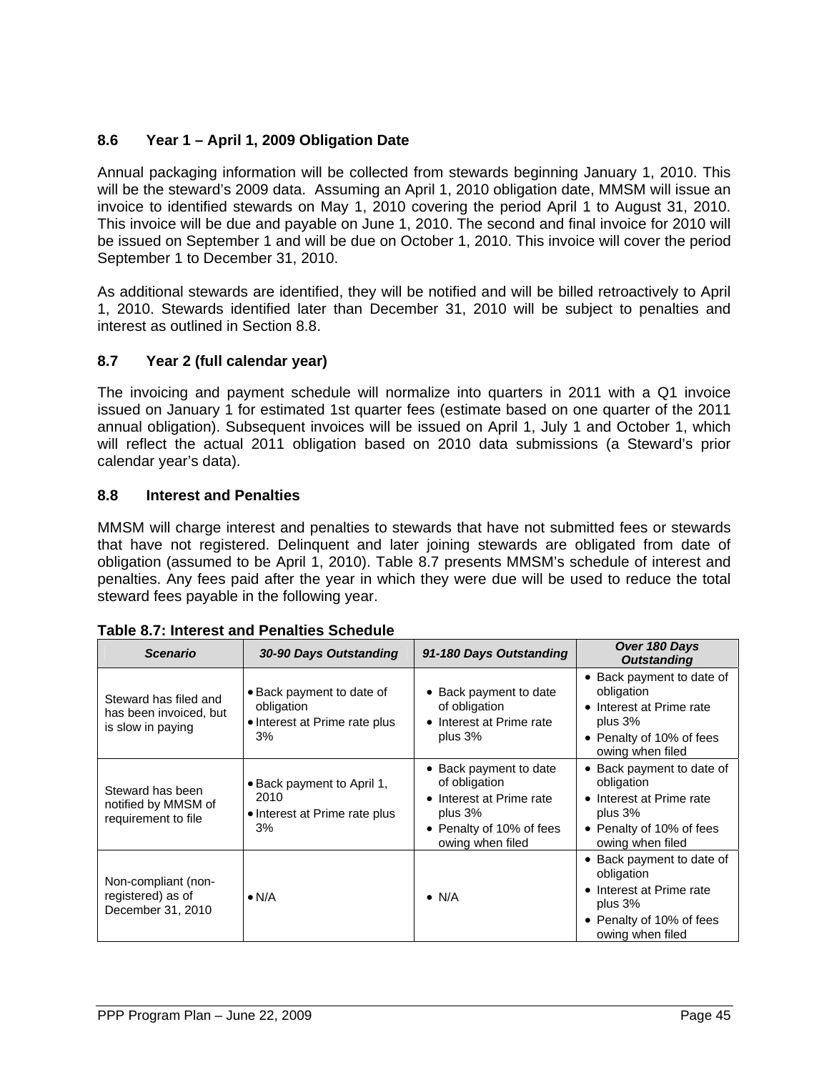## 8.6 Year 1 – April 1, 2009 Obligation Date

Annual packaging information will be collected from stewards beginning January 1, 2010. This will be the steward's 2009 data. Assuming an April 1, 2010 obligation date, MMSM will issue an invoice to identified stewards on May 1, 2010 covering the period April 1 to August 31, 2010. This invoice will be due and payable on June 1, 2010. The second and final invoice for 2010 will be issued on September 1 and will be due on October 1, 2010. This invoice will cover the period September 1 to December 31, 2010.

As additional stewards are identified, they will be notified and will be billed retroactively to April 1, 2010. Stewards identified later than December 31, 2010 will be subject to penalties and interest as outlined in Section 8.8.

## 8.7 Year 2 (full calendar year)

The invoicing and payment schedule will normalize into quarters in 2011 with a Q1 invoice issued on January 1 for estimated 1st quarter fees (estimate based on one quarter of the 2011 annual obligation). Subsequent invoices will be issued on April 1, July 1 and October 1, which will reflect the actual 2011 obligation based on 2010 data submissions (a Steward's prior calendar year's data).

## 8.8 Interest and Penalties

MMSM will charge interest and penalties to stewards that have not submitted fees or stewards that have not registered. Delinquent and later joining stewards are obligated from date of obligation (assumed to be April 1, 2010). Table 8.7 presents MMSM's schedule of interest and penalties. Any fees paid after the year in which they were due will be used to reduce the total steward fees payable in the following year.

**Table 8.7: Interest and Penalties Schedule**

| *Scenario* | *30-90 Days Outstanding* | *91-180 Days Outstanding* | *Over 180 Days Outstanding* |
|---|---|---|---|
| Steward has filed and has been invoiced, but is slow in paying | • Back payment to date of obligation<br>• Interest at Prime rate plus 3% | • Back payment to date of obligation<br>• Interest at Prime rate plus 3% | • Back payment to date of obligation<br>• Interest at Prime rate plus 3%<br>• Penalty of 10% of fees owing when filed |
| Steward has been notified by MMSM of requirement to file | • Back payment to April 1, 2010<br>• Interest at Prime rate plus 3% | • Back payment to date of obligation<br>• Interest at Prime rate plus 3%<br>• Penalty of 10% of fees owing when filed | • Back payment to date of obligation<br>• Interest at Prime rate plus 3%<br>• Penalty of 10% of fees owing when filed |
| Non-compliant (non-registered) as of December 31, 2010 | • N/A | • N/A | • Back payment to date of obligation<br>• Interest at Prime rate plus 3%<br>• Penalty of 10% of fees owing when filed |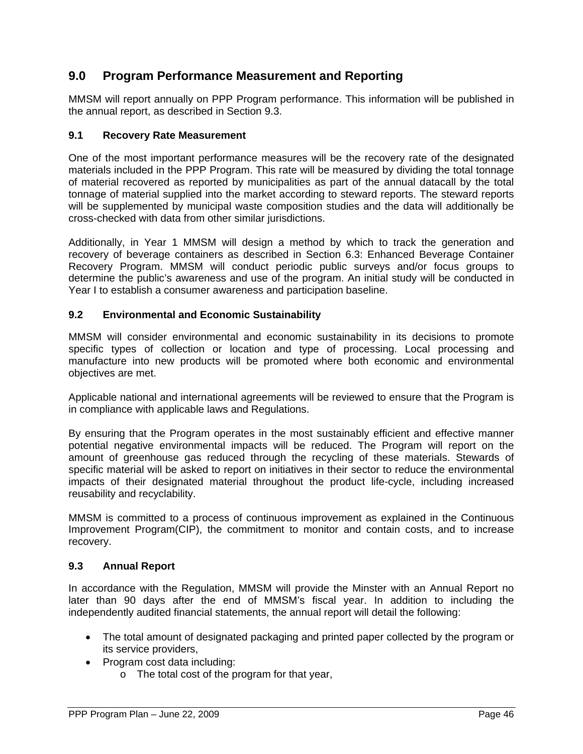## 9.0 Program Performance Measurement and Reporting

MMSM will report annually on PPP Program performance. This information will be published in the annual report, as described in Section 9.3.

### 9.1 Recovery Rate Measurement

One of the most important performance measures will be the recovery rate of the designated materials included in the PPP Program. This rate will be measured by dividing the total tonnage of material recovered as reported by municipalities as part of the annual datacall by the total tonnage of material supplied into the market according to steward reports. The steward reports will be supplemented by municipal waste composition studies and the data will additionally be cross-checked with data from other similar jurisdictions.

Additionally, in Year 1 MMSM will design a method by which to track the generation and recovery of beverage containers as described in Section 6.3: Enhanced Beverage Container Recovery Program. MMSM will conduct periodic public surveys and/or focus groups to determine the public's awareness and use of the program. An initial study will be conducted in Year I to establish a consumer awareness and participation baseline.

### 9.2 Environmental and Economic Sustainability

MMSM will consider environmental and economic sustainability in its decisions to promote specific types of collection or location and type of processing. Local processing and manufacture into new products will be promoted where both economic and environmental objectives are met.

Applicable national and international agreements will be reviewed to ensure that the Program is in compliance with applicable laws and Regulations.

By ensuring that the Program operates in the most sustainably efficient and effective manner potential negative environmental impacts will be reduced. The Program will report on the amount of greenhouse gas reduced through the recycling of these materials. Stewards of specific material will be asked to report on initiatives in their sector to reduce the environmental impacts of their designated material throughout the product life-cycle, including increased reusability and recyclability.

MMSM is committed to a process of continuous improvement as explained in the Continuous Improvement Program(CIP), the commitment to monitor and contain costs, and to increase recovery.

### 9.3 Annual Report

In accordance with the Regulation, MMSM will provide the Minster with an Annual Report no later than 90 days after the end of MMSM's fiscal year. In addition to including the independently audited financial statements, the annual report will detail the following:

- The total amount of designated packaging and printed paper collected by the program or its service providers,
- Program cost data including:
  - The total cost of the program for that year,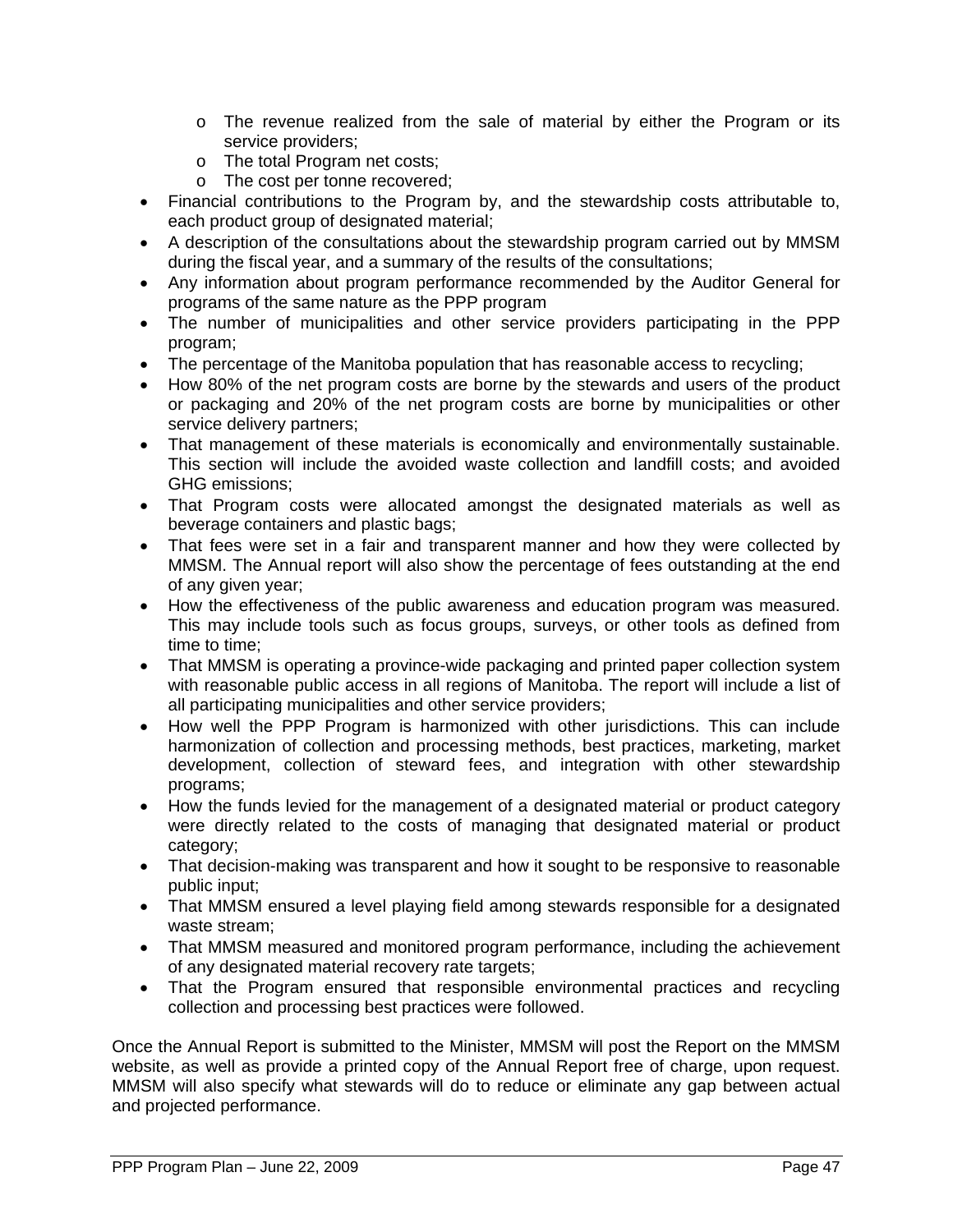- The revenue realized from the sale of material by either the Program or its service providers;
    - The total Program net costs;
    - The cost per tonne recovered;
- Financial contributions to the Program by, and the stewardship costs attributable to, each product group of designated material;
- A description of the consultations about the stewardship program carried out by MMSM during the fiscal year, and a summary of the results of the consultations;
- Any information about program performance recommended by the Auditor General for programs of the same nature as the PPP program
- The number of municipalities and other service providers participating in the PPP program;
- The percentage of the Manitoba population that has reasonable access to recycling;
- How 80% of the net program costs are borne by the stewards and users of the product or packaging and 20% of the net program costs are borne by municipalities or other service delivery partners;
- That management of these materials is economically and environmentally sustainable. This section will include the avoided waste collection and landfill costs; and avoided GHG emissions;
- That Program costs were allocated amongst the designated materials as well as beverage containers and plastic bags;
- That fees were set in a fair and transparent manner and how they were collected by MMSM. The Annual report will also show the percentage of fees outstanding at the end of any given year;
- How the effectiveness of the public awareness and education program was measured. This may include tools such as focus groups, surveys, or other tools as defined from time to time;
- That MMSM is operating a province-wide packaging and printed paper collection system with reasonable public access in all regions of Manitoba. The report will include a list of all participating municipalities and other service providers;
- How well the PPP Program is harmonized with other jurisdictions. This can include harmonization of collection and processing methods, best practices, marketing, market development, collection of steward fees, and integration with other stewardship programs;
- How the funds levied for the management of a designated material or product category were directly related to the costs of managing that designated material or product category;
- That decision-making was transparent and how it sought to be responsive to reasonable public input;
- That MMSM ensured a level playing field among stewards responsible for a designated waste stream;
- That MMSM measured and monitored program performance, including the achievement of any designated material recovery rate targets;
- That the Program ensured that responsible environmental practices and recycling collection and processing best practices were followed.

Once the Annual Report is submitted to the Minister, MMSM will post the Report on the MMSM website, as well as provide a printed copy of the Annual Report free of charge, upon request. MMSM will also specify what stewards will do to reduce or eliminate any gap between actual and projected performance.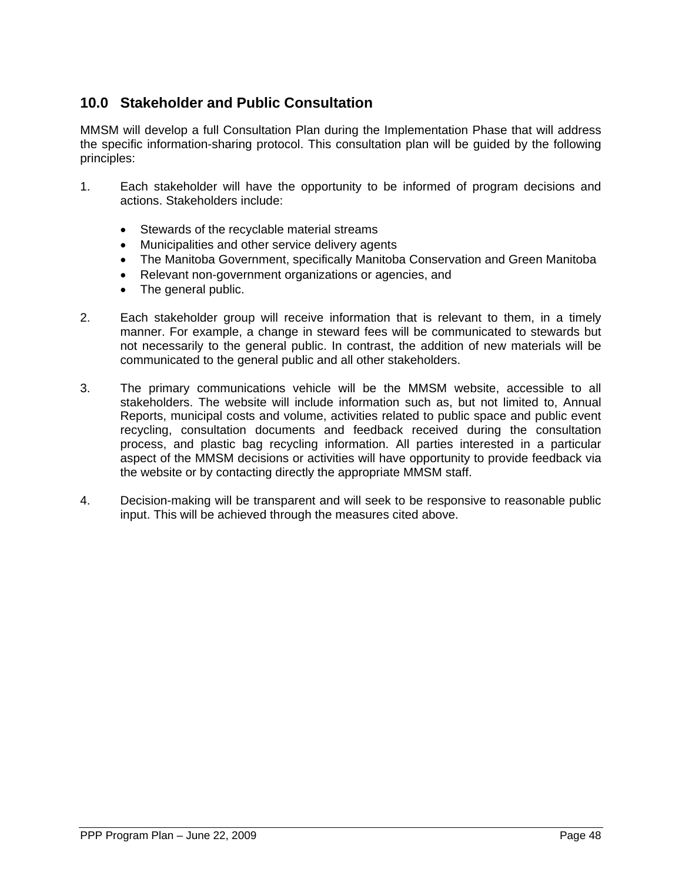## 10.0 Stakeholder and Public Consultation

MMSM will develop a full Consultation Plan during the Implementation Phase that will address the specific information-sharing protocol. This consultation plan will be guided by the following principles:

1. Each stakeholder will have the opportunity to be informed of program decisions and actions. Stakeholders include:

   - Stewards of the recyclable material streams
   - Municipalities and other service delivery agents
   - The Manitoba Government, specifically Manitoba Conservation and Green Manitoba
   - Relevant non-government organizations or agencies, and
   - The general public.

2. Each stakeholder group will receive information that is relevant to them, in a timely manner. For example, a change in steward fees will be communicated to stewards but not necessarily to the general public. In contrast, the addition of new materials will be communicated to the general public and all other stakeholders.

3. The primary communications vehicle will be the MMSM website, accessible to all stakeholders. The website will include information such as, but not limited to, Annual Reports, municipal costs and volume, activities related to public space and public event recycling, consultation documents and feedback received during the consultation process, and plastic bag recycling information. All parties interested in a particular aspect of the MMSM decisions or activities will have opportunity to provide feedback via the website or by contacting directly the appropriate MMSM staff.

4. Decision-making will be transparent and will seek to be responsive to reasonable public input. This will be achieved through the measures cited above.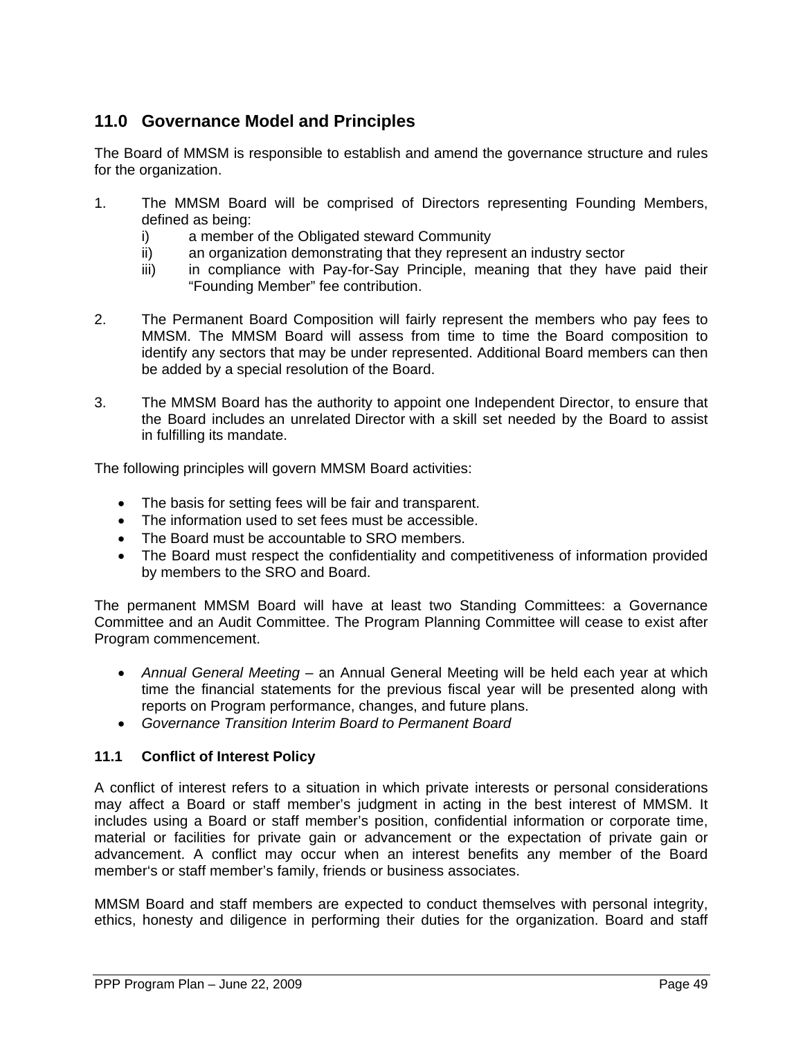## 11.0 Governance Model and Principles

The Board of MMSM is responsible to establish and amend the governance structure and rules for the organization.

1. The MMSM Board will be comprised of Directors representing Founding Members, defined as being:
   i) a member of the Obligated steward Community
   ii) an organization demonstrating that they represent an industry sector
   iii) in compliance with Pay-for-Say Principle, meaning that they have paid their "Founding Member" fee contribution.

2. The Permanent Board Composition will fairly represent the members who pay fees to MMSM. The MMSM Board will assess from time to time the Board composition to identify any sectors that may be under represented. Additional Board members can then be added by a special resolution of the Board.

3. The MMSM Board has the authority to appoint one Independent Director, to ensure that the Board includes an unrelated Director with a skill set needed by the Board to assist in fulfilling its mandate.

The following principles will govern MMSM Board activities:

- The basis for setting fees will be fair and transparent.
- The information used to set fees must be accessible.
- The Board must be accountable to SRO members.
- The Board must respect the confidentiality and competitiveness of information provided by members to the SRO and Board.

The permanent MMSM Board will have at least two Standing Committees: a Governance Committee and an Audit Committee. The Program Planning Committee will cease to exist after Program commencement.

- *Annual General Meeting* – an Annual General Meeting will be held each year at which time the financial statements for the previous fiscal year will be presented along with reports on Program performance, changes, and future plans.
- *Governance Transition Interim Board to Permanent Board*

### 11.1 Conflict of Interest Policy

A conflict of interest refers to a situation in which private interests or personal considerations may affect a Board or staff member's judgment in acting in the best interest of MMSM. It includes using a Board or staff member's position, confidential information or corporate time, material or facilities for private gain or advancement or the expectation of private gain or advancement. A conflict may occur when an interest benefits any member of the Board member's or staff member's family, friends or business associates.

MMSM Board and staff members are expected to conduct themselves with personal integrity, ethics, honesty and diligence in performing their duties for the organization. Board and staff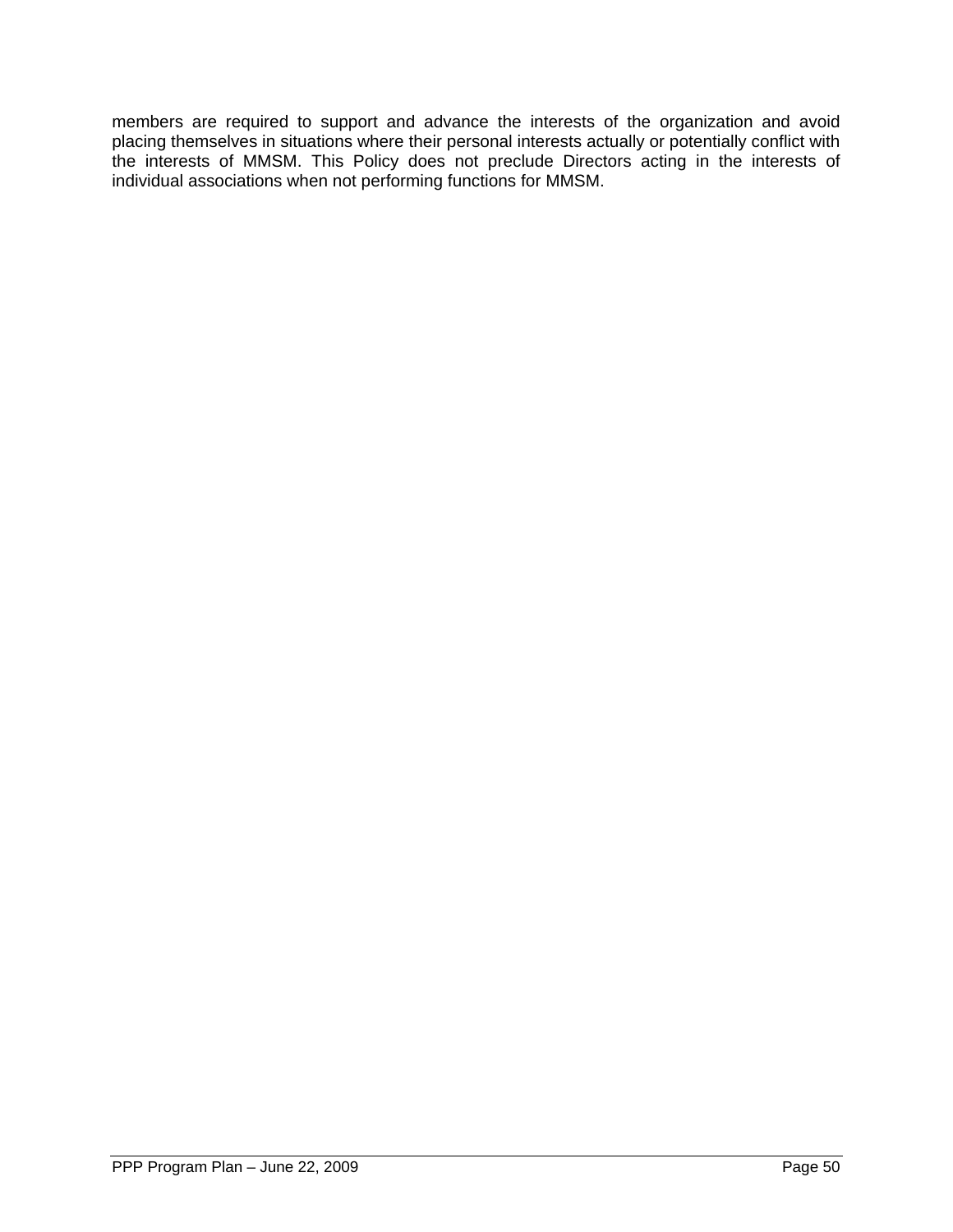members are required to support and advance the interests of the organization and avoid placing themselves in situations where their personal interests actually or potentially conflict with the interests of MMSM. This Policy does not preclude Directors acting in the interests of individual associations when not performing functions for MMSM.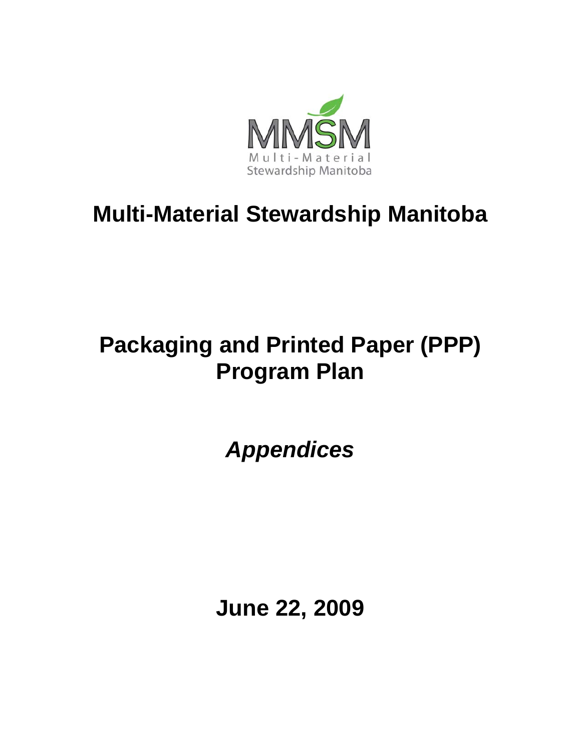MMSM
Multi-Material
Stewardship Manitoba

# Multi-Material Stewardship Manitoba

# Packaging and Printed Paper (PPP) Program Plan

## *Appendices*

**June 22, 2009**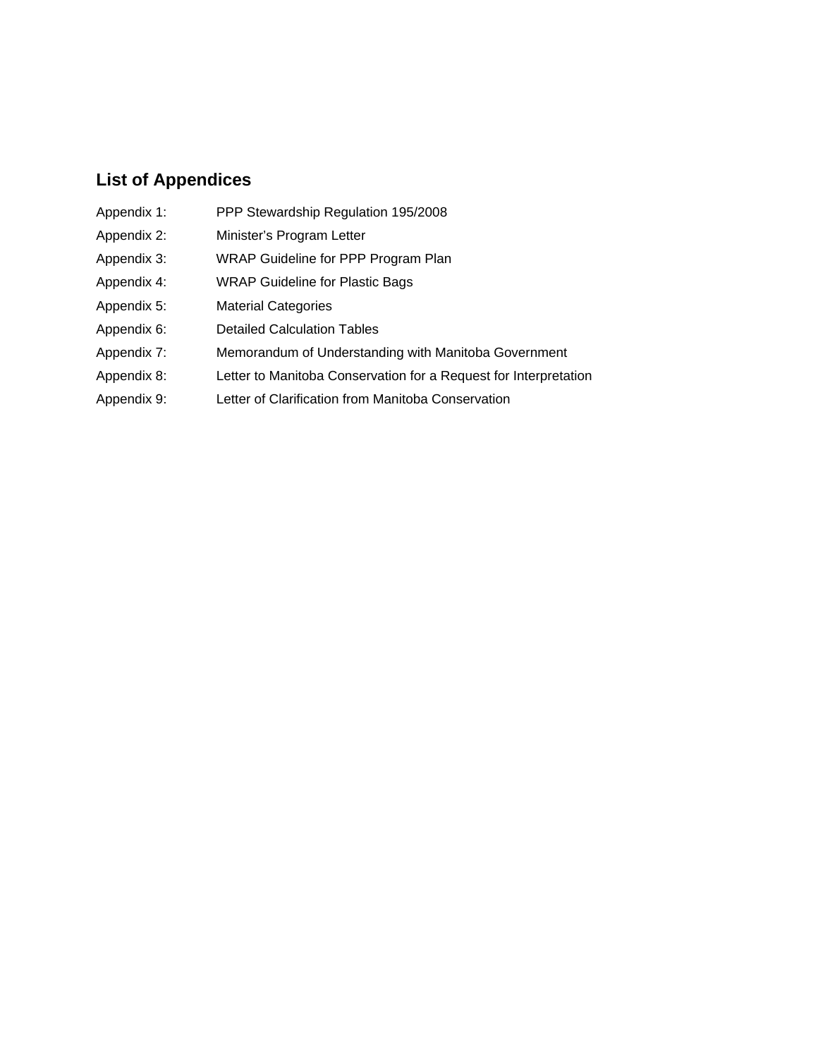## List of Appendices

| | |
|---|---|
| Appendix 1: | PPP Stewardship Regulation 195/2008 |
| Appendix 2: | Minister's Program Letter |
| Appendix 3: | WRAP Guideline for PPP Program Plan |
| Appendix 4: | WRAP Guideline for Plastic Bags |
| Appendix 5: | Material Categories |
| Appendix 6: | Detailed Calculation Tables |
| Appendix 7: | Memorandum of Understanding with Manitoba Government |
| Appendix 8: | Letter to Manitoba Conservation for a Request for Interpretation |
| Appendix 9: | Letter of Clarification from Manitoba Conservation |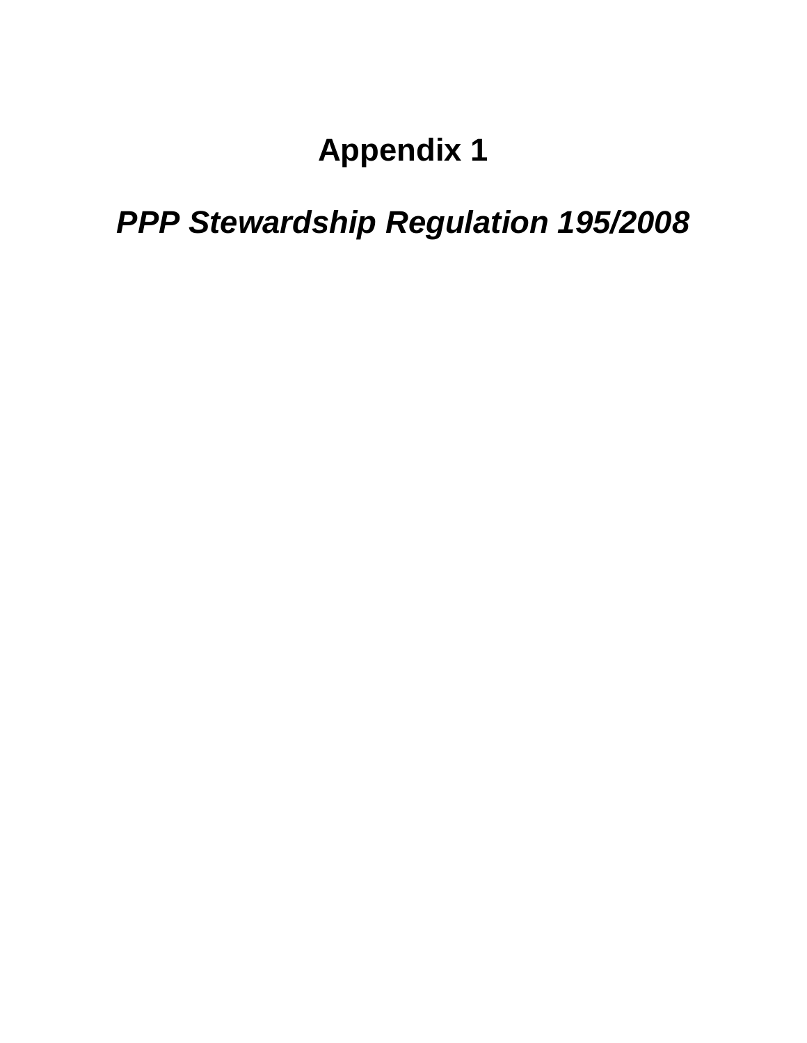# Appendix 1

## *PPP Stewardship Regulation 195/2008*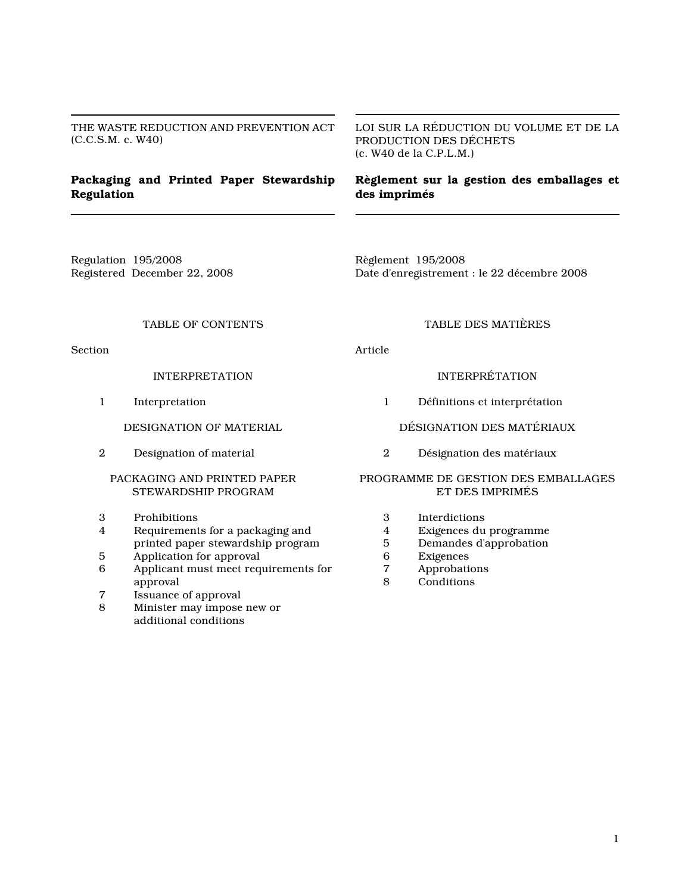THE WASTE REDUCTION AND PREVENTION ACT
(C.C.S.M. c. W40)

## Packaging and Printed Paper Stewardship Regulation

Regulation 195/2008
Registered December 22, 2008

### TABLE OF CONTENTS

Section

INTERPRETATION

1 Interpretation

DESIGNATION OF MATERIAL

2 Designation of material

PACKAGING AND PRINTED PAPER STEWARDSHIP PROGRAM

3 Prohibitions
4 Requirements for a packaging and printed paper stewardship program
5 Application for approval
6 Applicant must meet requirements for approval
7 Issuance of approval
8 Minister may impose new or additional conditions

LOI SUR LA RÉDUCTION DU VOLUME ET DE LA PRODUCTION DES DÉCHETS
(c. W40 de la C.P.L.M.)

## Règlement sur la gestion des emballages et des imprimés

Règlement 195/2008
Date d'enregistrement : le 22 décembre 2008

### TABLE DES MATIÈRES

Article

INTERPRÉTATION

1 Définitions et interprétation

DÉSIGNATION DES MATÉRIAUX

2 Désignation des matériaux

PROGRAMME DE GESTION DES EMBALLAGES ET DES IMPRIMÉS

3 Interdictions
4 Exigences du programme
5 Demandes d'approbation
6 Exigences
7 Approbations
8 Conditions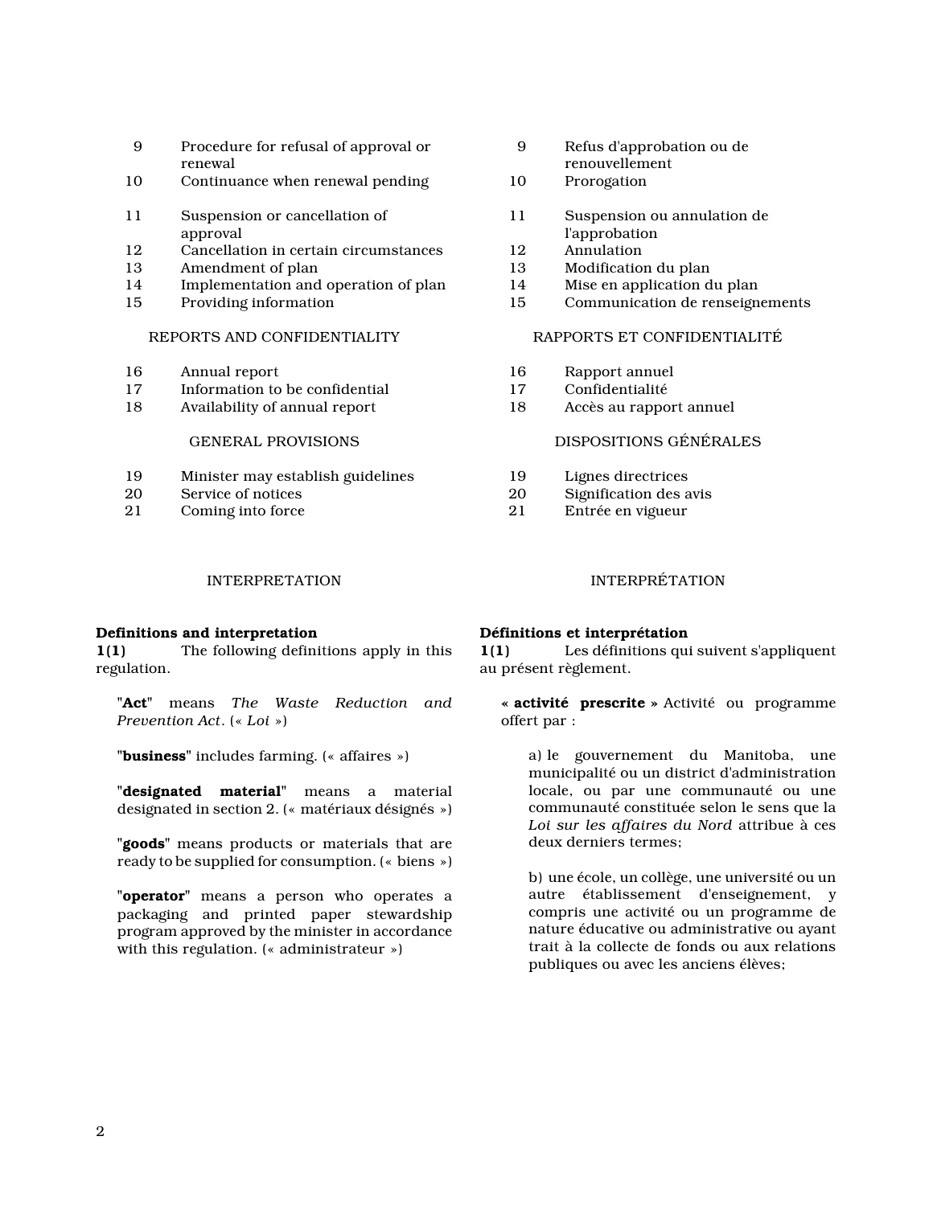| | | | |
|---|---|---|---|
| 9 | Procedure for refusal of approval or renewal | 9 | Refus d'approbation ou de renouvellement |
| 10 | Continuance when renewal pending | 10 | Prorogation |
| 11 | Suspension or cancellation of approval | 11 | Suspension ou annulation de l'approbation |
| 12 | Cancellation in certain circumstances | 12 | Annulation |
| 13 | Amendment of plan | 13 | Modification du plan |
| 14 | Implementation and operation of plan | 14 | Mise en application du plan |
| 15 | Providing information | 15 | Communication de renseignements |

REPORTS AND CONFIDENTIALITY

| | |
|---|---|
| 16 | Annual report |
| 17 | Information to be confidential |
| 18 | Availability of annual report |

GENERAL PROVISIONS

| | |
|---|---|
| 19 | Minister may establish guidelines |
| 20 | Service of notices |
| 21 | Coming into force |

RAPPORTS ET CONFIDENTIALITÉ

| | |
|---|---|
| 16 | Rapport annuel |
| 17 | Confidentialité |
| 18 | Accès au rapport annuel |

DISPOSITIONS GÉNÉRALES

| | |
|---|---|
| 19 | Lignes directrices |
| 20 | Signification des avis |
| 21 | Entrée en vigueur |

INTERPRETATION

**Definitions and interpretation**
**1(1)** The following definitions apply in this regulation.

"**Act**" means *The Waste Reduction and Prevention Act*. (« *Loi* »)

"**business**" includes farming. (« affaires »)

"**designated material**" means a material designated in section 2. (« matériaux désignés »)

"**goods**" means products or materials that are ready to be supplied for consumption. (« biens »)

"**operator**" means a person who operates a packaging and printed paper stewardship program approved by the minister in accordance with this regulation. (« administrateur »)

INTERPRÉTATION

**Définitions et interprétation**
**1(1)** Les définitions qui suivent s'appliquent au présent règlement.

« **activité prescrite** » Activité ou programme offert par :

a) le gouvernement du Manitoba, une municipalité ou un district d'administration locale, ou par une communauté ou une communauté constituée selon le sens que la *Loi sur les affaires du Nord* attribue à ces deux derniers termes;

b) une école, un collège, une université ou un autre établissement d'enseignement, y compris une activité ou un programme de nature éducative ou administrative ou ayant trait à la collecte de fonds ou aux relations publiques ou avec les anciens élèves;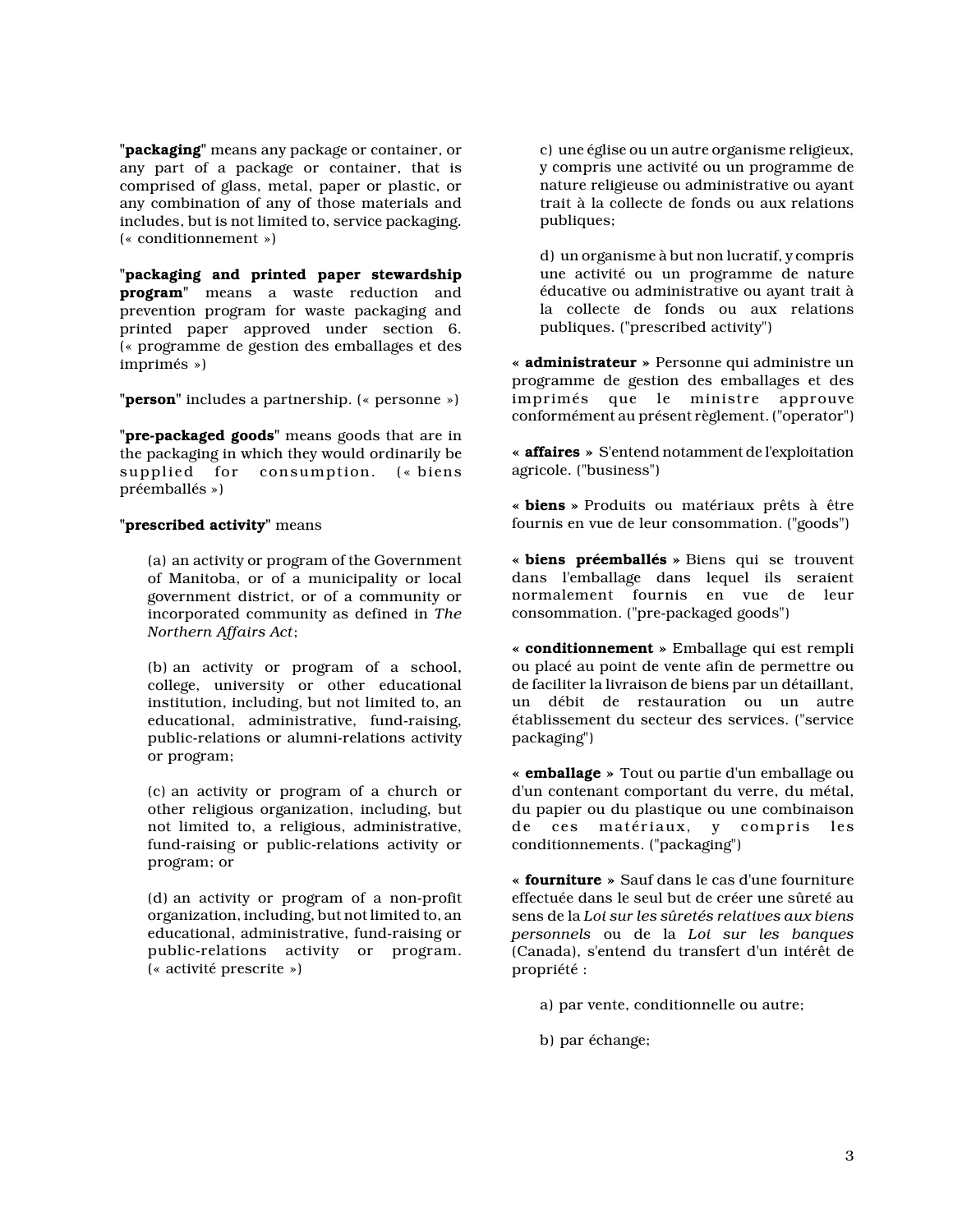"**packaging**" means any package or container, or any part of a package or container, that is comprised of glass, metal, paper or plastic, or any combination of any of those materials and includes, but is not limited to, service packaging. (« conditionnement »)

"**packaging and printed paper stewardship program**" means a waste reduction and prevention program for waste packaging and printed paper approved under section 6. (« programme de gestion des emballages et des imprimés »)

"**person**" includes a partnership. (« personne »)

"**pre-packaged goods**" means goods that are in the packaging in which they would ordinarily be supplied for consumption. (« biens préemballés »)

"**prescribed activity**" means

(a) an activity or program of the Government of Manitoba, or of a municipality or local government district, or of a community or incorporated community as defined in *The Northern Affairs Act*;

(b) an activity or program of a school, college, university or other educational institution, including, but not limited to, an educational, administrative, fund-raising, public-relations or alumni-relations activity or program;

(c) an activity or program of a church or other religious organization, including, but not limited to, a religious, administrative, fund-raising or public-relations activity or program; or

(d) an activity or program of a non-profit organization, including, but not limited to, an educational, administrative, fund-raising or public-relations activity or program. (« activité prescrite »)

c) une église ou un autre organisme religieux, y compris une activité ou un programme de nature religieuse ou administrative ou ayant trait à la collecte de fonds ou aux relations publiques;

d) un organisme à but non lucratif, y compris une activité ou un programme de nature éducative ou administrative ou ayant trait à la collecte de fonds ou aux relations publiques. ("prescribed activity")

« **administrateur** » Personne qui administre un programme de gestion des emballages et des imprimés que le ministre approuve conformément au présent règlement. ("operator")

« **affaires** » S'entend notamment de l'exploitation agricole. ("business")

« **biens** » Produits ou matériaux prêts à être fournis en vue de leur consommation. ("goods")

« **biens préemballés** » Biens qui se trouvent dans l'emballage dans lequel ils seraient normalement fournis en vue de leur consommation. ("pre-packaged goods")

« **conditionnement** » Emballage qui est rempli ou placé au point de vente afin de permettre ou de faciliter la livraison de biens par un détaillant, un débit de restauration ou un autre établissement du secteur des services. ("service packaging")

« **emballage** » Tout ou partie d'un emballage ou d'un contenant comportant du verre, du métal, du papier ou du plastique ou une combinaison de ces matériaux, y compris les conditionnements. ("packaging")

« **fourniture** » Sauf dans le cas d'une fourniture effectuée dans le seul but de créer une sûreté au sens de la *Loi sur les sûretés relatives aux biens personnels* ou de la *Loi sur les banques* (Canada), s'entend du transfert d'un intérêt de propriété :

a) par vente, conditionnelle ou autre;

b) par échange;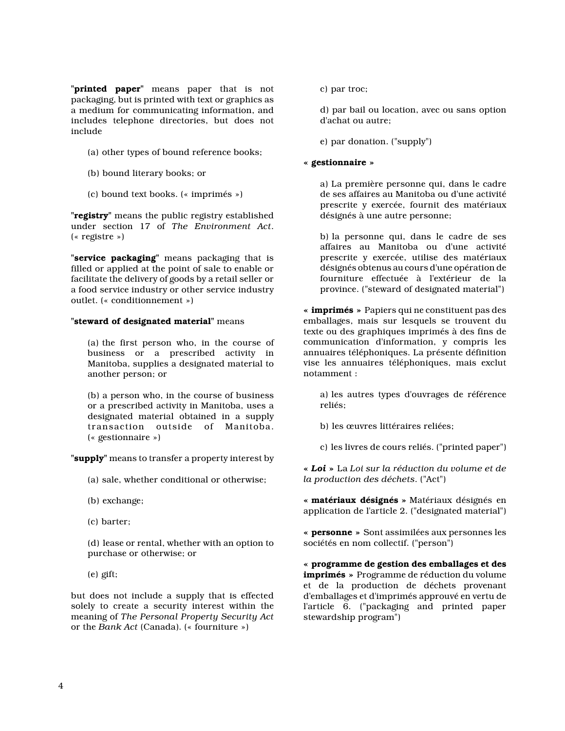"**printed paper**" means paper that is not packaging, but is printed with text or graphics as a medium for communicating information, and includes telephone directories, but does not include

(a) other types of bound reference books;

(b) bound literary books; or

(c) bound text books. (« imprimés »)

"**registry**" means the public registry established under section 17 of *The Environment Act*. (« registre »)

"**service packaging**" means packaging that is filled or applied at the point of sale to enable or facilitate the delivery of goods by a retail seller or a food service industry or other service industry outlet. (« conditionnement »)

"**steward of designated material**" means

(a) the first person who, in the course of business or a prescribed activity in Manitoba, supplies a designated material to another person; or

(b) a person who, in the course of business or a prescribed activity in Manitoba, uses a designated material obtained in a supply transaction outside of Manitoba. (« gestionnaire »)

"**supply**" means to transfer a property interest by

(a) sale, whether conditional or otherwise;

(b) exchange;

(c) barter;

(d) lease or rental, whether with an option to purchase or otherwise; or

(e) gift;

but does not include a supply that is effected solely to create a security interest within the meaning of *The Personal Property Security Act* or the *Bank Act* (Canada). (« fourniture »)

c) par troc;

d) par bail ou location, avec ou sans option d'achat ou autre;

e) par donation. ("supply")

**« gestionnaire »**

a) La première personne qui, dans le cadre de ses affaires au Manitoba ou d'une activité prescrite y exercée, fournit des matériaux désignés à une autre personne;

b) la personne qui, dans le cadre de ses affaires au Manitoba ou d'une activité prescrite y exercée, utilise des matériaux désignés obtenus au cours d'une opération de fourniture effectuée à l'extérieur de la province. ("steward of designated material")

**« imprimés »** Papiers qui ne constituent pas des emballages, mais sur lesquels se trouvent du texte ou des graphiques imprimés à des fins de communication d'information, y compris les annuaires téléphoniques. La présente définition vise les annuaires téléphoniques, mais exclut notamment :

a) les autres types d'ouvrages de référence reliés;

b) les œuvres littéraires reliées;

c) les livres de cours reliés. ("printed paper")

**« *Loi* »** La *Loi sur la réduction du volume et de la production des déchets*. ("Act")

**« matériaux désignés »** Matériaux désignés en application de l'article 2. ("designated material")

**« personne »** Sont assimilées aux personnes les sociétés en nom collectif. ("person")

**« programme de gestion des emballages et des imprimés »** Programme de réduction du volume et de la production de déchets provenant d'emballages et d'imprimés approuvé en vertu de l'article 6. ("packaging and printed paper stewardship program")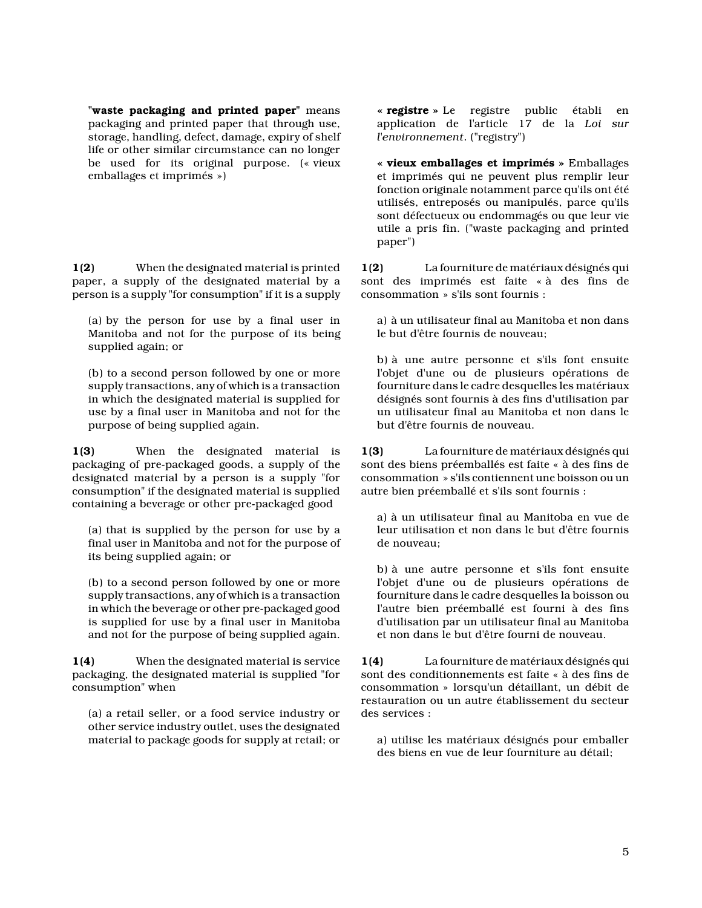"**waste packaging and printed paper**" means packaging and printed paper that through use, storage, handling, defect, damage, expiry of shelf life or other similar circumstance can no longer be used for its original purpose. (« vieux emballages et imprimés »)

**1(2)** When the designated material is printed paper, a supply of the designated material by a person is a supply "for consumption" if it is a supply

(a) by the person for use by a final user in Manitoba and not for the purpose of its being supplied again; or

(b) to a second person followed by one or more supply transactions, any of which is a transaction in which the designated material is supplied for use by a final user in Manitoba and not for the purpose of being supplied again.

**1(3)** When the designated material is packaging of pre-packaged goods, a supply of the designated material by a person is a supply "for consumption" if the designated material is supplied containing a beverage or other pre-packaged good

(a) that is supplied by the person for use by a final user in Manitoba and not for the purpose of its being supplied again; or

(b) to a second person followed by one or more supply transactions, any of which is a transaction in which the beverage or other pre-packaged good is supplied for use by a final user in Manitoba and not for the purpose of being supplied again.

**1(4)** When the designated material is service packaging, the designated material is supplied "for consumption" when

(a) a retail seller, or a food service industry or other service industry outlet, uses the designated material to package goods for supply at retail; or

**« registre »** Le registre public établi en application de l'article 17 de la *Loi sur l'environnement*. ("registry")

**« vieux emballages et imprimés »** Emballages et imprimés qui ne peuvent plus remplir leur fonction originale notamment parce qu'ils ont été utilisés, entreposés ou manipulés, parce qu'ils sont défectueux ou endommagés ou que leur vie utile a pris fin. ("waste packaging and printed paper")

**1(2)** La fourniture de matériaux désignés qui sont des imprimés est faite « à des fins de consommation » s'ils sont fournis :

a) à un utilisateur final au Manitoba et non dans le but d'être fournis de nouveau;

b) à une autre personne et s'ils font ensuite l'objet d'une ou de plusieurs opérations de fourniture dans le cadre desquelles les matériaux désignés sont fournis à des fins d'utilisation par un utilisateur final au Manitoba et non dans le but d'être fournis de nouveau.

**1(3)** La fourniture de matériaux désignés qui sont des biens préemballés est faite « à des fins de consommation » s'ils contiennent une boisson ou un autre bien préemballé et s'ils sont fournis :

a) à un utilisateur final au Manitoba en vue de leur utilisation et non dans le but d'être fournis de nouveau;

b) à une autre personne et s'ils font ensuite l'objet d'une ou de plusieurs opérations de fourniture dans le cadre desquelles la boisson ou l'autre bien préemballé est fourni à des fins d'utilisation par un utilisateur final au Manitoba et non dans le but d'être fourni de nouveau.

**1(4)** La fourniture de matériaux désignés qui sont des conditionnements est faite « à des fins de consommation » lorsqu'un détaillant, un débit de restauration ou un autre établissement du secteur des services :

a) utilise les matériaux désignés pour emballer des biens en vue de leur fourniture au détail;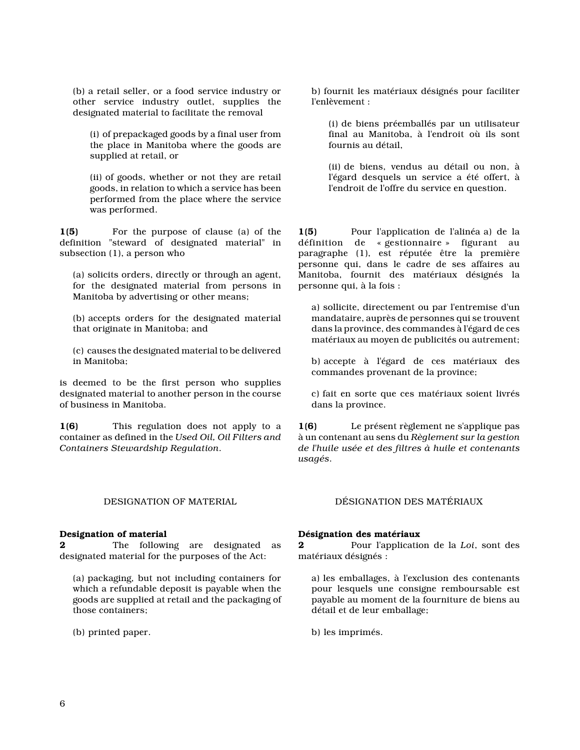(b) a retail seller, or a food service industry or other service industry outlet, supplies the designated material to facilitate the removal

(i) of prepackaged goods by a final user from the place in Manitoba where the goods are supplied at retail, or

(ii) of goods, whether or not they are retail goods, in relation to which a service has been performed from the place where the service was performed.

**1(5)** For the purpose of clause (a) of the definition "steward of designated material" in subsection (1), a person who

(a) solicits orders, directly or through an agent, for the designated material from persons in Manitoba by advertising or other means;

(b) accepts orders for the designated material that originate in Manitoba; and

(c) causes the designated material to be delivered in Manitoba;

is deemed to be the first person who supplies designated material to another person in the course of business in Manitoba.

**1(6)** This regulation does not apply to a container as defined in the *Used Oil, Oil Filters and Containers Stewardship Regulation*.

DESIGNATION OF MATERIAL

**Designation of material**

**2** The following are designated as designated material for the purposes of the Act:

(a) packaging, but not including containers for which a refundable deposit is payable when the goods are supplied at retail and the packaging of those containers;

(b) printed paper.

b) fournit les matériaux désignés pour faciliter l'enlèvement :

(i) de biens préemballés par un utilisateur final au Manitoba, à l'endroit où ils sont fournis au détail,

(ii) de biens, vendus au détail ou non, à l'égard desquels un service a été offert, à l'endroit de l'offre du service en question.

**1(5)** Pour l'application de l'alinéa a) de la définition de « gestionnaire » figurant au paragraphe (1), est réputée être la première personne qui, dans le cadre de ses affaires au Manitoba, fournit des matériaux désignés la personne qui, à la fois :

a) sollicite, directement ou par l'entremise d'un mandataire, auprès de personnes qui se trouvent dans la province, des commandes à l'égard de ces matériaux au moyen de publicités ou autrement;

b) accepte à l'égard de ces matériaux des commandes provenant de la province;

c) fait en sorte que ces matériaux soient livrés dans la province.

**1(6)** Le présent règlement ne s'applique pas à un contenant au sens du *Règlement sur la gestion de l'huile usée et des filtres à huile et contenants usagés*.

DÉSIGNATION DES MATÉRIAUX

**Désignation des matériaux**

**2** Pour l'application de la *Loi*, sont des matériaux désignés :

a) les emballages, à l'exclusion des contenants pour lesquels une consigne remboursable est payable au moment de la fourniture de biens au détail et de leur emballage;

b) les imprimés.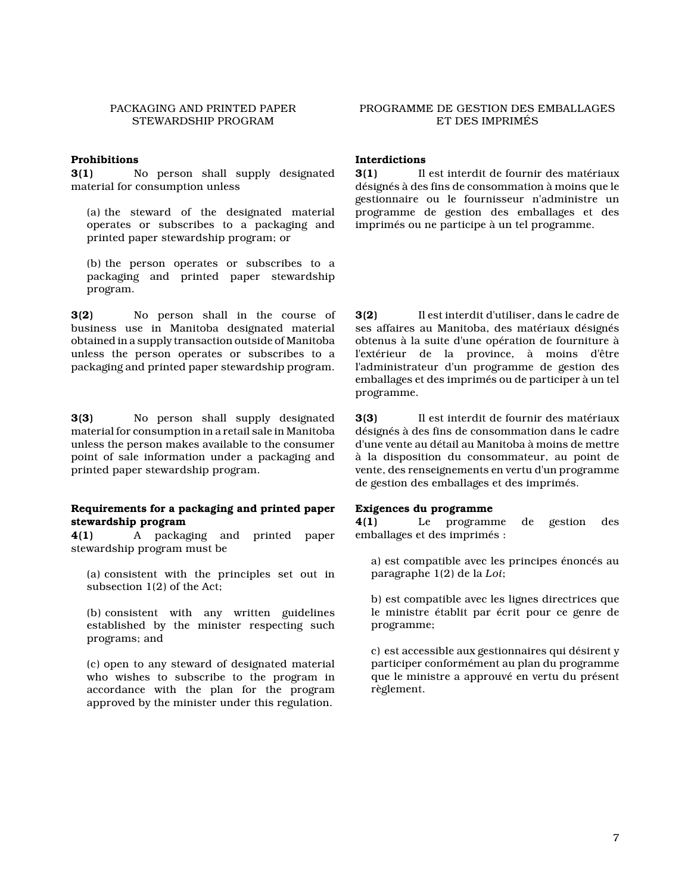## PACKAGING AND PRINTED PAPER STEWARDSHIP PROGRAM

**Prohibitions**

**3(1)** No person shall supply designated material for consumption unless

(a) the steward of the designated material operates or subscribes to a packaging and printed paper stewardship program; or

(b) the person operates or subscribes to a packaging and printed paper stewardship program.

**3(2)** No person shall in the course of business use in Manitoba designated material obtained in a supply transaction outside of Manitoba unless the person operates or subscribes to a packaging and printed paper stewardship program.

**3(3)** No person shall supply designated material for consumption in a retail sale in Manitoba unless the person makes available to the consumer point of sale information under a packaging and printed paper stewardship program.

**Requirements for a packaging and printed paper stewardship program**

**4(1)** A packaging and printed paper stewardship program must be

(a) consistent with the principles set out in subsection 1(2) of the Act;

(b) consistent with any written guidelines established by the minister respecting such programs; and

(c) open to any steward of designated material who wishes to subscribe to the program in accordance with the plan for the program approved by the minister under this regulation.

## PROGRAMME DE GESTION DES EMBALLAGES ET DES IMPRIMÉS

**Interdictions**

**3(1)** Il est interdit de fournir des matériaux désignés à des fins de consommation à moins que le gestionnaire ou le fournisseur n'administre un programme de gestion des emballages et des imprimés ou ne participe à un tel programme.

**3(2)** Il est interdit d'utiliser, dans le cadre de ses affaires au Manitoba, des matériaux désignés obtenus à la suite d'une opération de fourniture à l'extérieur de la province, à moins d'être l'administrateur d'un programme de gestion des emballages et des imprimés ou de participer à un tel programme.

**3(3)** Il est interdit de fournir des matériaux désignés à des fins de consommation dans le cadre d'une vente au détail au Manitoba à moins de mettre à la disposition du consommateur, au point de vente, des renseignements en vertu d'un programme de gestion des emballages et des imprimés.

**Exigences du programme**

**4(1)** Le programme de gestion des emballages et des imprimés :

a) est compatible avec les principes énoncés au paragraphe 1(2) de la *Loi*;

b) est compatible avec les lignes directrices que le ministre établit par écrit pour ce genre de programme;

c) est accessible aux gestionnaires qui désirent y participer conformément au plan du programme que le ministre a approuvé en vertu du présent règlement.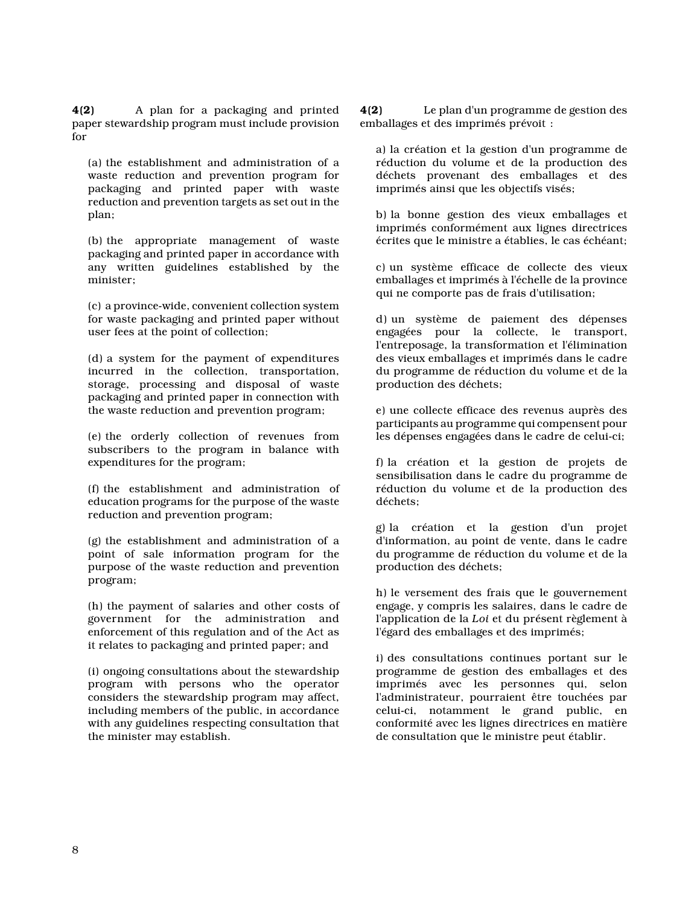**4(2)** A plan for a packaging and printed paper stewardship program must include provision for

(a) the establishment and administration of a waste reduction and prevention program for packaging and printed paper with waste reduction and prevention targets as set out in the plan;

(b) the appropriate management of waste packaging and printed paper in accordance with any written guidelines established by the minister;

(c) a province-wide, convenient collection system for waste packaging and printed paper without user fees at the point of collection;

(d) a system for the payment of expenditures incurred in the collection, transportation, storage, processing and disposal of waste packaging and printed paper in connection with the waste reduction and prevention program;

(e) the orderly collection of revenues from subscribers to the program in balance with expenditures for the program;

(f) the establishment and administration of education programs for the purpose of the waste reduction and prevention program;

(g) the establishment and administration of a point of sale information program for the purpose of the waste reduction and prevention program;

(h) the payment of salaries and other costs of government for the administration and enforcement of this regulation and of the Act as it relates to packaging and printed paper; and

(i) ongoing consultations about the stewardship program with persons who the operator considers the stewardship program may affect, including members of the public, in accordance with any guidelines respecting consultation that the minister may establish.

**4(2)** Le plan d'un programme de gestion des emballages et des imprimés prévoit :

a) la création et la gestion d'un programme de réduction du volume et de la production des déchets provenant des emballages et des imprimés ainsi que les objectifs visés;

b) la bonne gestion des vieux emballages et imprimés conformément aux lignes directrices écrites que le ministre a établies, le cas échéant;

c) un système efficace de collecte des vieux emballages et imprimés à l'échelle de la province qui ne comporte pas de frais d'utilisation;

d) un système de paiement des dépenses engagées pour la collecte, le transport, l'entreposage, la transformation et l'élimination des vieux emballages et imprimés dans le cadre du programme de réduction du volume et de la production des déchets;

e) une collecte efficace des revenus auprès des participants au programme qui compensent pour les dépenses engagées dans le cadre de celui-ci;

f) la création et la gestion de projets de sensibilisation dans le cadre du programme de réduction du volume et de la production des déchets;

g) la création et la gestion d'un projet d'information, au point de vente, dans le cadre du programme de réduction du volume et de la production des déchets;

h) le versement des frais que le gouvernement engage, y compris les salaires, dans le cadre de l'application de la *Loi* et du présent règlement à l'égard des emballages et des imprimés;

i) des consultations continues portant sur le programme de gestion des emballages et des imprimés avec les personnes qui, selon l'administrateur, pourraient être touchées par celui-ci, notamment le grand public, en conformité avec les lignes directrices en matière de consultation que le ministre peut établir.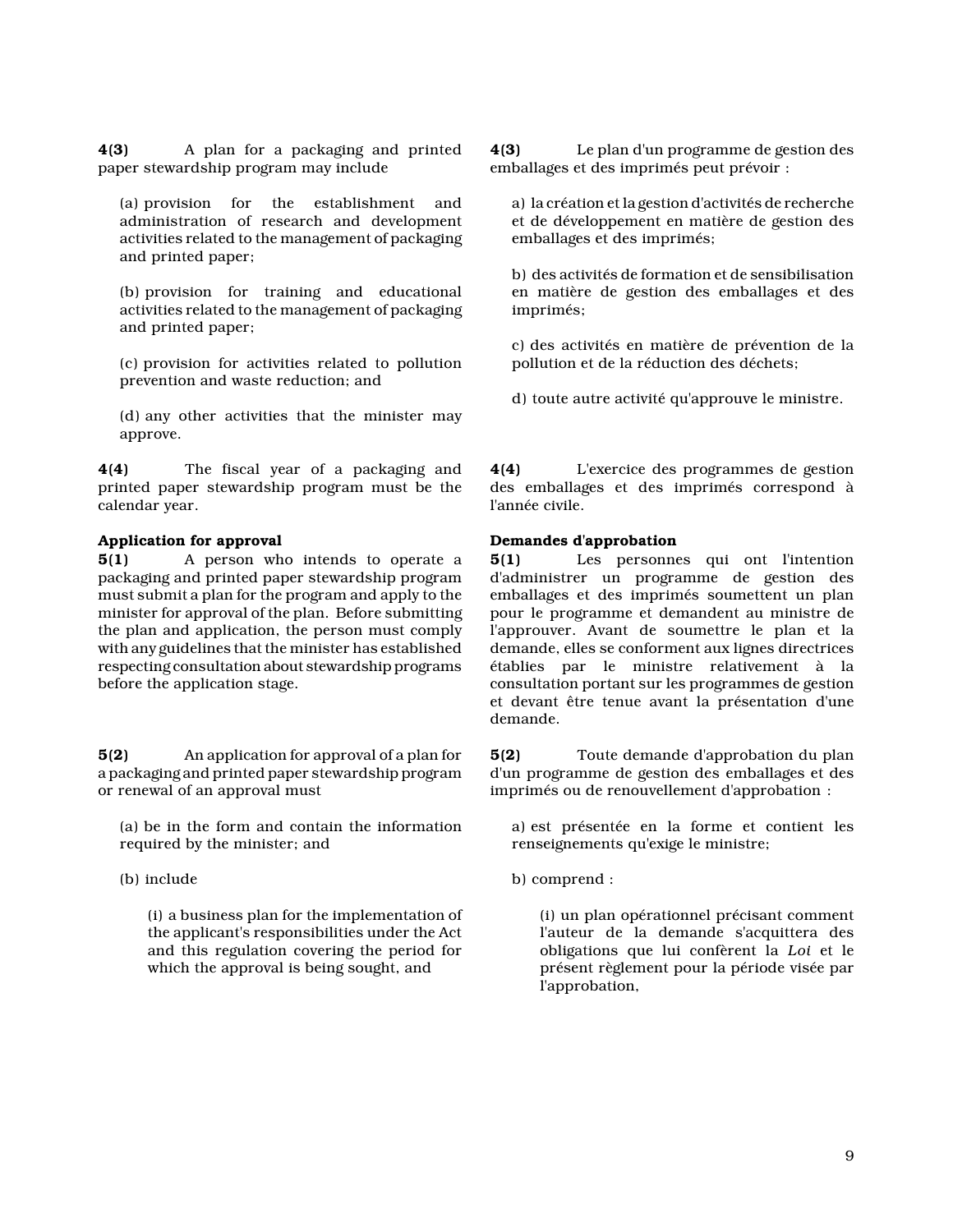**4(3)** A plan for a packaging and printed paper stewardship program may include

(a) provision for the establishment and administration of research and development activities related to the management of packaging and printed paper;

(b) provision for training and educational activities related to the management of packaging and printed paper;

(c) provision for activities related to pollution prevention and waste reduction; and

(d) any other activities that the minister may approve.

**4(4)** The fiscal year of a packaging and printed paper stewardship program must be the calendar year.

**Application for approval**

**5(1)** A person who intends to operate a packaging and printed paper stewardship program must submit a plan for the program and apply to the minister for approval of the plan. Before submitting the plan and application, the person must comply with any guidelines that the minister has established respecting consultation about stewardship programs before the application stage.

**5(2)** An application for approval of a plan for a packaging and printed paper stewardship program or renewal of an approval must

(a) be in the form and contain the information required by the minister; and

(b) include

(i) a business plan for the implementation of the applicant's responsibilities under the Act and this regulation covering the period for which the approval is being sought, and

**4(3)** Le plan d'un programme de gestion des emballages et des imprimés peut prévoir :

a) la création et la gestion d'activités de recherche et de développement en matière de gestion des emballages et des imprimés;

b) des activités de formation et de sensibilisation en matière de gestion des emballages et des imprimés;

c) des activités en matière de prévention de la pollution et de la réduction des déchets;

d) toute autre activité qu'approuve le ministre.

**4(4)** L'exercice des programmes de gestion des emballages et des imprimés correspond à l'année civile.

**Demandes d'approbation**

**5(1)** Les personnes qui ont l'intention d'administrer un programme de gestion des emballages et des imprimés soumettent un plan pour le programme et demandent au ministre de l'approuver. Avant de soumettre le plan et la demande, elles se conforment aux lignes directrices établies par le ministre relativement à la consultation portant sur les programmes de gestion et devant être tenue avant la présentation d'une demande.

**5(2)** Toute demande d'approbation du plan d'un programme de gestion des emballages et des imprimés ou de renouvellement d'approbation :

a) est présentée en la forme et contient les renseignements qu'exige le ministre;

b) comprend :

(i) un plan opérationnel précisant comment l'auteur de la demande s'acquittera des obligations que lui confèrent la *Loi* et le présent règlement pour la période visée par l'approbation,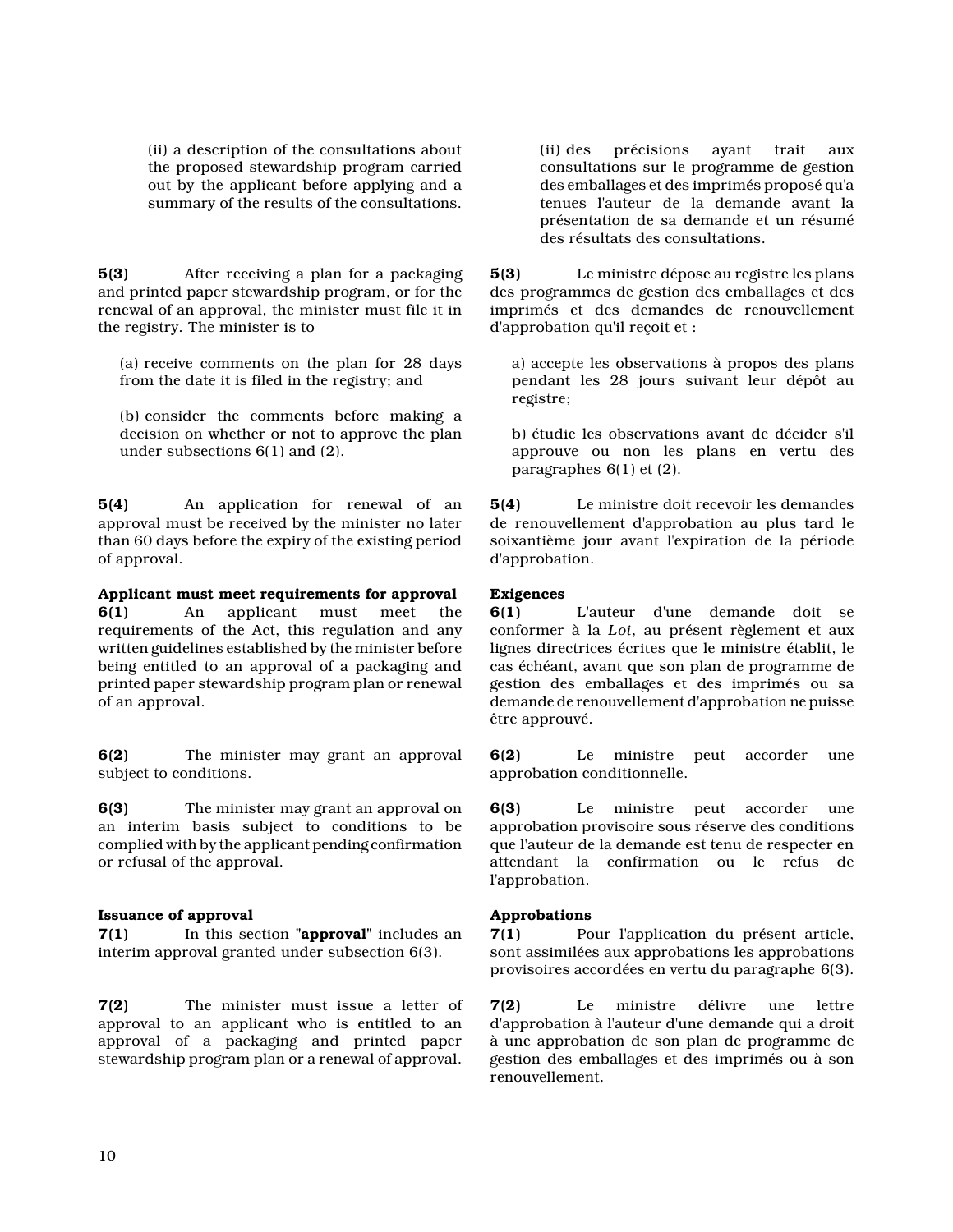(ii) a description of the consultations about the proposed stewardship program carried out by the applicant before applying and a summary of the results of the consultations.

**5(3)** After receiving a plan for a packaging and printed paper stewardship program, or for the renewal of an approval, the minister must file it in the registry. The minister is to

(a) receive comments on the plan for 28 days from the date it is filed in the registry; and

(b) consider the comments before making a decision on whether or not to approve the plan under subsections 6(1) and (2).

**5(4)** An application for renewal of an approval must be received by the minister no later than 60 days before the expiry of the existing period of approval.

**Applicant must meet requirements for approval**

**6(1)** An applicant must meet the requirements of the Act, this regulation and any written guidelines established by the minister before being entitled to an approval of a packaging and printed paper stewardship program plan or renewal of an approval.

**6(2)** The minister may grant an approval subject to conditions.

**6(3)** The minister may grant an approval on an interim basis subject to conditions to be complied with by the applicant pending confirmation or refusal of the approval.

**Issuance of approval**

**7(1)** In this section "**approval**" includes an interim approval granted under subsection 6(3).

**7(2)** The minister must issue a letter of approval to an applicant who is entitled to an approval of a packaging and printed paper stewardship program plan or a renewal of approval.

(ii) des précisions ayant trait aux consultations sur le programme de gestion des emballages et des imprimés proposé qu'a tenues l'auteur de la demande avant la présentation de sa demande et un résumé des résultats des consultations.

**5(3)** Le ministre dépose au registre les plans des programmes de gestion des emballages et des imprimés et des demandes de renouvellement d'approbation qu'il reçoit et :

a) accepte les observations à propos des plans pendant les 28 jours suivant leur dépôt au registre;

b) étudie les observations avant de décider s'il approuve ou non les plans en vertu des paragraphes 6(1) et (2).

**5(4)** Le ministre doit recevoir les demandes de renouvellement d'approbation au plus tard le soixantième jour avant l'expiration de la période d'approbation.

**Exigences**

**6(1)** L'auteur d'une demande doit se conformer à la *Loi*, au présent règlement et aux lignes directrices écrites que le ministre établit, le cas échéant, avant que son plan de programme de gestion des emballages et des imprimés ou sa demande de renouvellement d'approbation ne puisse être approuvé.

**6(2)** Le ministre peut accorder une approbation conditionnelle.

**6(3)** Le ministre peut accorder une approbation provisoire sous réserve des conditions que l'auteur de la demande est tenu de respecter en attendant la confirmation ou le refus de l'approbation.

**Approbations**

**7(1)** Pour l'application du présent article, sont assimilées aux approbations les approbations provisoires accordées en vertu du paragraphe 6(3).

**7(2)** Le ministre délivre une lettre d'approbation à l'auteur d'une demande qui a droit à une approbation de son plan de programme de gestion des emballages et des imprimés ou à son renouvellement.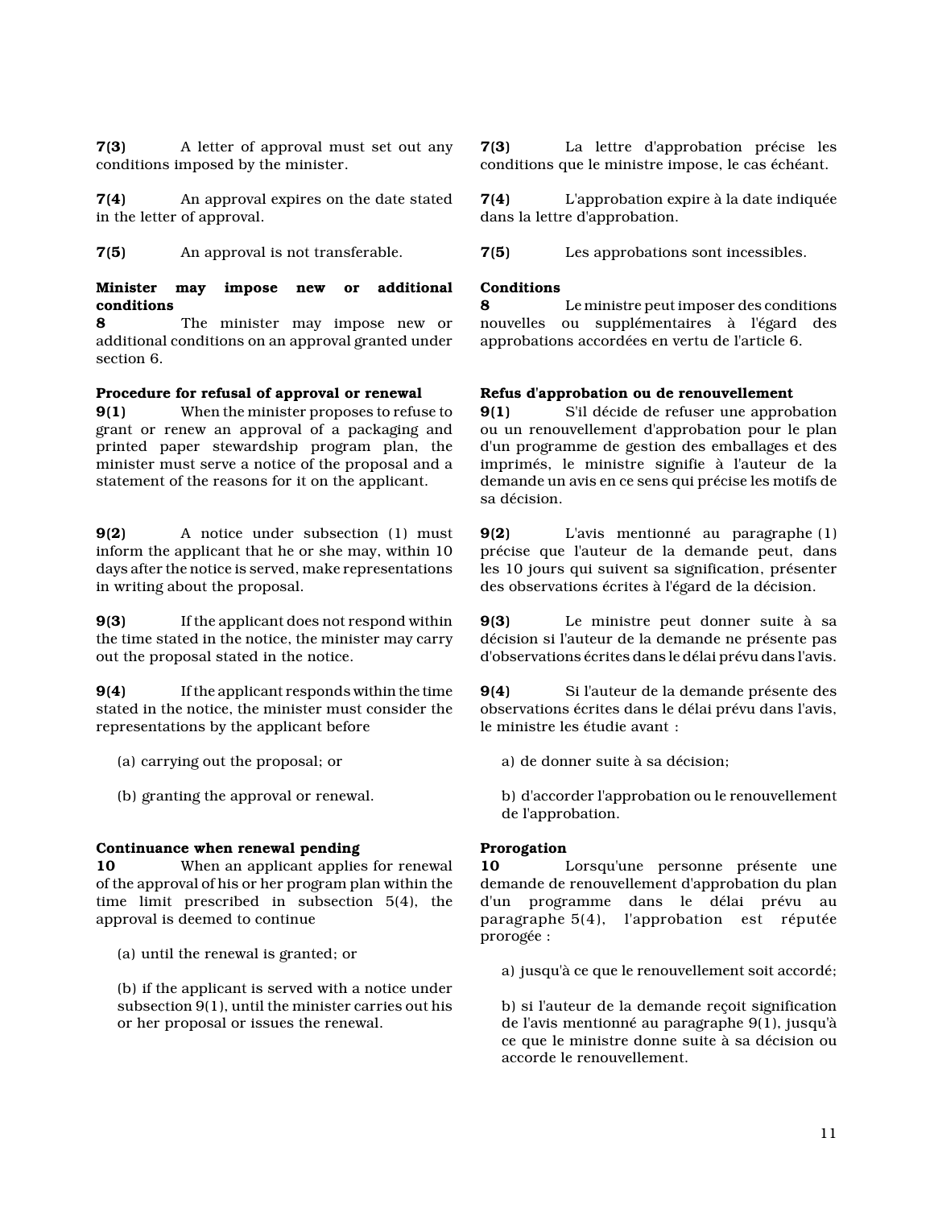**7(3)** A letter of approval must set out any conditions imposed by the minister.

**7(4)** An approval expires on the date stated in the letter of approval.

**7(5)** An approval is not transferable.

**Minister may impose new or additional conditions**

**8** The minister may impose new or additional conditions on an approval granted under section 6.

**Procedure for refusal of approval or renewal**

**9(1)** When the minister proposes to refuse to grant or renew an approval of a packaging and printed paper stewardship program plan, the minister must serve a notice of the proposal and a statement of the reasons for it on the applicant.

**9(2)** A notice under subsection (1) must inform the applicant that he or she may, within 10 days after the notice is served, make representations in writing about the proposal.

**9(3)** If the applicant does not respond within the time stated in the notice, the minister may carry out the proposal stated in the notice.

**9(4)** If the applicant responds within the time stated in the notice, the minister must consider the representations by the applicant before

(a) carrying out the proposal; or

(b) granting the approval or renewal.

**Continuance when renewal pending**

**10** When an applicant applies for renewal of the approval of his or her program plan within the time limit prescribed in subsection 5(4), the approval is deemed to continue

(a) until the renewal is granted; or

(b) if the applicant is served with a notice under subsection 9(1), until the minister carries out his or her proposal or issues the renewal.

**7(3)** La lettre d'approbation précise les conditions que le ministre impose, le cas échéant.

**7(4)** L'approbation expire à la date indiquée dans la lettre d'approbation.

**7(5)** Les approbations sont incessibles.

**Conditions**

**8** Le ministre peut imposer des conditions nouvelles ou supplémentaires à l'égard des approbations accordées en vertu de l'article 6.

**Refus d'approbation ou de renouvellement**

**9(1)** S'il décide de refuser une approbation ou un renouvellement d'approbation pour le plan d'un programme de gestion des emballages et des imprimés, le ministre signifie à l'auteur de la demande un avis en ce sens qui précise les motifs de sa décision.

**9(2)** L'avis mentionné au paragraphe (1) précise que l'auteur de la demande peut, dans les 10 jours qui suivent sa signification, présenter des observations écrites à l'égard de la décision.

**9(3)** Le ministre peut donner suite à sa décision si l'auteur de la demande ne présente pas d'observations écrites dans le délai prévu dans l'avis.

**9(4)** Si l'auteur de la demande présente des observations écrites dans le délai prévu dans l'avis, le ministre les étudie avant :

a) de donner suite à sa décision;

b) d'accorder l'approbation ou le renouvellement de l'approbation.

**Prorogation**

**10** Lorsqu'une personne présente une demande de renouvellement d'approbation du plan d'un programme dans le délai prévu au paragraphe 5(4), l'approbation est réputée prorogée :

a) jusqu'à ce que le renouvellement soit accordé;

b) si l'auteur de la demande reçoit signification de l'avis mentionné au paragraphe 9(1), jusqu'à ce que le ministre donne suite à sa décision ou accorde le renouvellement.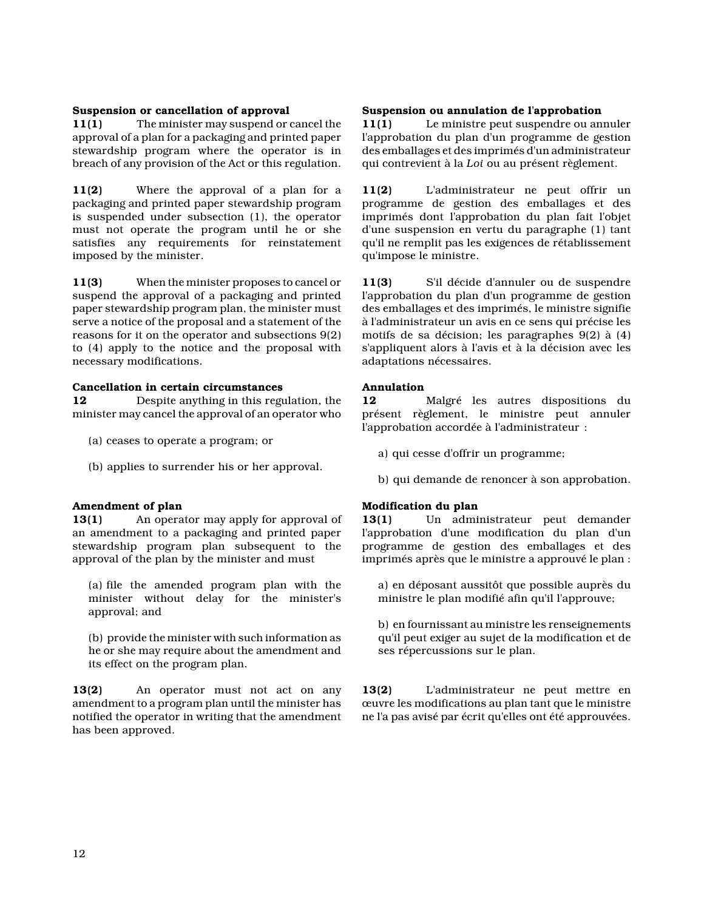**Suspension or cancellation of approval**

**11(1)** The minister may suspend or cancel the approval of a plan for a packaging and printed paper stewardship program where the operator is in breach of any provision of the Act or this regulation.

**11(2)** Where the approval of a plan for a packaging and printed paper stewardship program is suspended under subsection (1), the operator must not operate the program until he or she satisfies any requirements for reinstatement imposed by the minister.

**11(3)** When the minister proposes to cancel or suspend the approval of a packaging and printed paper stewardship program plan, the minister must serve a notice of the proposal and a statement of the reasons for it on the operator and subsections 9(2) to (4) apply to the notice and the proposal with necessary modifications.

**Cancellation in certain circumstances**

**12** Despite anything in this regulation, the minister may cancel the approval of an operator who

(a) ceases to operate a program; or

(b) applies to surrender his or her approval.

**Amendment of plan**

**13(1)** An operator may apply for approval of an amendment to a packaging and printed paper stewardship program plan subsequent to the approval of the plan by the minister and must

(a) file the amended program plan with the minister without delay for the minister's approval; and

(b) provide the minister with such information as he or she may require about the amendment and its effect on the program plan.

**13(2)** An operator must not act on any amendment to a program plan until the minister has notified the operator in writing that the amendment has been approved.

**Suspension ou annulation de l'approbation**

**11(1)** Le ministre peut suspendre ou annuler l'approbation du plan d'un programme de gestion des emballages et des imprimés d'un administrateur qui contrevient à la *Loi* ou au présent règlement.

**11(2)** L'administrateur ne peut offrir un programme de gestion des emballages et des imprimés dont l'approbation du plan fait l'objet d'une suspension en vertu du paragraphe (1) tant qu'il ne remplit pas les exigences de rétablissement qu'impose le ministre.

**11(3)** S'il décide d'annuler ou de suspendre l'approbation du plan d'un programme de gestion des emballages et des imprimés, le ministre signifie à l'administrateur un avis en ce sens qui précise les motifs de sa décision; les paragraphes 9(2) à (4) s'appliquent alors à l'avis et à la décision avec les adaptations nécessaires.

**Annulation**

**12** Malgré les autres dispositions du présent règlement, le ministre peut annuler l'approbation accordée à l'administrateur :

a) qui cesse d'offrir un programme;

b) qui demande de renoncer à son approbation.

**Modification du plan**

**13(1)** Un administrateur peut demander l'approbation d'une modification du plan d'un programme de gestion des emballages et des imprimés après que le ministre a approuvé le plan :

a) en déposant aussitôt que possible auprès du ministre le plan modifié afin qu'il l'approuve;

b) en fournissant au ministre les renseignements qu'il peut exiger au sujet de la modification et de ses répercussions sur le plan.

**13(2)** L'administrateur ne peut mettre en œuvre les modifications au plan tant que le ministre ne l'a pas avisé par écrit qu'elles ont été approuvées.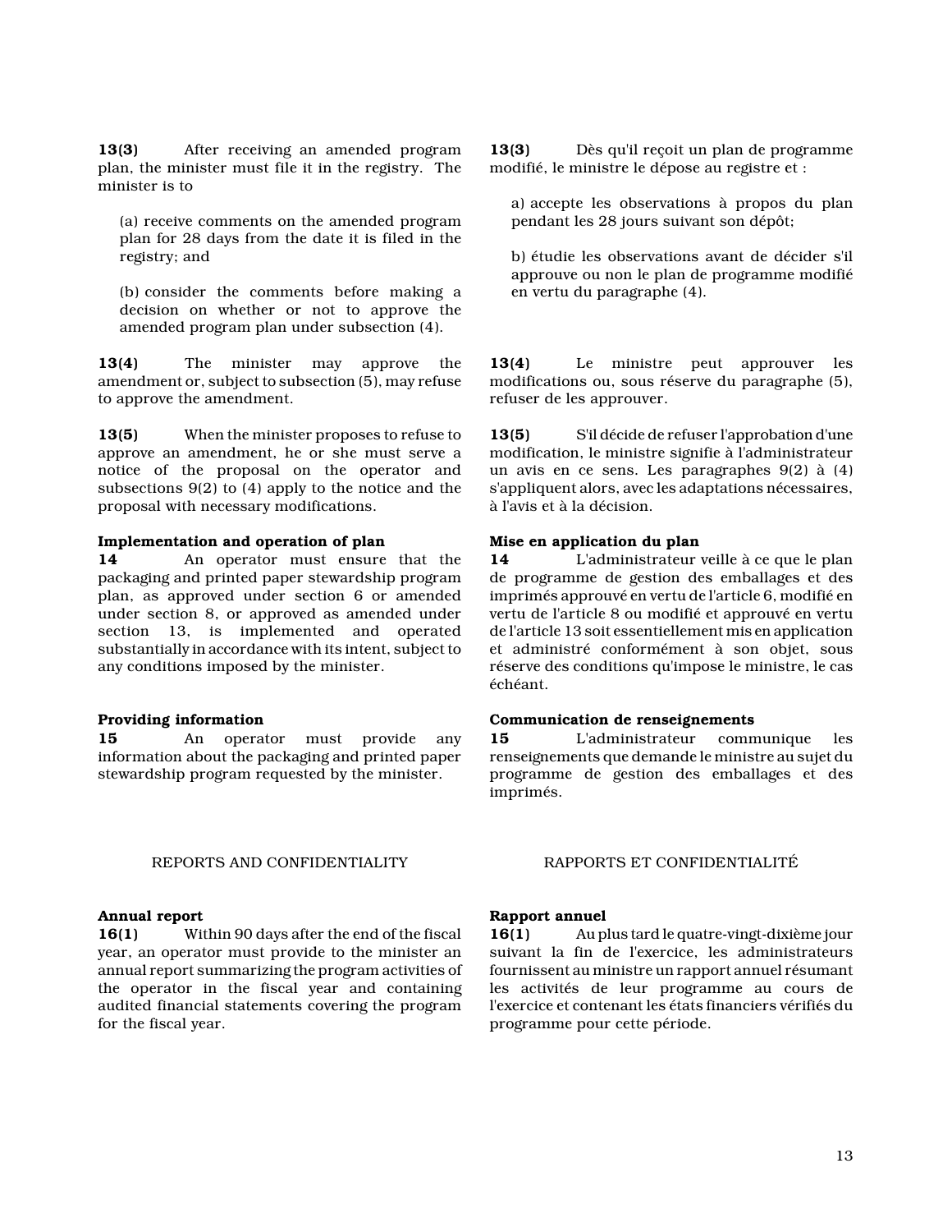**13(3)** After receiving an amended program plan, the minister must file it in the registry. The minister is to

(a) receive comments on the amended program plan for 28 days from the date it is filed in the registry; and

(b) consider the comments before making a decision on whether or not to approve the amended program plan under subsection (4).

**13(4)** The minister may approve the amendment or, subject to subsection (5), may refuse to approve the amendment.

**13(5)** When the minister proposes to refuse to approve an amendment, he or she must serve a notice of the proposal on the operator and subsections 9(2) to (4) apply to the notice and the proposal with necessary modifications.

**Implementation and operation of plan**

**14** An operator must ensure that the packaging and printed paper stewardship program plan, as approved under section 6 or amended under section 8, or approved as amended under section 13, is implemented and operated substantially in accordance with its intent, subject to any conditions imposed by the minister.

**Providing information**

**15** An operator must provide any information about the packaging and printed paper stewardship program requested by the minister.

REPORTS AND CONFIDENTIALITY

**Annual report**

**16(1)** Within 90 days after the end of the fiscal year, an operator must provide to the minister an annual report summarizing the program activities of the operator in the fiscal year and containing audited financial statements covering the program for the fiscal year.

**13(3)** Dès qu'il reçoit un plan de programme modifié, le ministre le dépose au registre et :

a) accepte les observations à propos du plan pendant les 28 jours suivant son dépôt;

b) étudie les observations avant de décider s'il approuve ou non le plan de programme modifié en vertu du paragraphe (4).

**13(4)** Le ministre peut approuver les modifications ou, sous réserve du paragraphe (5), refuser de les approuver.

**13(5)** S'il décide de refuser l'approbation d'une modification, le ministre signifie à l'administrateur un avis en ce sens. Les paragraphes 9(2) à (4) s'appliquent alors, avec les adaptations nécessaires, à l'avis et à la décision.

**Mise en application du plan**

**14** L'administrateur veille à ce que le plan de programme de gestion des emballages et des imprimés approuvé en vertu de l'article 6, modifié en vertu de l'article 8 ou modifié et approuvé en vertu de l'article 13 soit essentiellement mis en application et administré conformément à son objet, sous réserve des conditions qu'impose le ministre, le cas échéant.

**Communication de renseignements**

**15** L'administrateur communique les renseignements que demande le ministre au sujet du programme de gestion des emballages et des imprimés.

RAPPORTS ET CONFIDENTIALITÉ

**Rapport annuel**

**16(1)** Au plus tard le quatre-vingt-dixième jour suivant la fin de l'exercice, les administrateurs fournissent au ministre un rapport annuel résumant les activités de leur programme au cours de l'exercice et contenant les états financiers vérifiés du programme pour cette période.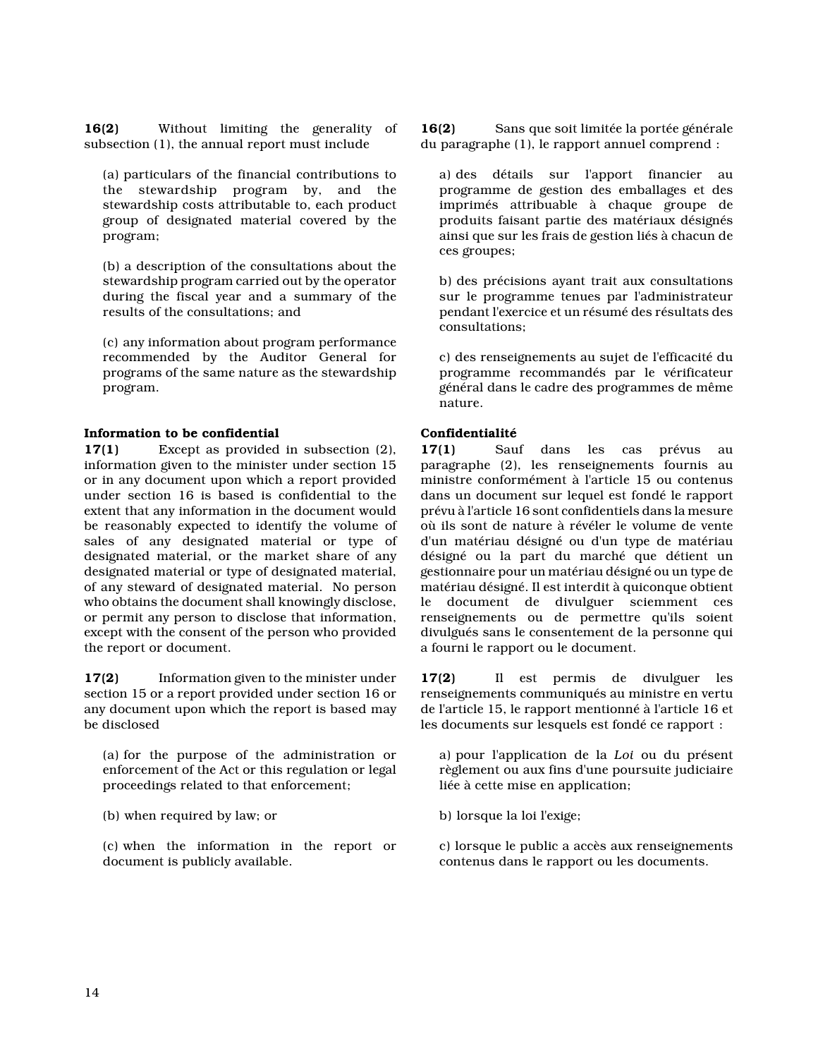**16(2)** Without limiting the generality of subsection (1), the annual report must include

(a) particulars of the financial contributions to the stewardship program by, and the stewardship costs attributable to, each product group of designated material covered by the program;

(b) a description of the consultations about the stewardship program carried out by the operator during the fiscal year and a summary of the results of the consultations; and

(c) any information about program performance recommended by the Auditor General for programs of the same nature as the stewardship program.

**Information to be confidential**

**17(1)** Except as provided in subsection (2), information given to the minister under section 15 or in any document upon which a report provided under section 16 is based is confidential to the extent that any information in the document would be reasonably expected to identify the volume of sales of any designated material or type of designated material, or the market share of any designated material or type of designated material, of any steward of designated material. No person who obtains the document shall knowingly disclose, or permit any person to disclose that information, except with the consent of the person who provided the report or document.

**17(2)** Information given to the minister under section 15 or a report provided under section 16 or any document upon which the report is based may be disclosed

(a) for the purpose of the administration or enforcement of the Act or this regulation or legal proceedings related to that enforcement;

(b) when required by law; or

(c) when the information in the report or document is publicly available.

**16(2)** Sans que soit limitée la portée générale du paragraphe (1), le rapport annuel comprend :

a) des détails sur l'apport financier au programme de gestion des emballages et des imprimés attribuable à chaque groupe de produits faisant partie des matériaux désignés ainsi que sur les frais de gestion liés à chacun de ces groupes;

b) des précisions ayant trait aux consultations sur le programme tenues par l'administrateur pendant l'exercice et un résumé des résultats des consultations;

c) des renseignements au sujet de l'efficacité du programme recommandés par le vérificateur général dans le cadre des programmes de même nature.

**Confidentialité**

**17(1)** Sauf dans les cas prévus au paragraphe (2), les renseignements fournis au ministre conformément à l'article 15 ou contenus dans un document sur lequel est fondé le rapport prévu à l'article 16 sont confidentiels dans la mesure où ils sont de nature à révéler le volume de vente d'un matériau désigné ou d'un type de matériau désigné ou la part du marché que détient un gestionnaire pour un matériau désigné ou un type de matériau désigné. Il est interdit à quiconque obtient le document de divulguer sciemment ces renseignements ou de permettre qu'ils soient divulgués sans le consentement de la personne qui a fourni le rapport ou le document.

**17(2)** Il est permis de divulguer les renseignements communiqués au ministre en vertu de l'article 15, le rapport mentionné à l'article 16 et les documents sur lesquels est fondé ce rapport :

a) pour l'application de la *Loi* ou du présent règlement ou aux fins d'une poursuite judiciaire liée à cette mise en application;

b) lorsque la loi l'exige;

c) lorsque le public a accès aux renseignements contenus dans le rapport ou les documents.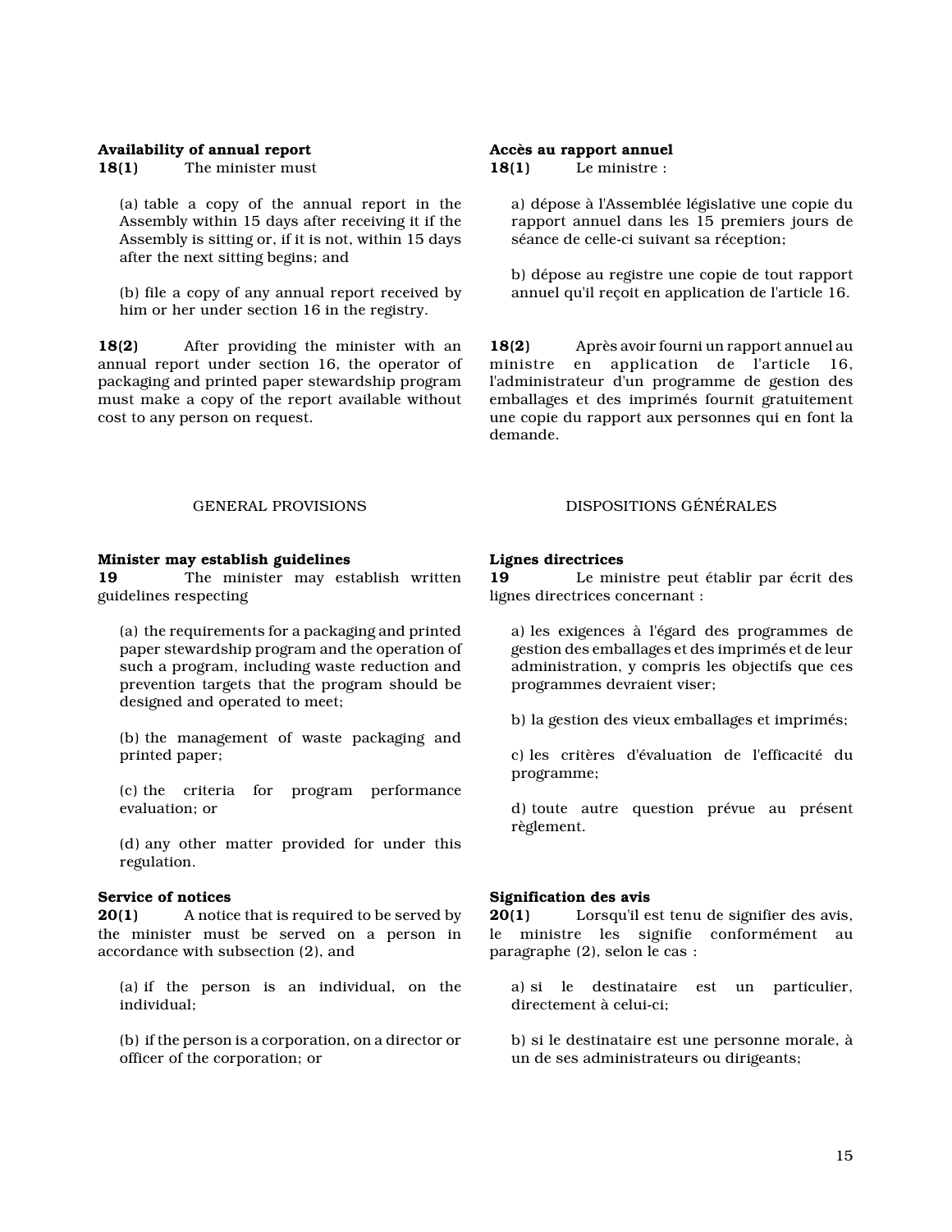**Availability of annual report**

**18(1)** The minister must

(a) table a copy of the annual report in the Assembly within 15 days after receiving it if the Assembly is sitting or, if it is not, within 15 days after the next sitting begins; and

(b) file a copy of any annual report received by him or her under section 16 in the registry.

**18(2)** After providing the minister with an annual report under section 16, the operator of packaging and printed paper stewardship program must make a copy of the report available without cost to any person on request.

GENERAL PROVISIONS

**Minister may establish guidelines**

**19** The minister may establish written guidelines respecting

(a) the requirements for a packaging and printed paper stewardship program and the operation of such a program, including waste reduction and prevention targets that the program should be designed and operated to meet;

(b) the management of waste packaging and printed paper;

(c) the criteria for program performance evaluation; or

(d) any other matter provided for under this regulation.

**Service of notices**

**20(1)** A notice that is required to be served by the minister must be served on a person in accordance with subsection (2), and

(a) if the person is an individual, on the individual;

(b) if the person is a corporation, on a director or officer of the corporation; or

**Accès au rapport annuel**

**18(1)** Le ministre :

a) dépose à l'Assemblée législative une copie du rapport annuel dans les 15 premiers jours de séance de celle-ci suivant sa réception;

b) dépose au registre une copie de tout rapport annuel qu'il reçoit en application de l'article 16.

**18(2)** Après avoir fourni un rapport annuel au ministre en application de l'article 16, l'administrateur d'un programme de gestion des emballages et des imprimés fournit gratuitement une copie du rapport aux personnes qui en font la demande.

DISPOSITIONS GÉNÉRALES

**Lignes directrices**

**19** Le ministre peut établir par écrit des lignes directrices concernant :

a) les exigences à l'égard des programmes de gestion des emballages et des imprimés et de leur administration, y compris les objectifs que ces programmes devraient viser;

b) la gestion des vieux emballages et imprimés;

c) les critères d'évaluation de l'efficacité du programme;

d) toute autre question prévue au présent règlement.

**Signification des avis**

**20(1)** Lorsqu'il est tenu de signifier des avis, le ministre les signifie conformément au paragraphe (2), selon le cas :

a) si le destinataire est un particulier, directement à celui-ci;

b) si le destinataire est une personne morale, à un de ses administrateurs ou dirigeants;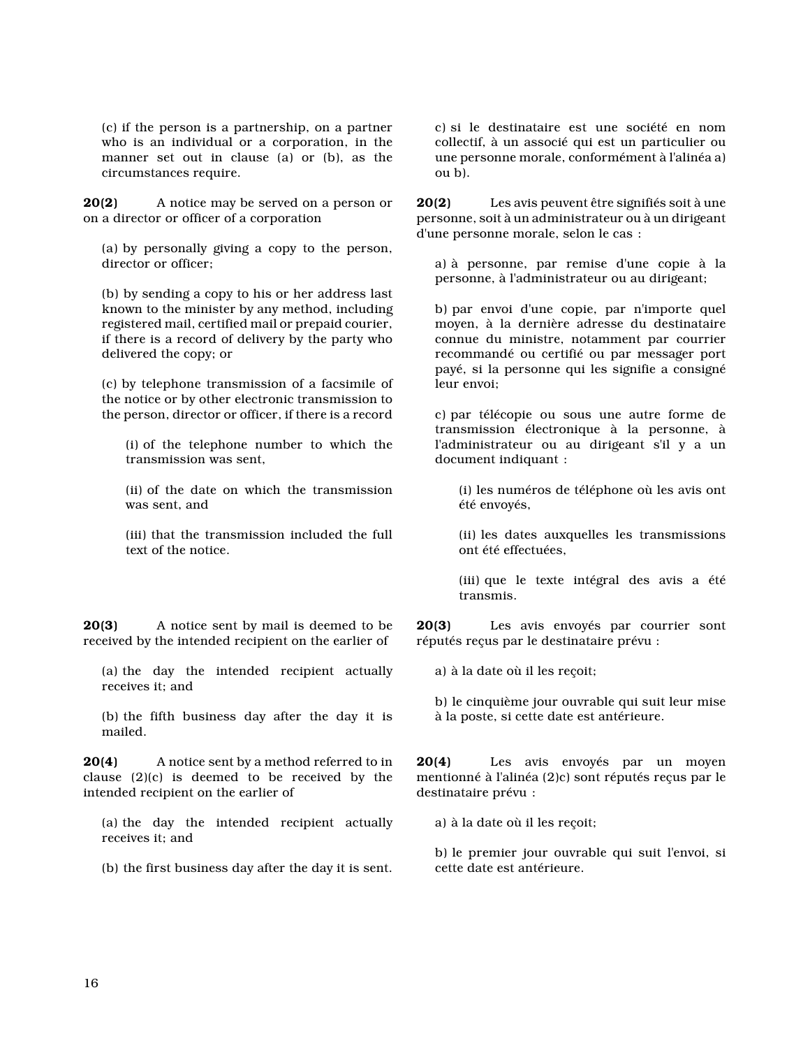(c) if the person is a partnership, on a partner who is an individual or a corporation, in the manner set out in clause (a) or (b), as the circumstances require.

**20(2)** A notice may be served on a person or on a director or officer of a corporation

(a) by personally giving a copy to the person, director or officer;

(b) by sending a copy to his or her address last known to the minister by any method, including registered mail, certified mail or prepaid courier, if there is a record of delivery by the party who delivered the copy; or

(c) by telephone transmission of a facsimile of the notice or by other electronic transmission to the person, director or officer, if there is a record

(i) of the telephone number to which the transmission was sent,

(ii) of the date on which the transmission was sent, and

(iii) that the transmission included the full text of the notice.

**20(3)** A notice sent by mail is deemed to be received by the intended recipient on the earlier of

(a) the day the intended recipient actually receives it; and

(b) the fifth business day after the day it is mailed.

**20(4)** A notice sent by a method referred to in clause (2)(c) is deemed to be received by the intended recipient on the earlier of

(a) the day the intended recipient actually receives it; and

(b) the first business day after the day it is sent.

c) si le destinataire est une société en nom collectif, à un associé qui est un particulier ou une personne morale, conformément à l'alinéa a) ou b).

**20(2)** Les avis peuvent être signifiés soit à une personne, soit à un administrateur ou à un dirigeant d'une personne morale, selon le cas :

a) à personne, par remise d'une copie à la personne, à l'administrateur ou au dirigeant;

b) par envoi d'une copie, par n'importe quel moyen, à la dernière adresse du destinataire connue du ministre, notamment par courrier recommandé ou certifié ou par messager port payé, si la personne qui les signifie a consigné leur envoi;

c) par télécopie ou sous une autre forme de transmission électronique à la personne, à l'administrateur ou au dirigeant s'il y a un document indiquant :

(i) les numéros de téléphone où les avis ont été envoyés,

(ii) les dates auxquelles les transmissions ont été effectuées,

(iii) que le texte intégral des avis a été transmis.

**20(3)** Les avis envoyés par courrier sont réputés reçus par le destinataire prévu :

a) à la date où il les reçoit;

b) le cinquième jour ouvrable qui suit leur mise à la poste, si cette date est antérieure.

**20(4)** Les avis envoyés par un moyen mentionné à l'alinéa (2)c) sont réputés reçus par le destinataire prévu :

a) à la date où il les reçoit;

b) le premier jour ouvrable qui suit l'envoi, si cette date est antérieure.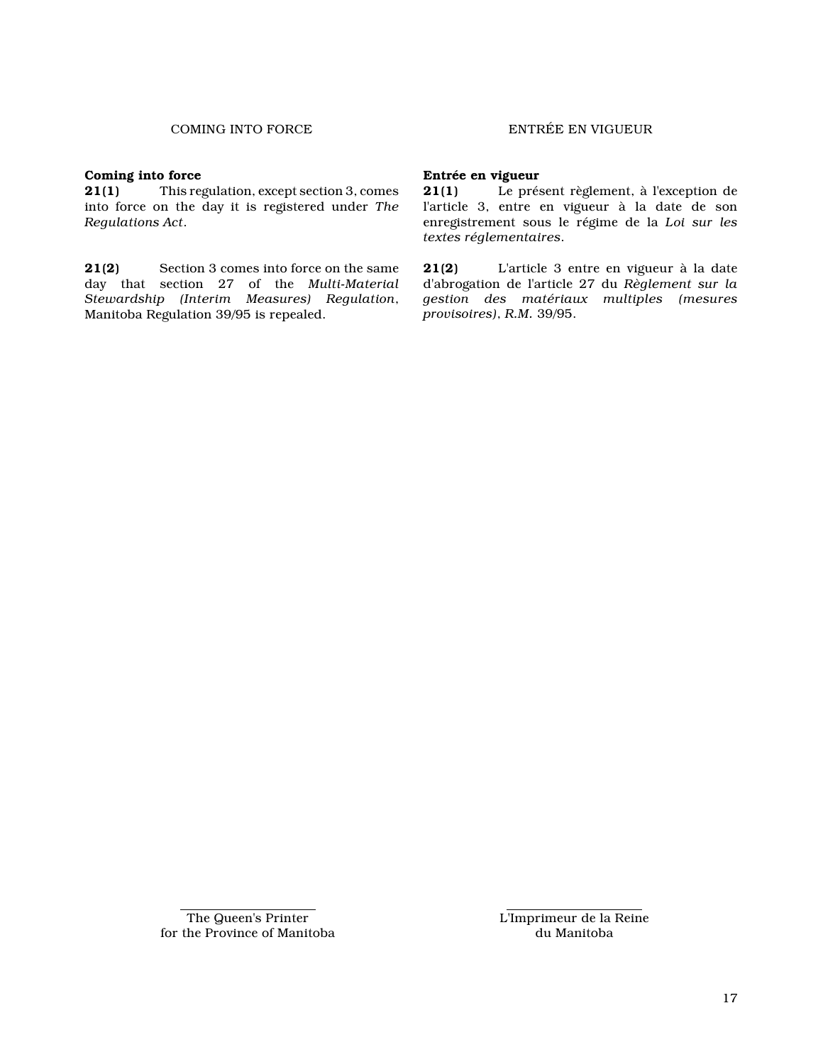## COMING INTO FORCE

**Coming into force**

**21(1)** This regulation, except section 3, comes into force on the day it is registered under *The Regulations Act*.

**21(2)** Section 3 comes into force on the same day that section 27 of the *Multi-Material Stewardship (Interim Measures) Regulation*, Manitoba Regulation 39/95 is repealed.

## ENTRÉE EN VIGUEUR

**Entrée en vigueur**

**21(1)** Le présent règlement, à l'exception de l'article 3, entre en vigueur à la date de son enregistrement sous le régime de la *Loi sur les textes réglementaires*.

**21(2)** L'article 3 entre en vigueur à la date d'abrogation de l'article 27 du *Règlement sur la gestion des matériaux multiples (mesures provisoires)*, *R.M.* 39/95.

The Queen's Printer
for the Province of Manitoba

L'Imprimeur de la Reine
du Manitoba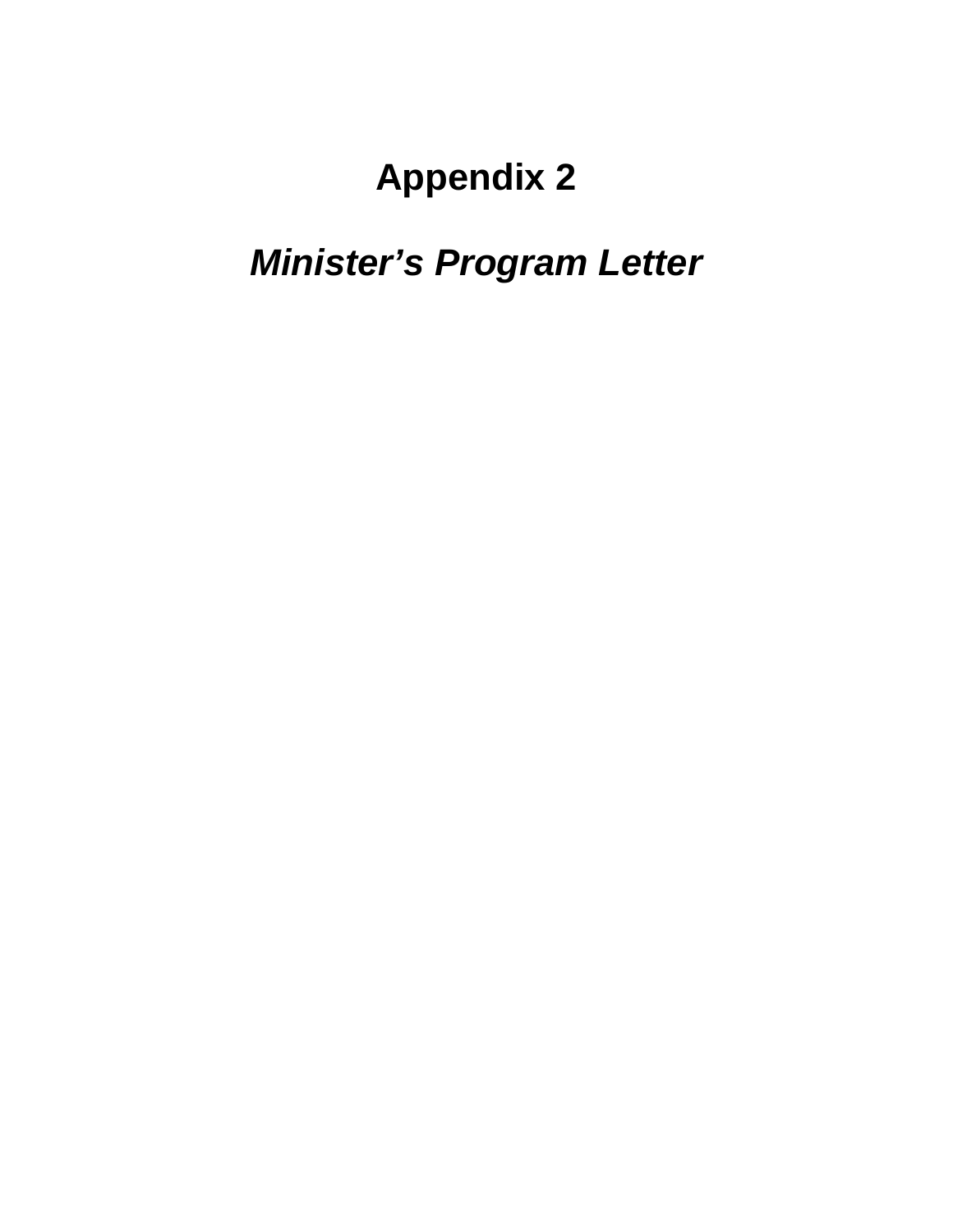# Appendix 2

## *Minister's Program Letter*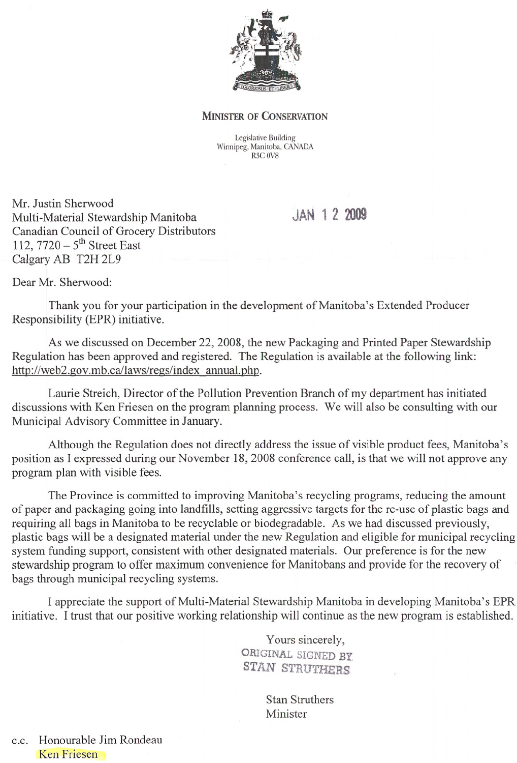**Minister of Conservation**

Legislative Building
Winnipeg, Manitoba, CANADA
R3C 0V8

JAN 12 2009

Mr. Justin Sherwood
Multi-Material Stewardship Manitoba
Canadian Council of Grocery Distributors
112, 7720 – 5th Street East
Calgary AB T2H 2L9

Dear Mr. Sherwood:

Thank you for your participation in the development of Manitoba's Extended Producer Responsibility (EPR) initiative.

As we discussed on December 22, 2008, the new Packaging and Printed Paper Stewardship Regulation has been approved and registered. The Regulation is available at the following link: http://web2.gov.mb.ca/laws/regs/index_annual.php.

Laurie Streich, Director of the Pollution Prevention Branch of my department has initiated discussions with Ken Friesen on the program planning process. We will also be consulting with our Municipal Advisory Committee in January.

Although the Regulation does not directly address the issue of visible product fees, Manitoba's position as I expressed during our November 18, 2008 conference call, is that we will not approve any program plan with visible fees.

The Province is committed to improving Manitoba's recycling programs, reducing the amount of paper and packaging going into landfills, setting aggressive targets for the re-use of plastic bags and requiring all bags in Manitoba to be recyclable or biodegradable. As we had discussed previously, plastic bags will be a designated material under the new Regulation and eligible for municipal recycling system funding support, consistent with other designated materials. Our preference is for the new stewardship program to offer maximum convenience for Manitobans and provide for the recovery of bags through municipal recycling systems.

I appreciate the support of Multi-Material Stewardship Manitoba in developing Manitoba's EPR initiative. I trust that our positive working relationship will continue as the new program is established.

Yours sincerely,

ORIGINAL SIGNED BY
STAN STRUTHERS

Stan Struthers
Minister

c.c. Honourable Jim Rondeau
Ken Friesen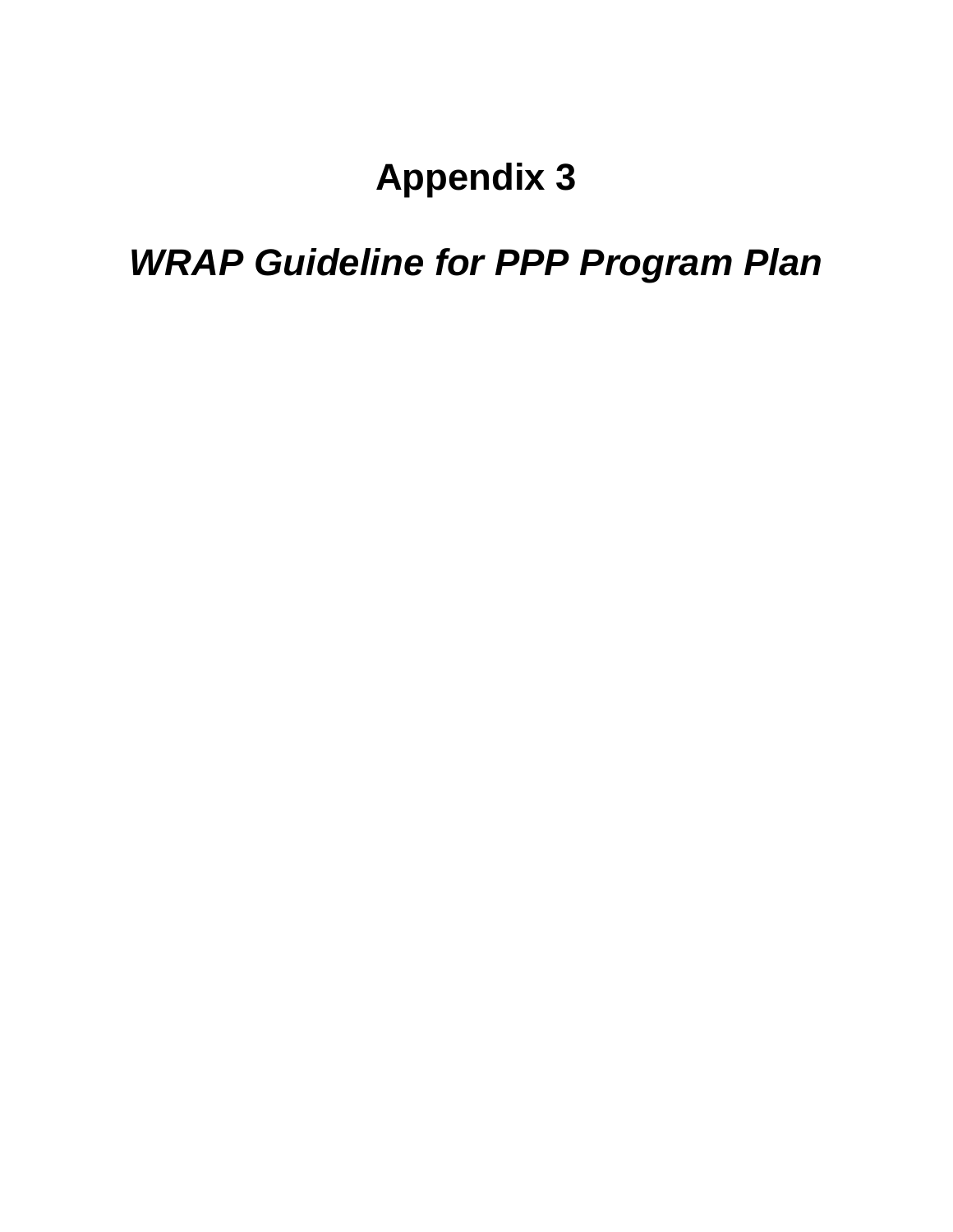# Appendix 3

## *WRAP Guideline for PPP Program Plan*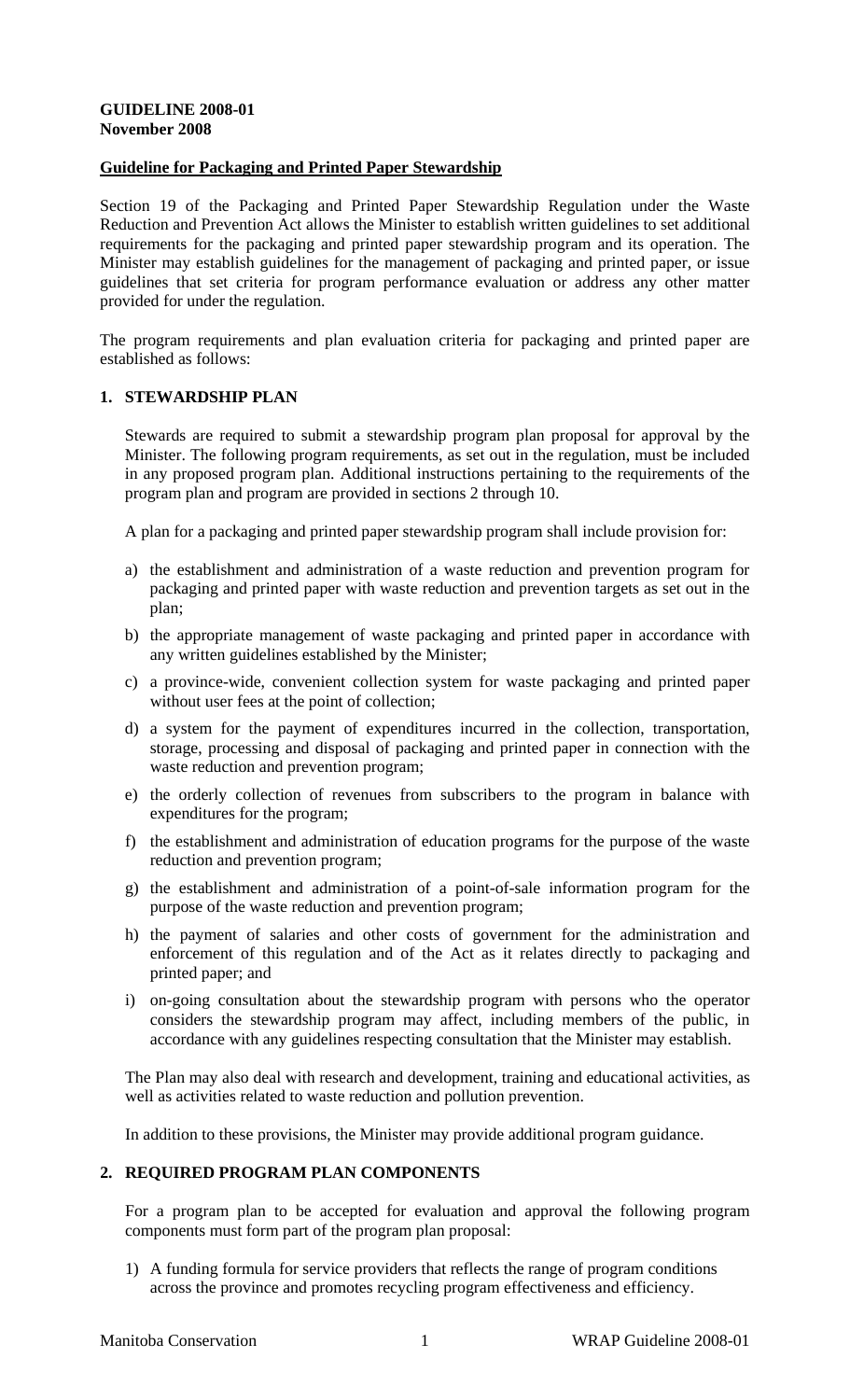**GUIDELINE 2008-01**
**November 2008**

## Guideline for Packaging and Printed Paper Stewardship

Section 19 of the Packaging and Printed Paper Stewardship Regulation under the Waste Reduction and Prevention Act allows the Minister to establish written guidelines to set additional requirements for the packaging and printed paper stewardship program and its operation. The Minister may establish guidelines for the management of packaging and printed paper, or issue guidelines that set criteria for program performance evaluation or address any other matter provided for under the regulation.

The program requirements and plan evaluation criteria for packaging and printed paper are established as follows:

### 1. STEWARDSHIP PLAN

Stewards are required to submit a stewardship program plan proposal for approval by the Minister. The following program requirements, as set out in the regulation, must be included in any proposed program plan. Additional instructions pertaining to the requirements of the program plan and program are provided in sections 2 through 10.

A plan for a packaging and printed paper stewardship program shall include provision for:

a) the establishment and administration of a waste reduction and prevention program for packaging and printed paper with waste reduction and prevention targets as set out in the plan;

b) the appropriate management of waste packaging and printed paper in accordance with any written guidelines established by the Minister;

c) a province-wide, convenient collection system for waste packaging and printed paper without user fees at the point of collection;

d) a system for the payment of expenditures incurred in the collection, transportation, storage, processing and disposal of packaging and printed paper in connection with the waste reduction and prevention program;

e) the orderly collection of revenues from subscribers to the program in balance with expenditures for the program;

f) the establishment and administration of education programs for the purpose of the waste reduction and prevention program;

g) the establishment and administration of a point-of-sale information program for the purpose of the waste reduction and prevention program;

h) the payment of salaries and other costs of government for the administration and enforcement of this regulation and of the Act as it relates directly to packaging and printed paper; and

i) on-going consultation about the stewardship program with persons who the operator considers the stewardship program may affect, including members of the public, in accordance with any guidelines respecting consultation that the Minister may establish.

The Plan may also deal with research and development, training and educational activities, as well as activities related to waste reduction and pollution prevention.

In addition to these provisions, the Minister may provide additional program guidance.

### 2. REQUIRED PROGRAM PLAN COMPONENTS

For a program plan to be accepted for evaluation and approval the following program components must form part of the program plan proposal:

1) A funding formula for service providers that reflects the range of program conditions across the province and promotes recycling program effectiveness and efficiency.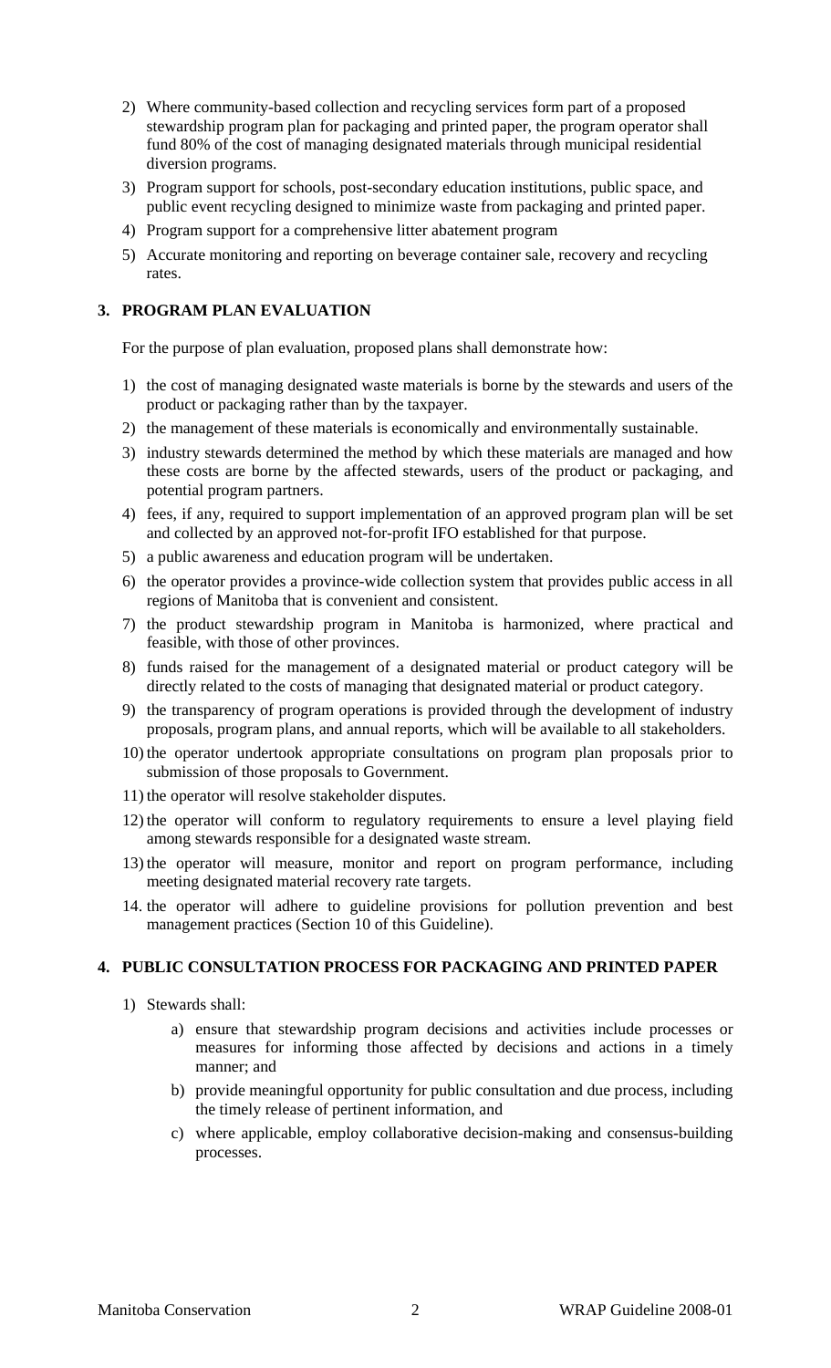2) Where community-based collection and recycling services form part of a proposed stewardship program plan for packaging and printed paper, the program operator shall fund 80% of the cost of managing designated materials through municipal residential diversion programs.
3) Program support for schools, post-secondary education institutions, public space, and public event recycling designed to minimize waste from packaging and printed paper.
4) Program support for a comprehensive litter abatement program
5) Accurate monitoring and reporting on beverage container sale, recovery and recycling rates.

## 3. PROGRAM PLAN EVALUATION

For the purpose of plan evaluation, proposed plans shall demonstrate how:

1) the cost of managing designated waste materials is borne by the stewards and users of the product or packaging rather than by the taxpayer.
2) the management of these materials is economically and environmentally sustainable.
3) industry stewards determined the method by which these materials are managed and how these costs are borne by the affected stewards, users of the product or packaging, and potential program partners.
4) fees, if any, required to support implementation of an approved program plan will be set and collected by an approved not-for-profit IFO established for that purpose.
5) a public awareness and education program will be undertaken.
6) the operator provides a province-wide collection system that provides public access in all regions of Manitoba that is convenient and consistent.
7) the product stewardship program in Manitoba is harmonized, where practical and feasible, with those of other provinces.
8) funds raised for the management of a designated material or product category will be directly related to the costs of managing that designated material or product category.
9) the transparency of program operations is provided through the development of industry proposals, program plans, and annual reports, which will be available to all stakeholders.
10) the operator undertook appropriate consultations on program plan proposals prior to submission of those proposals to Government.
11) the operator will resolve stakeholder disputes.
12) the operator will conform to regulatory requirements to ensure a level playing field among stewards responsible for a designated waste stream.
13) the operator will measure, monitor and report on program performance, including meeting designated material recovery rate targets.
14. the operator will adhere to guideline provisions for pollution prevention and best management practices (Section 10 of this Guideline).

## 4. PUBLIC CONSULTATION PROCESS FOR PACKAGING AND PRINTED PAPER

1) Stewards shall:
   a) ensure that stewardship program decisions and activities include processes or measures for informing those affected by decisions and actions in a timely manner; and
   b) provide meaningful opportunity for public consultation and due process, including the timely release of pertinent information, and
   c) where applicable, employ collaborative decision-making and consensus-building processes.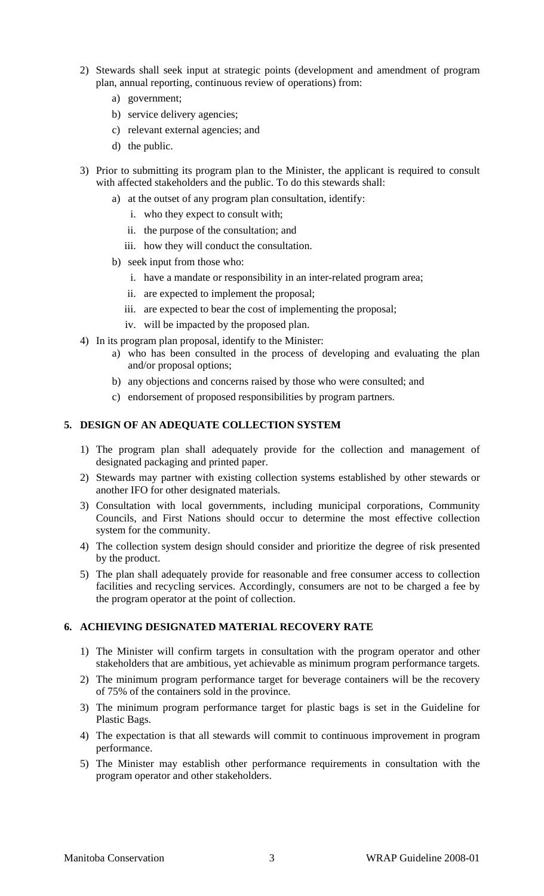2) Stewards shall seek input at strategic points (development and amendment of program plan, annual reporting, continuous review of operations) from:
   a) government;
   b) service delivery agencies;
   c) relevant external agencies; and
   d) the public.

3) Prior to submitting its program plan to the Minister, the applicant is required to consult with affected stakeholders and the public. To do this stewards shall:
   a) at the outset of any program plan consultation, identify:
      i. who they expect to consult with;
      ii. the purpose of the consultation; and
      iii. how they will conduct the consultation.
   b) seek input from those who:
      i. have a mandate or responsibility in an inter-related program area;
      ii. are expected to implement the proposal;
      iii. are expected to bear the cost of implementing the proposal;
      iv. will be impacted by the proposed plan.

4) In its program plan proposal, identify to the Minister:
   a) who has been consulted in the process of developing and evaluating the plan and/or proposal options;
   b) any objections and concerns raised by those who were consulted; and
   c) endorsement of proposed responsibilities by program partners.

## 5. DESIGN OF AN ADEQUATE COLLECTION SYSTEM

1) The program plan shall adequately provide for the collection and management of designated packaging and printed paper.
2) Stewards may partner with existing collection systems established by other stewards or another IFO for other designated materials.
3) Consultation with local governments, including municipal corporations, Community Councils, and First Nations should occur to determine the most effective collection system for the community.
4) The collection system design should consider and prioritize the degree of risk presented by the product.
5) The plan shall adequately provide for reasonable and free consumer access to collection facilities and recycling services. Accordingly, consumers are not to be charged a fee by the program operator at the point of collection.

## 6. ACHIEVING DESIGNATED MATERIAL RECOVERY RATE

1) The Minister will confirm targets in consultation with the program operator and other stakeholders that are ambitious, yet achievable as minimum program performance targets.
2) The minimum program performance target for beverage containers will be the recovery of 75% of the containers sold in the province.
3) The minimum program performance target for plastic bags is set in the Guideline for Plastic Bags.
4) The expectation is that all stewards will commit to continuous improvement in program performance.
5) The Minister may establish other performance requirements in consultation with the program operator and other stakeholders.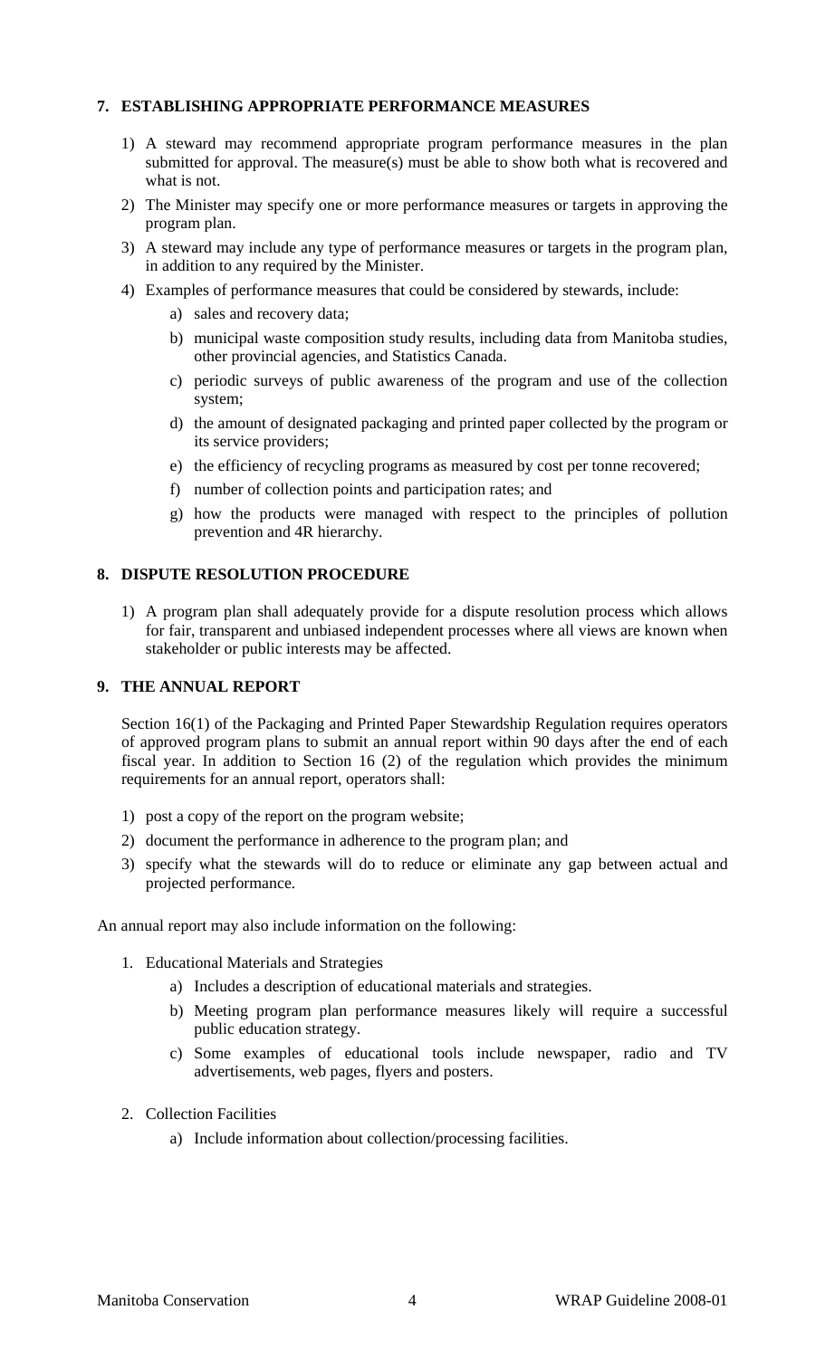## 7. ESTABLISHING APPROPRIATE PERFORMANCE MEASURES

1) A steward may recommend appropriate program performance measures in the plan submitted for approval. The measure(s) must be able to show both what is recovered and what is not.
2) The Minister may specify one or more performance measures or targets in approving the program plan.
3) A steward may include any type of performance measures or targets in the program plan, in addition to any required by the Minister.
4) Examples of performance measures that could be considered by stewards, include:
   a) sales and recovery data;
   b) municipal waste composition study results, including data from Manitoba studies, other provincial agencies, and Statistics Canada.
   c) periodic surveys of public awareness of the program and use of the collection system;
   d) the amount of designated packaging and printed paper collected by the program or its service providers;
   e) the efficiency of recycling programs as measured by cost per tonne recovered;
   f) number of collection points and participation rates; and
   g) how the products were managed with respect to the principles of pollution prevention and 4R hierarchy.

## 8. DISPUTE RESOLUTION PROCEDURE

1) A program plan shall adequately provide for a dispute resolution process which allows for fair, transparent and unbiased independent processes where all views are known when stakeholder or public interests may be affected.

## 9. THE ANNUAL REPORT

Section 16(1) of the Packaging and Printed Paper Stewardship Regulation requires operators of approved program plans to submit an annual report within 90 days after the end of each fiscal year. In addition to Section 16 (2) of the regulation which provides the minimum requirements for an annual report, operators shall:

1) post a copy of the report on the program website;
2) document the performance in adherence to the program plan; and
3) specify what the stewards will do to reduce or eliminate any gap between actual and projected performance.

An annual report may also include information on the following:

1. Educational Materials and Strategies
   a) Includes a description of educational materials and strategies.
   b) Meeting program plan performance measures likely will require a successful public education strategy.
   c) Some examples of educational tools include newspaper, radio and TV advertisements, web pages, flyers and posters.
2. Collection Facilities
   a) Include information about collection/processing facilities.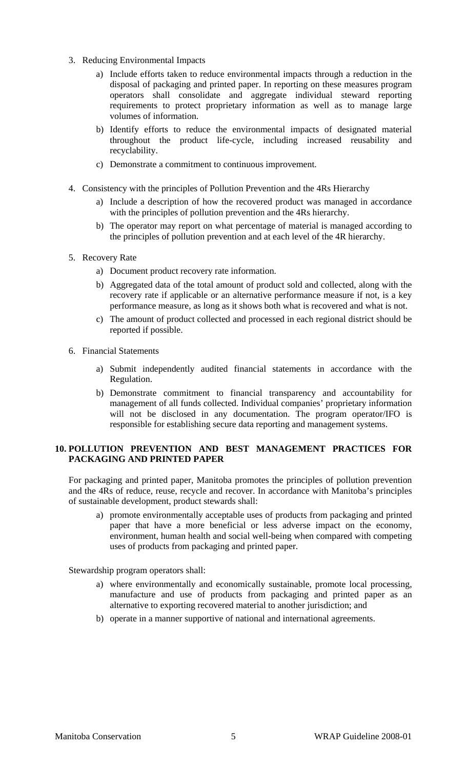3. Reducing Environmental Impacts

   a) Include efforts taken to reduce environmental impacts through a reduction in the disposal of packaging and printed paper. In reporting on these measures program operators shall consolidate and aggregate individual steward reporting requirements to protect proprietary information as well as to manage large volumes of information.

   b) Identify efforts to reduce the environmental impacts of designated material throughout the product life-cycle, including increased reusability and recyclability.

   c) Demonstrate a commitment to continuous improvement.

4. Consistency with the principles of Pollution Prevention and the 4Rs Hierarchy

   a) Include a description of how the recovered product was managed in accordance with the principles of pollution prevention and the 4Rs hierarchy.

   b) The operator may report on what percentage of material is managed according to the principles of pollution prevention and at each level of the 4R hierarchy.

5. Recovery Rate

   a) Document product recovery rate information.

   b) Aggregated data of the total amount of product sold and collected, along with the recovery rate if applicable or an alternative performance measure if not, is a key performance measure, as long as it shows both what is recovered and what is not.

   c) The amount of product collected and processed in each regional district should be reported if possible.

6. Financial Statements

   a) Submit independently audited financial statements in accordance with the Regulation.

   b) Demonstrate commitment to financial transparency and accountability for management of all funds collected. Individual companies' proprietary information will not be disclosed in any documentation. The program operator/IFO is responsible for establishing secure data reporting and management systems.

## 10. POLLUTION PREVENTION AND BEST MANAGEMENT PRACTICES FOR PACKAGING AND PRINTED PAPER

For packaging and printed paper, Manitoba promotes the principles of pollution prevention and the 4Rs of reduce, reuse, recycle and recover. In accordance with Manitoba's principles of sustainable development, product stewards shall:

a) promote environmentally acceptable uses of products from packaging and printed paper that have a more beneficial or less adverse impact on the economy, environment, human health and social well-being when compared with competing uses of products from packaging and printed paper.

Stewardship program operators shall:

a) where environmentally and economically sustainable, promote local processing, manufacture and use of products from packaging and printed paper as an alternative to exporting recovered material to another jurisdiction; and

b) operate in a manner supportive of national and international agreements.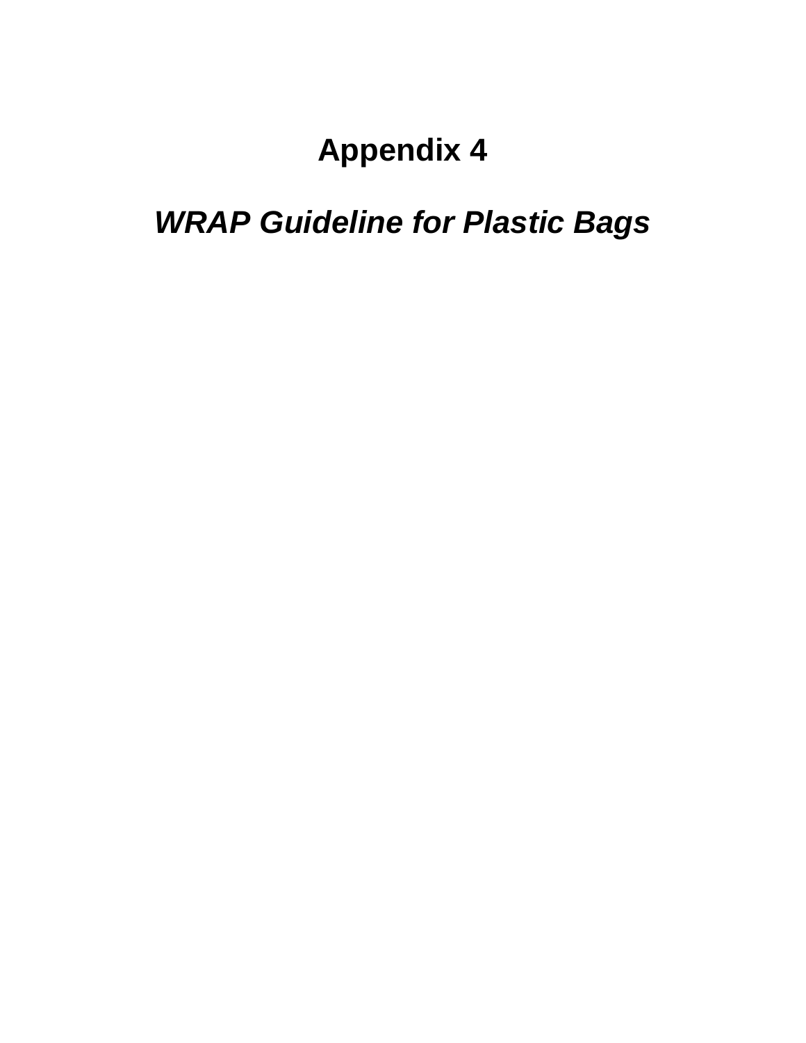# Appendix 4

## *WRAP Guideline for Plastic Bags*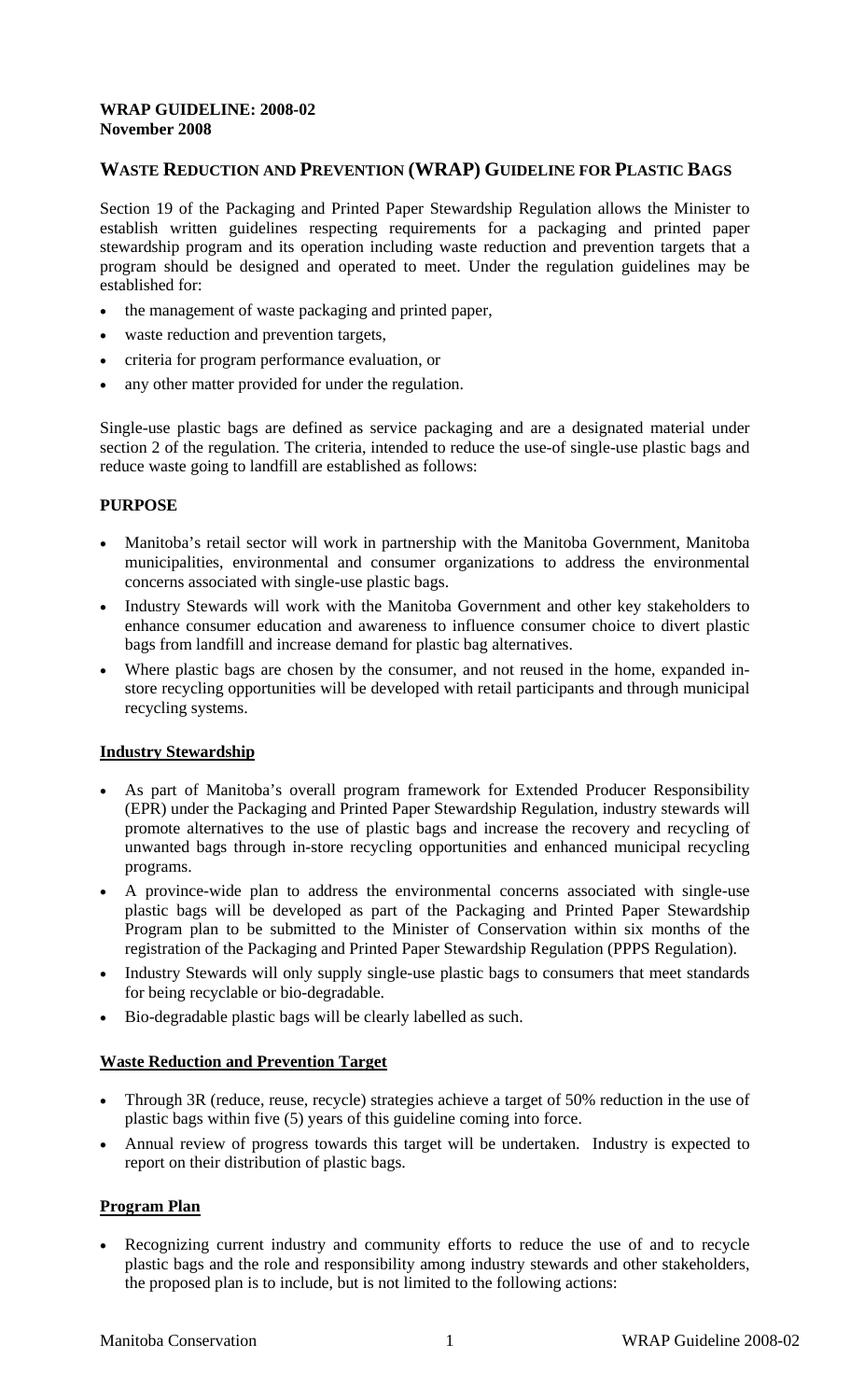**WRAP GUIDELINE: 2008-02**
**November 2008**

## WASTE REDUCTION AND PREVENTION (WRAP) GUIDELINE FOR PLASTIC BAGS

Section 19 of the Packaging and Printed Paper Stewardship Regulation allows the Minister to establish written guidelines respecting requirements for a packaging and printed paper stewardship program and its operation including waste reduction and prevention targets that a program should be designed and operated to meet. Under the regulation guidelines may be established for:

- the management of waste packaging and printed paper,
- waste reduction and prevention targets,
- criteria for program performance evaluation, or
- any other matter provided for under the regulation.

Single-use plastic bags are defined as service packaging and are a designated material under section 2 of the regulation. The criteria, intended to reduce the use-of single-use plastic bags and reduce waste going to landfill are established as follows:

### PURPOSE

- Manitoba's retail sector will work in partnership with the Manitoba Government, Manitoba municipalities, environmental and consumer organizations to address the environmental concerns associated with single-use plastic bags.
- Industry Stewards will work with the Manitoba Government and other key stakeholders to enhance consumer education and awareness to influence consumer choice to divert plastic bags from landfill and increase demand for plastic bag alternatives.
- Where plastic bags are chosen by the consumer, and not reused in the home, expanded in-store recycling opportunities will be developed with retail participants and through municipal recycling systems.

### Industry Stewardship

- As part of Manitoba's overall program framework for Extended Producer Responsibility (EPR) under the Packaging and Printed Paper Stewardship Regulation, industry stewards will promote alternatives to the use of plastic bags and increase the recovery and recycling of unwanted bags through in-store recycling opportunities and enhanced municipal recycling programs.
- A province-wide plan to address the environmental concerns associated with single-use plastic bags will be developed as part of the Packaging and Printed Paper Stewardship Program plan to be submitted to the Minister of Conservation within six months of the registration of the Packaging and Printed Paper Stewardship Regulation (PPPS Regulation).
- Industry Stewards will only supply single-use plastic bags to consumers that meet standards for being recyclable or bio-degradable.
- Bio-degradable plastic bags will be clearly labelled as such.

### Waste Reduction and Prevention Target

- Through 3R (reduce, reuse, recycle) strategies achieve a target of 50% reduction in the use of plastic bags within five (5) years of this guideline coming into force.
- Annual review of progress towards this target will be undertaken. Industry is expected to report on their distribution of plastic bags.

### Program Plan

- Recognizing current industry and community efforts to reduce the use of and to recycle plastic bags and the role and responsibility among industry stewards and other stakeholders, the proposed plan is to include, but is not limited to the following actions: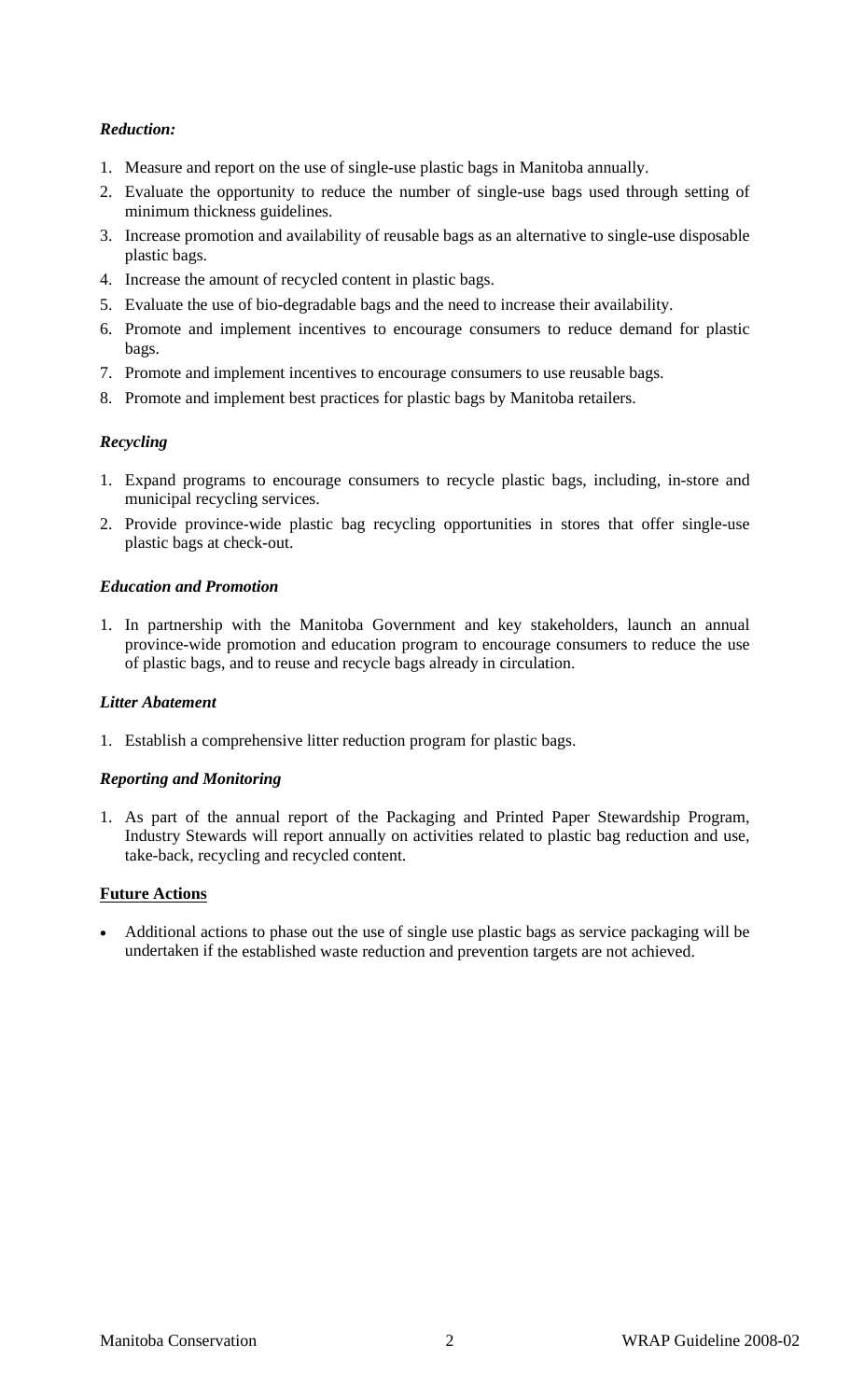*Reduction:*

1. Measure and report on the use of single-use plastic bags in Manitoba annually.
2. Evaluate the opportunity to reduce the number of single-use bags used through setting of minimum thickness guidelines.
3. Increase promotion and availability of reusable bags as an alternative to single-use disposable plastic bags.
4. Increase the amount of recycled content in plastic bags.
5. Evaluate the use of bio-degradable bags and the need to increase their availability.
6. Promote and implement incentives to encourage consumers to reduce demand for plastic bags.
7. Promote and implement incentives to encourage consumers to use reusable bags.
8. Promote and implement best practices for plastic bags by Manitoba retailers.

*Recycling*

1. Expand programs to encourage consumers to recycle plastic bags, including, in-store and municipal recycling services.
2. Provide province-wide plastic bag recycling opportunities in stores that offer single-use plastic bags at check-out.

*Education and Promotion*

1. In partnership with the Manitoba Government and key stakeholders, launch an annual province-wide promotion and education program to encourage consumers to reduce the use of plastic bags, and to reuse and recycle bags already in circulation.

*Litter Abatement*

1. Establish a comprehensive litter reduction program for plastic bags.

*Reporting and Monitoring*

1. As part of the annual report of the Packaging and Printed Paper Stewardship Program, Industry Stewards will report annually on activities related to plastic bag reduction and use, take-back, recycling and recycled content.

**Future Actions**

- Additional actions to phase out the use of single use plastic bags as service packaging will be undertaken if the established waste reduction and prevention targets are not achieved.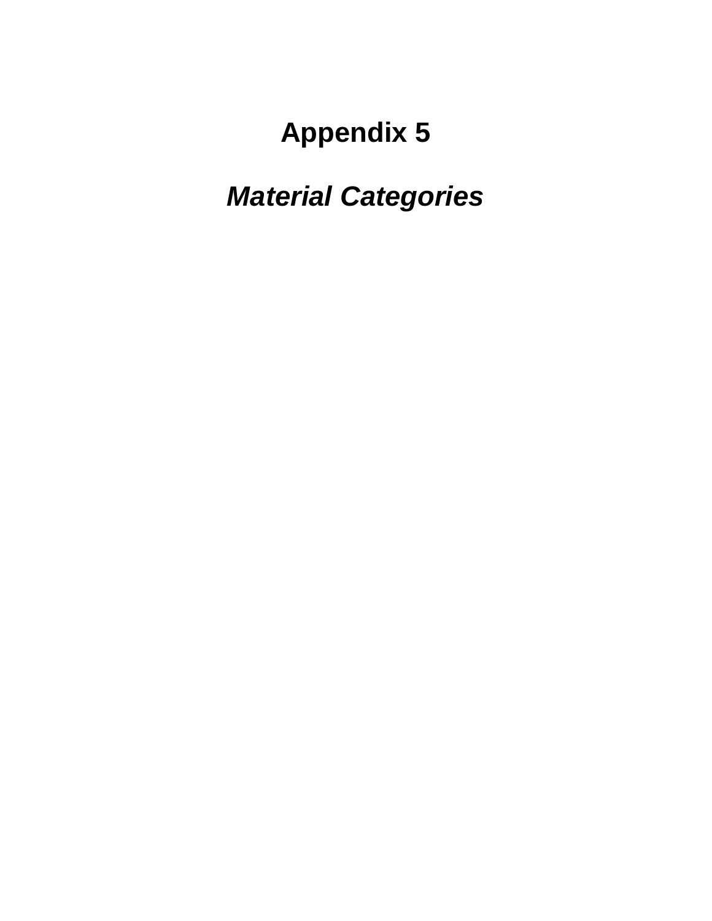# Appendix 5

## *Material Categories*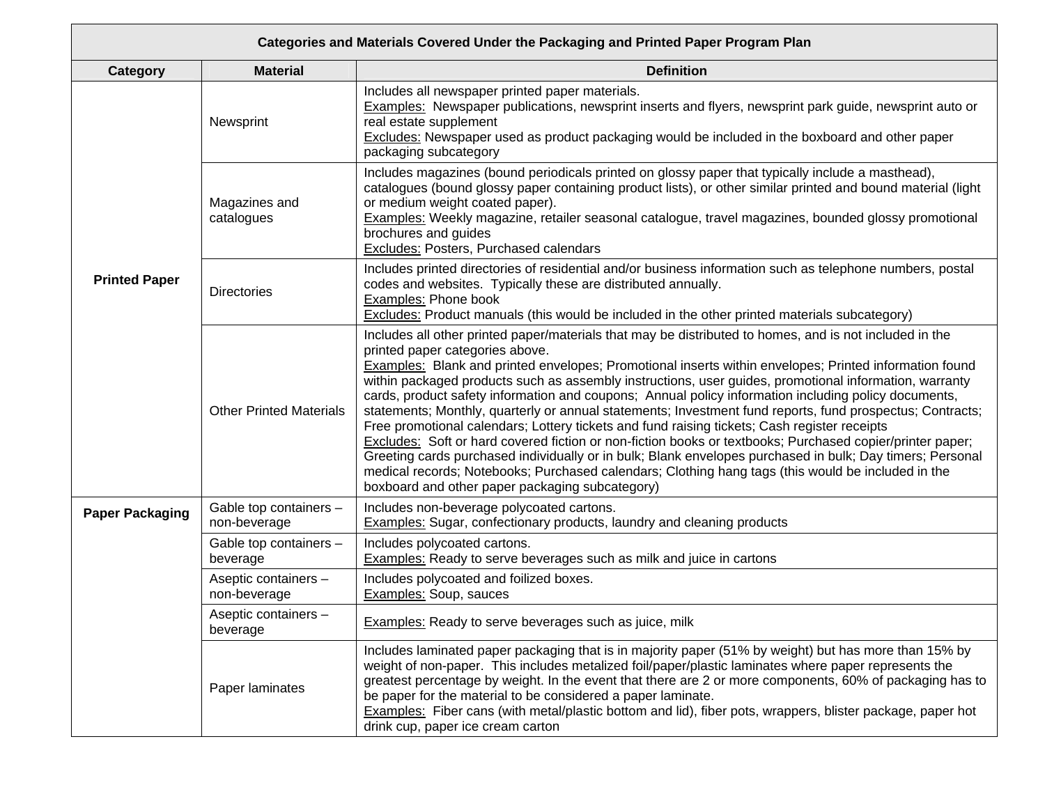| Categories and Materials Covered Under the Packaging and Printed Paper Program Plan | | |
|---|---|---|
| **Category** | **Material** | **Definition** |
| **Printed Paper** | Newsprint | Includes all newspaper printed paper materials.<br><u>Examples:</u> Newspaper publications, newsprint inserts and flyers, newsprint park guide, newsprint auto or real estate supplement<br><u>Excludes:</u> Newspaper used as product packaging would be included in the boxboard and other paper packaging subcategory |
| | Magazines and catalogues | Includes magazines (bound periodicals printed on glossy paper that typically include a masthead), catalogues (bound glossy paper containing product lists), or other similar printed and bound material (light or medium weight coated paper).<br><u>Examples:</u> Weekly magazine, retailer seasonal catalogue, travel magazines, bounded glossy promotional brochures and guides<br><u>Excludes:</u> Posters, Purchased calendars |
| | Directories | Includes printed directories of residential and/or business information such as telephone numbers, postal codes and websites. Typically these are distributed annually.<br><u>Examples:</u> Phone book<br><u>Excludes:</u> Product manuals (this would be included in the other printed materials subcategory) |
| | Other Printed Materials | Includes all other printed paper/materials that may be distributed to homes, and is not included in the printed paper categories above.<br><u>Examples:</u> Blank and printed envelopes; Promotional inserts within envelopes; Printed information found within packaged products such as assembly instructions, user guides, promotional information, warranty cards, product safety information and coupons; Annual policy information including policy documents, statements; Monthly, quarterly or annual statements; Investment fund reports, fund prospectus; Contracts; Free promotional calendars; Lottery tickets and fund raising tickets; Cash register receipts<br><u>Excludes:</u> Soft or hard covered fiction or non-fiction books or textbooks; Purchased copier/printer paper; Greeting cards purchased individually or in bulk; Blank envelopes purchased in bulk; Day timers; Personal medical records; Notebooks; Purchased calendars; Clothing hang tags (this would be included in the boxboard and other paper packaging subcategory) |
| **Paper Packaging** | Gable top containers – non-beverage | Includes non-beverage polycoated cartons.<br><u>Examples:</u> Sugar, confectionary products, laundry and cleaning products |
| | Gable top containers – beverage | Includes polycoated cartons.<br><u>Examples:</u> Ready to serve beverages such as milk and juice in cartons |
| | Aseptic containers – non-beverage | Includes polycoated and foilized boxes.<br><u>Examples:</u> Soup, sauces |
| | Aseptic containers – beverage | <u>Examples:</u> Ready to serve beverages such as juice, milk |
| | Paper laminates | Includes laminated paper packaging that is in majority paper (51% by weight) but has more than 15% by weight of non-paper. This includes metalized foil/paper/plastic laminates where paper represents the greatest percentage by weight. In the event that there are 2 or more components, 60% of packaging has to be paper for the material to be considered a paper laminate.<br><u>Examples:</u> Fiber cans (with metal/plastic bottom and lid), fiber pots, wrappers, blister package, paper hot drink cup, paper ice cream carton |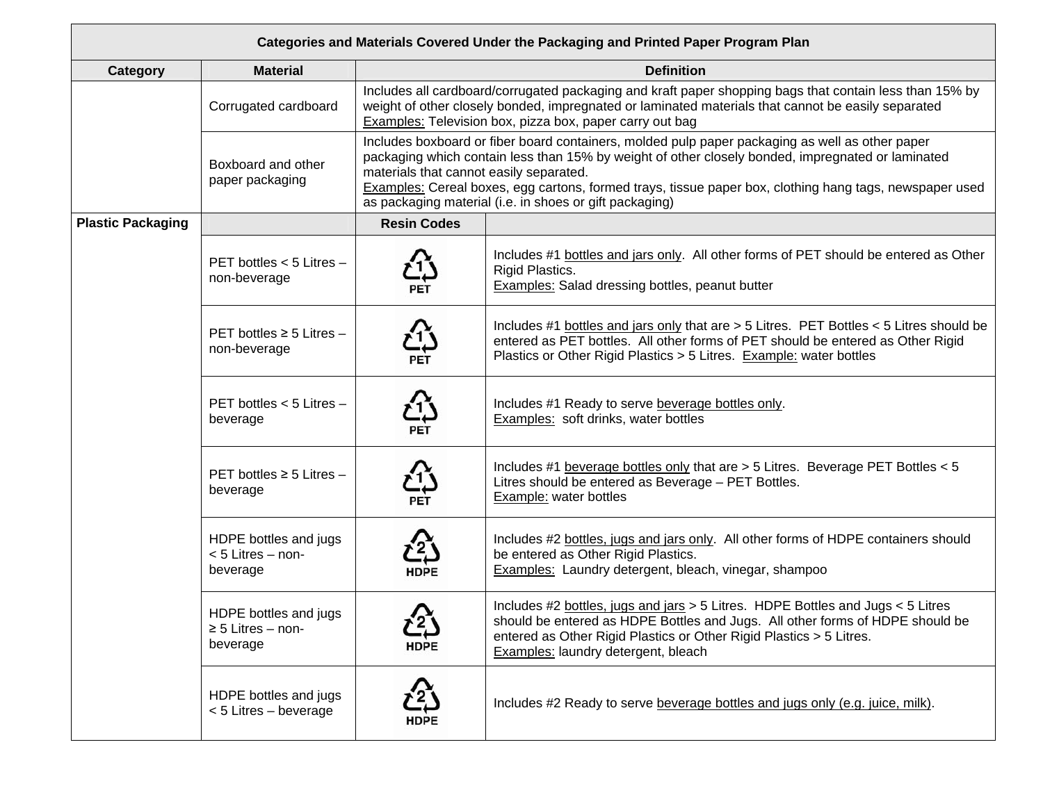| Categories and Materials Covered Under the Packaging and Printed Paper Program Plan | | | |
|---|---|---|---|
| **Category** | **Material** | **Definition** | |
| | Corrugated cardboard | Includes all cardboard/corrugated packaging and kraft paper shopping bags that contain less than 15% by weight of other closely bonded, impregnated or laminated materials that cannot be easily separated<br>Examples: Television box, pizza box, paper carry out bag | |
| | Boxboard and other paper packaging | Includes boxboard or fiber board containers, molded pulp paper packaging as well as other paper packaging which contain less than 15% by weight of other closely bonded, impregnated or laminated materials that cannot easily separated.<br>Examples: Cereal boxes, egg cartons, formed trays, tissue paper box, clothing hang tags, newspaper used as packaging material (i.e. in shoes or gift packaging) | |
| **Plastic Packaging** | | **Resin Codes** | |
| | PET bottles < 5 Litres – non-beverage | 1 PET | Includes #1 bottles and jars only. All other forms of PET should be entered as Other Rigid Plastics.<br>Examples: Salad dressing bottles, peanut butter |
| | PET bottles ≥ 5 Litres – non-beverage | 1 PET | Includes #1 bottles and jars only that are > 5 Litres. PET Bottles < 5 Litres should be entered as PET bottles. All other forms of PET should be entered as Other Rigid Plastics or Other Rigid Plastics > 5 Litres. Example: water bottles |
| | PET bottles < 5 Litres – beverage | 1 PET | Includes #1 Ready to serve beverage bottles only.<br>Examples: soft drinks, water bottles |
| | PET bottles ≥ 5 Litres – beverage | 1 PET | Includes #1 beverage bottles only that are > 5 Litres. Beverage PET Bottles < 5 Litres should be entered as Beverage – PET Bottles.<br>Example: water bottles |
| | HDPE bottles and jugs < 5 Litres – non-beverage | 2 HDPE | Includes #2 bottles, jugs and jars only. All other forms of HDPE containers should be entered as Other Rigid Plastics.<br>Examples: Laundry detergent, bleach, vinegar, shampoo |
| | HDPE bottles and jugs ≥ 5 Litres – non-beverage | 2 HDPE | Includes #2 bottles, jugs and jars > 5 Litres. HDPE Bottles and Jugs < 5 Litres should be entered as HDPE Bottles and Jugs. All other forms of HDPE should be entered as Other Rigid Plastics or Other Rigid Plastics > 5 Litres.<br>Examples: laundry detergent, bleach |
| | HDPE bottles and jugs < 5 Litres – beverage | 2 HDPE | Includes #2 Ready to serve beverage bottles and jugs only (e.g. juice, milk). |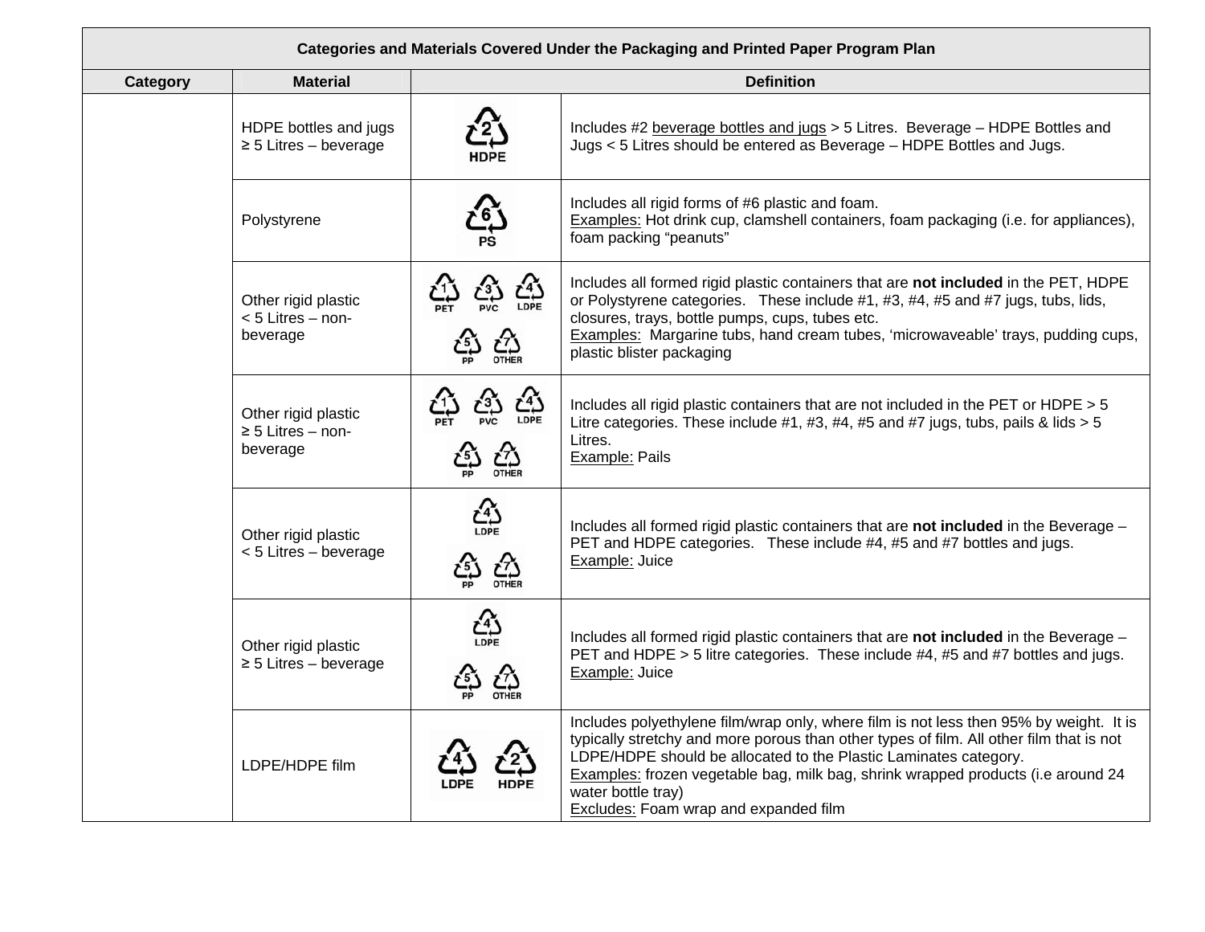| Categories and Materials Covered Under the Packaging and Printed Paper Program Plan | | | |
|---|---|---|---|
| **Category** | **Material** | **Definition** | |
| | HDPE bottles and jugs ≥ 5 Litres – beverage | 2 HDPE | Includes #2 beverage bottles and jugs > 5 Litres. Beverage – HDPE Bottles and Jugs < 5 Litres should be entered as Beverage – HDPE Bottles and Jugs. |
| | Polystyrene | 6 PS | Includes all rigid forms of #6 plastic and foam.<br>Examples: Hot drink cup, clamshell containers, foam packaging (i.e. for appliances), foam packing "peanuts" |
| | Other rigid plastic < 5 Litres – non-beverage | 1 PET, 3 PVC, 4 LDPE, 5 PP, 7 OTHER | Includes all formed rigid plastic containers that are **not included** in the PET, HDPE or Polystyrene categories. These include #1, #3, #4, #5 and #7 jugs, tubs, lids, closures, trays, bottle pumps, cups, tubes etc.<br>Examples: Margarine tubs, hand cream tubes, 'microwaveable' trays, pudding cups, plastic blister packaging |
| | Other rigid plastic ≥ 5 Litres – non-beverage | 1 PET, 3 PVC, 4 LDPE, 5 PP, 7 OTHER | Includes all rigid plastic containers that are not included in the PET or HDPE > 5 Litre categories. These include #1, #3, #4, #5 and #7 jugs, tubs, pails & lids > 5 Litres.<br>Example: Pails |
| | Other rigid plastic < 5 Litres – beverage | 4 LDPE, 5 PP, 7 OTHER | Includes all formed rigid plastic containers that are **not included** in the Beverage – PET and HDPE categories. These include #4, #5 and #7 bottles and jugs.<br>Example: Juice |
| | Other rigid plastic ≥ 5 Litres – beverage | 4 LDPE, 5 PP, 7 OTHER | Includes all formed rigid plastic containers that are **not included** in the Beverage – PET and HDPE > 5 litre categories. These include #4, #5 and #7 bottles and jugs.<br>Example: Juice |
| | LDPE/HDPE film | 4 LDPE, 2 HDPE | Includes polyethylene film/wrap only, where film is not less then 95% by weight. It is typically stretchy and more porous than other types of film. All other film that is not LDPE/HDPE should be allocated to the Plastic Laminates category.<br>Examples: frozen vegetable bag, milk bag, shrink wrapped products (i.e around 24 water bottle tray)<br>Excludes: Foam wrap and expanded film |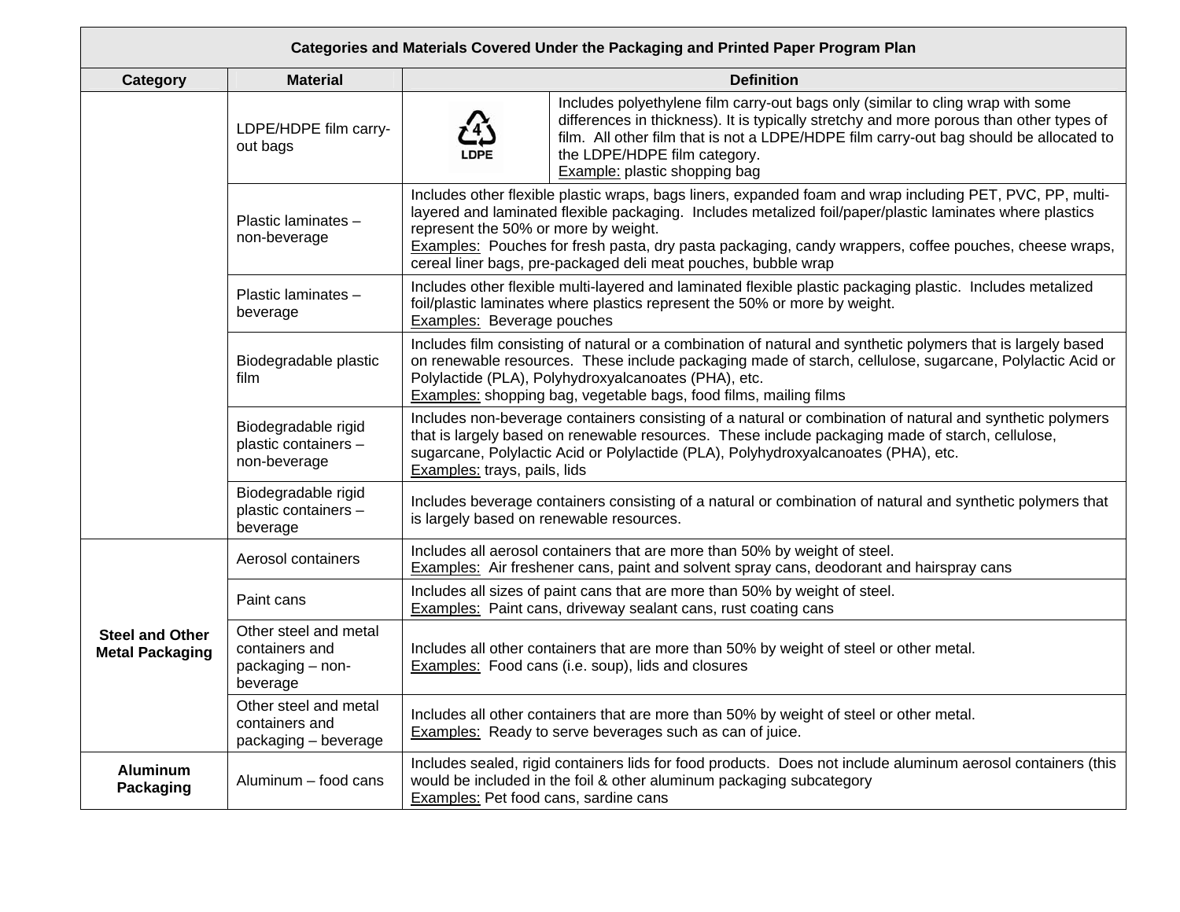| Categories and Materials Covered Under the Packaging and Printed Paper Program Plan | | |
|---|---|---|
| **Category** | **Material** | **Definition** |
| | LDPE/HDPE film carry-out bags | 4 LDPE — Includes polyethylene film carry-out bags only (similar to cling wrap with some differences in thickness). It is typically stretchy and more porous than other types of film. All other film that is not a LDPE/HDPE film carry-out bag should be allocated to the LDPE/HDPE film category.<br>Example: plastic shopping bag |
| | Plastic laminates – non-beverage | Includes other flexible plastic wraps, bags liners, expanded foam and wrap including PET, PVC, PP, multi-layered and laminated flexible packaging. Includes metalized foil/paper/plastic laminates where plastics represent the 50% or more by weight.<br>Examples: Pouches for fresh pasta, dry pasta packaging, candy wrappers, coffee pouches, cheese wraps, cereal liner bags, pre-packaged deli meat pouches, bubble wrap |
| | Plastic laminates – beverage | Includes other flexible multi-layered and laminated flexible plastic packaging plastic. Includes metalized foil/plastic laminates where plastics represent the 50% or more by weight.<br>Examples: Beverage pouches |
| | Biodegradable plastic film | Includes film consisting of natural or a combination of natural and synthetic polymers that is largely based on renewable resources. These include packaging made of starch, cellulose, sugarcane, Polylactic Acid or Polylactide (PLA), Polyhydroxyalcanoates (PHA), etc.<br>Examples: shopping bag, vegetable bags, food films, mailing films |
| | Biodegradable rigid plastic containers – non-beverage | Includes non-beverage containers consisting of a natural or combination of natural and synthetic polymers that is largely based on renewable resources. These include packaging made of starch, cellulose, sugarcane, Polylactic Acid or Polylactide (PLA), Polyhydroxyalcanoates (PHA), etc.<br>Examples: trays, pails, lids |
| | Biodegradable rigid plastic containers – beverage | Includes beverage containers consisting of a natural or combination of natural and synthetic polymers that is largely based on renewable resources. |
| **Steel and Other Metal Packaging** | Aerosol containers | Includes all aerosol containers that are more than 50% by weight of steel.<br>Examples: Air freshener cans, paint and solvent spray cans, deodorant and hairspray cans |
| | Paint cans | Includes all sizes of paint cans that are more than 50% by weight of steel.<br>Examples: Paint cans, driveway sealant cans, rust coating cans |
| | Other steel and metal containers and packaging – non-beverage | Includes all other containers that are more than 50% by weight of steel or other metal.<br>Examples: Food cans (i.e. soup), lids and closures |
| | Other steel and metal containers and packaging – beverage | Includes all other containers that are more than 50% by weight of steel or other metal.<br>Examples: Ready to serve beverages such as can of juice. |
| **Aluminum Packaging** | Aluminum – food cans | Includes sealed, rigid containers lids for food products. Does not include aluminum aerosol containers (this would be included in the foil & other aluminum packaging subcategory<br>Examples: Pet food cans, sardine cans |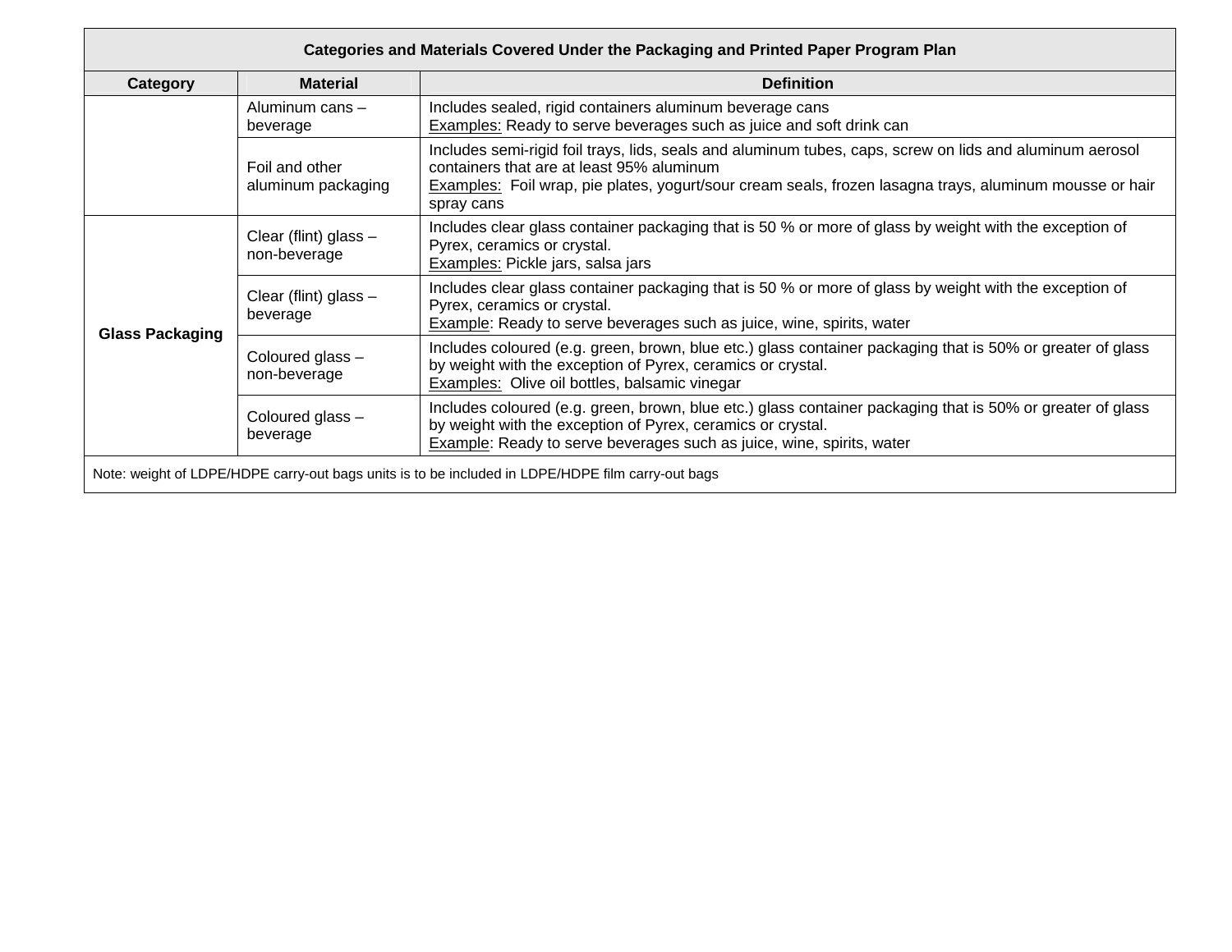| Categories and Materials Covered Under the Packaging and Printed Paper Program Plan | | |
|---|---|---|
| **Category** | **Material** | **Definition** |
| | Aluminum cans – beverage | Includes sealed, rigid containers aluminum beverage cans<br>Examples: Ready to serve beverages such as juice and soft drink can |
| | Foil and other aluminum packaging | Includes semi-rigid foil trays, lids, seals and aluminum tubes, caps, screw on lids and aluminum aerosol containers that are at least 95% aluminum<br>Examples: Foil wrap, pie plates, yogurt/sour cream seals, frozen lasagna trays, aluminum mousse or hair spray cans |
| **Glass Packaging** | Clear (flint) glass – non-beverage | Includes clear glass container packaging that is 50 % or more of glass by weight with the exception of Pyrex, ceramics or crystal.<br>Examples: Pickle jars, salsa jars |
| | Clear (flint) glass – beverage | Includes clear glass container packaging that is 50 % or more of glass by weight with the exception of Pyrex, ceramics or crystal.<br>Example: Ready to serve beverages such as juice, wine, spirits, water |
| | Coloured glass – non-beverage | Includes coloured (e.g. green, brown, blue etc.) glass container packaging that is 50% or greater of glass by weight with the exception of Pyrex, ceramics or crystal.<br>Examples: Olive oil bottles, balsamic vinegar |
| | Coloured glass – beverage | Includes coloured (e.g. green, brown, blue etc.) glass container packaging that is 50% or greater of glass by weight with the exception of Pyrex, ceramics or crystal.<br>Example: Ready to serve beverages such as juice, wine, spirits, water |

Note: weight of LDPE/HDPE carry-out bags units is to be included in LDPE/HDPE film carry-out bags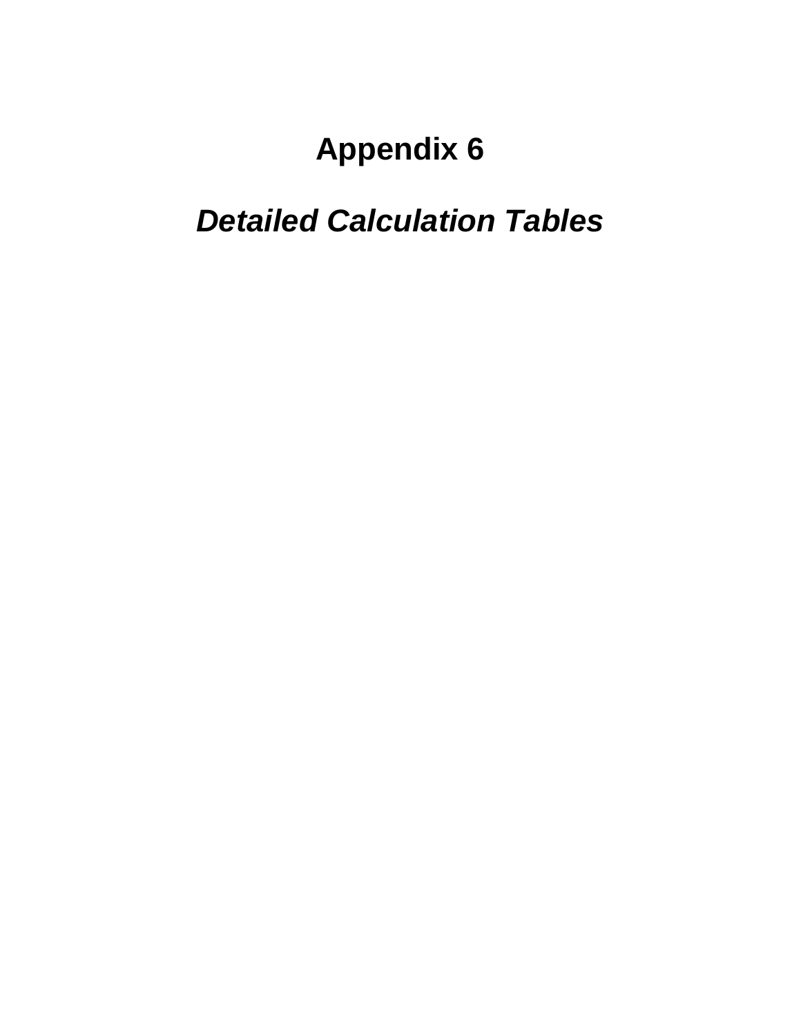# Appendix 6

## *Detailed Calculation Tables*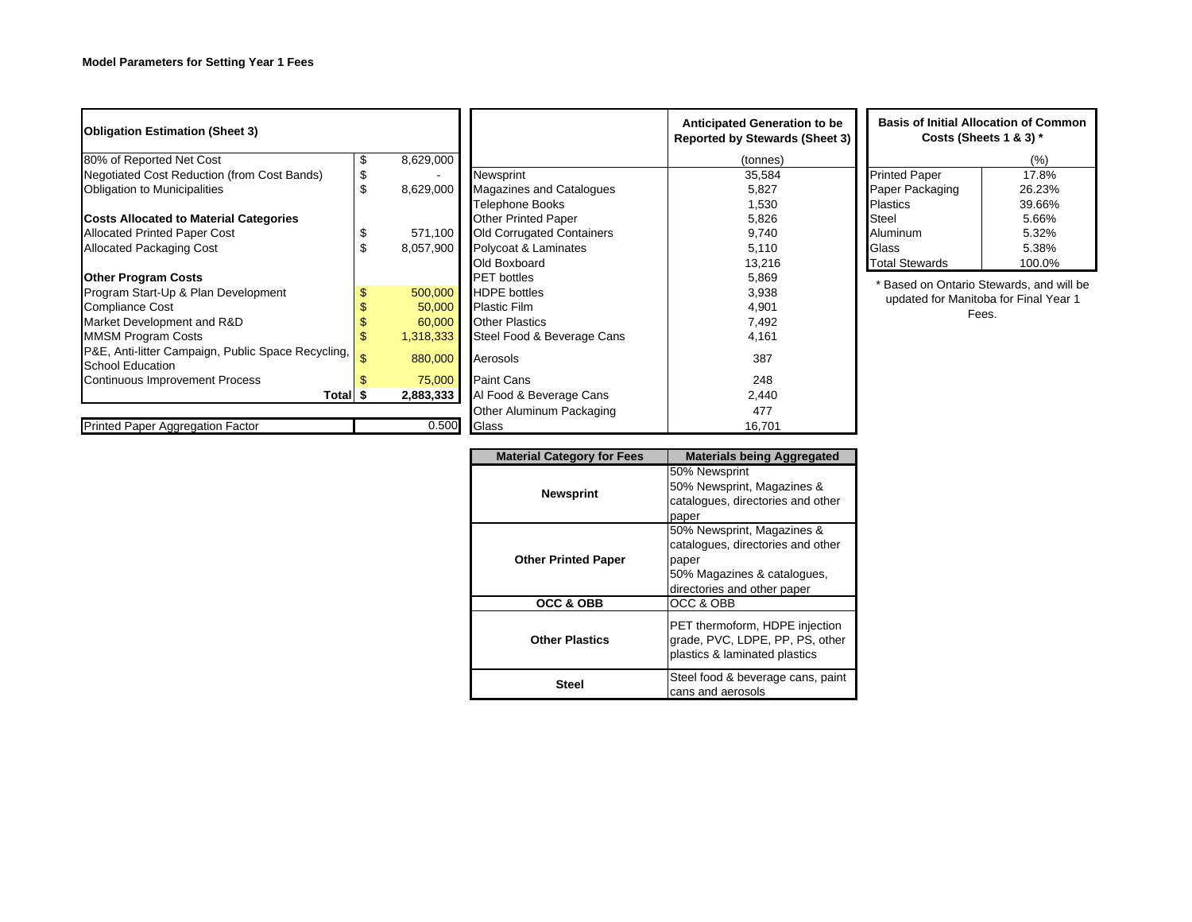**Model Parameters for Setting Year 1 Fees**

| **Obligation Estimation (Sheet 3)** | | |
|---|---|---|
| 80% of Reported Net Cost | $ | 8,629,000 |
| Negotiated Cost Reduction (from Cost Bands) | $ | - |
| Obligation to Municipalities | $ | 8,629,000 |
| **Costs Allocated to Material Categories** | | |
| Allocated Printed Paper Cost | $ | 571,100 |
| Allocated Packaging Cost | $ | 8,057,900 |
| **Other Program Costs** | | |
| Program Start-Up & Plan Development | $ | 500,000 |
| Compliance Cost | $ | 50,000 |
| Market Development and R&D | $ | 60,000 |
| MMSM Program Costs | $ | 1,318,333 |
| P&E, Anti-litter Campaign, Public Space Recycling, School Education | $ | 880,000 |
| Continuous Improvement Process | $ | 75,000 |
| **Total** | **$** | **2,883,333** |

| Printed Paper Aggregation Factor | 0.500 |
|---|---|

| | **Anticipated Generation to be Reported by Stewards (Sheet 3)** |
|---|---|
| | (tonnes) |
| Newsprint | 35,584 |
| Magazines and Catalogues | 5,827 |
| Telephone Books | 1,530 |
| Other Printed Paper | 5,826 |
| Old Corrugated Containers | 9,740 |
| Polycoat & Laminates | 5,110 |
| Old Boxboard | 13,216 |
| PET bottles | 5,869 |
| HDPE bottles | 3,938 |
| Plastic Film | 4,901 |
| Other Plastics | 7,492 |
| Steel Food & Beverage Cans | 4,161 |
| Aerosols | 387 |
| Paint Cans | 248 |
| Al Food & Beverage Cans | 2,440 |
| Other Aluminum Packaging | 477 |
| Glass | 16,701 |

| **Basis of Initial Allocation of Common Costs (Sheets 1 & 3) *** | |
|---|---|
| | (%) |
| Printed Paper | 17.8% |
| Paper Packaging | 26.23% |
| Plastics | 39.66% |
| Steel | 5.66% |
| Aluminum | 5.32% |
| Glass | 5.38% |
| Total Stewards | 100.0% |

* Based on Ontario Stewards, and will be updated for Manitoba for Final Year 1 Fees.

| **Material Category for Fees** | **Materials being Aggregated** |
|---|---|
| **Newsprint** | 50% Newsprint<br>50% Newsprint, Magazines & catalogues, directories and other paper |
| **Other Printed Paper** | 50% Newsprint, Magazines & catalogues, directories and other paper<br>50% Magazines & catalogues, directories and other paper |
| **OCC & OBB** | OCC & OBB |
| **Other Plastics** | PET thermoform, HDPE injection grade, PVC, LDPE, PP, PS, other plastics & laminated plastics |
| **Steel** | Steel food & beverage cans, paint cans and aerosols |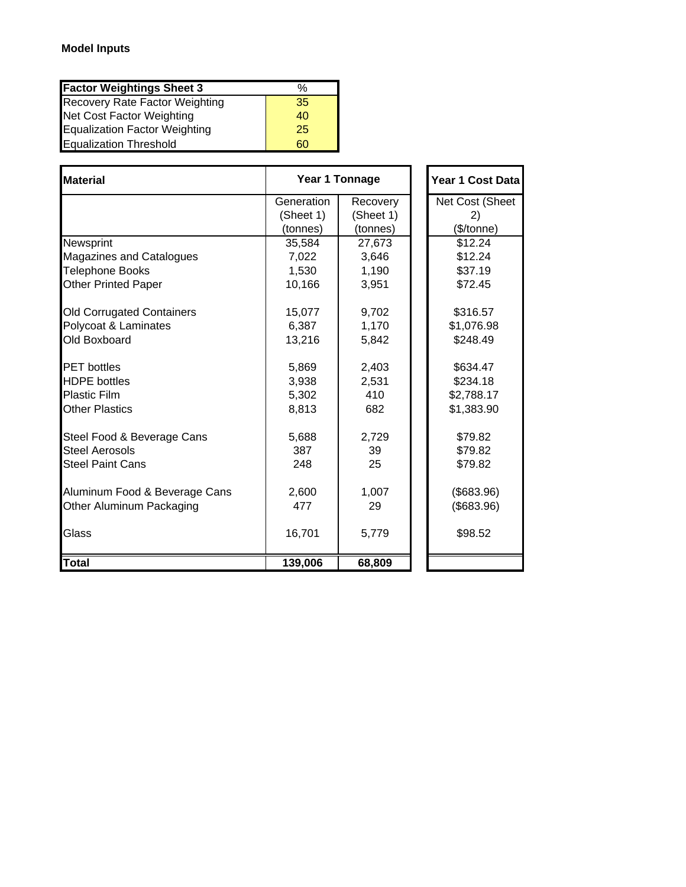**Model Inputs**

| Factor Weightings Sheet 3 | % |
|---|---|
| Recovery Rate Factor Weighting | 35 |
| Net Cost Factor Weighting | 40 |
| Equalization Factor Weighting | 25 |
| Equalization Threshold | 60 |

| Material | Year 1 Tonnage | | Year 1 Cost Data |
|---|---|---|---|
| | Generation (Sheet 1) (tonnes) | Recovery (Sheet 1) (tonnes) | Net Cost (Sheet 2) ($/tonne) |
| Newsprint | 35,584 | 27,673 | $12.24 |
| Magazines and Catalogues | 7,022 | 3,646 | $12.24 |
| Telephone Books | 1,530 | 1,190 | $37.19 |
| Other Printed Paper | 10,166 | 3,951 | $72.45 |
| Old Corrugated Containers | 15,077 | 9,702 | $316.57 |
| Polycoat & Laminates | 6,387 | 1,170 | $1,076.98 |
| Old Boxboard | 13,216 | 5,842 | $248.49 |
| PET bottles | 5,869 | 2,403 | $634.47 |
| HDPE bottles | 3,938 | 2,531 | $234.18 |
| Plastic Film | 5,302 | 410 | $2,788.17 |
| Other Plastics | 8,813 | 682 | $1,383.90 |
| Steel Food & Beverage Cans | 5,688 | 2,729 | $79.82 |
| Steel Aerosols | 387 | 39 | $79.82 |
| Steel Paint Cans | 248 | 25 | $79.82 |
| Aluminum Food & Beverage Cans | 2,600 | 1,007 | ($683.96) |
| Other Aluminum Packaging | 477 | 29 | ($683.96) |
| Glass | 16,701 | 5,779 | $98.52 |
| **Total** | **139,006** | **68,809** | |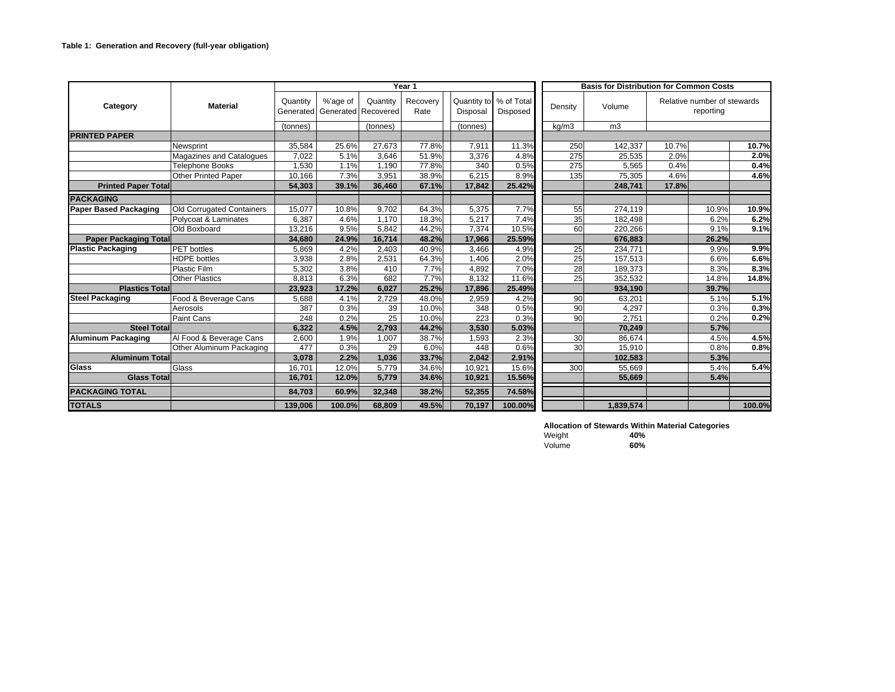**Table 1: Generation and Recovery (full-year obligation)**

| Category | Material | Year 1 | | | | | | Basis for Distribution for Common Costs | | | | |
|---|---|---|---|---|---|---|---|---|---|---|---|---|
| | | Quantity Generated | %'age of Generated | Quantity Recovered | Recovery Rate | Quantity to Disposal | % of Total Disposed | Density | Volume | Relative number of stewards reporting | | |
| | | (tonnes) | | (tonnes) | | (tonnes) | | kg/m3 | m3 | | | |
| **PRINTED PAPER** | | | | | | | | | | | | |
| | Newsprint | 35,584 | 25.6% | 27,673 | 77.8% | 7,911 | 11.3% | 250 | 142,337 | 10.7% | | **10.7%** |
| | Magazines and Catalogues | 7,022 | 5.1% | 3,646 | 51.9% | 3,376 | 4.8% | 275 | 25,535 | 2.0% | | **2.0%** |
| | Telephone Books | 1,530 | 1.1% | 1,190 | 77.8% | 340 | 0.5% | 275 | 5,565 | 0.4% | | **0.4%** |
| | Other Printed Paper | 10,166 | 7.3% | 3,951 | 38.9% | 6,215 | 8.9% | 135 | 75,305 | 4.6% | | **4.6%** |
| **Printed Paper Total** | | **54,303** | **39.1%** | **36,460** | **67.1%** | **17,842** | **25.42%** | | **248,741** | **17.8%** | | |
| **PACKAGING** | | | | | | | | | | | | |
| **Paper Based Packaging** | Old Corrugated Containers | 15,077 | 10.8% | 9,702 | 64.3% | 5,375 | 7.7% | 55 | 274,119 | | 10.9% | **10.9%** |
| | Polycoat & Laminates | 6,387 | 4.6% | 1,170 | 18.3% | 5,217 | 7.4% | 35 | 182,498 | | 6.2% | **6.2%** |
| | Old Boxboard | 13,216 | 9.5% | 5,842 | 44.2% | 7,374 | 10.5% | 60 | 220,266 | | 9.1% | **9.1%** |
| **Paper Packaging Total** | | **34,680** | **24.9%** | **16,714** | **48.2%** | **17,966** | **25.59%** | | **676,883** | | **26.2%** | |
| **Plastic Packaging** | PET bottles | 5,869 | 4.2% | 2,403 | 40.9% | 3,466 | 4.9% | 25 | 234,771 | | 9.9% | **9.9%** |
| | HDPE bottles | 3,938 | 2.8% | 2,531 | 64.3% | 1,406 | 2.0% | 25 | 157,513 | | 6.6% | **6.6%** |
| | Plastic Film | 5,302 | 3.8% | 410 | 7.7% | 4,892 | 7.0% | 28 | 189,373 | | 8.3% | **8.3%** |
| | Other Plastics | 8,813 | 6.3% | 682 | 7.7% | 8,132 | 11.6% | 25 | 352,532 | | 14.8% | **14.8%** |
| **Plastics Total** | | **23,923** | **17.2%** | **6,027** | **25.2%** | **17,896** | **25.49%** | | **934,190** | | **39.7%** | |
| **Steel Packaging** | Food & Beverage Cans | 5,688 | 4.1% | 2,729 | 48.0% | 2,959 | 4.2% | 90 | 63,201 | | 5.1% | **5.1%** |
| | Aerosols | 387 | 0.3% | 39 | 10.0% | 348 | 0.5% | 90 | 4,297 | | 0.3% | **0.3%** |
| | Paint Cans | 248 | 0.2% | 25 | 10.0% | 223 | 0.3% | 90 | 2,751 | | 0.2% | **0.2%** |
| **Steel Total** | | **6,322** | **4.5%** | **2,793** | **44.2%** | **3,530** | **5.03%** | | **70,249** | | **5.7%** | |
| **Aluminum Packaging** | Al Food & Beverage Cans | 2,600 | 1.9% | 1,007 | 38.7% | 1,593 | 2.3% | 30 | 86,674 | | 4.5% | **4.5%** |
| | Other Aluminum Packaging | 477 | 0.3% | 29 | 6.0% | 448 | 0.6% | 30 | 15,910 | | 0.8% | **0.8%** |
| **Aluminum Total** | | **3,078** | **2.2%** | **1,036** | **33.7%** | **2,042** | **2.91%** | | **102,583** | | **5.3%** | |
| **Glass** | Glass | 16,701 | 12.0% | 5,779 | 34.6% | 10,921 | 15.6% | 300 | 55,669 | | 5.4% | **5.4%** |
| **Glass Total** | | **16,701** | **12.0%** | **5,779** | **34.6%** | **10,921** | **15.56%** | | **55,669** | | **5.4%** | |
| **PACKAGING TOTAL** | | **84,703** | **60.9%** | **32,348** | **38.2%** | **52,355** | **74.58%** | | | | | |
| **TOTALS** | | **139,006** | **100.0%** | **68,809** | **49.5%** | **70,197** | **100.00%** | | **1,839,574** | | | **100.0%** |

**Allocation of Stewards Within Material Categories**

| | |
|---|---|
| Weight | **40%** |
| Volume | **60%** |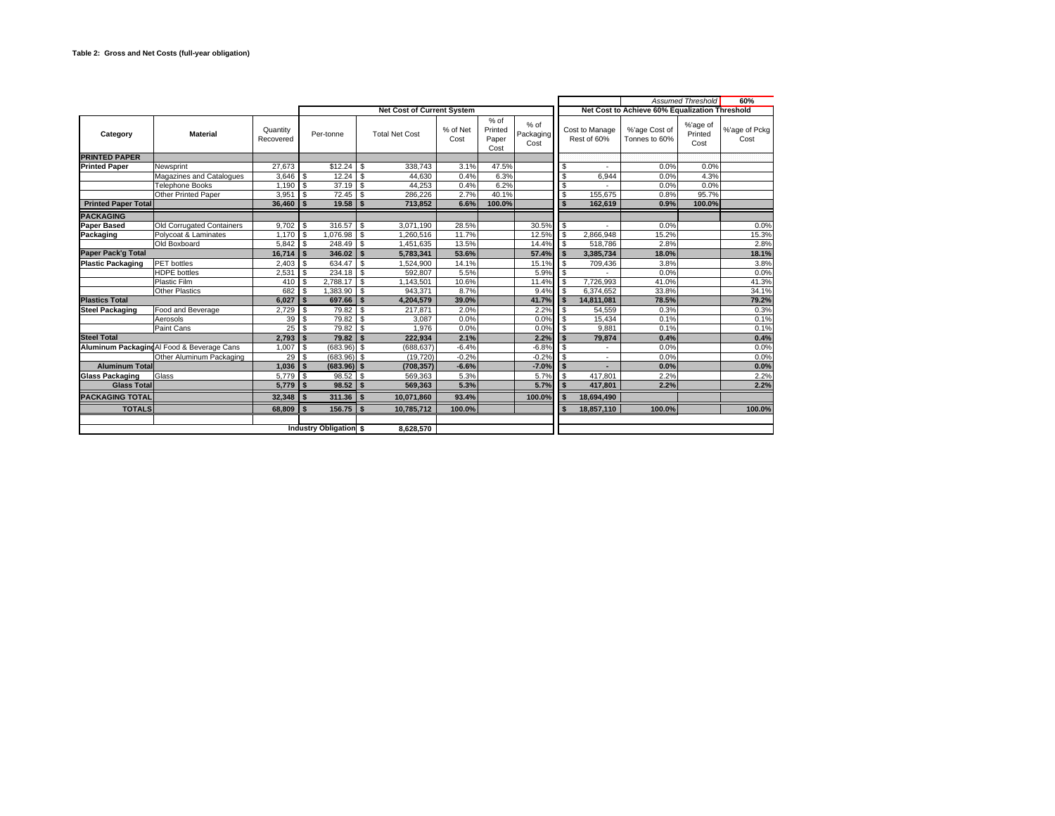**Table 2: Gross and Net Costs (full-year obligation)**

| Category | Material | Quantity Recovered | Per-tonne | Total Net Cost | % of Net Cost | % of Printed Paper Cost | % of Packaging Cost | Cost to Manage Rest of 60% | %'age Cost of Tonnes to 60% | %'age of Printed Cost | %'age of Pckg Cost |
|---|---|---|---|---|---|---|---|---|---|---|---|
| | | | **Net Cost of Current System** | | | | | **Net Cost to Achieve 60% Equalization Threshold** | | *Assumed Threshold* | **60%** |
| **PRINTED PAPER** | | | | | | | | | | | |
| **Printed Paper** | Newsprint | 27,673 | $12.24 | $ 338,743 | 3.1% | 47.5% | | $ - | 0.0% | 0.0% | |
| | Magazines and Catalogues | 3,646 | $ 12.24 | $ 44,630 | 0.4% | 6.3% | | $ 6,944 | 0.0% | 4.3% | |
| | Telephone Books | 1,190 | $ 37.19 | $ 44,253 | 0.4% | 6.2% | | $ - | 0.0% | 0.0% | |
| | Other Printed Paper | 3,951 | $ 72.45 | $ 286,226 | 2.7% | 40.1% | | $ 155,675 | 0.8% | 95.7% | |
| **Printed Paper Total** | | **36,460** | **$ 19.58** | **$ 713,852** | **6.6%** | **100.0%** | | **$ 162,619** | **0.9%** | **100.0%** | |
| **PACKAGING** | | | | | | | | | | | |
| **Paper Based Packaging** | Old Corrugated Containers | 9,702 | $ 316.57 | $ 3,071,190 | 28.5% | | 30.5% | $ - | 0.0% | | 0.0% |
| | Polycoat & Laminates | 1,170 | $ 1,076.98 | $ 1,260,516 | 11.7% | | 12.5% | $ 2,866,948 | 15.2% | | 15.3% |
| | Old Boxboard | 5,842 | $ 248.49 | $ 1,451,635 | 13.5% | | 14.4% | $ 518,786 | 2.8% | | 2.8% |
| **Paper Pack'g Total** | | **16,714** | **$ 346.02** | **$ 5,783,341** | **53.6%** | | **57.4%** | **$ 3,385,734** | **18.0%** | | **18.1%** |
| **Plastic Packaging** | PET bottles | 2,403 | $ 634.47 | $ 1,524,900 | 14.1% | | 15.1% | $ 709,436 | 3.8% | | 3.8% |
| | HDPE bottles | 2,531 | $ 234.18 | $ 592,807 | 5.5% | | 5.9% | $ - | 0.0% | | 0.0% |
| | Plastic Film | 410 | $ 2,788.17 | $ 1,143,501 | 10.6% | | 11.4% | $ 7,726,993 | 41.0% | | 41.3% |
| | Other Plastics | 682 | $ 1,383.90 | $ 943,371 | 8.7% | | 9.4% | $ 6,374,652 | 33.8% | | 34.1% |
| **Plastics Total** | | **6,027** | **$ 697.66** | **$ 4,204,579** | **39.0%** | | **41.7%** | **$ 14,811,081** | **78.5%** | | **79.2%** |
| **Steel Packaging** | Food and Beverage | 2,729 | $ 79.82 | $ 217,871 | 2.0% | | 2.2% | $ 54,559 | 0.3% | | 0.3% |
| | Aerosols | 39 | $ 79.82 | $ 3,087 | 0.0% | | 0.0% | $ 15,434 | 0.1% | | 0.1% |
| | Paint Cans | 25 | $ 79.82 | $ 1,976 | 0.0% | | 0.0% | $ 9,881 | 0.1% | | 0.1% |
| **Steel Total** | | **2,793** | **$ 79.82** | **$ 222,934** | **2.1%** | | **2.2%** | **$ 79,874** | **0.4%** | | **0.4%** |
| **Aluminum Packaging** | Al Food & Beverage Cans | 1,007 | $ (683.96) | $ (688,637) | -6.4% | | -6.8% | $ - | 0.0% | | 0.0% |
| | Other Aluminum Packaging | 29 | $ (683.96) | $ (19,720) | -0.2% | | -0.2% | $ - | 0.0% | | 0.0% |
| **Aluminum Total** | | **1,036** | **$ (683.96)** | **$ (708,357)** | **-6.6%** | | **-7.0%** | **$ -** | **0.0%** | | **0.0%** |
| **Glass Packaging** | Glass | 5,779 | $ 98.52 | $ 569,363 | 5.3% | | 5.7% | $ 417,801 | 2.2% | | 2.2% |
| **Glass Total** | | **5,779** | **$ 98.52** | **$ 569,363** | **5.3%** | | **5.7%** | **$ 417,801** | **2.2%** | | **2.2%** |
| **PACKAGING TOTAL** | | **32,348** | **$ 311.36** | **$ 10,071,860** | **93.4%** | | **100.0%** | **$ 18,694,490** | | | |
| **TOTALS** | | **68,809** | **$ 156.75** | **$ 10,785,712** | **100.0%** | | | **$ 18,857,110** | **100.0%** | | **100.0%** |
| | | | **Industry Obligation** | **$ 8,628,570** | | | | | | | |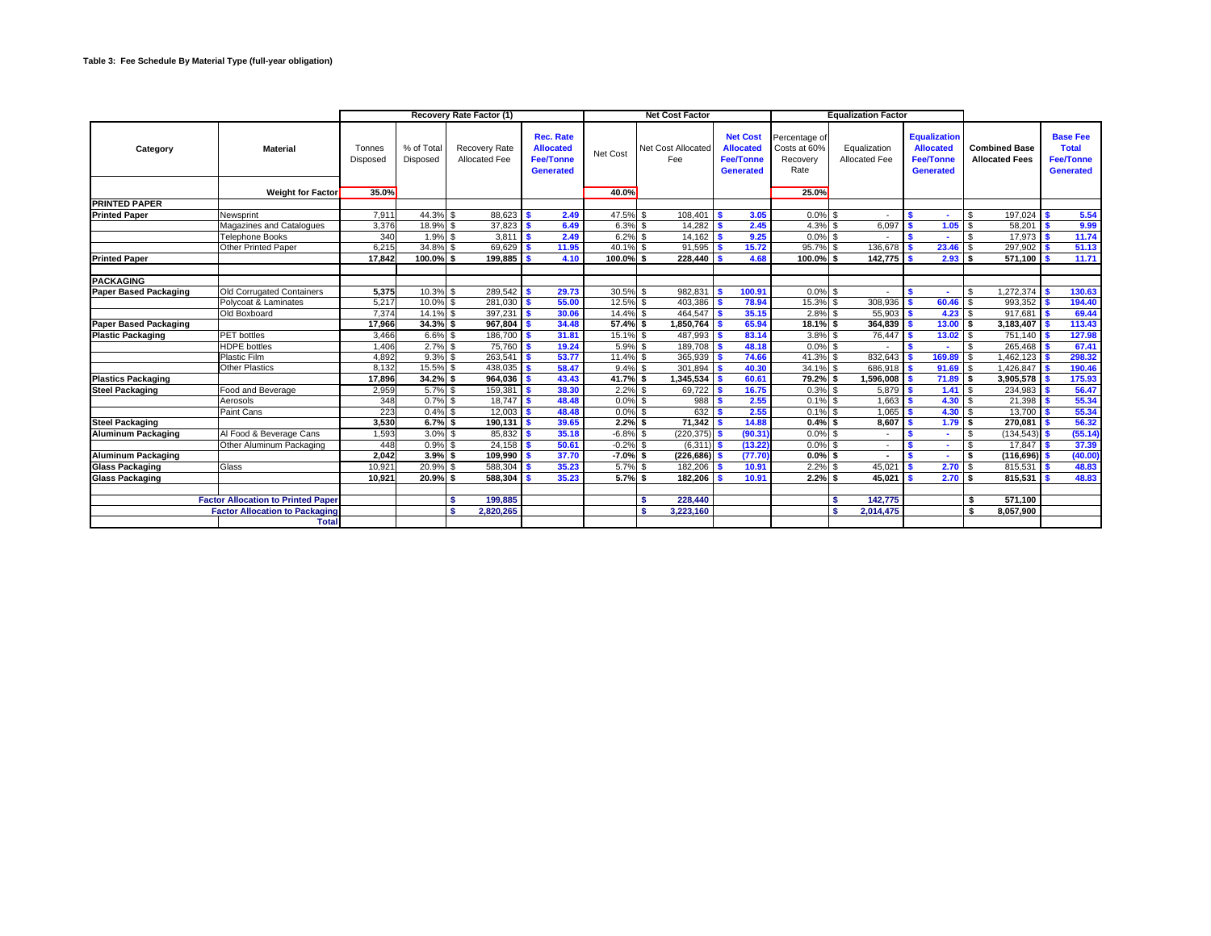**Table 3: Fee Schedule By Material Type (full-year obligation)**

| Category | Material | Recovery Rate Factor (1) | | | | Net Cost Factor | | | Equalization Factor | | | Combined Base Allocated Fees | Base Fee Total Fee/Tonne Generated |
|---|---|---|---|---|---|---|---|---|---|---|---|---|---|
| | | Tonnes Disposed | % of Total Disposed | Recovery Rate Allocated Fee | Rec. Rate Allocated Fee/Tonne Generated | Net Cost | Net Cost Allocated Fee | Net Cost Allocated Fee/Tonne Generated | Percentage of Costs at 60% Recovery Rate | Equalization Allocated Fee | Equalization Allocated Fee/Tonne Generated | | |
| | **Weight for Factor** | 35.0% | | | | 40.0% | | | 25.0% | | | | |
| **PRINTED PAPER** | | | | | | | | | | | | | |
| **Printed Paper** | Newsprint | 7,911 | 44.3% | $ 88,623 | $ 2.49 | 47.5% | $ 108,401 | $ 3.05 | 0.0% | $ - | $ - | $ 197,024 | $ 5.54 |
| | Magazines and Catalogues | 3,376 | 18.9% | $ 37,823 | $ 6.49 | 6.3% | $ 14,282 | $ 2.45 | 4.3% | $ 6,097 | $ 1.05 | $ 58,201 | $ 9.99 |
| | Telephone Books | 340 | 1.9% | $ 3,811 | $ 2.49 | 6.2% | $ 14,162 | $ 9.25 | 0.0% | $ - | $ - | $ 17,973 | $ 11.74 |
| | Other Printed Paper | 6,215 | 34.8% | $ 69,629 | $ 11.95 | 40.1% | $ 91,595 | $ 15.72 | 95.7% | $ 136,678 | $ 23.46 | $ 297,902 | $ 51.13 |
| **Printed Paper** | | **17,842** | **100.0%** | **$ 199,885** | **$ 4.10** | **100.0%** | **$ 228,440** | **$ 4.68** | **100.0%** | **$ 142,775** | **$ 2.93** | **$ 571,100** | **$ 11.71** |
| **PACKAGING** | | | | | | | | | | | | | |
| **Paper Based Packaging** | Old Corrugated Containers | 5,375 | 10.3% | $ 289,542 | $ 29.73 | 30.5% | $ 982,831 | $ 100.91 | 0.0% | $ - | $ - | $ 1,272,374 | $ 130.63 |
| | Polycoat & Laminates | 5,217 | 10.0% | $ 281,030 | $ 55.00 | 12.5% | $ 403,386 | $ 78.94 | 15.3% | $ 308,936 | $ 60.46 | $ 993,352 | $ 194.40 |
| | Old Boxboard | 7,374 | 14.1% | $ 397,231 | $ 30.06 | 14.4% | $ 464,547 | $ 35.15 | 2.8% | $ 55,903 | $ 4.23 | $ 917,681 | $ 69.44 |
| **Paper Based Packaging** | | **17,966** | **34.3%** | **$ 967,804** | **$ 34.48** | **57.4%** | **$ 1,850,764** | **$ 65.94** | **18.1%** | **$ 364,839** | **$ 13.00** | **$ 3,183,407** | **$ 113.43** |
| **Plastic Packaging** | PET bottles | 3,466 | 6.6% | $ 186,700 | $ 31.81 | 15.1% | $ 487,993 | $ 83.14 | 3.8% | $ 76,447 | $ 13.02 | $ 751,140 | $ 127.98 |
| | HDPE bottles | 1,406 | 2.7% | $ 75,760 | $ 19.24 | 5.9% | $ 189,708 | $ 48.18 | 0.0% | $ - | $ - | $ 265,468 | $ 67.41 |
| | Plastic Film | 4,892 | 9.3% | $ 263,541 | $ 53.77 | 11.4% | $ 365,939 | $ 74.66 | 41.3% | $ 832,643 | $ 169.89 | $ 1,462,123 | $ 298.32 |
| | Other Plastics | 8,132 | 15.5% | $ 438,035 | $ 58.47 | 9.4% | $ 301,894 | $ 40.30 | 34.1% | $ 686,918 | $ 91.69 | $ 1,426,847 | $ 190.46 |
| **Plastics Packaging** | | **17,896** | **34.2%** | **$ 964,036** | **$ 43.43** | **41.7%** | **$ 1,345,534** | **$ 60.61** | **79.2%** | **$ 1,596,008** | **$ 71.89** | **$ 3,905,578** | **$ 175.93** |
| **Steel Packaging** | Food and Beverage | 2,959 | 5.7% | $ 159,381 | $ 38.30 | 2.2% | $ 69,722 | $ 16.75 | 0.3% | $ 5,879 | $ 1.41 | $ 234,983 | $ 56.47 |
| | Aerosols | 348 | 0.7% | $ 18,747 | $ 48.48 | 0.0% | $ 988 | $ 2.55 | 0.1% | $ 1,663 | $ 4.30 | $ 21,398 | $ 55.34 |
| | Paint Cans | 223 | 0.4% | $ 12,003 | $ 48.48 | 0.0% | $ 632 | $ 2.55 | 0.1% | $ 1,065 | $ 4.30 | $ 13,700 | $ 55.34 |
| **Steel Packaging** | | **3,530** | **6.7%** | **$ 190,131** | **$ 39.65** | **2.2%** | **$ 71,342** | **$ 14.88** | **0.4%** | **$ 8,607** | **$ 1.79** | **$ 270,081** | **$ 56.32** |
| **Aluminum Packaging** | Al Food & Beverage Cans | 1,593 | 3.0% | $ 85,832 | $ 35.18 | -6.8% | $ (220,375) | $ (90.31) | 0.0% | $ - | $ - | $ (134,543) | $ (55.14) |
| | Other Aluminum Packaging | 448 | 0.9% | $ 24,158 | $ 50.61 | -0.2% | $ (6,311) | $ (13.22) | 0.0% | $ - | $ - | $ 17,847 | $ 37.39 |
| **Aluminum Packaging** | | **2,042** | **3.9%** | **$ 109,990** | **$ 37.70** | **-7.0%** | **$ (226,686)** | **$ (77.70)** | **0.0%** | **$ -** | **$ -** | **$ (116,696)** | **$ (40.00)** |
| **Glass Packaging** | Glass | 10,921 | 20.9% | $ 588,304 | $ 35.23 | 5.7% | $ 182,206 | $ 10.91 | 2.2% | $ 45,021 | $ 2.70 | $ 815,531 | $ 48.83 |
| **Glass Packaging** | | **10,921** | **20.9%** | **$ 588,304** | **$ 35.23** | **5.7%** | **$ 182,206** | **$ 10.91** | **2.2%** | **$ 45,021** | **$ 2.70** | **$ 815,531** | **$ 48.83** |
| | **Factor Allocation to Printed Paper** | | | **$ 199,885** | | | **$ 228,440** | | | **$ 142,775** | | **$ 571,100** | |
| | **Factor Allocation to Packaging** | | | **$ 2,820,265** | | | **$ 3,223,160** | | | **$ 2,014,475** | | **$ 8,057,900** | |
| | **Total** | | | | | | | | | | | | |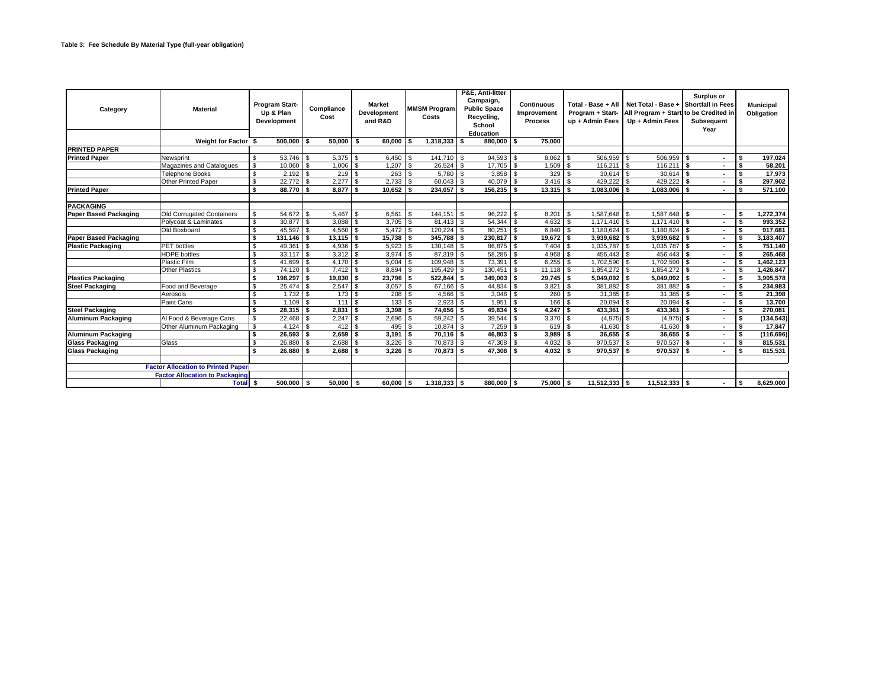**Table 3: Fee Schedule By Material Type (full-year obligation)**

| Category | Material | Program Start-Up & Plan Development | Compliance Cost | Market Development and R&D | MMSM Program Costs | P&E, Anti-litter Campaign, Public Space Recycling, School Education | Continuous Improvement Process | Total - Base + All Program + Start-up + Admin Fees | Net Total - Base + All Program + Start Up + Admin Fees | Surplus or Shortfall in Fees to be Credited in Subsequent Year | Municipal Obligation |
|---|---|---|---|---|---|---|---|---|---|---|---|
| | **Weight for Factor** | **$ 500,000** | **$ 50,000** | **$ 60,000** | **$ 1,318,333** | **$ 880,000** | **$ 75,000** | | | | |
| **PRINTED PAPER** | | | | | | | | | | | |
| **Printed Paper** | Newsprint | $ 53,746 | $ 5,375 | $ 6,450 | $ 141,710 | $ 94,593 | $ 8,062 | $ 506,959 | $ 506,959 | **$ -** | **$ 197,024** |
| | Magazines and Catalogues | $ 10,060 | $ 1,006 | $ 1,207 | $ 26,524 | $ 17,705 | $ 1,509 | $ 116,211 | $ 116,211 | **$ -** | **$ 58,201** |
| | Telephone Books | $ 2,192 | $ 219 | $ 263 | $ 5,780 | $ 3,858 | $ 329 | $ 30,614 | $ 30,614 | **$ -** | **$ 17,973** |
| | Other Printed Paper | $ 22,772 | $ 2,277 | $ 2,733 | $ 60,043 | $ 40,079 | $ 3,416 | $ 429,222 | $ 429,222 | **$ -** | **$ 297,902** |
| **Printed Paper** | | **$ 88,770** | **$ 8,877** | **$ 10,652** | **$ 234,057** | **$ 156,235** | **$ 13,315** | **$ 1,083,006** | **$ 1,083,006** | **$ -** | **$ 571,100** |
| | | | | | | | | | | | |
| **PACKAGING** | | | | | | | | | | | |
| **Paper Based Packaging** | Old Corrugated Containers | $ 54,672 | $ 5,467 | $ 6,561 | $ 144,151 | $ 96,222 | $ 8,201 | $ 1,587,648 | $ 1,587,648 | **$ -** | **$ 1,272,374** |
| | Polycoat & Laminates | $ 30,877 | $ 3,088 | $ 3,705 | $ 81,413 | $ 54,344 | $ 4,632 | $ 1,171,410 | $ 1,171,410 | **$ -** | **$ 993,352** |
| | Old Boxboard | $ 45,597 | $ 4,560 | $ 5,472 | $ 120,224 | $ 80,251 | $ 6,840 | $ 1,180,624 | $ 1,180,624 | **$ -** | **$ 917,681** |
| **Paper Based Packaging** | | **$ 131,146** | **$ 13,115** | **$ 15,738** | **$ 345,788** | **$ 230,817** | **$ 19,672** | **$ 3,939,682** | **$ 3,939,682** | **$ -** | **$ 3,183,407** |
| **Plastic Packaging** | PET bottles | $ 49,361 | $ 4,936 | $ 5,923 | $ 130,148 | $ 86,875 | $ 7,404 | $ 1,035,787 | $ 1,035,787 | **$ -** | **$ 751,140** |
| | HDPE bottles | $ 33,117 | $ 3,312 | $ 3,974 | $ 87,319 | $ 58,286 | $ 4,968 | $ 456,443 | $ 456,443 | **$ -** | **$ 265,468** |
| | Plastic Film | $ 41,699 | $ 4,170 | $ 5,004 | $ 109,948 | $ 73,391 | $ 6,255 | $ 1,702,590 | $ 1,702,590 | **$ -** | **$ 1,462,123** |
| | Other Plastics | $ 74,120 | $ 7,412 | $ 8,894 | $ 195,429 | $ 130,451 | $ 11,118 | $ 1,854,272 | $ 1,854,272 | **$ -** | **$ 1,426,847** |
| **Plastics Packaging** | | **$ 198,297** | **$ 19,830** | **$ 23,796** | **$ 522,844** | **$ 349,003** | **$ 29,745** | **$ 5,049,092** | **$ 5,049,092** | **$ -** | **$ 3,905,578** |
| **Steel Packaging** | Food and Beverage | $ 25,474 | $ 2,547 | $ 3,057 | $ 67,166 | $ 44,834 | $ 3,821 | $ 381,882 | $ 381,882 | **$ -** | **$ 234,983** |
| | Aerosols | $ 1,732 | $ 173 | $ 208 | $ 4,566 | $ 3,048 | $ 260 | $ 31,385 | $ 31,385 | **$ -** | **$ 21,398** |
| | Paint Cans | $ 1,109 | $ 111 | $ 133 | $ 2,923 | $ 1,951 | $ 166 | $ 20,094 | $ 20,094 | **$ -** | **$ 13,700** |
| **Steel Packaging** | | **$ 28,315** | **$ 2,831** | **$ 3,398** | **$ 74,656** | **$ 49,834** | **$ 4,247** | **$ 433,361** | **$ 433,361** | **$ -** | **$ 270,081** |
| **Aluminum Packaging** | Al Food & Beverage Cans | $ 22,468 | $ 2,247 | $ 2,696 | $ 59,242 | $ 39,544 | $ 3,370 | $ (4,975) | $ (4,975) | **$ -** | **$ (134,543)** |
| | Other Aluminum Packaging | $ 4,124 | $ 412 | $ 495 | $ 10,874 | $ 7,259 | $ 619 | $ 41,630 | $ 41,630 | **$ -** | **$ 17,847** |
| **Aluminum Packaging** | | **$ 26,593** | **$ 2,659** | **$ 3,191** | **$ 70,116** | **$ 46,803** | **$ 3,989** | **$ 36,655** | **$ 36,655** | **$ -** | **$ (116,696)** |
| **Glass Packaging** | Glass | $ 26,880 | $ 2,688 | $ 3,226 | $ 70,873 | $ 47,308 | $ 4,032 | $ 970,537 | $ 970,537 | **$ -** | **$ 815,531** |
| **Glass Packaging** | | **$ 26,880** | **$ 2,688** | **$ 3,226** | **$ 70,873** | **$ 47,308** | **$ 4,032** | **$ 970,537** | **$ 970,537** | **$ -** | **$ 815,531** |
| | | | | | | | | | | | |
| | **Factor Allocation to Printed Paper** | | | | | | | | | | |
| | **Factor Allocation to Packaging** | | | | | | | | | | |
| | **Total** | **$ 500,000** | **$ 50,000** | **$ 60,000** | **$ 1,318,333** | **$ 880,000** | **$ 75,000** | **$ 11,512,333** | **$ 11,512,333** | **$ -** | **$ 8,629,000** |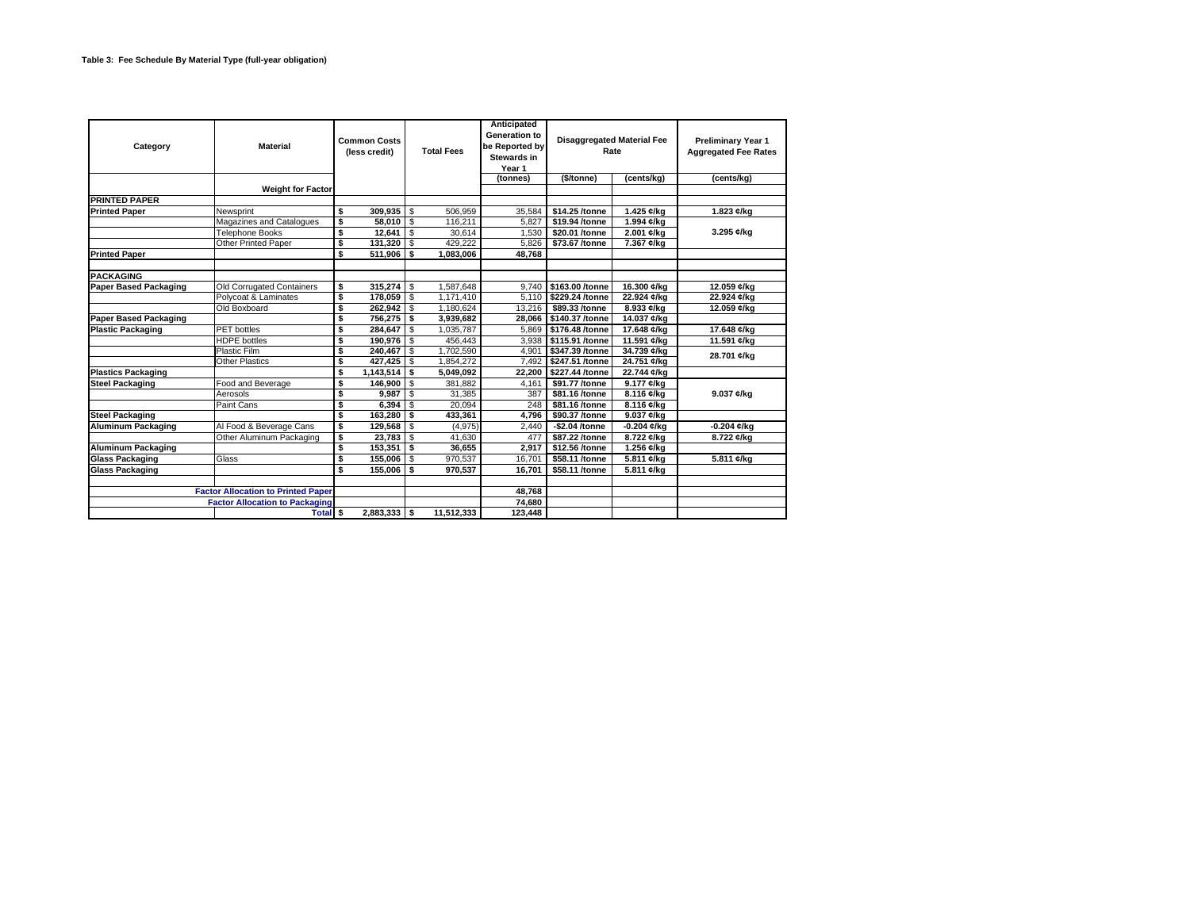**Table 3: Fee Schedule By Material Type (full-year obligation)**

| Category | Material | Common Costs (less credit) | Total Fees | Anticipated Generation to be Reported by Stewards in Year 1 | Disaggregated Material Fee Rate | | Preliminary Year 1 Aggregated Fee Rates |
|---|---|---|---|---|---|---|---|
| | | | | (tonnes) | ($/tonne) | (cents/kg) | (cents/kg) |
| | **Weight for Factor** | | | | | | |
| **PRINTED PAPER** | | | | | | | |
| **Printed Paper** | Newsprint | **$ 309,935** | $ 506,959 | 35,584 | **$14.25 /tonne** | **1.425 ¢/kg** | **1.823 ¢/kg** |
| | Magazines and Catalogues | **$ 58,010** | $ 116,211 | 5,827 | **$19.94 /tonne** | **1.994 ¢/kg** | **3.295 ¢/kg** |
| | Telephone Books | **$ 12,641** | $ 30,614 | 1,530 | **$20.01 /tonne** | **2.001 ¢/kg** | |
| | Other Printed Paper | **$ 131,320** | $ 429,222 | 5,826 | **$73.67 /tonne** | **7.367 ¢/kg** | |
| **Printed Paper** | | **$ 511,906** | **$ 1,083,006** | **48,768** | | | |
| | | | | | | | |
| **PACKAGING** | | | | | | | |
| **Paper Based Packaging** | Old Corrugated Containers | **$ 315,274** | $ 1,587,648 | 9,740 | **$163.00 /tonne** | **16.300 ¢/kg** | **12.059 ¢/kg** |
| | Polycoat & Laminates | **$ 178,059** | $ 1,171,410 | 5,110 | **$229.24 /tonne** | **22.924 ¢/kg** | **22.924 ¢/kg** |
| | Old Boxboard | **$ 262,942** | $ 1,180,624 | 13,216 | **$89.33 /tonne** | **8.933 ¢/kg** | **12.059 ¢/kg** |
| **Paper Based Packaging** | | **$ 756,275** | **$ 3,939,682** | **28,066** | **$140.37 /tonne** | **14.037 ¢/kg** | |
| **Plastic Packaging** | PET bottles | **$ 284,647** | $ 1,035,787 | 5,869 | **$176.48 /tonne** | **17.648 ¢/kg** | **17.648 ¢/kg** |
| | HDPE bottles | **$ 190,976** | $ 456,443 | 3,938 | **$115.91 /tonne** | **11.591 ¢/kg** | **11.591 ¢/kg** |
| | Plastic Film | **$ 240,467** | $ 1,702,590 | 4,901 | **$347.39 /tonne** | **34.739 ¢/kg** | **28.701 ¢/kg** |
| | Other Plastics | **$ 427,425** | $ 1,854,272 | 7,492 | **$247.51 /tonne** | **24.751 ¢/kg** | |
| **Plastics Packaging** | | **$ 1,143,514** | **$ 5,049,092** | **22,200** | **$227.44 /tonne** | **22.744 ¢/kg** | |
| **Steel Packaging** | Food and Beverage | **$ 146,900** | $ 381,882 | 4,161 | **$91.77 /tonne** | **9.177 ¢/kg** | **9.037 ¢/kg** |
| | Aerosols | **$ 9,987** | $ 31,385 | 387 | **$81.16 /tonne** | **8.116 ¢/kg** | |
| | Paint Cans | **$ 6,394** | $ 20,094 | 248 | **$81.16 /tonne** | **8.116 ¢/kg** | |
| **Steel Packaging** | | **$ 163,280** | **$ 433,361** | **4,796** | **$90.37 /tonne** | **9.037 ¢/kg** | |
| **Aluminum Packaging** | Al Food & Beverage Cans | **$ 129,568** | $ (4,975) | 2,440 | **-$2.04 /tonne** | **-0.204 ¢/kg** | **-0.204 ¢/kg** |
| | Other Aluminum Packaging | **$ 23,783** | $ 41,630 | 477 | **$87.22 /tonne** | **8.722 ¢/kg** | **8.722 ¢/kg** |
| **Aluminum Packaging** | | **$ 153,351** | **$ 36,655** | **2,917** | **$12.56 /tonne** | **1.256 ¢/kg** | |
| **Glass Packaging** | Glass | **$ 155,006** | $ 970,537 | 16,701 | **$58.11 /tonne** | **5.811 ¢/kg** | **5.811 ¢/kg** |
| **Glass Packaging** | | **$ 155,006** | **$ 970,537** | **16,701** | **$58.11 /tonne** | **5.811 ¢/kg** | |
| | | | | | | | |
| | **Factor Allocation to Printed Paper** | | | **48,768** | | | |
| | **Factor Allocation to Packaging** | | | **74,680** | | | |
| | **Total** | **$ 2,883,333** | **$ 11,512,333** | **123,448** | | | |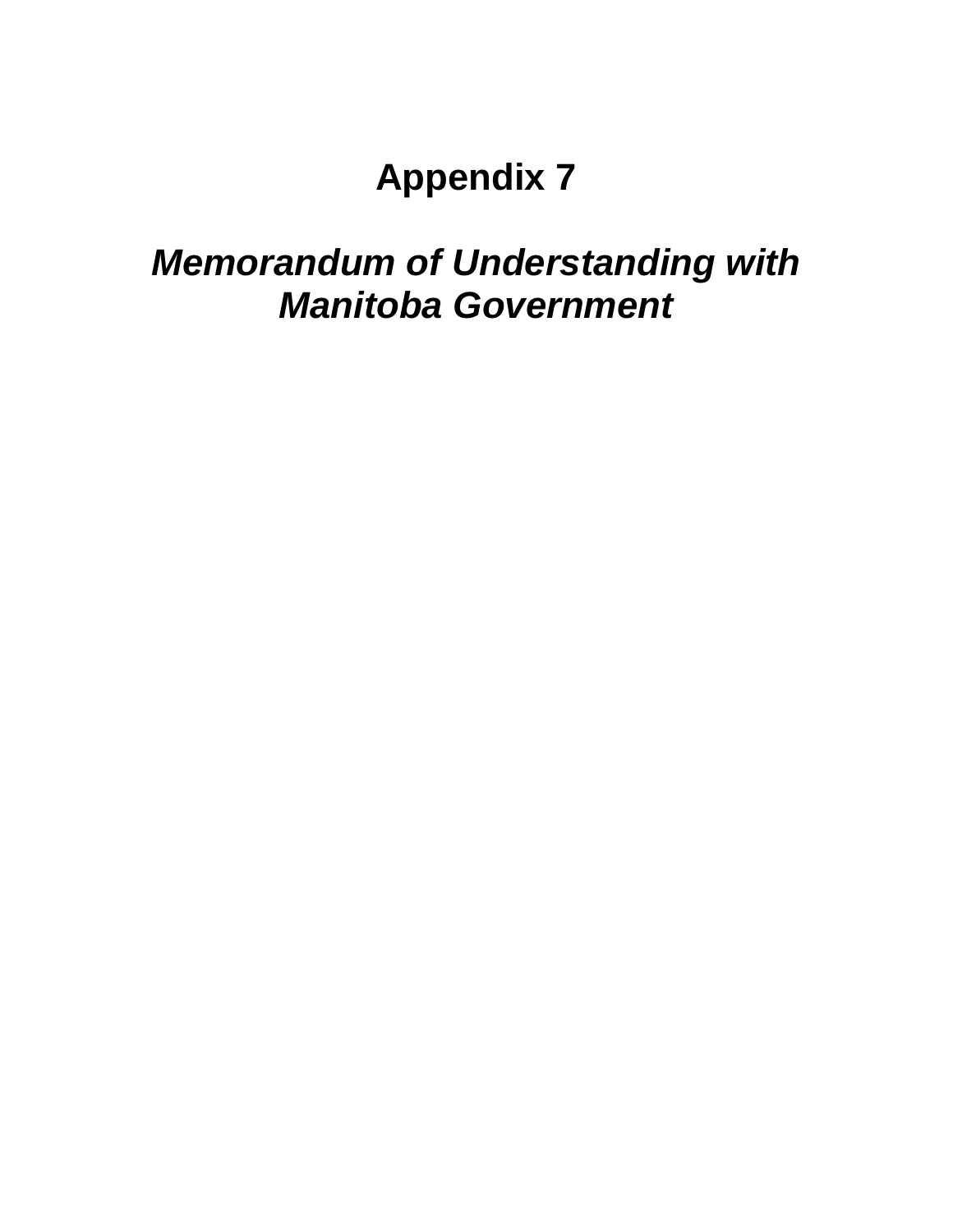# Appendix 7

## *Memorandum of Understanding with Manitoba Government*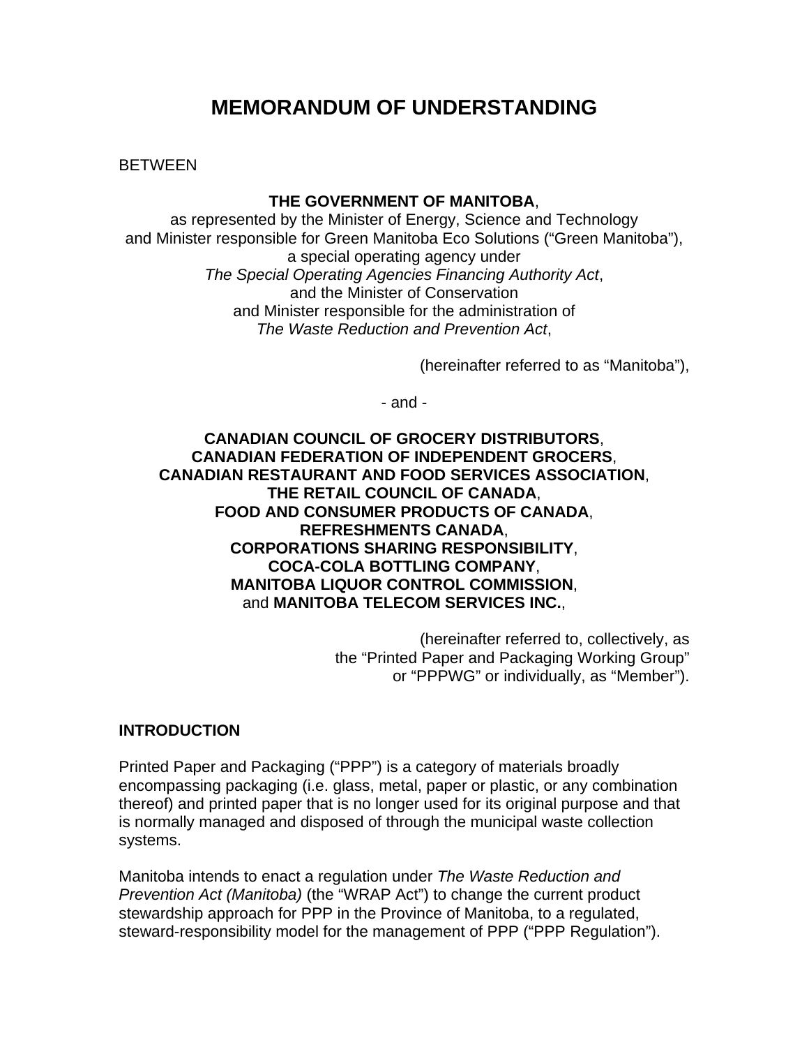# MEMORANDUM OF UNDERSTANDING

BETWEEN

**THE GOVERNMENT OF MANITOBA**,
as represented by the Minister of Energy, Science and Technology
and Minister responsible for Green Manitoba Eco Solutions ("Green Manitoba"),
a special operating agency under
*The Special Operating Agencies Financing Authority Act*,
and the Minister of Conservation
and Minister responsible for the administration of
*The Waste Reduction and Prevention Act*,

(hereinafter referred to as "Manitoba"),

\- and -

**CANADIAN COUNCIL OF GROCERY DISTRIBUTORS**,
**CANADIAN FEDERATION OF INDEPENDENT GROCERS**,
**CANADIAN RESTAURANT AND FOOD SERVICES ASSOCIATION**,
**THE RETAIL COUNCIL OF CANADA**,
**FOOD AND CONSUMER PRODUCTS OF CANADA**,
**REFRESHMENTS CANADA**,
**CORPORATIONS SHARING RESPONSIBILITY**,
**COCA-COLA BOTTLING COMPANY**,
**MANITOBA LIQUOR CONTROL COMMISSION**,
and **MANITOBA TELECOM SERVICES INC.**,

(hereinafter referred to, collectively, as
the "Printed Paper and Packaging Working Group"
or "PPPWG" or individually, as "Member").

**INTRODUCTION**

Printed Paper and Packaging ("PPP") is a category of materials broadly encompassing packaging (i.e. glass, metal, paper or plastic, or any combination thereof) and printed paper that is no longer used for its original purpose and that is normally managed and disposed of through the municipal waste collection systems.

Manitoba intends to enact a regulation under *The Waste Reduction and Prevention Act (Manitoba)* (the "WRAP Act") to change the current product stewardship approach for PPP in the Province of Manitoba, to a regulated, steward-responsibility model for the management of PPP ("PPP Regulation").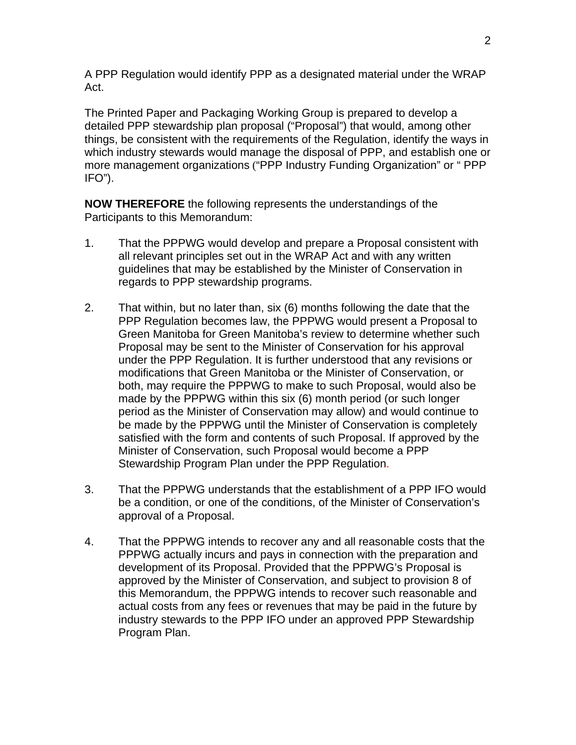A PPP Regulation would identify PPP as a designated material under the WRAP Act.

The Printed Paper and Packaging Working Group is prepared to develop a detailed PPP stewardship plan proposal ("Proposal") that would, among other things, be consistent with the requirements of the Regulation, identify the ways in which industry stewards would manage the disposal of PPP, and establish one or more management organizations ("PPP Industry Funding Organization" or " PPP IFO").

**NOW THEREFORE** the following represents the understandings of the Participants to this Memorandum:

1. That the PPPWG would develop and prepare a Proposal consistent with all relevant principles set out in the WRAP Act and with any written guidelines that may be established by the Minister of Conservation in regards to PPP stewardship programs.

2. That within, but no later than, six (6) months following the date that the PPP Regulation becomes law, the PPPWG would present a Proposal to Green Manitoba for Green Manitoba's review to determine whether such Proposal may be sent to the Minister of Conservation for his approval under the PPP Regulation. It is further understood that any revisions or modifications that Green Manitoba or the Minister of Conservation, or both, may require the PPPWG to make to such Proposal, would also be made by the PPPWG within this six (6) month period (or such longer period as the Minister of Conservation may allow) and would continue to be made by the PPPWG until the Minister of Conservation is completely satisfied with the form and contents of such Proposal. If approved by the Minister of Conservation, such Proposal would become a PPP Stewardship Program Plan under the PPP Regulation.

3. That the PPPWG understands that the establishment of a PPP IFO would be a condition, or one of the conditions, of the Minister of Conservation's approval of a Proposal.

4. That the PPPWG intends to recover any and all reasonable costs that the PPPWG actually incurs and pays in connection with the preparation and development of its Proposal. Provided that the PPPWG's Proposal is approved by the Minister of Conservation, and subject to provision 8 of this Memorandum, the PPPWG intends to recover such reasonable and actual costs from any fees or revenues that may be paid in the future by industry stewards to the PPP IFO under an approved PPP Stewardship Program Plan.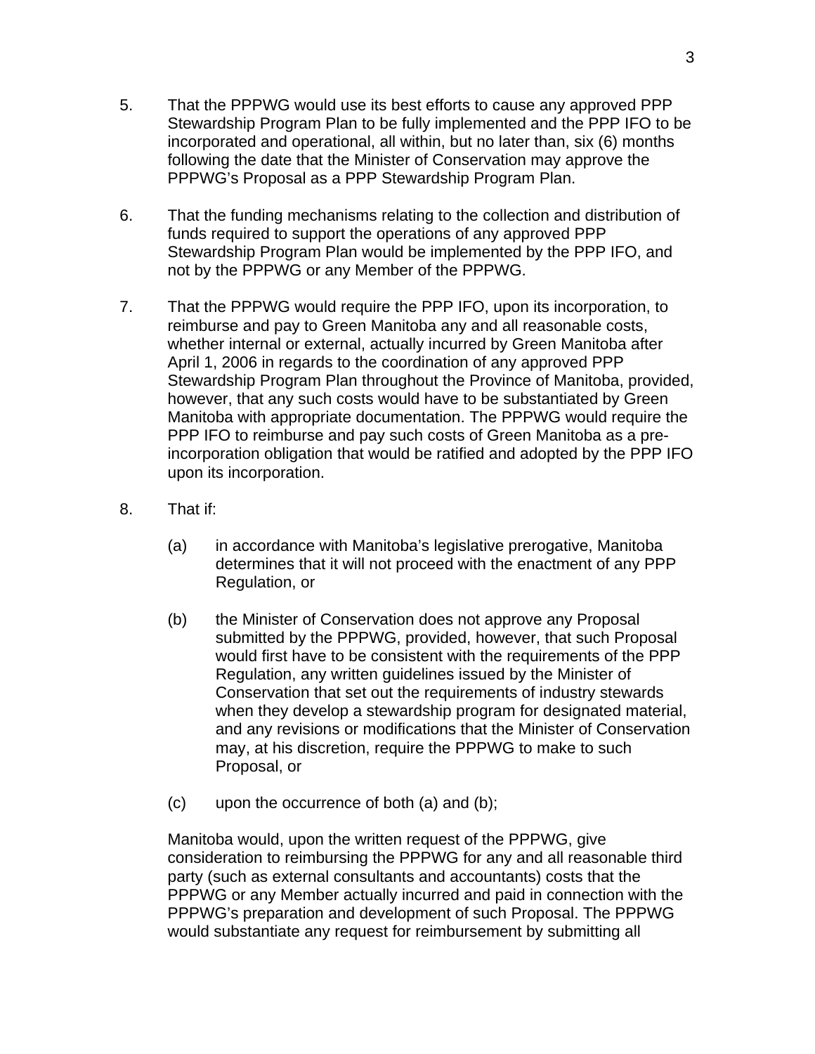5. That the PPPWG would use its best efforts to cause any approved PPP Stewardship Program Plan to be fully implemented and the PPP IFO to be incorporated and operational, all within, but no later than, six (6) months following the date that the Minister of Conservation may approve the PPPWG's Proposal as a PPP Stewardship Program Plan.

6. That the funding mechanisms relating to the collection and distribution of funds required to support the operations of any approved PPP Stewardship Program Plan would be implemented by the PPP IFO, and not by the PPPWG or any Member of the PPPWG.

7. That the PPPWG would require the PPP IFO, upon its incorporation, to reimburse and pay to Green Manitoba any and all reasonable costs, whether internal or external, actually incurred by Green Manitoba after April 1, 2006 in regards to the coordination of any approved PPP Stewardship Program Plan throughout the Province of Manitoba, provided, however, that any such costs would have to be substantiated by Green Manitoba with appropriate documentation. The PPPWG would require the PPP IFO to reimburse and pay such costs of Green Manitoba as a pre-incorporation obligation that would be ratified and adopted by the PPP IFO upon its incorporation.

8. That if:

   (a) in accordance with Manitoba's legislative prerogative, Manitoba determines that it will not proceed with the enactment of any PPP Regulation, or

   (b) the Minister of Conservation does not approve any Proposal submitted by the PPPWG, provided, however, that such Proposal would first have to be consistent with the requirements of the PPP Regulation, any written guidelines issued by the Minister of Conservation that set out the requirements of industry stewards when they develop a stewardship program for designated material, and any revisions or modifications that the Minister of Conservation may, at his discretion, require the PPPWG to make to such Proposal, or

   (c) upon the occurrence of both (a) and (b);

   Manitoba would, upon the written request of the PPPWG, give consideration to reimbursing the PPPWG for any and all reasonable third party (such as external consultants and accountants) costs that the PPPWG or any Member actually incurred and paid in connection with the PPPWG's preparation and development of such Proposal. The PPPWG would substantiate any request for reimbursement by submitting all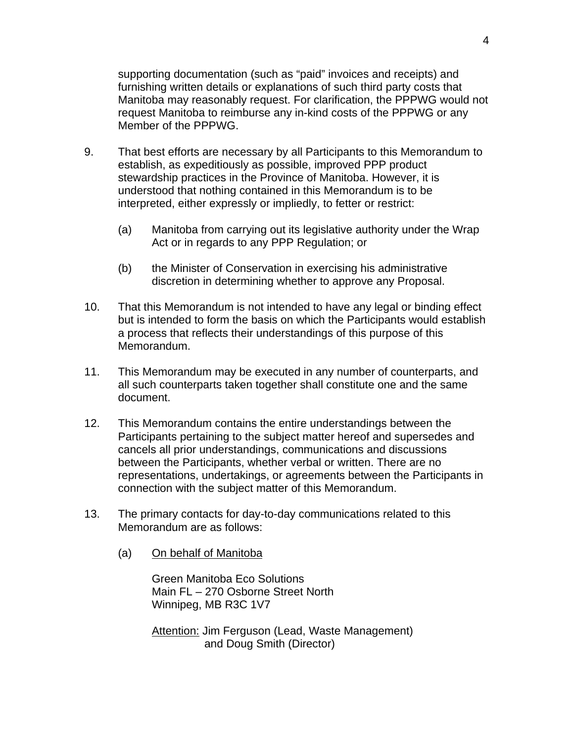supporting documentation (such as "paid" invoices and receipts) and furnishing written details or explanations of such third party costs that Manitoba may reasonably request. For clarification, the PPPWG would not request Manitoba to reimburse any in-kind costs of the PPPWG or any Member of the PPPWG.

9. That best efforts are necessary by all Participants to this Memorandum to establish, as expeditiously as possible, improved PPP product stewardship practices in the Province of Manitoba. However, it is understood that nothing contained in this Memorandum is to be interpreted, either expressly or impliedly, to fetter or restrict:

   (a) Manitoba from carrying out its legislative authority under the Wrap Act or in regards to any PPP Regulation; or

   (b) the Minister of Conservation in exercising his administrative discretion in determining whether to approve any Proposal.

10. That this Memorandum is not intended to have any legal or binding effect but is intended to form the basis on which the Participants would establish a process that reflects their understandings of this purpose of this Memorandum.

11. This Memorandum may be executed in any number of counterparts, and all such counterparts taken together shall constitute one and the same document.

12. This Memorandum contains the entire understandings between the Participants pertaining to the subject matter hereof and supersedes and cancels all prior understandings, communications and discussions between the Participants, whether verbal or written. There are no representations, undertakings, or agreements between the Participants in connection with the subject matter of this Memorandum.

13. The primary contacts for day-to-day communications related to this Memorandum are as follows:

   (a) <u>On behalf of Manitoba</u>

      Green Manitoba Eco Solutions
      Main FL – 270 Osborne Street North
      Winnipeg, MB R3C 1V7

      <u>Attention:</u> Jim Ferguson (Lead, Waste Management)
      and Doug Smith (Director)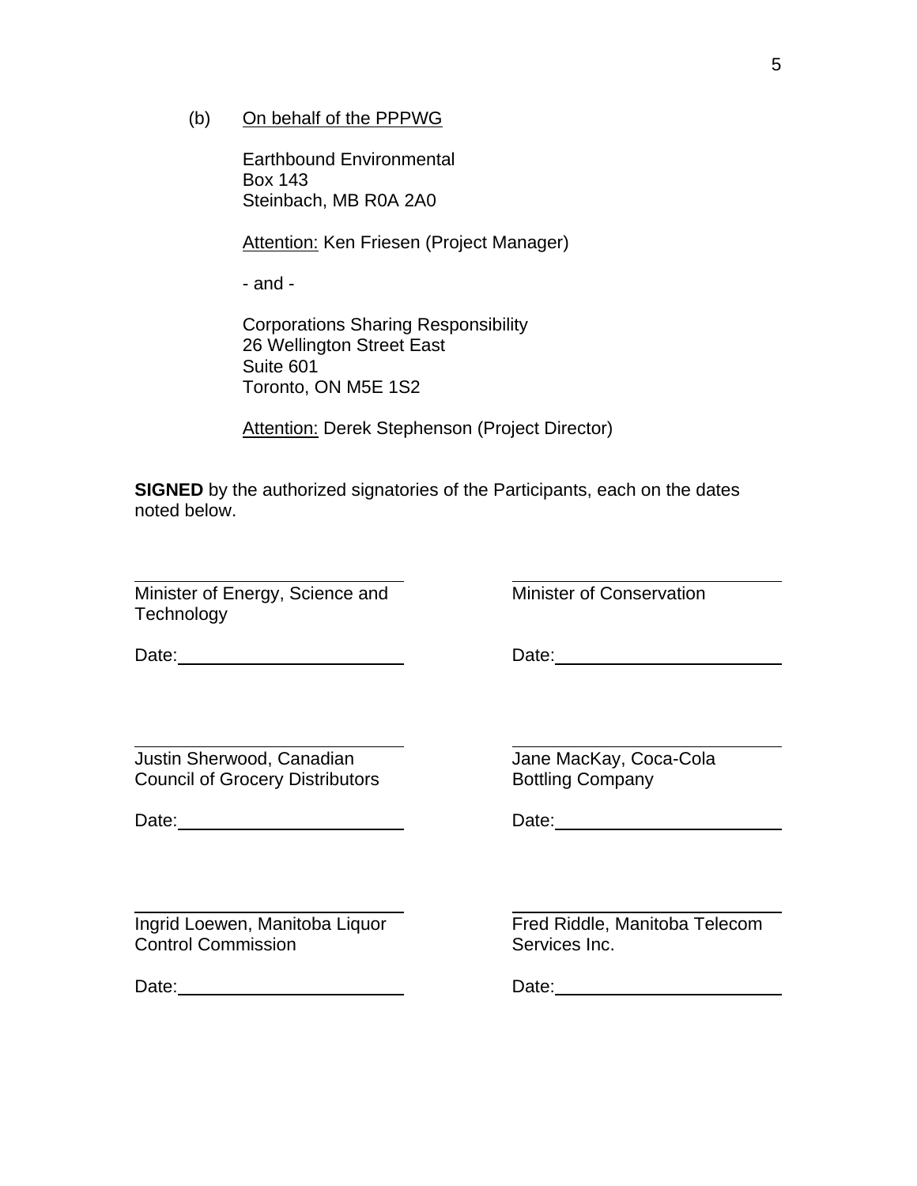(b) On behalf of the PPPWG

Earthbound Environmental
Box 143
Steinbach, MB R0A 2A0

Attention: Ken Friesen (Project Manager)

- and -

Corporations Sharing Responsibility
26 Wellington Street East
Suite 601
Toronto, ON M5E 1S2

Attention: Derek Stephenson (Project Director)

**SIGNED** by the authorized signatories of the Participants, each on the dates noted below.

\_\_\_\_\_\_\_\_\_\_\_\_\_\_\_\_\_\_\_\_\_\_\_\_\_\_\_\_
Minister of Energy, Science and Technology

Date:\_\_\_\_\_\_\_\_\_\_\_\_\_\_\_\_\_\_\_\_\_\_\_

\_\_\_\_\_\_\_\_\_\_\_\_\_\_\_\_\_\_\_\_\_\_\_\_\_\_\_\_
Minister of Conservation

Date:\_\_\_\_\_\_\_\_\_\_\_\_\_\_\_\_\_\_\_\_\_\_\_

\_\_\_\_\_\_\_\_\_\_\_\_\_\_\_\_\_\_\_\_\_\_\_\_\_\_\_\_
Justin Sherwood, Canadian Council of Grocery Distributors

Date:\_\_\_\_\_\_\_\_\_\_\_\_\_\_\_\_\_\_\_\_\_\_\_

\_\_\_\_\_\_\_\_\_\_\_\_\_\_\_\_\_\_\_\_\_\_\_\_\_\_\_\_
Jane MacKay, Coca-Cola Bottling Company

Date:\_\_\_\_\_\_\_\_\_\_\_\_\_\_\_\_\_\_\_\_\_\_\_

\_\_\_\_\_\_\_\_\_\_\_\_\_\_\_\_\_\_\_\_\_\_\_\_\_\_\_\_
Ingrid Loewen, Manitoba Liquor Control Commission

Date:\_\_\_\_\_\_\_\_\_\_\_\_\_\_\_\_\_\_\_\_\_\_\_

\_\_\_\_\_\_\_\_\_\_\_\_\_\_\_\_\_\_\_\_\_\_\_\_\_\_\_\_
Fred Riddle, Manitoba Telecom Services Inc.

Date:\_\_\_\_\_\_\_\_\_\_\_\_\_\_\_\_\_\_\_\_\_\_\_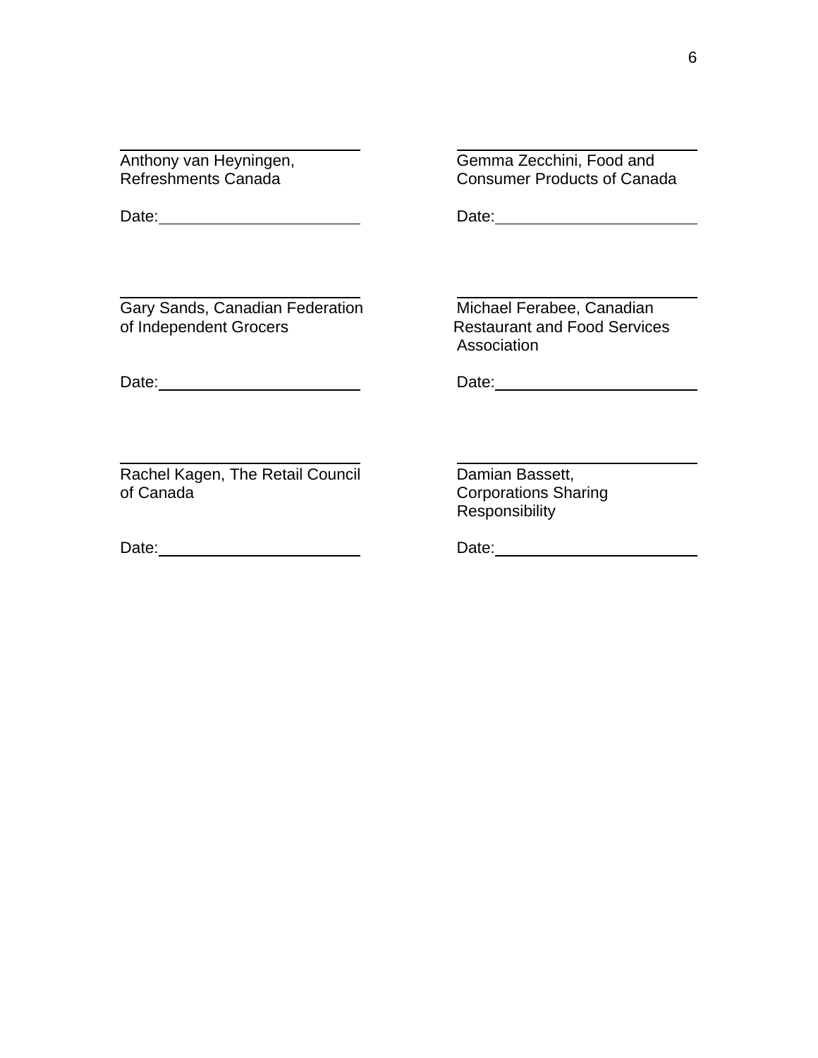| | |
|---|---|
| \_\_\_\_\_\_\_\_\_\_\_\_\_\_\_\_\_\_\_\_\_\_\_\_\_\_ | \_\_\_\_\_\_\_\_\_\_\_\_\_\_\_\_\_\_\_\_\_\_\_\_\_\_ |
| Anthony van Heyningen, Refreshments Canada | Gemma Zecchini, Food and Consumer Products of Canada |
| Date:\_\_\_\_\_\_\_\_\_\_\_\_\_\_\_\_\_\_\_\_\_\_ | Date:\_\_\_\_\_\_\_\_\_\_\_\_\_\_\_\_\_\_\_\_\_\_ |
| \_\_\_\_\_\_\_\_\_\_\_\_\_\_\_\_\_\_\_\_\_\_\_\_\_\_ | \_\_\_\_\_\_\_\_\_\_\_\_\_\_\_\_\_\_\_\_\_\_\_\_\_\_ |
| Gary Sands, Canadian Federation of Independent Grocers | Michael Ferabee, Canadian Restaurant and Food Services Association |
| Date:\_\_\_\_\_\_\_\_\_\_\_\_\_\_\_\_\_\_\_\_\_\_ | Date:\_\_\_\_\_\_\_\_\_\_\_\_\_\_\_\_\_\_\_\_\_\_ |
| \_\_\_\_\_\_\_\_\_\_\_\_\_\_\_\_\_\_\_\_\_\_\_\_\_\_ | \_\_\_\_\_\_\_\_\_\_\_\_\_\_\_\_\_\_\_\_\_\_\_\_\_\_ |
| Rachel Kagen, The Retail Council of Canada | Damian Bassett, Corporations Sharing Responsibility |
| Date:\_\_\_\_\_\_\_\_\_\_\_\_\_\_\_\_\_\_\_\_\_\_ | Date:\_\_\_\_\_\_\_\_\_\_\_\_\_\_\_\_\_\_\_\_\_\_ |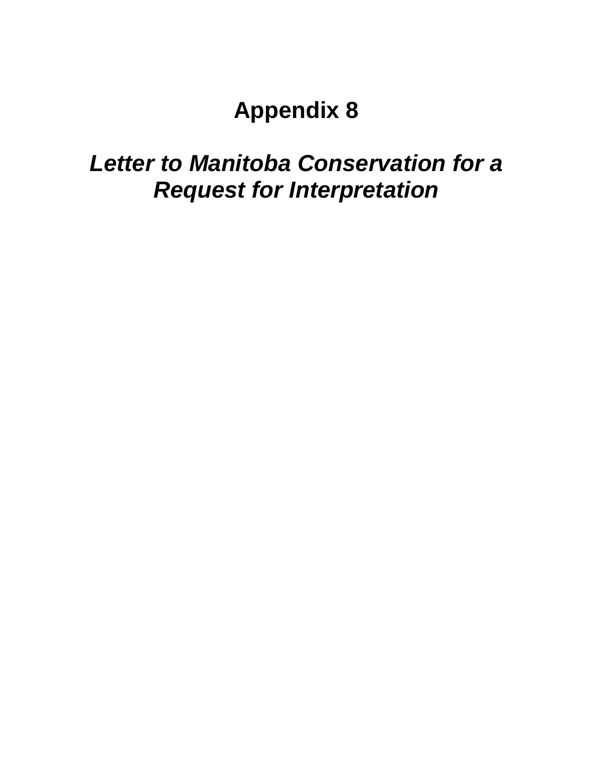# Appendix 8

***Letter to Manitoba Conservation for a Request for Interpretation***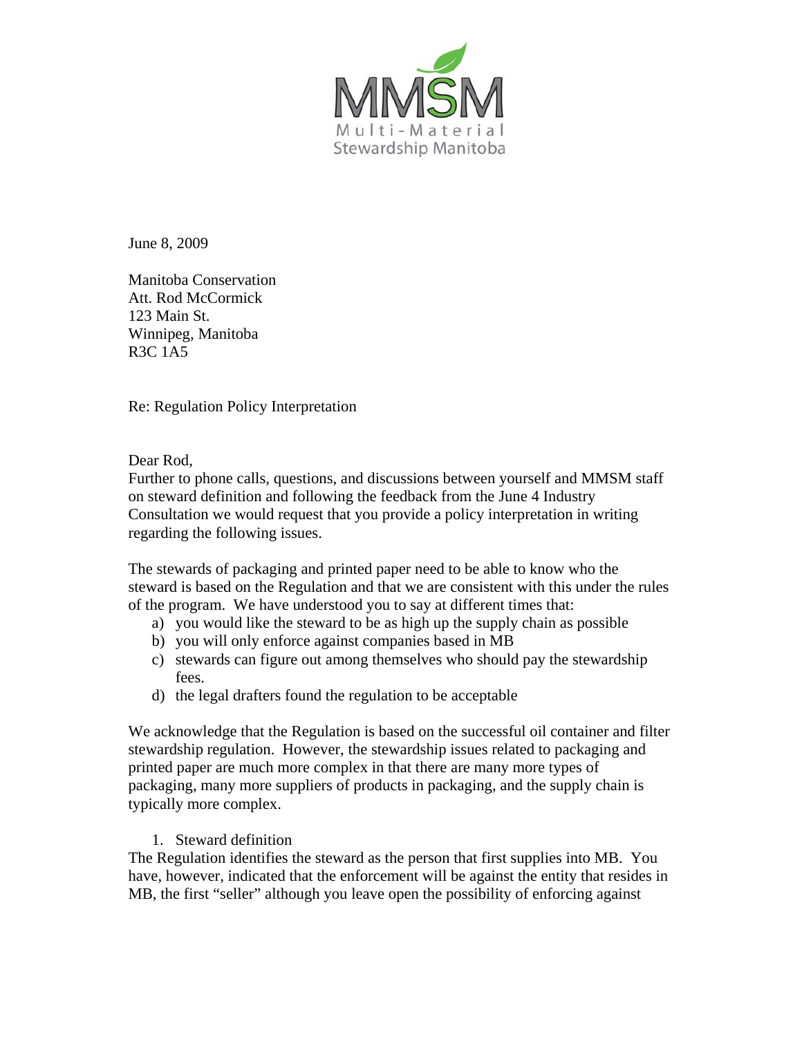June 8, 2009

Manitoba Conservation
Att. Rod McCormick
123 Main St.
Winnipeg, Manitoba
R3C 1A5

Re: Regulation Policy Interpretation

Dear Rod,

Further to phone calls, questions, and discussions between yourself and MMSM staff on steward definition and following the feedback from the June 4 Industry Consultation we would request that you provide a policy interpretation in writing regarding the following issues.

The stewards of packaging and printed paper need to be able to know who the steward is based on the Regulation and that we are consistent with this under the rules of the program. We have understood you to say at different times that:

a) you would like the steward to be as high up the supply chain as possible
b) you will only enforce against companies based in MB
c) stewards can figure out among themselves who should pay the stewardship fees.
d) the legal drafters found the regulation to be acceptable

We acknowledge that the Regulation is based on the successful oil container and filter stewardship regulation. However, the stewardship issues related to packaging and printed paper are much more complex in that there are many more types of packaging, many more suppliers of products in packaging, and the supply chain is typically more complex.

1. Steward definition

The Regulation identifies the steward as the person that first supplies into MB. You have, however, indicated that the enforcement will be against the entity that resides in MB, the first "seller" although you leave open the possibility of enforcing against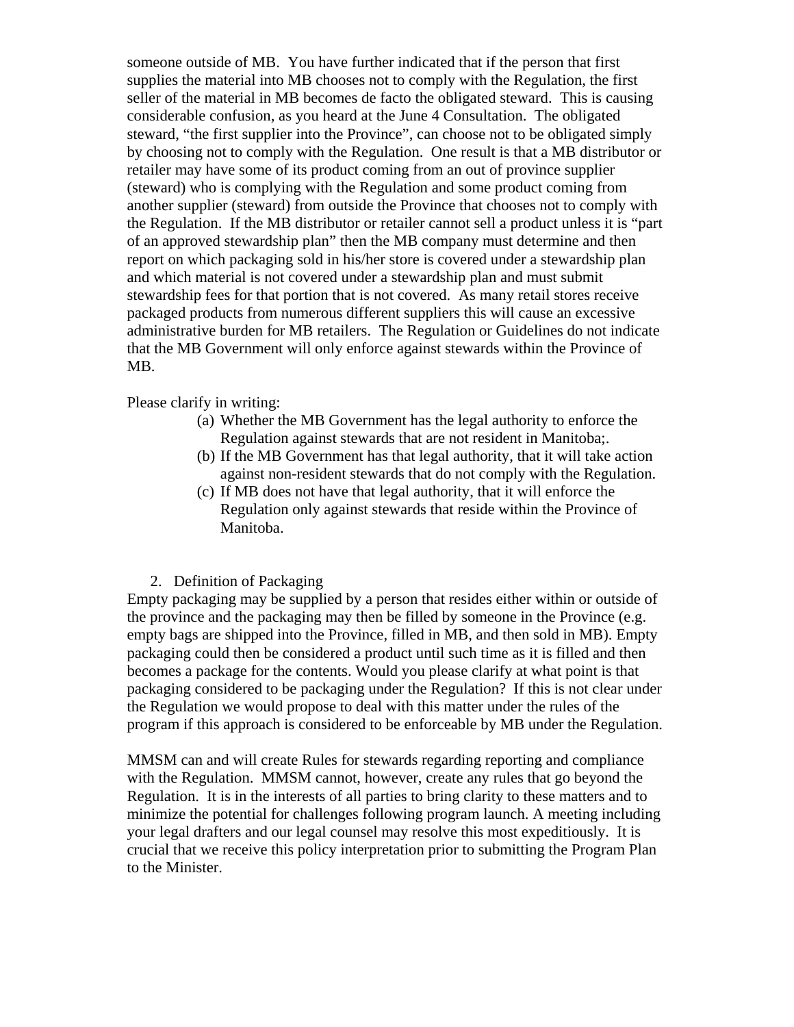someone outside of MB. You have further indicated that if the person that first supplies the material into MB chooses not to comply with the Regulation, the first seller of the material in MB becomes de facto the obligated steward. This is causing considerable confusion, as you heard at the June 4 Consultation. The obligated steward, "the first supplier into the Province", can choose not to be obligated simply by choosing not to comply with the Regulation. One result is that a MB distributor or retailer may have some of its product coming from an out of province supplier (steward) who is complying with the Regulation and some product coming from another supplier (steward) from outside the Province that chooses not to comply with the Regulation. If the MB distributor or retailer cannot sell a product unless it is "part of an approved stewardship plan" then the MB company must determine and then report on which packaging sold in his/her store is covered under a stewardship plan and which material is not covered under a stewardship plan and must submit stewardship fees for that portion that is not covered. As many retail stores receive packaged products from numerous different suppliers this will cause an excessive administrative burden for MB retailers. The Regulation or Guidelines do not indicate that the MB Government will only enforce against stewards within the Province of MB.

Please clarify in writing:

(a) Whether the MB Government has the legal authority to enforce the Regulation against stewards that are not resident in Manitoba;.
(b) If the MB Government has that legal authority, that it will take action against non-resident stewards that do not comply with the Regulation.
(c) If MB does not have that legal authority, that it will enforce the Regulation only against stewards that reside within the Province of Manitoba.

2. Definition of Packaging

Empty packaging may be supplied by a person that resides either within or outside of the province and the packaging may then be filled by someone in the Province (e.g. empty bags are shipped into the Province, filled in MB, and then sold in MB). Empty packaging could then be considered a product until such time as it is filled and then becomes a package for the contents. Would you please clarify at what point is that packaging considered to be packaging under the Regulation? If this is not clear under the Regulation we would propose to deal with this matter under the rules of the program if this approach is considered to be enforceable by MB under the Regulation.

MMSM can and will create Rules for stewards regarding reporting and compliance with the Regulation. MMSM cannot, however, create any rules that go beyond the Regulation. It is in the interests of all parties to bring clarity to these matters and to minimize the potential for challenges following program launch. A meeting including your legal drafters and our legal counsel may resolve this most expeditiously. It is crucial that we receive this policy interpretation prior to submitting the Program Plan to the Minister.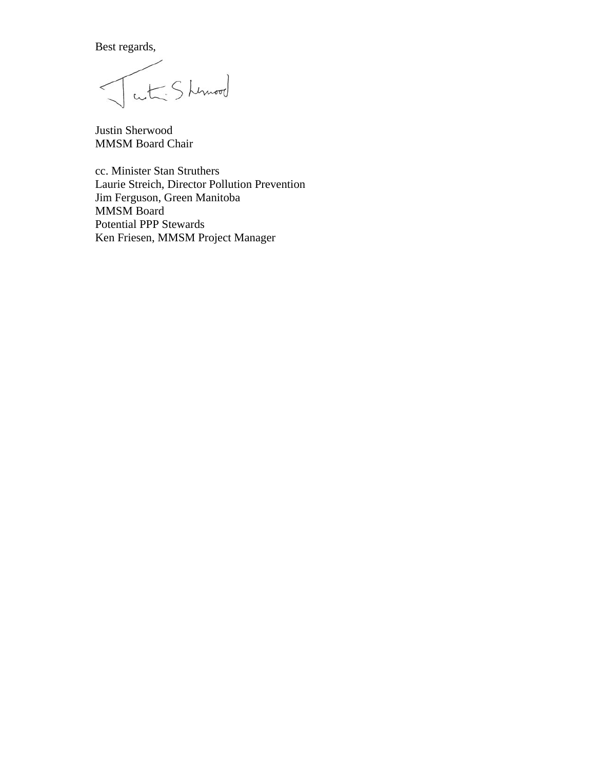Best regards,

Justin Sherwood
MMSM Board Chair

cc. Minister Stan Struthers
Laurie Streich, Director Pollution Prevention
Jim Ferguson, Green Manitoba
MMSM Board
Potential PPP Stewards
Ken Friesen, MMSM Project Manager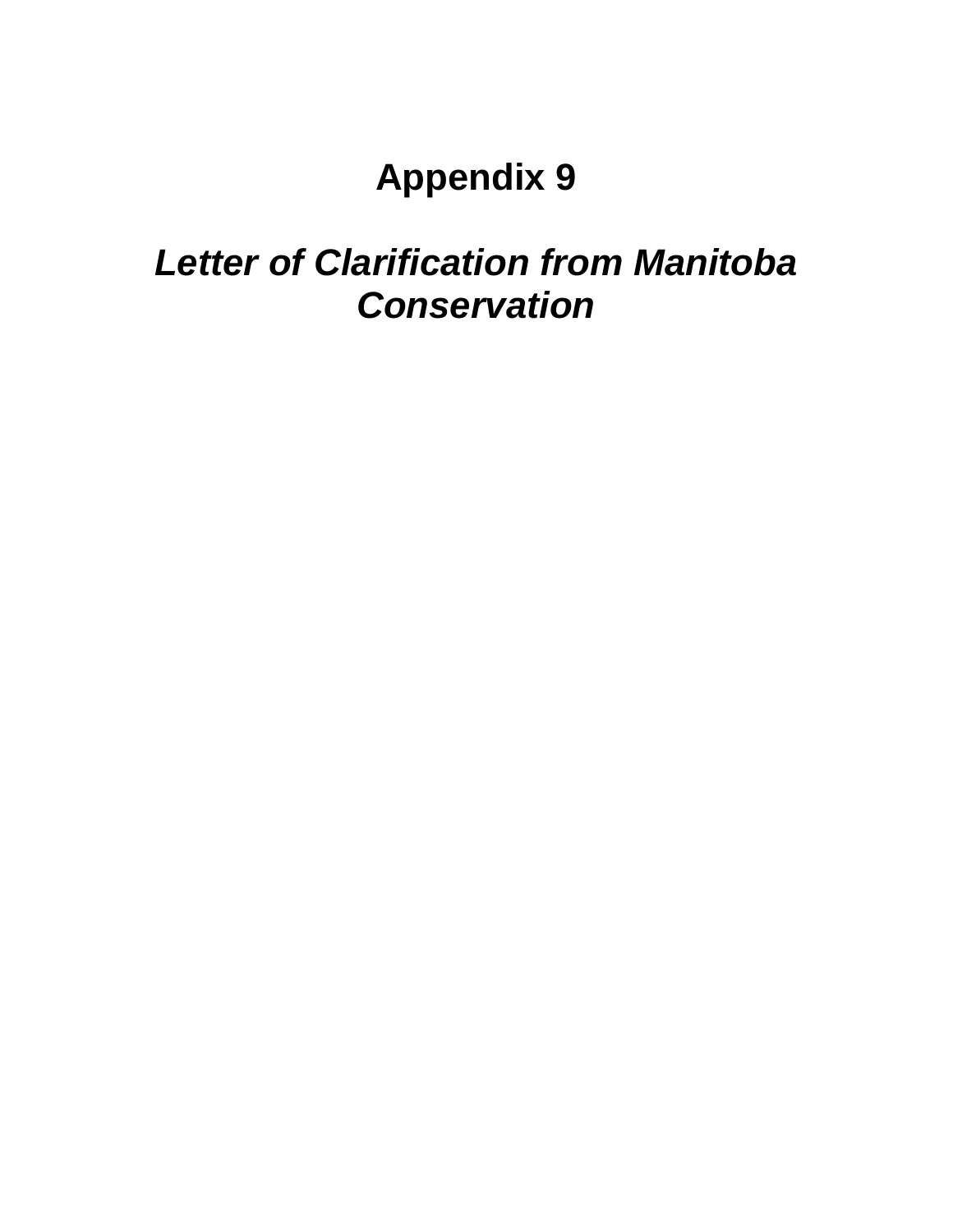# Appendix 9

## *Letter of Clarification from Manitoba Conservation*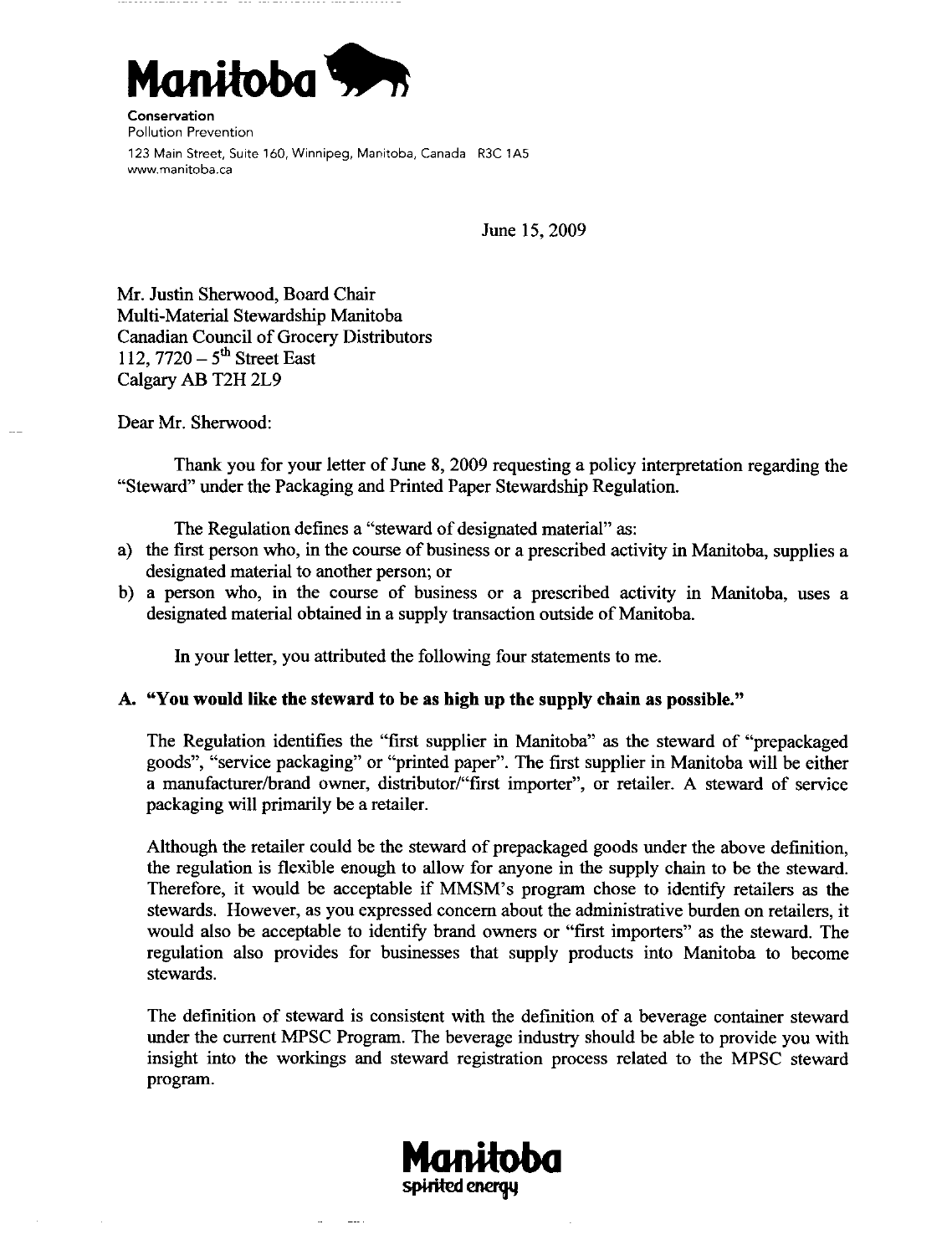**Manitoba**

**Conservation**
Pollution Prevention
123 Main Street, Suite 160, Winnipeg, Manitoba, Canada R3C 1A5
www.manitoba.ca

June 15, 2009

Mr. Justin Sherwood, Board Chair
Multi-Material Stewardship Manitoba
Canadian Council of Grocery Distributors
112, 7720 – 5th Street East
Calgary AB T2H 2L9

Dear Mr. Sherwood:

Thank you for your letter of June 8, 2009 requesting a policy interpretation regarding the "Steward" under the Packaging and Printed Paper Stewardship Regulation.

The Regulation defines a "steward of designated material" as:

a) the first person who, in the course of business or a prescribed activity in Manitoba, supplies a designated material to another person; or
b) a person who, in the course of business or a prescribed activity in Manitoba, uses a designated material obtained in a supply transaction outside of Manitoba.

In your letter, you attributed the following four statements to me.

**A. "You would like the steward to be as high up the supply chain as possible."**

The Regulation identifies the "first supplier in Manitoba" as the steward of "prepackaged goods", "service packaging" or "printed paper". The first supplier in Manitoba will be either a manufacturer/brand owner, distributor/"first importer", or retailer. A steward of service packaging will primarily be a retailer.

Although the retailer could be the steward of prepackaged goods under the above definition, the regulation is flexible enough to allow for anyone in the supply chain to be the steward. Therefore, it would be acceptable if MMSM's program chose to identify retailers as the stewards. However, as you expressed concern about the administrative burden on retailers, it would also be acceptable to identify brand owners or "first importers" as the steward. The regulation also provides for businesses that supply products into Manitoba to become stewards.

The definition of steward is consistent with the definition of a beverage container steward under the current MPSC Program. The beverage industry should be able to provide you with insight into the workings and steward registration process related to the MPSC steward program.

**Manitoba**
spirited energy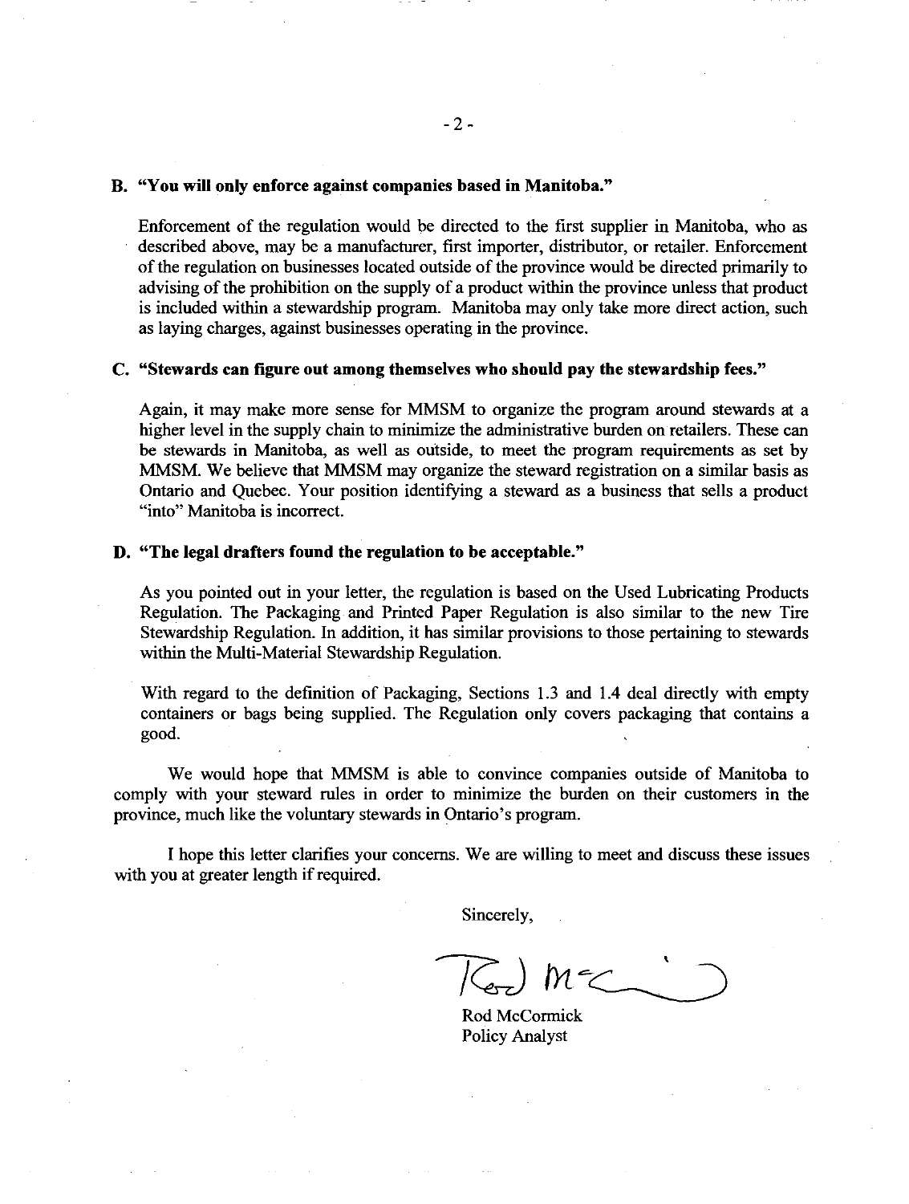**B. "You will only enforce against companies based in Manitoba."**

Enforcement of the regulation would be directed to the first supplier in Manitoba, who as described above, may be a manufacturer, first importer, distributor, or retailer. Enforcement of the regulation on businesses located outside of the province would be directed primarily to advising of the prohibition on the supply of a product within the province unless that product is included within a stewardship program. Manitoba may only take more direct action, such as laying charges, against businesses operating in the province.

**C. "Stewards can figure out among themselves who should pay the stewardship fees."**

Again, it may make more sense for MMSM to organize the program around stewards at a higher level in the supply chain to minimize the administrative burden on retailers. These can be stewards in Manitoba, as well as outside, to meet the program requirements as set by MMSM. We believe that MMSM may organize the steward registration on a similar basis as Ontario and Quebec. Your position identifying a steward as a business that sells a product "into" Manitoba is incorrect.

**D. "The legal drafters found the regulation to be acceptable."**

As you pointed out in your letter, the regulation is based on the Used Lubricating Products Regulation. The Packaging and Printed Paper Regulation is also similar to the new Tire Stewardship Regulation. In addition, it has similar provisions to those pertaining to stewards within the Multi-Material Stewardship Regulation.

With regard to the definition of Packaging, Sections 1.3 and 1.4 deal directly with empty containers or bags being supplied. The Regulation only covers packaging that contains a good.

We would hope that MMSM is able to convince companies outside of Manitoba to comply with your steward rules in order to minimize the burden on their customers in the province, much like the voluntary stewards in Ontario's program.

I hope this letter clarifies your concerns. We are willing to meet and discuss these issues with you at greater length if required.

Sincerely,

Rod McCormick
Policy Analyst